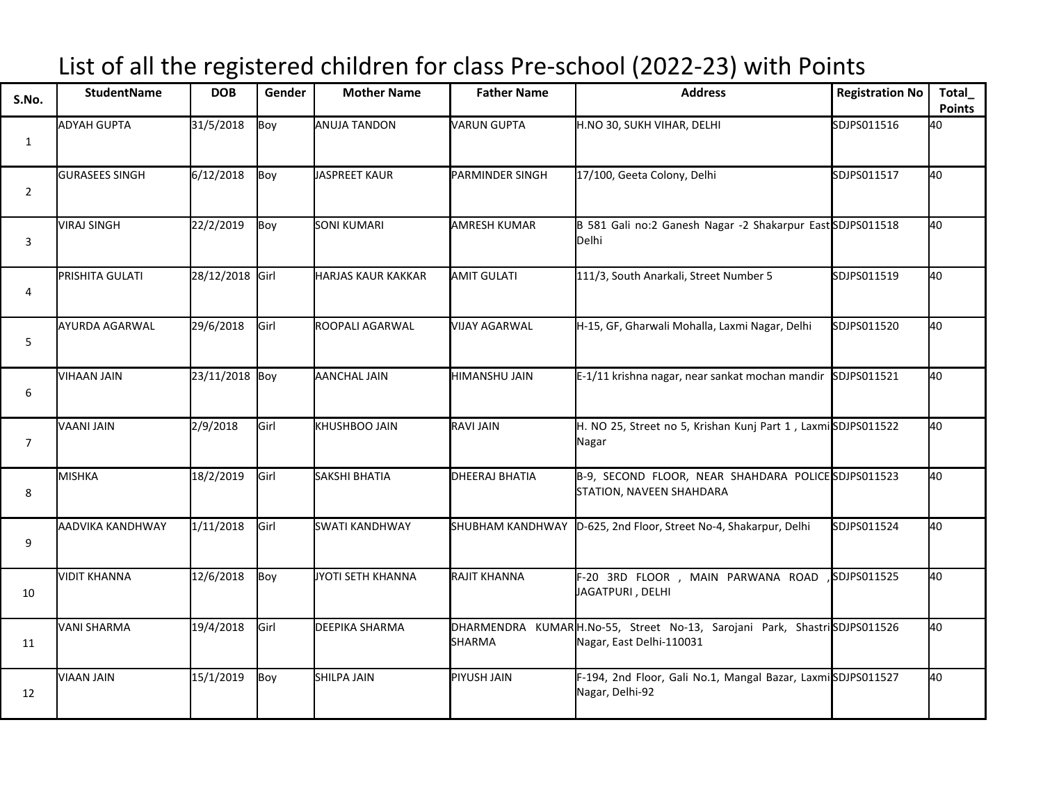# List of all the registered children for class Pre-school (2022-23) with Points

| S.No. | StudentName | DOB | Gender | Mother Name | Father Name | Address | Registration No | Total_ Points |
|---|---|---|---|---|---|---|---|---|
| 1 | ADYAH GUPTA | 31/5/2018 | Boy | ANUJA TANDON | VARUN GUPTA | H.NO 30, SUKH VIHAR, DELHI | SDJPS011516 | 40 |
| 2 | GURASEES SINGH | 6/12/2018 | Boy | JASPREET KAUR | PARMINDER SINGH | 17/100, Geeta Colony, Delhi | SDJPS011517 | 40 |
| 3 | VIRAJ SINGH | 22/2/2019 | Boy | SONI KUMARI | AMRESH KUMAR | B 581 Gali no:2 Ganesh Nagar -2 Shakarpur East Delhi | SDJPS011518 | 40 |
| 4 | PRISHITA GULATI | 28/12/2018 | Girl | HARJAS KAUR KAKKAR | AMIT GULATI | 111/3, South Anarkali, Street Number 5 | SDJPS011519 | 40 |
| 5 | AYURDA AGARWAL | 29/6/2018 | Girl | ROOPALI AGARWAL | VIJAY AGARWAL | H-15, GF, Gharwali Mohalla, Laxmi Nagar, Delhi | SDJPS011520 | 40 |
| 6 | VIHAAN JAIN | 23/11/2018 | Boy | AANCHAL JAIN | HIMANSHU JAIN | E-1/11 krishna nagar, near sankat mochan mandir | SDJPS011521 | 40 |
| 7 | VAANI JAIN | 2/9/2018 | Girl | KHUSHBOO JAIN | RAVI JAIN | H. NO 25, Street no 5, Krishan Kunj Part 1 , Laxmi Nagar | SDJPS011522 | 40 |
| 8 | MISHKA | 18/2/2019 | Girl | SAKSHI BHATIA | DHEERAJ BHATIA | B-9, SECOND FLOOR, NEAR SHAHDARA POLICE STATION, NAVEEN SHAHDARA | SDJPS011523 | 40 |
| 9 | AADVIKA KANDHWAY | 1/11/2018 | Girl | SWATI KANDHWAY | SHUBHAM KANDHWAY | D-625, 2nd Floor, Street No-4, Shakarpur, Delhi | SDJPS011524 | 40 |
| 10 | VIDIT KHANNA | 12/6/2018 | Boy | JYOTI SETH KHANNA | RAJIT KHANNA | F-20 3RD FLOOR , MAIN PARWANA ROAD , JAGATPURI , DELHI | SDJPS011525 | 40 |
| 11 | VANI SHARMA | 19/4/2018 | Girl | DEEPIKA SHARMA | DHARMENDRA KUMAR SHARMA | H.No-55, Street No-13, Sarojani Park, Shastri Nagar, East Delhi-110031 | SDJPS011526 | 40 |
| 12 | VIAAN JAIN | 15/1/2019 | Boy | SHILPA JAIN | PIYUSH JAIN | F-194, 2nd Floor, Gali No.1, Mangal Bazar, Laxmi Nagar, Delhi-92 | SDJPS011527 | 40 |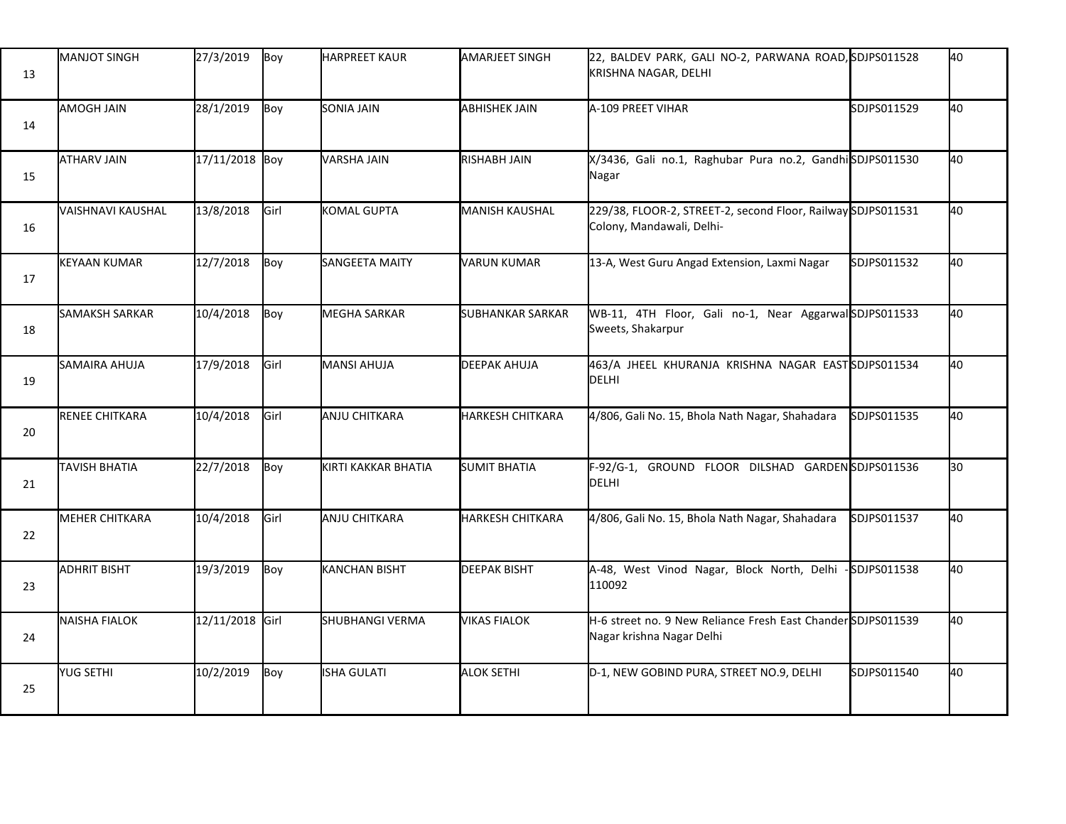| 13 | MANJOT SINGH | 27/3/2019 | Boy | HARPREET KAUR | AMARJEET SINGH | 22, BALDEV PARK, GALI NO-2, PARWANA ROAD, KRISHNA NAGAR, DELHI | SDJPS011528 | 40 |
|---|---|---|---|---|---|---|---|---|
| 14 | AMOGH JAIN | 28/1/2019 | Boy | SONIA JAIN | ABHISHEK JAIN | A-109 PREET VIHAR | SDJPS011529 | 40 |
| 15 | ATHARV JAIN | 17/11/2018 | Boy | VARSHA JAIN | RISHABH JAIN | X/3436, Gali no.1, Raghubar Pura no.2, Gandhi Nagar | SDJPS011530 | 40 |
| 16 | VAISHNAVI KAUSHAL | 13/8/2018 | Girl | KOMAL GUPTA | MANISH KAUSHAL | 229/38, FLOOR-2, STREET-2, second Floor, Railway Colony, Mandawali, Delhi- | SDJPS011531 | 40 |
| 17 | KEYAAN KUMAR | 12/7/2018 | Boy | SANGEETA MAITY | VARUN KUMAR | 13-A, West Guru Angad Extension, Laxmi Nagar | SDJPS011532 | 40 |
| 18 | SAMAKSH SARKAR | 10/4/2018 | Boy | MEGHA SARKAR | SUBHANKAR SARKAR | WB-11, 4TH Floor, Gali no-1, Near Aggarwal Sweets, Shakarpur | SDJPS011533 | 40 |
| 19 | SAMAIRA AHUJA | 17/9/2018 | Girl | MANSI AHUJA | DEEPAK AHUJA | 463/A JHEEL KHURANJA KRISHNA NAGAR EAST DELHI | SDJPS011534 | 40 |
| 20 | RENEE CHITKARA | 10/4/2018 | Girl | ANJU CHITKARA | HARKESH CHITKARA | 4/806, Gali No. 15, Bhola Nath Nagar, Shahadara | SDJPS011535 | 40 |
| 21 | TAVISH BHATIA | 22/7/2018 | Boy | KIRTI KAKKAR BHATIA | SUMIT BHATIA | F-92/G-1, GROUND FLOOR DILSHAD GARDEN DELHI | SDJPS011536 | 30 |
| 22 | MEHER CHITKARA | 10/4/2018 | Girl | ANJU CHITKARA | HARKESH CHITKARA | 4/806, Gali No. 15, Bhola Nath Nagar, Shahadara | SDJPS011537 | 40 |
| 23 | ADHRIT BISHT | 19/3/2019 | Boy | KANCHAN BISHT | DEEPAK BISHT | A-48, West Vinod Nagar, Block North, Delhi - 110092 | SDJPS011538 | 40 |
| 24 | NAISHA FIALOK | 12/11/2018 | Girl | SHUBHANGI VERMA | VIKAS FIALOK | H-6 street no. 9 New Reliance Fresh East Chander Nagar krishna Nagar Delhi | SDJPS011539 | 40 |
| 25 | YUG SETHI | 10/2/2019 | Boy | ISHA GULATI | ALOK SETHI | D-1, NEW GOBIND PURA, STREET NO.9, DELHI | SDJPS011540 | 40 |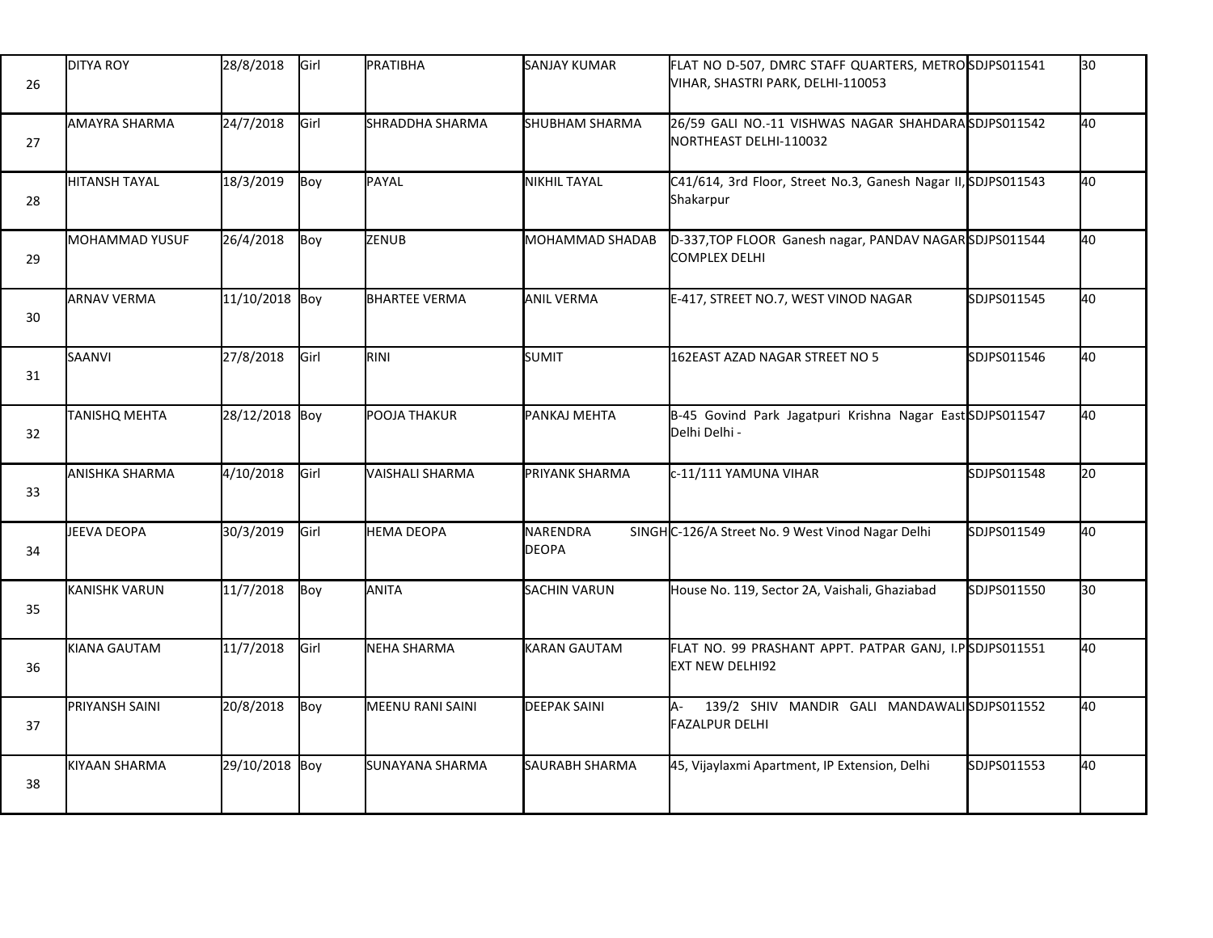| | | | | | | | | |
|---|---|---|---|---|---|---|---|---|
| 26 | DITYA ROY | 28/8/2018 | Girl | PRATIBHA | SANJAY KUMAR | FLAT NO D-507, DMRC STAFF QUARTERS, METRO VIHAR, SHASTRI PARK, DELHI-110053 | SDJPS011541 | 30 |
| 27 | AMAYRA SHARMA | 24/7/2018 | Girl | SHRADDHA SHARMA | SHUBHAM SHARMA | 26/59 GALI NO.-11 VISHWAS NAGAR SHAHDARA NORTHEAST DELHI-110032 | SDJPS011542 | 40 |
| 28 | HITANSH TAYAL | 18/3/2019 | Boy | PAYAL | NIKHIL TAYAL | C41/614, 3rd Floor, Street No.3, Ganesh Nagar II, Shakarpur | SDJPS011543 | 40 |
| 29 | MOHAMMAD YUSUF | 26/4/2018 | Boy | ZENUB | MOHAMMAD SHADAB | D-337,TOP FLOOR Ganesh nagar, PANDAV NAGAR COMPLEX DELHI | SDJPS011544 | 40 |
| 30 | ARNAV VERMA | 11/10/2018 | Boy | BHARTEE VERMA | ANIL VERMA | E-417, STREET NO.7, WEST VINOD NAGAR | SDJPS011545 | 40 |
| 31 | SAANVI | 27/8/2018 | Girl | RINI | SUMIT | 162EAST AZAD NAGAR STREET NO 5 | SDJPS011546 | 40 |
| 32 | TANISHQ MEHTA | 28/12/2018 | Boy | POOJA THAKUR | PANKAJ MEHTA | B-45 Govind Park Jagatpuri Krishna Nagar East Delhi Delhi - | SDJPS011547 | 40 |
| 33 | ANISHKA SHARMA | 4/10/2018 | Girl | VAISHALI SHARMA | PRIYANK SHARMA | c-11/111 YAMUNA VIHAR | SDJPS011548 | 20 |
| 34 | JEEVA DEOPA | 30/3/2019 | Girl | HEMA DEOPA | NARENDRA SINGH DEOPA | C-126/A Street No. 9 West Vinod Nagar Delhi | SDJPS011549 | 40 |
| 35 | KANISHK VARUN | 11/7/2018 | Boy | ANITA | SACHIN VARUN | House No. 119, Sector 2A, Vaishali, Ghaziabad | SDJPS011550 | 30 |
| 36 | KIANA GAUTAM | 11/7/2018 | Girl | NEHA SHARMA | KARAN GAUTAM | FLAT NO. 99 PRASHANT APPT. PATPAR GANJ, I.P EXT NEW DELHI92 | SDJPS011551 | 40 |
| 37 | PRIYANSH SAINI | 20/8/2018 | Boy | MEENU RANI SAINI | DEEPAK SAINI | A- 139/2 SHIV MANDIR GALI MANDAWALI FAZALPUR DELHI | SDJPS011552 | 40 |
| 38 | KIYAAN SHARMA | 29/10/2018 | Boy | SUNAYANA SHARMA | SAURABH SHARMA | 45, Vijaylaxmi Apartment, IP Extension, Delhi | SDJPS011553 | 40 |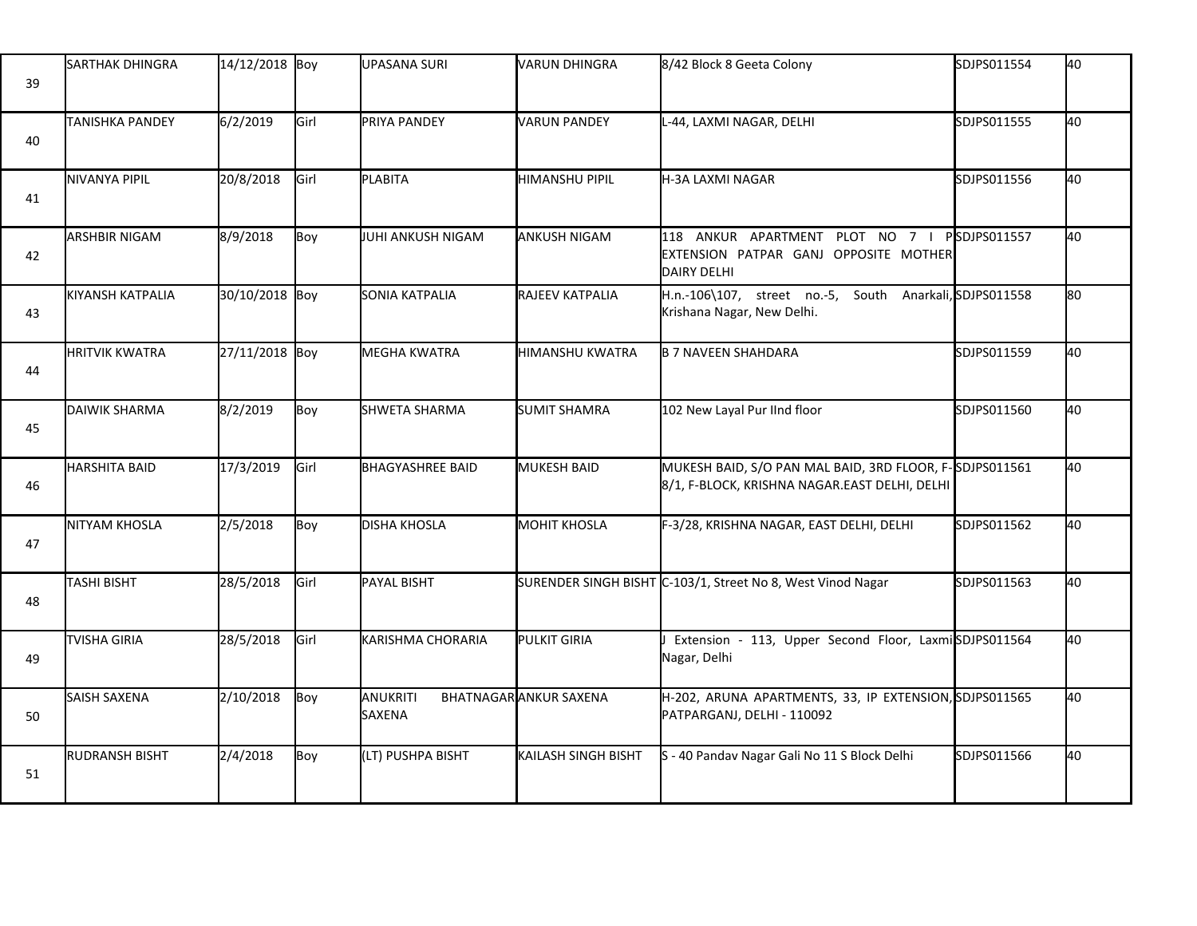| 39 | SARTHAK DHINGRA | 14/12/2018 | Boy | UPASANA SURI | VARUN DHINGRA | 8/42 Block 8 Geeta Colony | SDJPS011554 | 40 |
|---|---|---|---|---|---|---|---|---|
| 40 | TANISHKA PANDEY | 6/2/2019 | Girl | PRIYA PANDEY | VARUN PANDEY | L-44, LAXMI NAGAR, DELHI | SDJPS011555 | 40 |
| 41 | NIVANYA PIPIL | 20/8/2018 | Girl | PLABITA | HIMANSHU PIPIL | H-3A LAXMI NAGAR | SDJPS011556 | 40 |
| 42 | ARSHBIR NIGAM | 8/9/2018 | Boy | JUHI ANKUSH NIGAM | ANKUSH NIGAM | 118 ANKUR APARTMENT PLOT NO 7 I P EXTENSION PATPAR GANJ OPPOSITE MOTHER DAIRY DELHI | SDJPS011557 | 40 |
| 43 | KIYANSH KATPALIA | 30/10/2018 | Boy | SONIA KATPALIA | RAJEEV KATPALIA | H.n.-106\107, street no.-5, South Anarkali, Krishana Nagar, New Delhi. | SDJPS011558 | 80 |
| 44 | HRITVIK KWATRA | 27/11/2018 | Boy | MEGHA KWATRA | HIMANSHU KWATRA | B 7 NAVEEN SHAHDARA | SDJPS011559 | 40 |
| 45 | DAIWIK SHARMA | 8/2/2019 | Boy | SHWETA SHARMA | SUMIT SHAMRA | 102 New Layal Pur IInd floor | SDJPS011560 | 40 |
| 46 | HARSHITA BAID | 17/3/2019 | Girl | BHAGYASHREE BAID | MUKESH BAID | MUKESH BAID, S/O PAN MAL BAID, 3RD FLOOR, F-8/1, F-BLOCK, KRISHNA NAGAR.EAST DELHI, DELHI | SDJPS011561 | 40 |
| 47 | NITYAM KHOSLA | 2/5/2018 | Boy | DISHA KHOSLA | MOHIT KHOSLA | F-3/28, KRISHNA NAGAR, EAST DELHI, DELHI | SDJPS011562 | 40 |
| 48 | TASHI BISHT | 28/5/2018 | Girl | PAYAL BISHT | SURENDER SINGH BISHT | C-103/1, Street No 8, West Vinod Nagar | SDJPS011563 | 40 |
| 49 | TVISHA GIRIA | 28/5/2018 | Girl | KARISHMA CHORARIA | PULKIT GIRIA | J Extension - 113, Upper Second Floor, Laxmi Nagar, Delhi | SDJPS011564 | 40 |
| 50 | SAISH SAXENA | 2/10/2018 | Boy | ANUKRITI BHATNAGAR SAXENA | ANKUR SAXENA | H-202, ARUNA APARTMENTS, 33, IP EXTENSION, PATPARGANJ, DELHI - 110092 | SDJPS011565 | 40 |
| 51 | RUDRANSH BISHT | 2/4/2018 | Boy | (LT) PUSHPA BISHT | KAILASH SINGH BISHT | S - 40 Pandav Nagar Gali No 11 S Block Delhi | SDJPS011566 | 40 |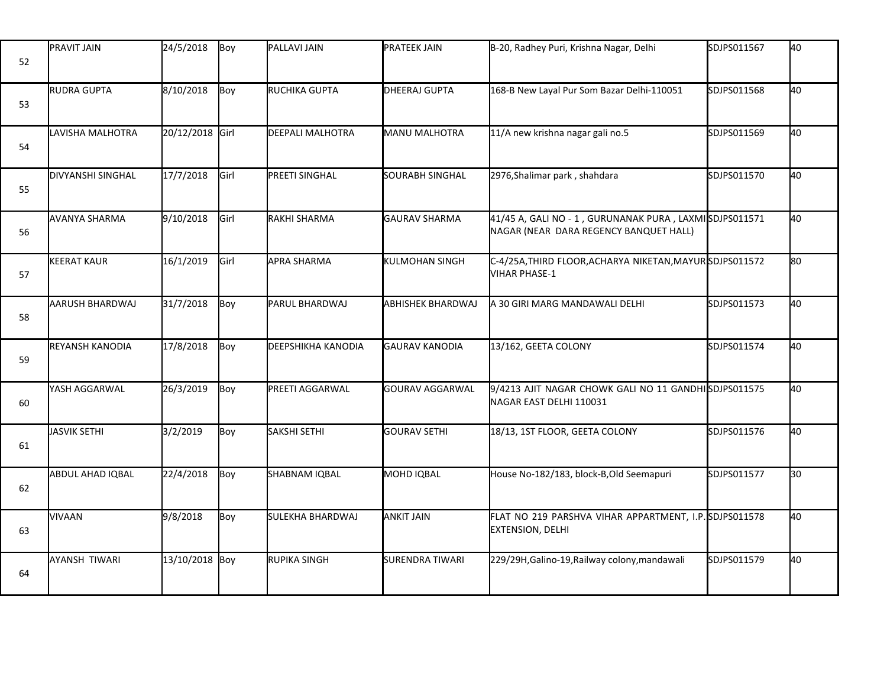| | | | | | | | | |
|---|---|---|---|---|---|---|---|---|
| 52 | PRAVIT JAIN | 24/5/2018 | Boy | PALLAVI JAIN | PRATEEK JAIN | B-20, Radhey Puri, Krishna Nagar, Delhi | SDJPS011567 | 40 |
| 53 | RUDRA GUPTA | 8/10/2018 | Boy | RUCHIKA GUPTA | DHEERAJ GUPTA | 168-B New Layal Pur Som Bazar Delhi-110051 | SDJPS011568 | 40 |
| 54 | LAVISHA MALHOTRA | 20/12/2018 | Girl | DEEPALI MALHOTRA | MANU MALHOTRA | 11/A new krishna nagar gali no.5 | SDJPS011569 | 40 |
| 55 | DIVYANSHI SINGHAL | 17/7/2018 | Girl | PREETI SINGHAL | SOURABH SINGHAL | 2976,Shalimar park , shahdara | SDJPS011570 | 40 |
| 56 | AVANYA SHARMA | 9/10/2018 | Girl | RAKHI SHARMA | GAURAV SHARMA | 41/45 A, GALI NO - 1 , GURUNANAK PURA , LAXMI NAGAR (NEAR DARA REGENCY BANQUET HALL) | SDJPS011571 | 40 |
| 57 | KEERAT KAUR | 16/1/2019 | Girl | APRA SHARMA | KULMOHAN SINGH | C-4/25A,THIRD FLOOR,ACHARYA NIKETAN,MAYUR VIHAR PHASE-1 | SDJPS011572 | 80 |
| 58 | AARUSH BHARDWAJ | 31/7/2018 | Boy | PARUL BHARDWAJ | ABHISHEK BHARDWAJ | A 30 GIRI MARG MANDAWALI DELHI | SDJPS011573 | 40 |
| 59 | REYANSH KANODIA | 17/8/2018 | Boy | DEEPSHIKHA KANODIA | GAURAV KANODIA | 13/162, GEETA COLONY | SDJPS011574 | 40 |
| 60 | YASH AGGARWAL | 26/3/2019 | Boy | PREETI AGGARWAL | GOURAV AGGARWAL | 9/4213 AJIT NAGAR CHOWK GALI NO 11 GANDHI NAGAR EAST DELHI 110031 | SDJPS011575 | 40 |
| 61 | JASVIK SETHI | 3/2/2019 | Boy | SAKSHI SETHI | GOURAV SETHI | 18/13, 1ST FLOOR, GEETA COLONY | SDJPS011576 | 40 |
| 62 | ABDUL AHAD IQBAL | 22/4/2018 | Boy | SHABNAM IQBAL | MOHD IQBAL | House No-182/183, block-B,Old Seemapuri | SDJPS011577 | 30 |
| 63 | VIVAAN | 9/8/2018 | Boy | SULEKHA BHARDWAJ | ANKIT JAIN | FLAT NO 219 PARSHVA VIHAR APPARTMENT, I.P. EXTENSION, DELHI | SDJPS011578 | 40 |
| 64 | AYANSH TIWARI | 13/10/2018 | Boy | RUPIKA SINGH | SURENDRA TIWARI | 229/29H,Galino-19,Railway colony,mandawali | SDJPS011579 | 40 |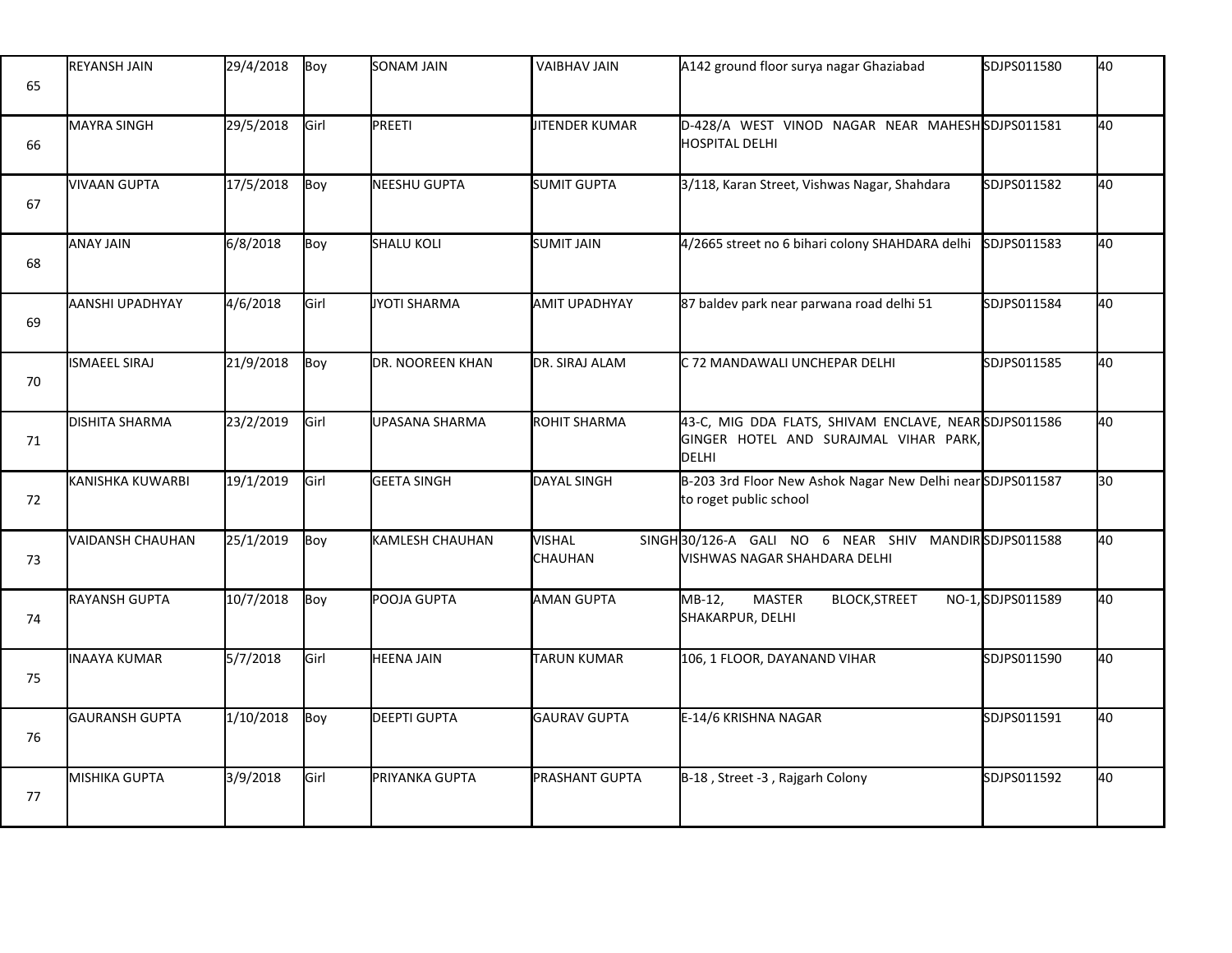| 65 | REYANSH JAIN | 29/4/2018 | Boy | SONAM JAIN | VAIBHAV JAIN | A142 ground floor surya nagar Ghaziabad | SDJPS011580 | 40 |
|---|---|---|---|---|---|---|---|---|
| 66 | MAYRA SINGH | 29/5/2018 | Girl | PREETI | JITENDER KUMAR | D-428/A WEST VINOD NAGAR NEAR MAHESH HOSPITAL DELHI | SDJPS011581 | 40 |
| 67 | VIVAAN GUPTA | 17/5/2018 | Boy | NEESHU GUPTA | SUMIT GUPTA | 3/118, Karan Street, Vishwas Nagar, Shahdara | SDJPS011582 | 40 |
| 68 | ANAY JAIN | 6/8/2018 | Boy | SHALU KOLI | SUMIT JAIN | 4/2665 street no 6 bihari colony SHAHDARA delhi | SDJPS011583 | 40 |
| 69 | AANSHI UPADHYAY | 4/6/2018 | Girl | JYOTI SHARMA | AMIT UPADHYAY | 87 baldev park near parwana road delhi 51 | SDJPS011584 | 40 |
| 70 | ISMAEEL SIRAJ | 21/9/2018 | Boy | DR. NOOREEN KHAN | DR. SIRAJ ALAM | C 72 MANDAWALI UNCHEPAR DELHI | SDJPS011585 | 40 |
| 71 | DISHITA SHARMA | 23/2/2019 | Girl | UPASANA SHARMA | ROHIT SHARMA | 43-C, MIG DDA FLATS, SHIVAM ENCLAVE, NEAR GINGER HOTEL AND SURAJMAL VIHAR PARK, DELHI | SDJPS011586 | 40 |
| 72 | KANISHKA KUWARBI | 19/1/2019 | Girl | GEETA SINGH | DAYAL SINGH | B-203 3rd Floor New Ashok Nagar New Delhi near to roget public school | SDJPS011587 | 30 |
| 73 | VAIDANSH CHAUHAN | 25/1/2019 | Boy | KAMLESH CHAUHAN | VISHAL SINGH CHAUHAN | 30/126-A GALI NO 6 NEAR SHIV MANDIR VISHWAS NAGAR SHAHDARA DELHI | SDJPS011588 | 40 |
| 74 | RAYANSH GUPTA | 10/7/2018 | Boy | POOJA GUPTA | AMAN GUPTA | MB-12, MASTER BLOCK,STREET NO-1, SHAKARPUR, DELHI | SDJPS011589 | 40 |
| 75 | INAAYA KUMAR | 5/7/2018 | Girl | HEENA JAIN | TARUN KUMAR | 106, 1 FLOOR, DAYANAND VIHAR | SDJPS011590 | 40 |
| 76 | GAURANSH GUPTA | 1/10/2018 | Boy | DEEPTI GUPTA | GAURAV GUPTA | E-14/6 KRISHNA NAGAR | SDJPS011591 | 40 |
| 77 | MISHIKA GUPTA | 3/9/2018 | Girl | PRIYANKA GUPTA | PRASHANT GUPTA | B-18 , Street -3 , Rajgarh Colony | SDJPS011592 | 40 |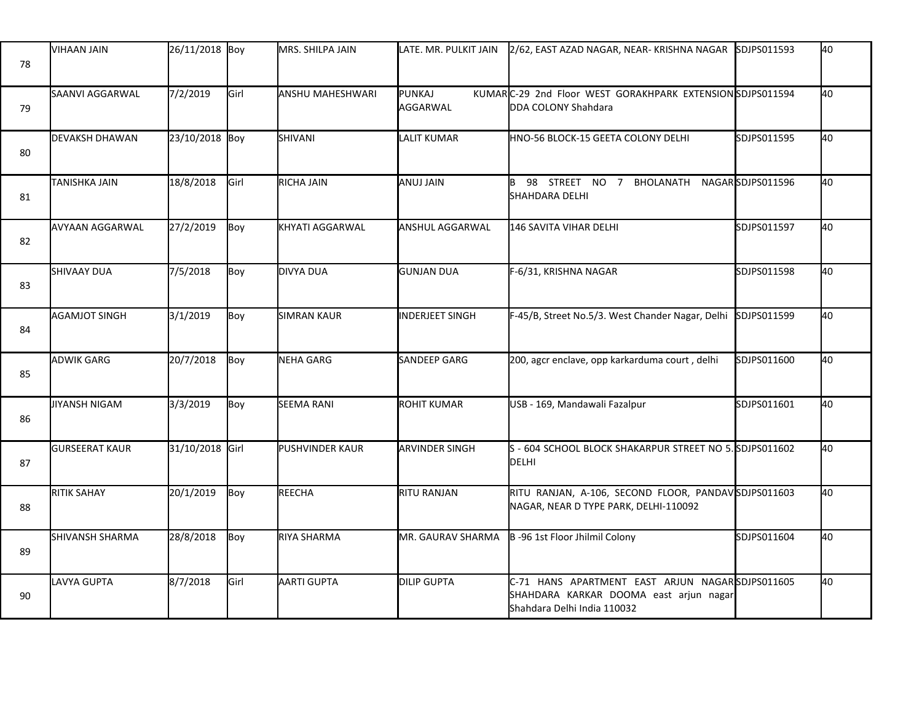| | | | | | | | | |
|---|---|---|---|---|---|---|---|---|
| 78 | VIHAAN JAIN | 26/11/2018 | Boy | MRS. SHILPA JAIN | LATE. MR. PULKIT JAIN | 2/62, EAST AZAD NAGAR, NEAR- KRISHNA NAGAR | SDJPS011593 | 40 |
| 79 | SAANVI AGGARWAL | 7/2/2019 | Girl | ANSHU MAHESHWARI | PUNKAJ KUMAR AGGARWAL | C-29 2nd Floor WEST GORAKHPARK EXTENSION DDA COLONY Shahdara | SDJPS011594 | 40 |
| 80 | DEVAKSH DHAWAN | 23/10/2018 | Boy | SHIVANI | LALIT KUMAR | HNO-56 BLOCK-15 GEETA COLONY DELHI | SDJPS011595 | 40 |
| 81 | TANISHKA JAIN | 18/8/2018 | Girl | RICHA JAIN | ANUJ JAIN | B 98 STREET NO 7 BHOLANATH NAGAR SHAHDARA DELHI | SDJPS011596 | 40 |
| 82 | AVYAAN AGGARWAL | 27/2/2019 | Boy | KHYATI AGGARWAL | ANSHUL AGGARWAL | 146 SAVITA VIHAR DELHI | SDJPS011597 | 40 |
| 83 | SHIVAAY DUA | 7/5/2018 | Boy | DIVYA DUA | GUNJAN DUA | F-6/31, KRISHNA NAGAR | SDJPS011598 | 40 |
| 84 | AGAMJOT SINGH | 3/1/2019 | Boy | SIMRAN KAUR | INDERJEET SINGH | F-45/B, Street No.5/3. West Chander Nagar, Delhi | SDJPS011599 | 40 |
| 85 | ADWIK GARG | 20/7/2018 | Boy | NEHA GARG | SANDEEP GARG | 200, agcr enclave, opp karkarduma court , delhi | SDJPS011600 | 40 |
| 86 | JIYANSH NIGAM | 3/3/2019 | Boy | SEEMA RANI | ROHIT KUMAR | USB - 169, Mandawali Fazalpur | SDJPS011601 | 40 |
| 87 | GURSEERAT KAUR | 31/10/2018 | Girl | PUSHVINDER KAUR | ARVINDER SINGH | S - 604 SCHOOL BLOCK SHAKARPUR STREET NO 5. DELHI | SDJPS011602 | 40 |
| 88 | RITIK SAHAY | 20/1/2019 | Boy | REECHA | RITU RANJAN | RITU RANJAN, A-106, SECOND FLOOR, PANDAV NAGAR, NEAR D TYPE PARK, DELHI-110092 | SDJPS011603 | 40 |
| 89 | SHIVANSH SHARMA | 28/8/2018 | Boy | RIYA SHARMA | MR. GAURAV SHARMA | B -96 1st Floor Jhilmil Colony | SDJPS011604 | 40 |
| 90 | LAVYA GUPTA | 8/7/2018 | Girl | AARTI GUPTA | DILIP GUPTA | C-71 HANS APARTMENT EAST ARJUN NAGAR SHAHDARA KARKAR DOOMA east arjun nagar Shahdara Delhi India 110032 | SDJPS011605 | 40 |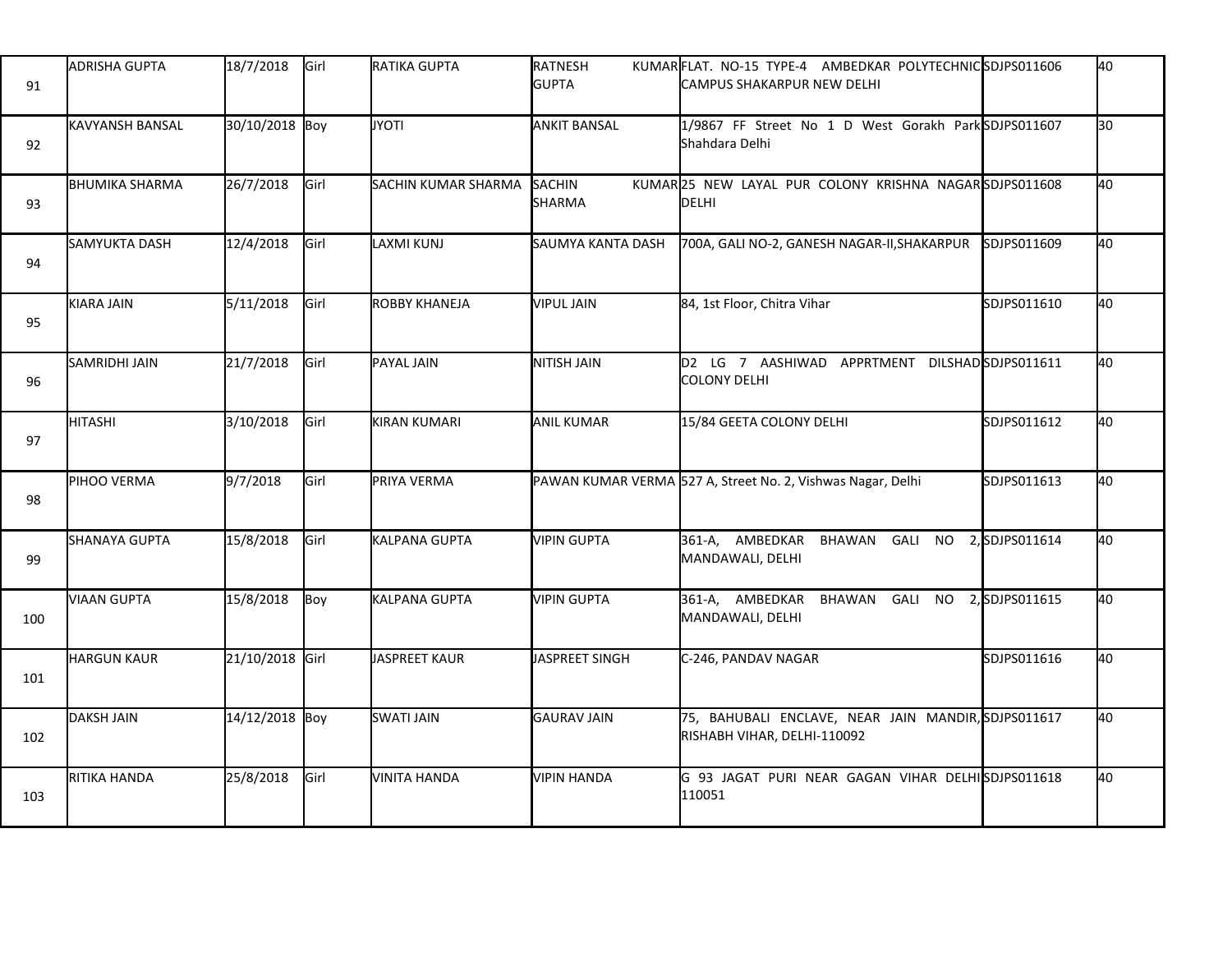| | | | | | | | | |
|---|---|---|---|---|---|---|---|---|
| 91 | ADRISHA GUPTA | 18/7/2018 | Girl | RATIKA GUPTA | RATNESH KUMAR GUPTA | FLAT. NO-15 TYPE-4 AMBEDKAR POLYTECHNIC CAMPUS SHAKARPUR NEW DELHI | SDJPS011606 | 40 |
| 92 | KAVYANSH BANSAL | 30/10/2018 | Boy | JYOTI | ANKIT BANSAL | 1/9867 FF Street No 1 D West Gorakh Park Shahdara Delhi | SDJPS011607 | 30 |
| 93 | BHUMIKA SHARMA | 26/7/2018 | Girl | SACHIN KUMAR SHARMA | SACHIN KUMAR SHARMA | 25 NEW LAYAL PUR COLONY KRISHNA NAGAR DELHI | SDJPS011608 | 40 |
| 94 | SAMYUKTA DASH | 12/4/2018 | Girl | LAXMI KUNJ | SAUMYA KANTA DASH | 700A, GALI NO-2, GANESH NAGAR-II,SHAKARPUR | SDJPS011609 | 40 |
| 95 | KIARA JAIN | 5/11/2018 | Girl | ROBBY KHANEJA | VIPUL JAIN | 84, 1st Floor, Chitra Vihar | SDJPS011610 | 40 |
| 96 | SAMRIDHI JAIN | 21/7/2018 | Girl | PAYAL JAIN | NITISH JAIN | D2 LG 7 AASHIWAD APPRTMENT DILSHAD COLONY DELHI | SDJPS011611 | 40 |
| 97 | HITASHI | 3/10/2018 | Girl | KIRAN KUMARI | ANIL KUMAR | 15/84 GEETA COLONY DELHI | SDJPS011612 | 40 |
| 98 | PIHOO VERMA | 9/7/2018 | Girl | PRIYA VERMA | PAWAN KUMAR VERMA | 527 A, Street No. 2, Vishwas Nagar, Delhi | SDJPS011613 | 40 |
| 99 | SHANAYA GUPTA | 15/8/2018 | Girl | KALPANA GUPTA | VIPIN GUPTA | 361-A, AMBEDKAR BHAWAN GALI NO 2, MANDAWALI, DELHI | SDJPS011614 | 40 |
| 100 | VIAAN GUPTA | 15/8/2018 | Boy | KALPANA GUPTA | VIPIN GUPTA | 361-A, AMBEDKAR BHAWAN GALI NO 2, MANDAWALI, DELHI | SDJPS011615 | 40 |
| 101 | HARGUN KAUR | 21/10/2018 | Girl | JASPREET KAUR | JASPREET SINGH | C-246, PANDAV NAGAR | SDJPS011616 | 40 |
| 102 | DAKSH JAIN | 14/12/2018 | Boy | SWATI JAIN | GAURAV JAIN | 75, BAHUBALI ENCLAVE, NEAR JAIN MANDIR, RISHABH VIHAR, DELHI-110092 | SDJPS011617 | 40 |
| 103 | RITIKA HANDA | 25/8/2018 | Girl | VINITA HANDA | VIPIN HANDA | G 93 JAGAT PURI NEAR GAGAN VIHAR DELHI 110051 | SDJPS011618 | 40 |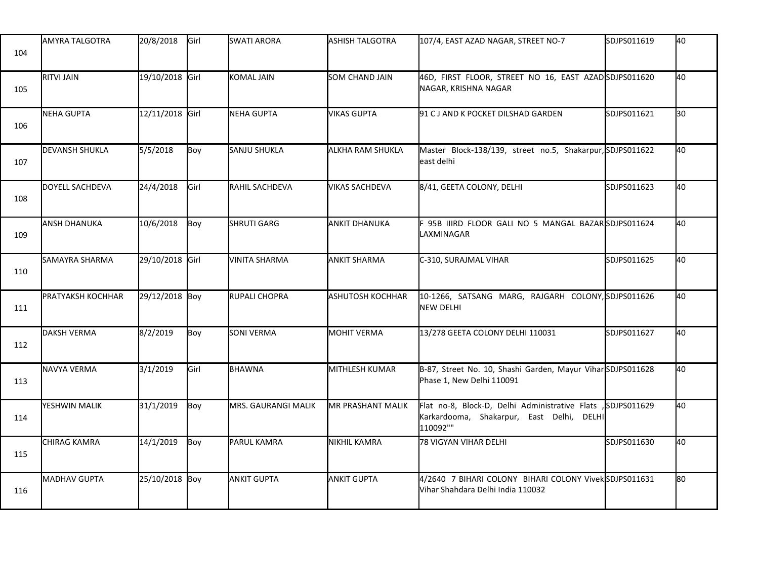| | | | | | | | | |
|---|---|---|---|---|---|---|---|---|
| 104 | AMYRA TALGOTRA | 20/8/2018 | Girl | SWATI ARORA | ASHISH TALGOTRA | 107/4, EAST AZAD NAGAR, STREET NO-7 | SDJPS011619 | 40 |
| 105 | RITVI JAIN | 19/10/2018 | Girl | KOMAL JAIN | SOM CHAND JAIN | 46D, FIRST FLOOR, STREET NO 16, EAST AZAD NAGAR, KRISHNA NAGAR | SDJPS011620 | 40 |
| 106 | NEHA GUPTA | 12/11/2018 | Girl | NEHA GUPTA | VIKAS GUPTA | 91 C J AND K POCKET DILSHAD GARDEN | SDJPS011621 | 30 |
| 107 | DEVANSH SHUKLA | 5/5/2018 | Boy | SANJU SHUKLA | ALKHA RAM SHUKLA | Master Block-138/139, street no.5, Shakarpur, east delhi | SDJPS011622 | 40 |
| 108 | DOYELL SACHDEVA | 24/4/2018 | Girl | RAHIL SACHDEVA | VIKAS SACHDEVA | 8/41, GEETA COLONY, DELHI | SDJPS011623 | 40 |
| 109 | ANSH DHANUKA | 10/6/2018 | Boy | SHRUTI GARG | ANKIT DHANUKA | F 95B IIIRD FLOOR GALI NO 5 MANGAL BAZAR LAXMINAGAR | SDJPS011624 | 40 |
| 110 | SAMAYRA SHARMA | 29/10/2018 | Girl | VINITA SHARMA | ANKIT SHARMA | C-310, SURAJMAL VIHAR | SDJPS011625 | 40 |
| 111 | PRATYAKSH KOCHHAR | 29/12/2018 | Boy | RUPALI CHOPRA | ASHUTOSH KOCHHAR | 10-1266, SATSANG MARG, RAJGARH COLONY, NEW DELHI | SDJPS011626 | 40 |
| 112 | DAKSH VERMA | 8/2/2019 | Boy | SONI VERMA | MOHIT VERMA | 13/278 GEETA COLONY DELHI 110031 | SDJPS011627 | 40 |
| 113 | NAVYA VERMA | 3/1/2019 | Girl | BHAWNA | MITHLESH KUMAR | B-87, Street No. 10, Shashi Garden, Mayur Vihar Phase 1, New Delhi 110091 | SDJPS011628 | 40 |
| 114 | YESHWIN MALIK | 31/1/2019 | Boy | MRS. GAURANGI MALIK | MR PRASHANT MALIK | Flat no-8, Block-D, Delhi Administrative Flats , Karkardooma, Shakarpur, East Delhi, DELHI 110092"" | SDJPS011629 | 40 |
| 115 | CHIRAG KAMRA | 14/1/2019 | Boy | PARUL KAMRA | NIKHIL KAMRA | 78 VIGYAN VIHAR DELHI | SDJPS011630 | 40 |
| 116 | MADHAV GUPTA | 25/10/2018 | Boy | ANKIT GUPTA | ANKIT GUPTA | 4/2640 7 BIHARI COLONY BIHARI COLONY Vivek Vihar Shahdara Delhi India 110032 | SDJPS011631 | 80 |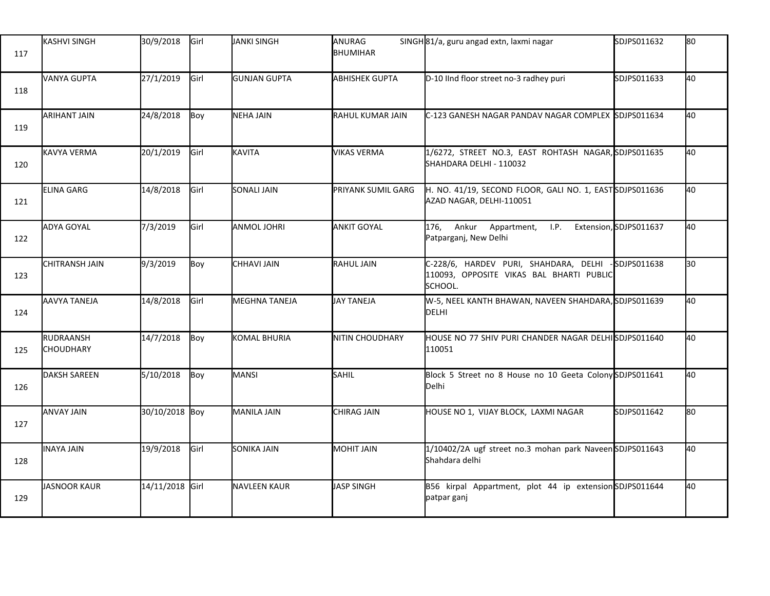| | | | | | | | | |
|---|---|---|---|---|---|---|---|---|
| 117 | KASHVI SINGH | 30/9/2018 | Girl | JANKI SINGH | ANURAG SINGH BHUMIHAR | 81/a, guru angad extn, laxmi nagar | SDJPS011632 | 80 |
| 118 | VANYA GUPTA | 27/1/2019 | Girl | GUNJAN GUPTA | ABHISHEK GUPTA | D-10 IInd floor street no-3 radhey puri | SDJPS011633 | 40 |
| 119 | ARIHANT JAIN | 24/8/2018 | Boy | NEHA JAIN | RAHUL KUMAR JAIN | C-123 GANESH NAGAR PANDAV NAGAR COMPLEX | SDJPS011634 | 40 |
| 120 | KAVYA VERMA | 20/1/2019 | Girl | KAVITA | VIKAS VERMA | 1/6272, STREET NO.3, EAST ROHTASH NAGAR, SHAHDARA DELHI - 110032 | SDJPS011635 | 40 |
| 121 | ELINA GARG | 14/8/2018 | Girl | SONALI JAIN | PRIYANK SUMIL GARG | H. NO. 41/19, SECOND FLOOR, GALI NO. 1, EAST AZAD NAGAR, DELHI-110051 | SDJPS011636 | 40 |
| 122 | ADYA GOYAL | 7/3/2019 | Girl | ANMOL JOHRI | ANKIT GOYAL | 176, Ankur Appartment, I.P. Extension, Patparganj, New Delhi | SDJPS011637 | 40 |
| 123 | CHITRANSH JAIN | 9/3/2019 | Boy | CHHAVI JAIN | RAHUL JAIN | C-228/6, HARDEV PURI, SHAHDARA, DELHI - 110093, OPPOSITE VIKAS BAL BHARTI PUBLIC SCHOOL. | SDJPS011638 | 30 |
| 124 | AAVYA TANEJA | 14/8/2018 | Girl | MEGHNA TANEJA | JAY TANEJA | W-5, NEEL KANTH BHAWAN, NAVEEN SHAHDARA, DELHI | SDJPS011639 | 40 |
| 125 | RUDRAANSH CHOUDHARY | 14/7/2018 | Boy | KOMAL BHURIA | NITIN CHOUDHARY | HOUSE NO 77 SHIV PURI CHANDER NAGAR DELHI 110051 | SDJPS011640 | 40 |
| 126 | DAKSH SAREEN | 5/10/2018 | Boy | MANSI | SAHIL | Block 5 Street no 8 House no 10 Geeta Colony Delhi | SDJPS011641 | 40 |
| 127 | ANVAY JAIN | 30/10/2018 | Boy | MANILA JAIN | CHIRAG JAIN | HOUSE NO 1, VIJAY BLOCK, LAXMI NAGAR | SDJPS011642 | 80 |
| 128 | INAYA JAIN | 19/9/2018 | Girl | SONIKA JAIN | MOHIT JAIN | 1/10402/2A ugf street no.3 mohan park Naveen Shahdara delhi | SDJPS011643 | 40 |
| 129 | JASNOOR KAUR | 14/11/2018 | Girl | NAVLEEN KAUR | JASP SINGH | B56 kirpal Appartment, plot 44 ip extension patpar ganj | SDJPS011644 | 40 |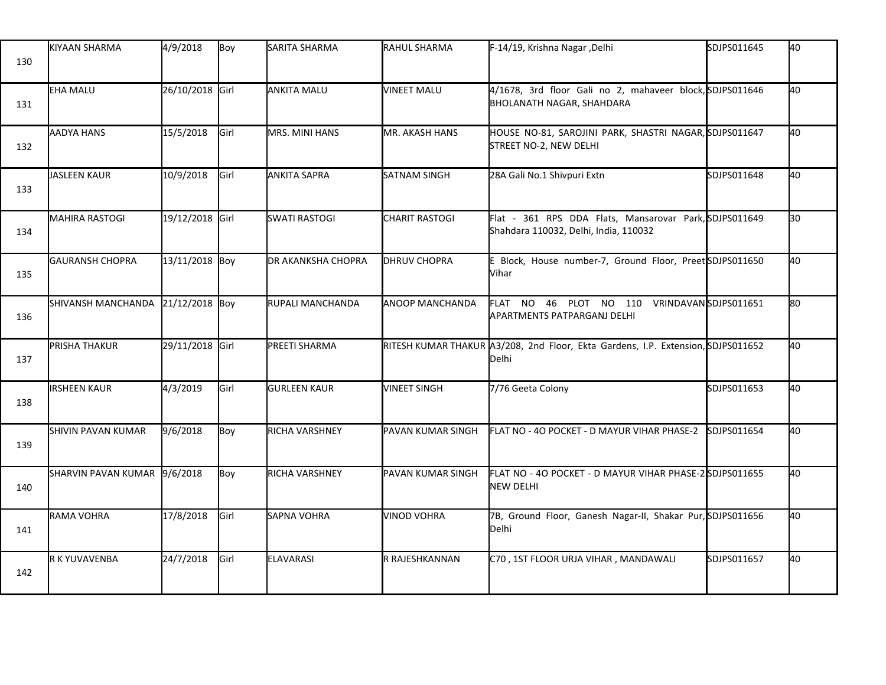| | | | | | | | | |
|---|---|---|---|---|---|---|---|---|
| 130 | KIYAAN SHARMA | 4/9/2018 | Boy | SARITA SHARMA | RAHUL SHARMA | F-14/19, Krishna Nagar ,Delhi | SDJPS011645 | 40 |
| 131 | EHA MALU | 26/10/2018 | Girl | ANKITA MALU | VINEET MALU | 4/1678, 3rd floor Gali no 2, mahaveer block, BHOLANATH NAGAR, SHAHDARA | SDJPS011646 | 40 |
| 132 | AADYA HANS | 15/5/2018 | Girl | MRS. MINI HANS | MR. AKASH HANS | HOUSE NO-81, SAROJINI PARK, SHASTRI NAGAR, STREET NO-2, NEW DELHI | SDJPS011647 | 40 |
| 133 | JASLEEN KAUR | 10/9/2018 | Girl | ANKITA SAPRA | SATNAM SINGH | 28A Gali No.1 Shivpuri Extn | SDJPS011648 | 40 |
| 134 | MAHIRA RASTOGI | 19/12/2018 | Girl | SWATI RASTOGI | CHARIT RASTOGI | Flat - 361 RPS DDA Flats, Mansarovar Park, Shahdara 110032, Delhi, India, 110032 | SDJPS011649 | 30 |
| 135 | GAURANSH CHOPRA | 13/11/2018 | Boy | DR AKANKSHA CHOPRA | DHRUV CHOPRA | E Block, House number-7, Ground Floor, Preet Vihar | SDJPS011650 | 40 |
| 136 | SHIVANSH MANCHANDA | 21/12/2018 | Boy | RUPALI MANCHANDA | ANOOP MANCHANDA | FLAT NO 46 PLOT NO 110 VRINDAVAN APARTMENTS PATPARGANJ DELHI | SDJPS011651 | 80 |
| 137 | PRISHA THAKUR | 29/11/2018 | Girl | PREETI SHARMA | RITESH KUMAR THAKUR | A3/208, 2nd Floor, Ekta Gardens, I.P. Extension, Delhi | SDJPS011652 | 40 |
| 138 | IRSHEEN KAUR | 4/3/2019 | Girl | GURLEEN KAUR | VINEET SINGH | 7/76 Geeta Colony | SDJPS011653 | 40 |
| 139 | SHIVIN PAVAN KUMAR | 9/6/2018 | Boy | RICHA VARSHNEY | PAVAN KUMAR SINGH | FLAT NO - 4O POCKET - D MAYUR VIHAR PHASE-2 | SDJPS011654 | 40 |
| 140 | SHARVIN PAVAN KUMAR | 9/6/2018 | Boy | RICHA VARSHNEY | PAVAN KUMAR SINGH | FLAT NO - 4O POCKET - D MAYUR VIHAR PHASE-2 NEW DELHI | SDJPS011655 | 40 |
| 141 | RAMA VOHRA | 17/8/2018 | Girl | SAPNA VOHRA | VINOD VOHRA | 7B, Ground Floor, Ganesh Nagar-II, Shakar Pur, Delhi | SDJPS011656 | 40 |
| 142 | R K YUVAVENBA | 24/7/2018 | Girl | ELAVARASI | R RAJESHKANNAN | C70 , 1ST FLOOR URJA VIHAR , MANDAWALI | SDJPS011657 | 40 |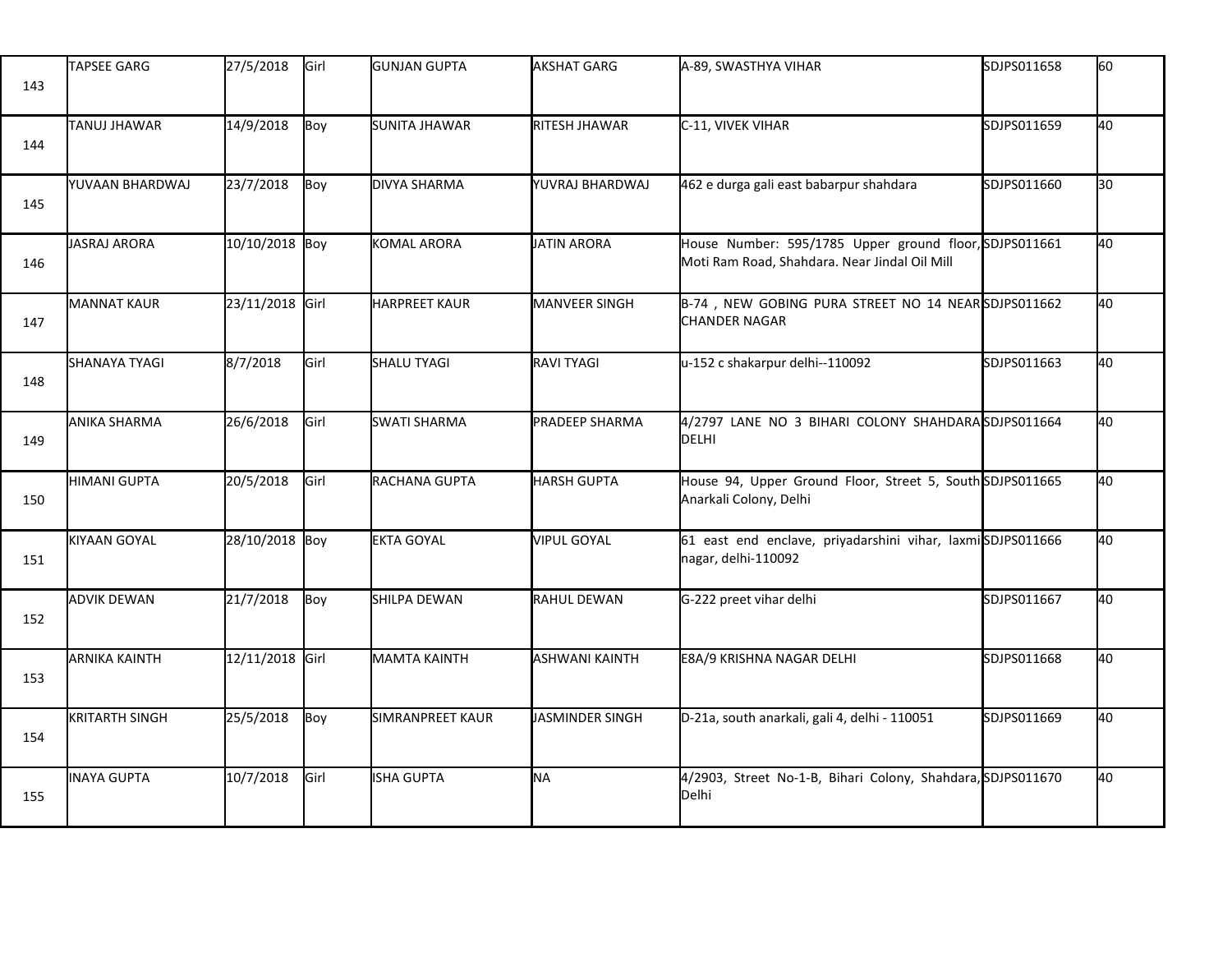| | | | | | | | | |
|---|---|---|---|---|---|---|---|---|
| 143 | TAPSEE GARG | 27/5/2018 | Girl | GUNJAN GUPTA | AKSHAT GARG | A-89, SWASTHYA VIHAR | SDJPS011658 | 60 |
| 144 | TANUJ JHAWAR | 14/9/2018 | Boy | SUNITA JHAWAR | RITESH JHAWAR | C-11, VIVEK VIHAR | SDJPS011659 | 40 |
| 145 | YUVAAN BHARDWAJ | 23/7/2018 | Boy | DIVYA SHARMA | YUVRAJ BHARDWAJ | 462 e durga gali east babarpur shahdara | SDJPS011660 | 30 |
| 146 | JASRAJ ARORA | 10/10/2018 | Boy | KOMAL ARORA | JATIN ARORA | House Number: 595/1785 Upper ground floor, Moti Ram Road, Shahdara. Near Jindal Oil Mill | SDJPS011661 | 40 |
| 147 | MANNAT KAUR | 23/11/2018 | Girl | HARPREET KAUR | MANVEER SINGH | B-74 , NEW GOBING PURA STREET NO 14 NEAR CHANDER NAGAR | SDJPS011662 | 40 |
| 148 | SHANAYA TYAGI | 8/7/2018 | Girl | SHALU TYAGI | RAVI TYAGI | u-152 c shakarpur delhi--110092 | SDJPS011663 | 40 |
| 149 | ANIKA SHARMA | 26/6/2018 | Girl | SWATI SHARMA | PRADEEP SHARMA | 4/2797 LANE NO 3 BIHARI COLONY SHAHDARA DELHI | SDJPS011664 | 40 |
| 150 | HIMANI GUPTA | 20/5/2018 | Girl | RACHANA GUPTA | HARSH GUPTA | House 94, Upper Ground Floor, Street 5, South Anarkali Colony, Delhi | SDJPS011665 | 40 |
| 151 | KIYAAN GOYAL | 28/10/2018 | Boy | EKTA GOYAL | VIPUL GOYAL | 61 east end enclave, priyadarshini vihar, laxmi nagar, delhi-110092 | SDJPS011666 | 40 |
| 152 | ADVIK DEWAN | 21/7/2018 | Boy | SHILPA DEWAN | RAHUL DEWAN | G-222 preet vihar delhi | SDJPS011667 | 40 |
| 153 | ARNIKA KAINTH | 12/11/2018 | Girl | MAMTA KAINTH | ASHWANI KAINTH | E8A/9 KRISHNA NAGAR DELHI | SDJPS011668 | 40 |
| 154 | KRITARTH SINGH | 25/5/2018 | Boy | SIMRANPREET KAUR | JASMINDER SINGH | D-21a, south anarkali, gali 4, delhi - 110051 | SDJPS011669 | 40 |
| 155 | INAYA GUPTA | 10/7/2018 | Girl | ISHA GUPTA | NA | 4/2903, Street No-1-B, Bihari Colony, Shahdara, Delhi | SDJPS011670 | 40 |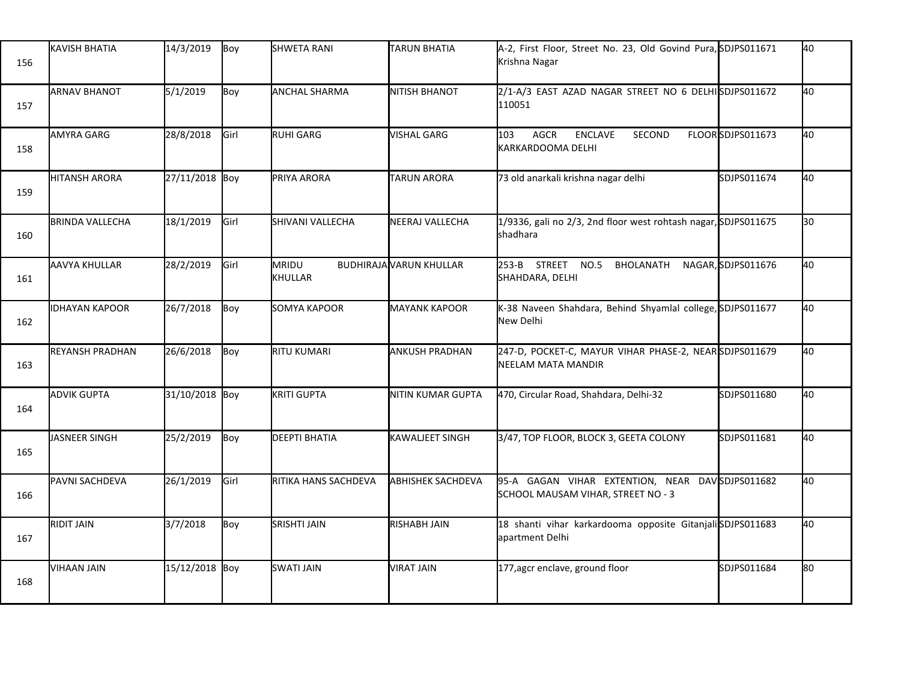| | | | | | | | | |
|---|---|---|---|---|---|---|---|---|
| 156 | KAVISH BHATIA | 14/3/2019 | Boy | SHWETA RANI | TARUN BHATIA | A-2, First Floor, Street No. 23, Old Govind Pura, Krishna Nagar | SDJPS011671 | 40 |
| 157 | ARNAV BHANOT | 5/1/2019 | Boy | ANCHAL SHARMA | NITISH BHANOT | 2/1-A/3 EAST AZAD NAGAR STREET NO 6 DELHI 110051 | SDJPS011672 | 40 |
| 158 | AMYRA GARG | 28/8/2018 | Girl | RUHI GARG | VISHAL GARG | 103 AGCR ENCLAVE SECOND FLOOR KARKARDOOMA DELHI | SDJPS011673 | 40 |
| 159 | HITANSH ARORA | 27/11/2018 | Boy | PRIYA ARORA | TARUN ARORA | 73 old anarkali krishna nagar delhi | SDJPS011674 | 40 |
| 160 | BRINDA VALLECHA | 18/1/2019 | Girl | SHIVANI VALLECHA | NEERAJ VALLECHA | 1/9336, gali no 2/3, 2nd floor west rohtash nagar, shadhara | SDJPS011675 | 30 |
| 161 | AAVYA KHULLAR | 28/2/2019 | Girl | MRIDU BUDHIRAJA KHULLAR | VARUN KHULLAR | 253-B STREET NO.5 BHOLANATH NAGAR, SHAHDARA, DELHI | SDJPS011676 | 40 |
| 162 | IDHAYAN KAPOOR | 26/7/2018 | Boy | SOMYA KAPOOR | MAYANK KAPOOR | K-38 Naveen Shahdara, Behind Shyamlal college, New Delhi | SDJPS011677 | 40 |
| 163 | REYANSH PRADHAN | 26/6/2018 | Boy | RITU KUMARI | ANKUSH PRADHAN | 247-D, POCKET-C, MAYUR VIHAR PHASE-2, NEAR NEELAM MATA MANDIR | SDJPS011679 | 40 |
| 164 | ADVIK GUPTA | 31/10/2018 | Boy | KRITI GUPTA | NITIN KUMAR GUPTA | 470, Circular Road, Shahdara, Delhi-32 | SDJPS011680 | 40 |
| 165 | JASNEER SINGH | 25/2/2019 | Boy | DEEPTI BHATIA | KAWALJEET SINGH | 3/47, TOP FLOOR, BLOCK 3, GEETA COLONY | SDJPS011681 | 40 |
| 166 | PAVNI SACHDEVA | 26/1/2019 | Girl | RITIKA HANS SACHDEVA | ABHISHEK SACHDEVA | 95-A GAGAN VIHAR EXTENTION, NEAR DAV SCHOOL MAUSAM VIHAR, STREET NO - 3 | SDJPS011682 | 40 |
| 167 | RIDIT JAIN | 3/7/2018 | Boy | SRISHTI JAIN | RISHABH JAIN | 18 shanti vihar karkardooma opposite Gitanjali apartment Delhi | SDJPS011683 | 40 |
| 168 | VIHAAN JAIN | 15/12/2018 | Boy | SWATI JAIN | VIRAT JAIN | 177,agcr enclave, ground floor | SDJPS011684 | 80 |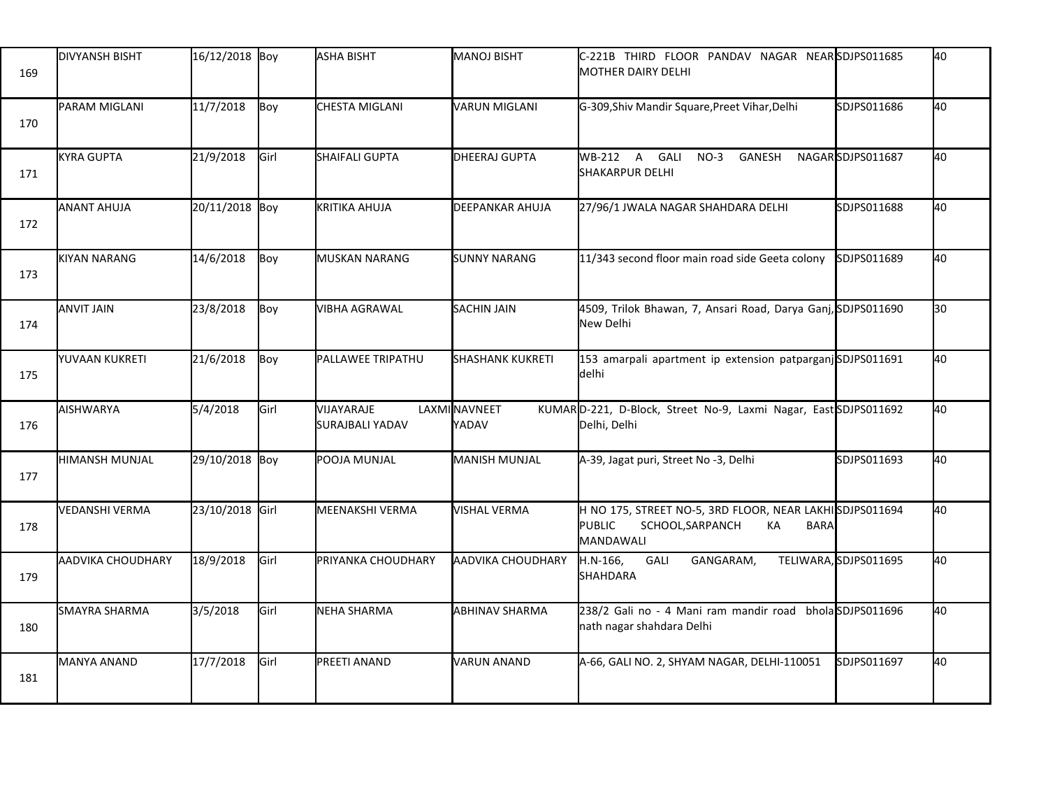| | | | | | | | | |
|---|---|---|---|---|---|---|---|---|
| 169 | DIVYANSH BISHT | 16/12/2018 | Boy | ASHA BISHT | MANOJ BISHT | C-221B THIRD FLOOR PANDAV NAGAR NEAR MOTHER DAIRY DELHI | SDJPS011685 | 40 |
| 170 | PARAM MIGLANI | 11/7/2018 | Boy | CHESTA MIGLANI | VARUN MIGLANI | G-309,Shiv Mandir Square,Preet Vihar,Delhi | SDJPS011686 | 40 |
| 171 | KYRA GUPTA | 21/9/2018 | Girl | SHAIFALI GUPTA | DHEERAJ GUPTA | WB-212 A GALI NO-3 GANESH NAGAR SHAKARPUR DELHI | SDJPS011687 | 40 |
| 172 | ANANT AHUJA | 20/11/2018 | Boy | KRITIKA AHUJA | DEEPANKAR AHUJA | 27/96/1 JWALA NAGAR SHAHDARA DELHI | SDJPS011688 | 40 |
| 173 | KIYAN NARANG | 14/6/2018 | Boy | MUSKAN NARANG | SUNNY NARANG | 11/343 second floor main road side Geeta colony | SDJPS011689 | 40 |
| 174 | ANVIT JAIN | 23/8/2018 | Boy | VIBHA AGRAWAL | SACHIN JAIN | 4509, Trilok Bhawan, 7, Ansari Road, Darya Ganj, New Delhi | SDJPS011690 | 30 |
| 175 | YUVAAN KUKRETI | 21/6/2018 | Boy | PALLAWEE TRIPATHU | SHASHANK KUKRETI | 153 amarpali apartment ip extension patparganj delhi | SDJPS011691 | 40 |
| 176 | AISHWARYA | 5/4/2018 | Girl | VIJAYARAJE LAXMI SURAJBALI YADAV | NAVNEET KUMAR YADAV | D-221, D-Block, Street No-9, Laxmi Nagar, East Delhi, Delhi | SDJPS011692 | 40 |
| 177 | HIMANSH MUNJAL | 29/10/2018 | Boy | POOJA MUNJAL | MANISH MUNJAL | A-39, Jagat puri, Street No -3, Delhi | SDJPS011693 | 40 |
| 178 | VEDANSHI VERMA | 23/10/2018 | Girl | MEENAKSHI VERMA | VISHAL VERMA | H NO 175, STREET NO-5, 3RD FLOOR, NEAR LAKHI PUBLIC SCHOOL,SARPANCH KA BARA MANDAWALI | SDJPS011694 | 40 |
| 179 | AADVIKA CHOUDHARY | 18/9/2018 | Girl | PRIYANKA CHOUDHARY | AADVIKA CHOUDHARY | H.N-166, GALI GANGARAM, TELIWARA, SHAHDARA | SDJPS011695 | 40 |
| 180 | SMAYRA SHARMA | 3/5/2018 | Girl | NEHA SHARMA | ABHINAV SHARMA | 238/2 Gali no - 4 Mani ram mandir road bhola nath nagar shahdara Delhi | SDJPS011696 | 40 |
| 181 | MANYA ANAND | 17/7/2018 | Girl | PREETI ANAND | VARUN ANAND | A-66, GALI NO. 2, SHYAM NAGAR, DELHI-110051 | SDJPS011697 | 40 |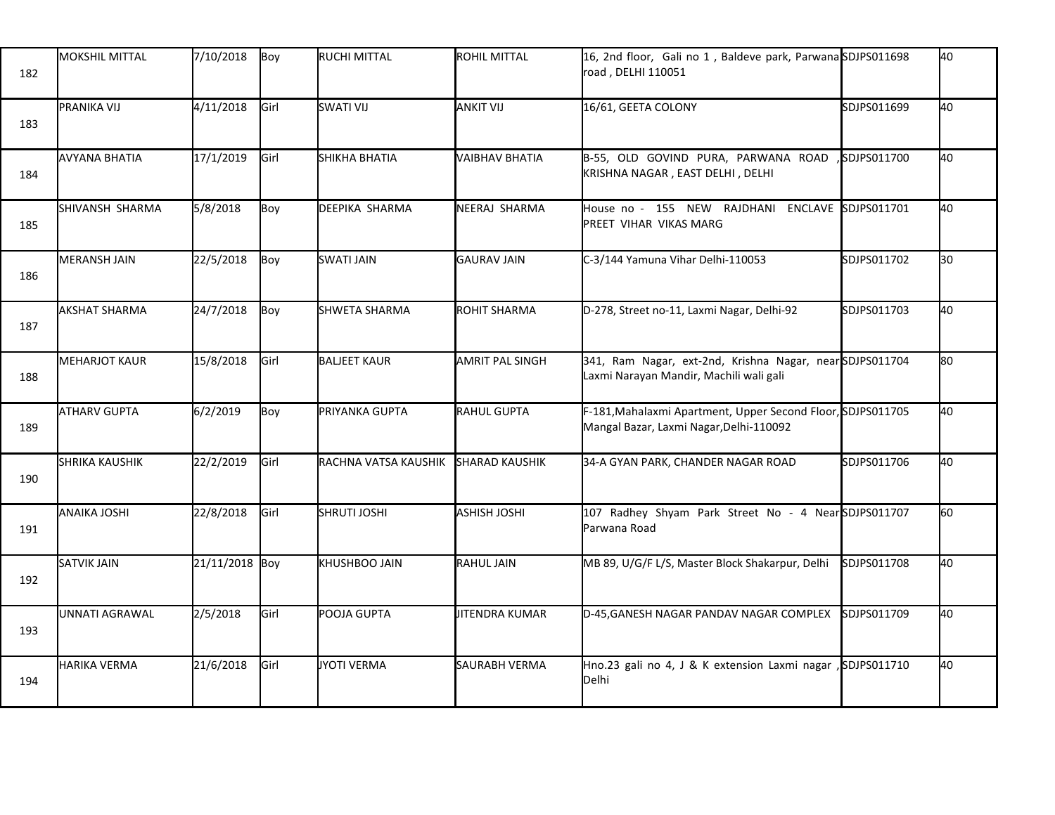| | | | | | | | | |
|---|---|---|---|---|---|---|---|---|
| 182 | MOKSHIL MITTAL | 7/10/2018 | Boy | RUCHI MITTAL | ROHIL MITTAL | 16, 2nd floor, Gali no 1 , Baldeve park, Parwana road , DELHI 110051 | SDJPS011698 | 40 |
| 183 | PRANIKA VIJ | 4/11/2018 | Girl | SWATI VIJ | ANKIT VIJ | 16/61, GEETA COLONY | SDJPS011699 | 40 |
| 184 | AVYANA BHATIA | 17/1/2019 | Girl | SHIKHA BHATIA | VAIBHAV BHATIA | B-55, OLD GOVIND PURA, PARWANA ROAD , KRISHNA NAGAR , EAST DELHI , DELHI | SDJPS011700 | 40 |
| 185 | SHIVANSH SHARMA | 5/8/2018 | Boy | DEEPIKA SHARMA | NEERAJ SHARMA | House no - 155 NEW RAJDHANI ENCLAVE PREET VIHAR VIKAS MARG | SDJPS011701 | 40 |
| 186 | MERANSH JAIN | 22/5/2018 | Boy | SWATI JAIN | GAURAV JAIN | C-3/144 Yamuna Vihar Delhi-110053 | SDJPS011702 | 30 |
| 187 | AKSHAT SHARMA | 24/7/2018 | Boy | SHWETA SHARMA | ROHIT SHARMA | D-278, Street no-11, Laxmi Nagar, Delhi-92 | SDJPS011703 | 40 |
| 188 | MEHARJOT KAUR | 15/8/2018 | Girl | BALJEET KAUR | AMRIT PAL SINGH | 341, Ram Nagar, ext-2nd, Krishna Nagar, near Laxmi Narayan Mandir, Machili wali gali | SDJPS011704 | 80 |
| 189 | ATHARV GUPTA | 6/2/2019 | Boy | PRIYANKA GUPTA | RAHUL GUPTA | F-181,Mahalaxmi Apartment, Upper Second Floor, Mangal Bazar, Laxmi Nagar,Delhi-110092 | SDJPS011705 | 40 |
| 190 | SHRIKA KAUSHIK | 22/2/2019 | Girl | RACHNA VATSA KAUSHIK | SHARAD KAUSHIK | 34-A GYAN PARK, CHANDER NAGAR ROAD | SDJPS011706 | 40 |
| 191 | ANAIKA JOSHI | 22/8/2018 | Girl | SHRUTI JOSHI | ASHISH JOSHI | 107 Radhey Shyam Park Street No - 4 Near Parwana Road | SDJPS011707 | 60 |
| 192 | SATVIK JAIN | 21/11/2018 | Boy | KHUSHBOO JAIN | RAHUL JAIN | MB 89, U/G/F L/S, Master Block Shakarpur, Delhi | SDJPS011708 | 40 |
| 193 | UNNATI AGRAWAL | 2/5/2018 | Girl | POOJA GUPTA | JITENDRA KUMAR | D-45,GANESH NAGAR PANDAV NAGAR COMPLEX | SDJPS011709 | 40 |
| 194 | HARIKA VERMA | 21/6/2018 | Girl | JYOTI VERMA | SAURABH VERMA | Hno.23 gali no 4, J & K extension Laxmi nagar , Delhi | SDJPS011710 | 40 |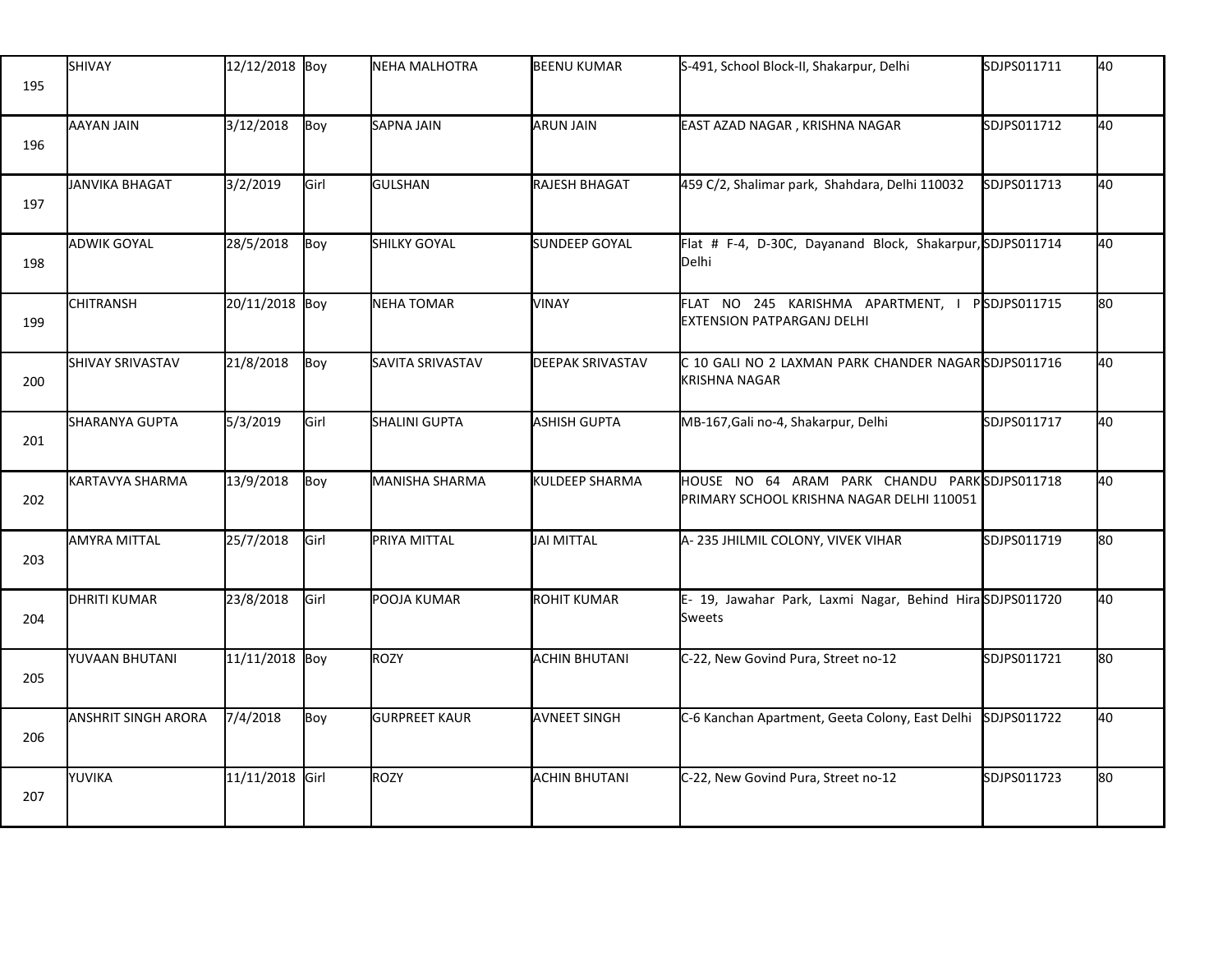| | | | | | | | | |
|---|---|---|---|---|---|---|---|---|
| 195 | SHIVAY | 12/12/2018 | Boy | NEHA MALHOTRA | BEENU KUMAR | S-491, School Block-II, Shakarpur, Delhi | SDJPS011711 | 40 |
| 196 | AAYAN JAIN | 3/12/2018 | Boy | SAPNA JAIN | ARUN JAIN | EAST AZAD NAGAR , KRISHNA NAGAR | SDJPS011712 | 40 |
| 197 | JANVIKA BHAGAT | 3/2/2019 | Girl | GULSHAN | RAJESH BHAGAT | 459 C/2, Shalimar park, Shahdara, Delhi 110032 | SDJPS011713 | 40 |
| 198 | ADWIK GOYAL | 28/5/2018 | Boy | SHILKY GOYAL | SUNDEEP GOYAL | Flat # F-4, D-30C, Dayanand Block, Shakarpur, Delhi | SDJPS011714 | 40 |
| 199 | CHITRANSH | 20/11/2018 | Boy | NEHA TOMAR | VINAY | FLAT NO 245 KARISHMA APARTMENT, I P EXTENSION PATPARGANJ DELHI | SDJPS011715 | 80 |
| 200 | SHIVAY SRIVASTAV | 21/8/2018 | Boy | SAVITA SRIVASTAV | DEEPAK SRIVASTAV | C 10 GALI NO 2 LAXMAN PARK CHANDER NAGAR KRISHNA NAGAR | SDJPS011716 | 40 |
| 201 | SHARANYA GUPTA | 5/3/2019 | Girl | SHALINI GUPTA | ASHISH GUPTA | MB-167,Gali no-4, Shakarpur, Delhi | SDJPS011717 | 40 |
| 202 | KARTAVYA SHARMA | 13/9/2018 | Boy | MANISHA SHARMA | KULDEEP SHARMA | HOUSE NO 64 ARAM PARK CHANDU PARK PRIMARY SCHOOL KRISHNA NAGAR DELHI 110051 | SDJPS011718 | 40 |
| 203 | AMYRA MITTAL | 25/7/2018 | Girl | PRIYA MITTAL | JAI MITTAL | A- 235 JHILMIL COLONY, VIVEK VIHAR | SDJPS011719 | 80 |
| 204 | DHRITI KUMAR | 23/8/2018 | Girl | POOJA KUMAR | ROHIT KUMAR | E- 19, Jawahar Park, Laxmi Nagar, Behind Hira Sweets | SDJPS011720 | 40 |
| 205 | YUVAAN BHUTANI | 11/11/2018 | Boy | ROZY | ACHIN BHUTANI | C-22, New Govind Pura, Street no-12 | SDJPS011721 | 80 |
| 206 | ANSHRIT SINGH ARORA | 7/4/2018 | Boy | GURPREET KAUR | AVNEET SINGH | C-6 Kanchan Apartment, Geeta Colony, East Delhi | SDJPS011722 | 40 |
| 207 | YUVIKA | 11/11/2018 | Girl | ROZY | ACHIN BHUTANI | C-22, New Govind Pura, Street no-12 | SDJPS011723 | 80 |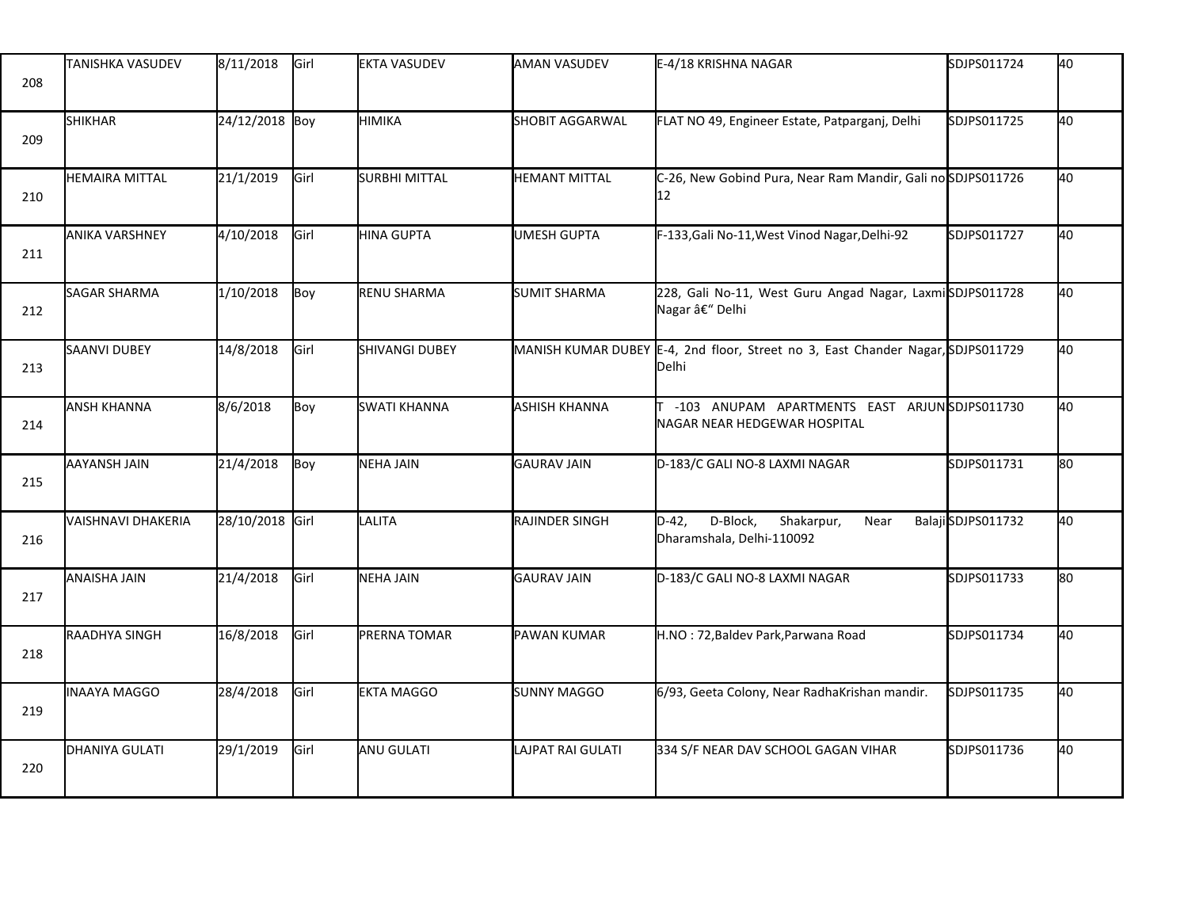| | | | | | | | | |
|---|---|---|---|---|---|---|---|---|
| 208 | TANISHKA VASUDEV | 8/11/2018 | Girl | EKTA VASUDEV | AMAN VASUDEV | E-4/18 KRISHNA NAGAR | SDJPS011724 | 40 |
| 209 | SHIKHAR | 24/12/2018 | Boy | HIMIKA | SHOBIT AGGARWAL | FLAT NO 49, Engineer Estate, Patparganj, Delhi | SDJPS011725 | 40 |
| 210 | HEMAIRA MITTAL | 21/1/2019 | Girl | SURBHI MITTAL | HEMANT MITTAL | C-26, New Gobind Pura, Near Ram Mandir, Gali no 12 | SDJPS011726 | 40 |
| 211 | ANIKA VARSHNEY | 4/10/2018 | Girl | HINA GUPTA | UMESH GUPTA | F-133,Gali No-11,West Vinod Nagar,Delhi-92 | SDJPS011727 | 40 |
| 212 | SAGAR SHARMA | 1/10/2018 | Boy | RENU SHARMA | SUMIT SHARMA | 228, Gali No-11, West Guru Angad Nagar, Laxmi Nagar â€" Delhi | SDJPS011728 | 40 |
| 213 | SAANVI DUBEY | 14/8/2018 | Girl | SHIVANGI DUBEY | MANISH KUMAR DUBEY | E-4, 2nd floor, Street no 3, East Chander Nagar, Delhi | SDJPS011729 | 40 |
| 214 | ANSH KHANNA | 8/6/2018 | Boy | SWATI KHANNA | ASHISH KHANNA | T -103 ANUPAM APARTMENTS EAST ARJUN NAGAR NEAR HEDGEWAR HOSPITAL | SDJPS011730 | 40 |
| 215 | AAYANSH JAIN | 21/4/2018 | Boy | NEHA JAIN | GAURAV JAIN | D-183/C GALI NO-8 LAXMI NAGAR | SDJPS011731 | 80 |
| 216 | VAISHNAVI DHAKERIA | 28/10/2018 | Girl | LALITA | RAJINDER SINGH | D-42, D-Block, Shakarpur, Near Balaji Dharamshala, Delhi-110092 | SDJPS011732 | 40 |
| 217 | ANAISHA JAIN | 21/4/2018 | Girl | NEHA JAIN | GAURAV JAIN | D-183/C GALI NO-8 LAXMI NAGAR | SDJPS011733 | 80 |
| 218 | RAADHYA SINGH | 16/8/2018 | Girl | PRERNA TOMAR | PAWAN KUMAR | H.NO : 72,Baldev Park,Parwana Road | SDJPS011734 | 40 |
| 219 | INAAYA MAGGO | 28/4/2018 | Girl | EKTA MAGGO | SUNNY MAGGO | 6/93, Geeta Colony, Near RadhaKrishan mandir. | SDJPS011735 | 40 |
| 220 | DHANIYA GULATI | 29/1/2019 | Girl | ANU GULATI | LAJPAT RAI GULATI | 334 S/F NEAR DAV SCHOOL GAGAN VIHAR | SDJPS011736 | 40 |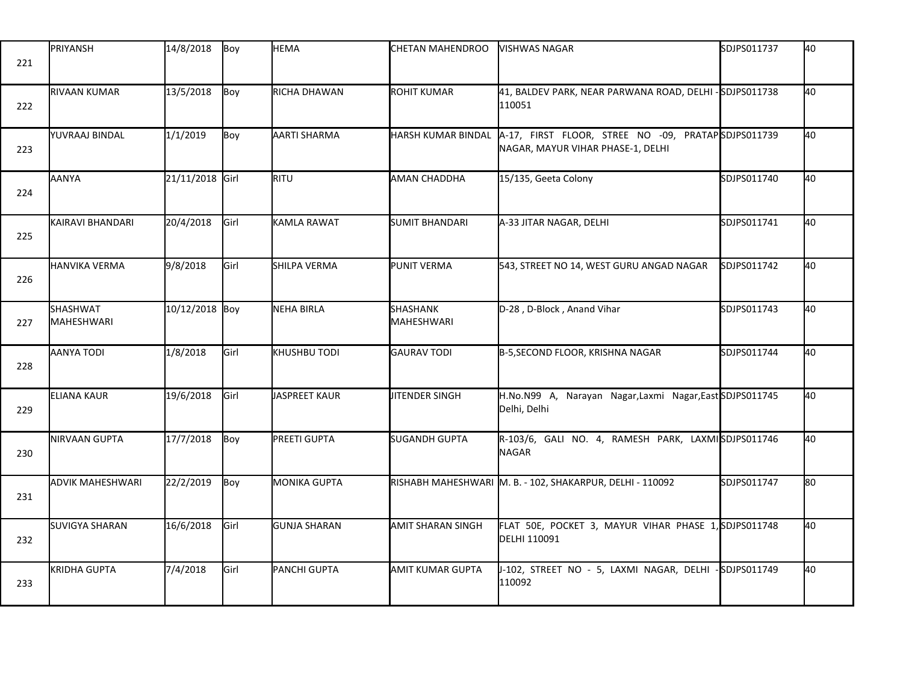| | | | | | | | | |
|---|---|---|---|---|---|---|---|---|
| 221 | PRIYANSH | 14/8/2018 | Boy | HEMA | CHETAN MAHENDROO | VISHWAS NAGAR | SDJPS011737 | 40 |
| 222 | RIVAAN KUMAR | 13/5/2018 | Boy | RICHA DHAWAN | ROHIT KUMAR | 41, BALDEV PARK, NEAR PARWANA ROAD, DELHI - 110051 | SDJPS011738 | 40 |
| 223 | YUVRAAJ BINDAL | 1/1/2019 | Boy | AARTI SHARMA | HARSH KUMAR BINDAL | A-17, FIRST FLOOR, STREE NO -09, PRATAP NAGAR, MAYUR VIHAR PHASE-1, DELHI | SDJPS011739 | 40 |
| 224 | AANYA | 21/11/2018 | Girl | RITU | AMAN CHADDHA | 15/135, Geeta Colony | SDJPS011740 | 40 |
| 225 | KAIRAVI BHANDARI | 20/4/2018 | Girl | KAMLA RAWAT | SUMIT BHANDARI | A-33 JITAR NAGAR, DELHI | SDJPS011741 | 40 |
| 226 | HANVIKA VERMA | 9/8/2018 | Girl | SHILPA VERMA | PUNIT VERMA | 543, STREET NO 14, WEST GURU ANGAD NAGAR | SDJPS011742 | 40 |
| 227 | SHASHWAT MAHESHWARI | 10/12/2018 | Boy | NEHA BIRLA | SHASHANK MAHESHWARI | D-28 , D-Block , Anand Vihar | SDJPS011743 | 40 |
| 228 | AANYA TODI | 1/8/2018 | Girl | KHUSHBU TODI | GAURAV TODI | B-5,SECOND FLOOR, KRISHNA NAGAR | SDJPS011744 | 40 |
| 229 | ELIANA KAUR | 19/6/2018 | Girl | JASPREET KAUR | JITENDER SINGH | H.No.N99 A, Narayan Nagar,Laxmi Nagar,East Delhi, Delhi | SDJPS011745 | 40 |
| 230 | NIRVAAN GUPTA | 17/7/2018 | Boy | PREETI GUPTA | SUGANDH GUPTA | R-103/6, GALI NO. 4, RAMESH PARK, LAXMI NAGAR | SDJPS011746 | 40 |
| 231 | ADVIK MAHESHWARI | 22/2/2019 | Boy | MONIKA GUPTA | RISHABH MAHESHWARI | M. B. - 102, SHAKARPUR, DELHI - 110092 | SDJPS011747 | 80 |
| 232 | SUVIGYA SHARAN | 16/6/2018 | Girl | GUNJA SHARAN | AMIT SHARAN SINGH | FLAT 50E, POCKET 3, MAYUR VIHAR PHASE 1, DELHI 110091 | SDJPS011748 | 40 |
| 233 | KRIDHA GUPTA | 7/4/2018 | Girl | PANCHI GUPTA | AMIT KUMAR GUPTA | J-102, STREET NO - 5, LAXMI NAGAR, DELHI - 110092 | SDJPS011749 | 40 |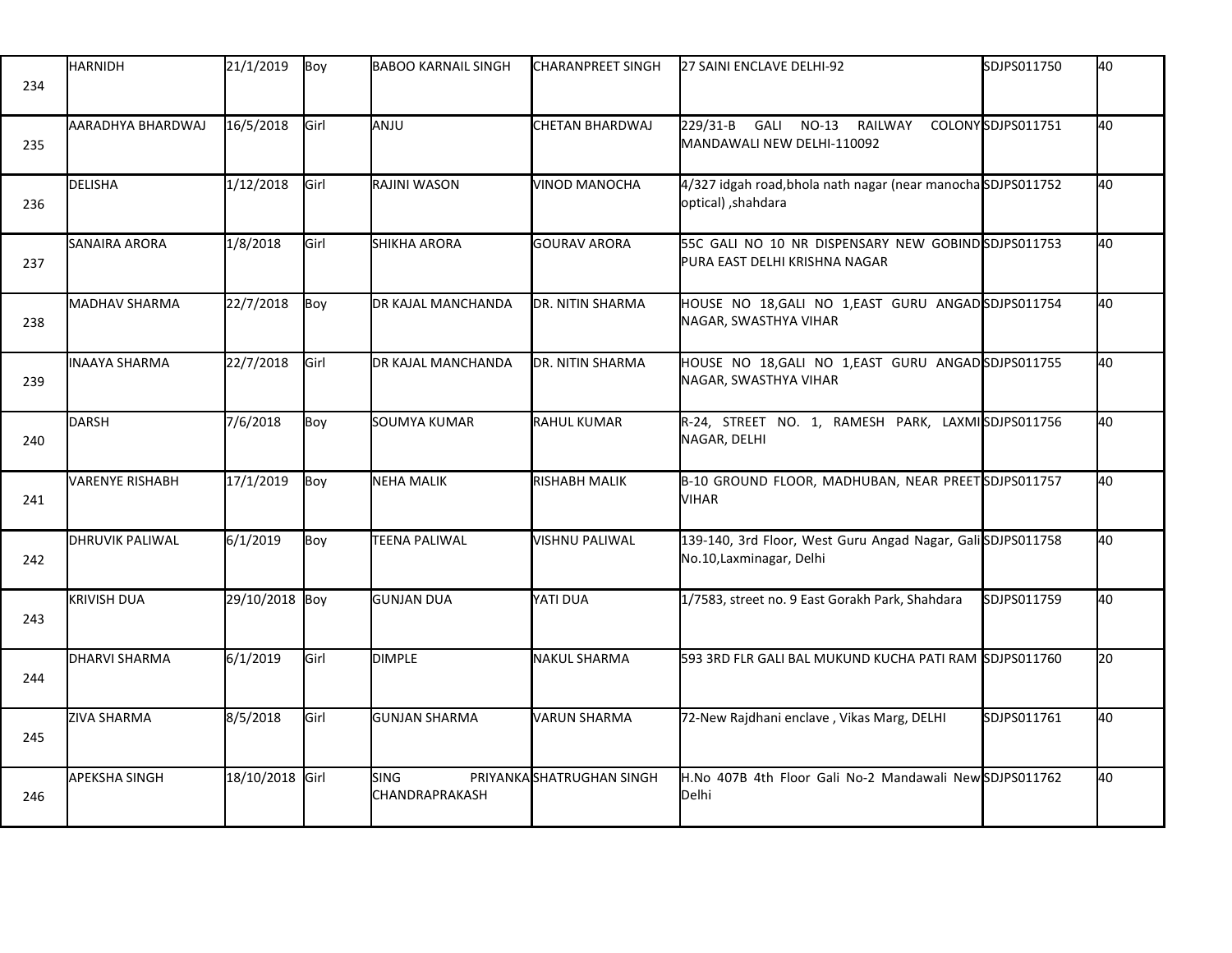| | | | | | | | | |
|---|---|---|---|---|---|---|---|---|
| 234 | HARNIDH | 21/1/2019 | Boy | BABOO KARNAIL SINGH | CHARANPREET SINGH | 27 SAINI ENCLAVE DELHI-92 | SDJPS011750 | 40 |
| 235 | AARADHYA BHARDWAJ | 16/5/2018 | Girl | ANJU | CHETAN BHARDWAJ | 229/31-B GALI NO-13 RAILWAY COLONY MANDAWALI NEW DELHI-110092 | SDJPS011751 | 40 |
| 236 | DELISHA | 1/12/2018 | Girl | RAJINI WASON | VINOD MANOCHA | 4/327 idgah road,bhola nath nagar (near manocha optical) ,shahdara | SDJPS011752 | 40 |
| 237 | SANAIRA ARORA | 1/8/2018 | Girl | SHIKHA ARORA | GOURAV ARORA | 55C GALI NO 10 NR DISPENSARY NEW GOBIND PURA EAST DELHI KRISHNA NAGAR | SDJPS011753 | 40 |
| 238 | MADHAV SHARMA | 22/7/2018 | Boy | DR KAJAL MANCHANDA | DR. NITIN SHARMA | HOUSE NO 18,GALI NO 1,EAST GURU ANGAD NAGAR, SWASTHYA VIHAR | SDJPS011754 | 40 |
| 239 | INAAYA SHARMA | 22/7/2018 | Girl | DR KAJAL MANCHANDA | DR. NITIN SHARMA | HOUSE NO 18,GALI NO 1,EAST GURU ANGAD NAGAR, SWASTHYA VIHAR | SDJPS011755 | 40 |
| 240 | DARSH | 7/6/2018 | Boy | SOUMYA KUMAR | RAHUL KUMAR | R-24, STREET NO. 1, RAMESH PARK, LAXMI NAGAR, DELHI | SDJPS011756 | 40 |
| 241 | VARENYE RISHABH | 17/1/2019 | Boy | NEHA MALIK | RISHABH MALIK | B-10 GROUND FLOOR, MADHUBAN, NEAR PREET VIHAR | SDJPS011757 | 40 |
| 242 | DHRUVIK PALIWAL | 6/1/2019 | Boy | TEENA PALIWAL | VISHNU PALIWAL | 139-140, 3rd Floor, West Guru Angad Nagar, Gali No.10,Laxminagar, Delhi | SDJPS011758 | 40 |
| 243 | KRIVISH DUA | 29/10/2018 | Boy | GUNJAN DUA | YATI DUA | 1/7583, street no. 9 East Gorakh Park, Shahdara | SDJPS011759 | 40 |
| 244 | DHARVI SHARMA | 6/1/2019 | Girl | DIMPLE | NAKUL SHARMA | 593 3RD FLR GALI BAL MUKUND KUCHA PATI RAM | SDJPS011760 | 20 |
| 245 | ZIVA SHARMA | 8/5/2018 | Girl | GUNJAN SHARMA | VARUN SHARMA | 72-New Rajdhani enclave , Vikas Marg, DELHI | SDJPS011761 | 40 |
| 246 | APEKSHA SINGH | 18/10/2018 | Girl | SING PRIYANKA CHANDRAPRAKASH | SHATRUGHAN SINGH | H.No 407B 4th Floor Gali No-2 Mandawali New Delhi | SDJPS011762 | 40 |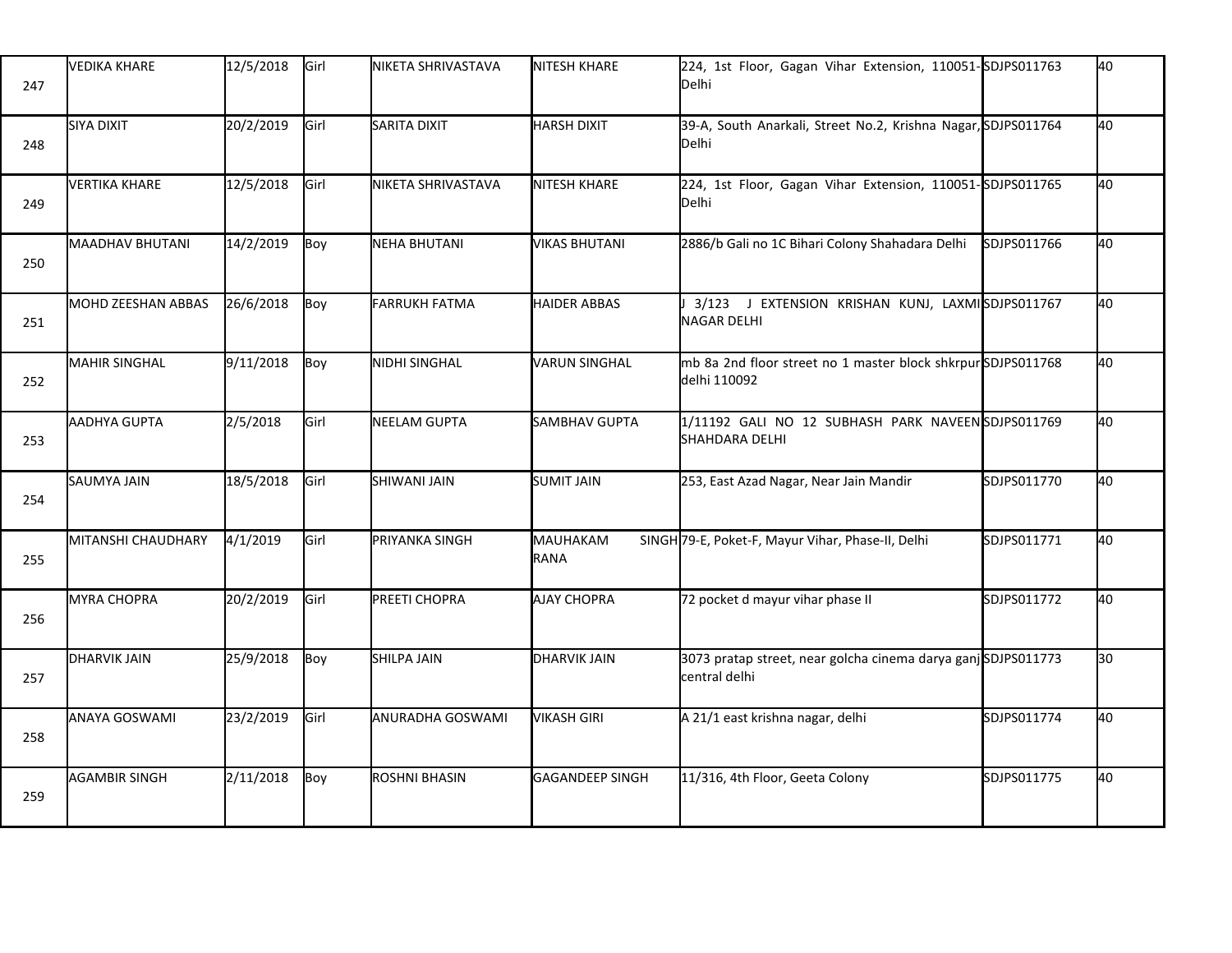| | | | | | | | | |
|---|---|---|---|---|---|---|---|---|
| 247 | VEDIKA KHARE | 12/5/2018 | Girl | NIKETA SHRIVASTAVA | NITESH KHARE | 224, 1st Floor, Gagan Vihar Extension, 110051-Delhi | SDJPS011763 | 40 |
| 248 | SIYA DIXIT | 20/2/2019 | Girl | SARITA DIXIT | HARSH DIXIT | 39-A, South Anarkali, Street No.2, Krishna Nagar, Delhi | SDJPS011764 | 40 |
| 249 | VERTIKA KHARE | 12/5/2018 | Girl | NIKETA SHRIVASTAVA | NITESH KHARE | 224, 1st Floor, Gagan Vihar Extension, 110051-Delhi | SDJPS011765 | 40 |
| 250 | MAADHAV BHUTANI | 14/2/2019 | Boy | NEHA BHUTANI | VIKAS BHUTANI | 2886/b Gali no 1C Bihari Colony Shahadara Delhi | SDJPS011766 | 40 |
| 251 | MOHD ZEESHAN ABBAS | 26/6/2018 | Boy | FARRUKH FATMA | HAIDER ABBAS | J 3/123 J EXTENSION KRISHAN KUNJ, LAXMI NAGAR DELHI | SDJPS011767 | 40 |
| 252 | MAHIR SINGHAL | 9/11/2018 | Boy | NIDHI SINGHAL | VARUN SINGHAL | mb 8a 2nd floor street no 1 master block shkrpur delhi 110092 | SDJPS011768 | 40 |
| 253 | AADHYA GUPTA | 2/5/2018 | Girl | NEELAM GUPTA | SAMBHAV GUPTA | 1/11192 GALI NO 12 SUBHASH PARK NAVEEN SHAHDARA DELHI | SDJPS011769 | 40 |
| 254 | SAUMYA JAIN | 18/5/2018 | Girl | SHIWANI JAIN | SUMIT JAIN | 253, East Azad Nagar, Near Jain Mandir | SDJPS011770 | 40 |
| 255 | MITANSHI CHAUDHARY | 4/1/2019 | Girl | PRIYANKA SINGH | MAUHAKAM SINGH RANA | 79-E, Poket-F, Mayur Vihar, Phase-II, Delhi | SDJPS011771 | 40 |
| 256 | MYRA CHOPRA | 20/2/2019 | Girl | PREETI CHOPRA | AJAY CHOPRA | 72 pocket d mayur vihar phase II | SDJPS011772 | 40 |
| 257 | DHARVIK JAIN | 25/9/2018 | Boy | SHILPA JAIN | DHARVIK JAIN | 3073 pratap street, near golcha cinema darya ganj central delhi | SDJPS011773 | 30 |
| 258 | ANAYA GOSWAMI | 23/2/2019 | Girl | ANURADHA GOSWAMI | VIKASH GIRI | A 21/1 east krishna nagar, delhi | SDJPS011774 | 40 |
| 259 | AGAMBIR SINGH | 2/11/2018 | Boy | ROSHNI BHASIN | GAGANDEEP SINGH | 11/316, 4th Floor, Geeta Colony | SDJPS011775 | 40 |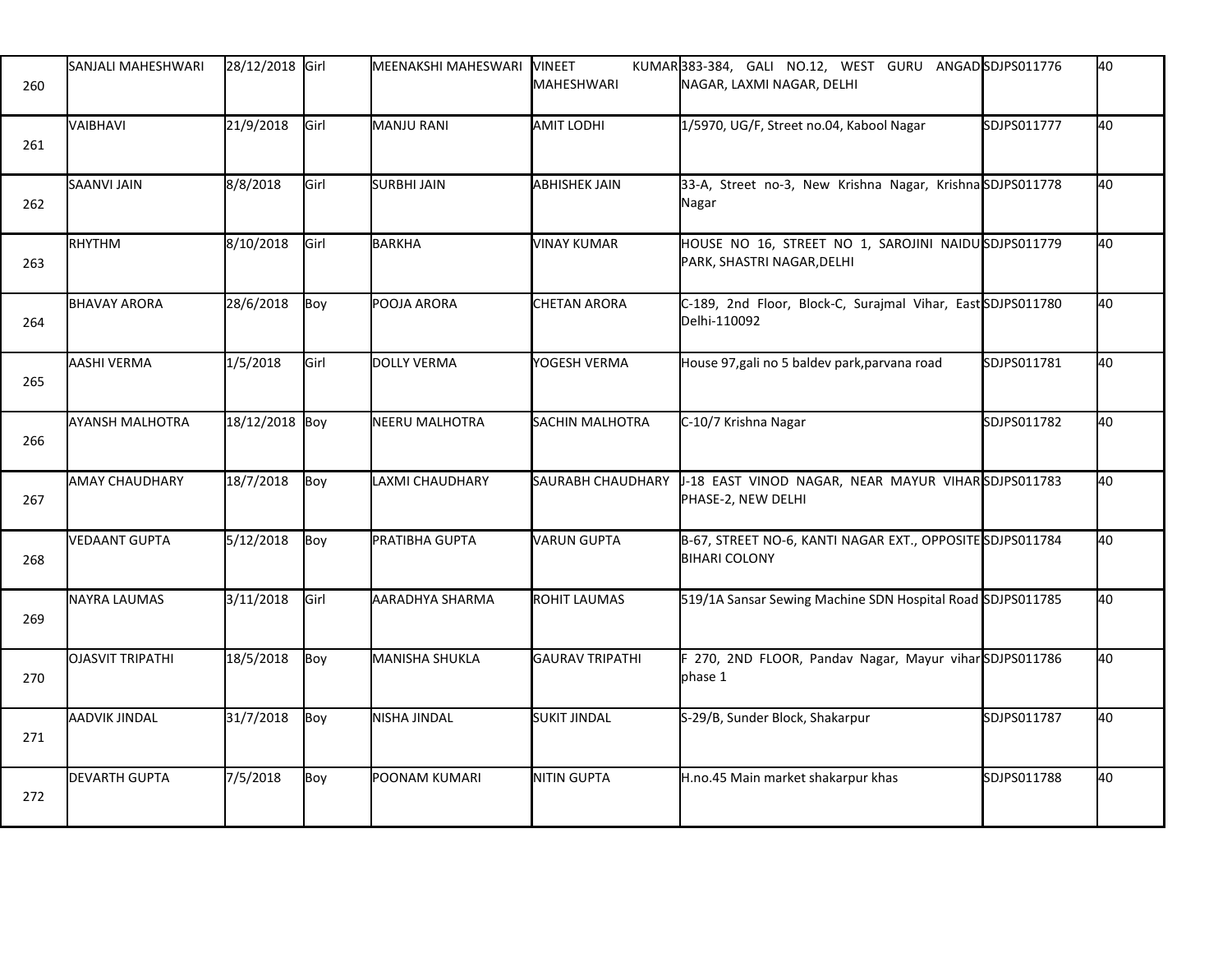| | | | | | | | | |
|---|---|---|---|---|---|---|---|---|
| 260 | SANJALI MAHESHWARI | 28/12/2018 | Girl | MEENAKSHI MAHESWARI | VINEET KUMAR MAHESHWARI | 383-384, GALI NO.12, WEST GURU ANGAD NAGAR, LAXMI NAGAR, DELHI | SDJPS011776 | 40 |
| 261 | VAIBHAVI | 21/9/2018 | Girl | MANJU RANI | AMIT LODHI | 1/5970, UG/F, Street no.04, Kabool Nagar | SDJPS011777 | 40 |
| 262 | SAANVI JAIN | 8/8/2018 | Girl | SURBHI JAIN | ABHISHEK JAIN | 33-A, Street no-3, New Krishna Nagar, Krishna Nagar | SDJPS011778 | 40 |
| 263 | RHYTHM | 8/10/2018 | Girl | BARKHA | VINAY KUMAR | HOUSE NO 16, STREET NO 1, SAROJINI NAIDU PARK, SHASTRI NAGAR,DELHI | SDJPS011779 | 40 |
| 264 | BHAVAY ARORA | 28/6/2018 | Boy | POOJA ARORA | CHETAN ARORA | C-189, 2nd Floor, Block-C, Surajmal Vihar, East Delhi-110092 | SDJPS011780 | 40 |
| 265 | AASHI VERMA | 1/5/2018 | Girl | DOLLY VERMA | YOGESH VERMA | House 97,gali no 5 baldev park,parvana road | SDJPS011781 | 40 |
| 266 | AYANSH MALHOTRA | 18/12/2018 | Boy | NEERU MALHOTRA | SACHIN MALHOTRA | C-10/7 Krishna Nagar | SDJPS011782 | 40 |
| 267 | AMAY CHAUDHARY | 18/7/2018 | Boy | LAXMI CHAUDHARY | SAURABH CHAUDHARY | J-18 EAST VINOD NAGAR, NEAR MAYUR VIHAR PHASE-2, NEW DELHI | SDJPS011783 | 40 |
| 268 | VEDAANT GUPTA | 5/12/2018 | Boy | PRATIBHA GUPTA | VARUN GUPTA | B-67, STREET NO-6, KANTI NAGAR EXT., OPPOSITE BIHARI COLONY | SDJPS011784 | 40 |
| 269 | NAYRA LAUMAS | 3/11/2018 | Girl | AARADHYA SHARMA | ROHIT LAUMAS | 519/1A Sansar Sewing Machine SDN Hospital Road | SDJPS011785 | 40 |
| 270 | OJASVIT TRIPATHI | 18/5/2018 | Boy | MANISHA SHUKLA | GAURAV TRIPATHI | F 270, 2ND FLOOR, Pandav Nagar, Mayur vihar phase 1 | SDJPS011786 | 40 |
| 271 | AADVIK JINDAL | 31/7/2018 | Boy | NISHA JINDAL | SUKIT JINDAL | S-29/B, Sunder Block, Shakarpur | SDJPS011787 | 40 |
| 272 | DEVARTH GUPTA | 7/5/2018 | Boy | POONAM KUMARI | NITIN GUPTA | H.no.45 Main market shakarpur khas | SDJPS011788 | 40 |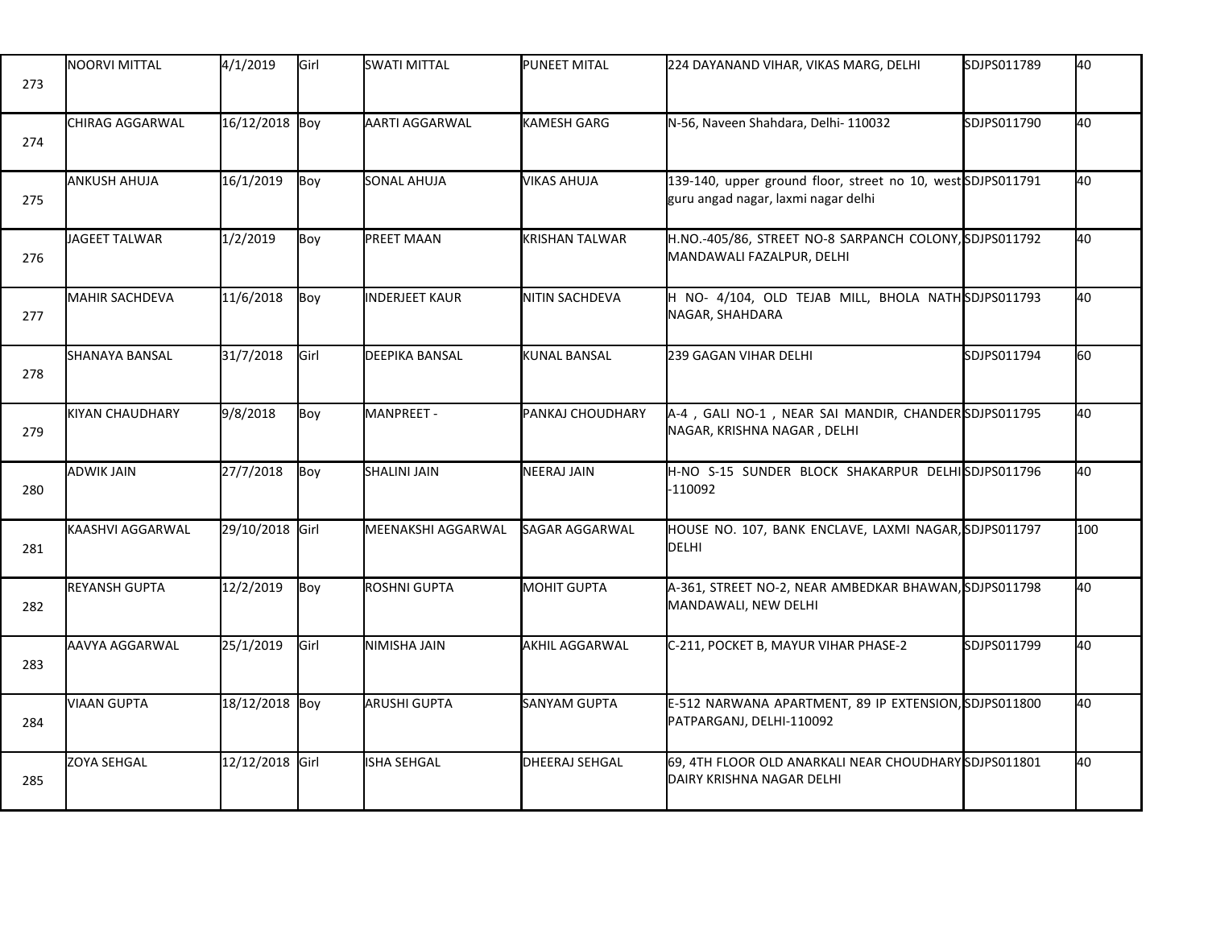| 273 | NOORVI MITTAL | 4/1/2019 | Girl | SWATI MITTAL | PUNEET MITAL | 224 DAYANAND VIHAR, VIKAS MARG, DELHI | SDJPS011789 | 40 |
|---|---|---|---|---|---|---|---|---|
| 274 | CHIRAG AGGARWAL | 16/12/2018 | Boy | AARTI AGGARWAL | KAMESH GARG | N-56, Naveen Shahdara, Delhi- 110032 | SDJPS011790 | 40 |
| 275 | ANKUSH AHUJA | 16/1/2019 | Boy | SONAL AHUJA | VIKAS AHUJA | 139-140, upper ground floor, street no 10, west guru angad nagar, laxmi nagar delhi | SDJPS011791 | 40 |
| 276 | JAGEET TALWAR | 1/2/2019 | Boy | PREET MAAN | KRISHAN TALWAR | H.NO.-405/86, STREET NO-8 SARPANCH COLONY, MANDAWALI FAZALPUR, DELHI | SDJPS011792 | 40 |
| 277 | MAHIR SACHDEVA | 11/6/2018 | Boy | INDERJEET KAUR | NITIN SACHDEVA | H NO- 4/104, OLD TEJAB MILL, BHOLA NATH NAGAR, SHAHDARA | SDJPS011793 | 40 |
| 278 | SHANAYA BANSAL | 31/7/2018 | Girl | DEEPIKA BANSAL | KUNAL BANSAL | 239 GAGAN VIHAR DELHI | SDJPS011794 | 60 |
| 279 | KIYAN CHAUDHARY | 9/8/2018 | Boy | MANPREET - | PANKAJ CHOUDHARY | A-4 , GALI NO-1 , NEAR SAI MANDIR, CHANDER NAGAR, KRISHNA NAGAR , DELHI | SDJPS011795 | 40 |
| 280 | ADWIK JAIN | 27/7/2018 | Boy | SHALINI JAIN | NEERAJ JAIN | H-NO S-15 SUNDER BLOCK SHAKARPUR DELHI -110092 | SDJPS011796 | 40 |
| 281 | KAASHVI AGGARWAL | 29/10/2018 | Girl | MEENAKSHI AGGARWAL | SAGAR AGGARWAL | HOUSE NO. 107, BANK ENCLAVE, LAXMI NAGAR, DELHI | SDJPS011797 | 100 |
| 282 | REYANSH GUPTA | 12/2/2019 | Boy | ROSHNI GUPTA | MOHIT GUPTA | A-361, STREET NO-2, NEAR AMBEDKAR BHAWAN, MANDAWALI, NEW DELHI | SDJPS011798 | 40 |
| 283 | AAVYA AGGARWAL | 25/1/2019 | Girl | NIMISHA JAIN | AKHIL AGGARWAL | C-211, POCKET B, MAYUR VIHAR PHASE-2 | SDJPS011799 | 40 |
| 284 | VIAAN GUPTA | 18/12/2018 | Boy | ARUSHI GUPTA | SANYAM GUPTA | E-512 NARWANA APARTMENT, 89 IP EXTENSION, PATPARGANJ, DELHI-110092 | SDJPS011800 | 40 |
| 285 | ZOYA SEHGAL | 12/12/2018 | Girl | ISHA SEHGAL | DHEERAJ SEHGAL | 69, 4TH FLOOR OLD ANARKALI NEAR CHOUDHARY DAIRY KRISHNA NAGAR DELHI | SDJPS011801 | 40 |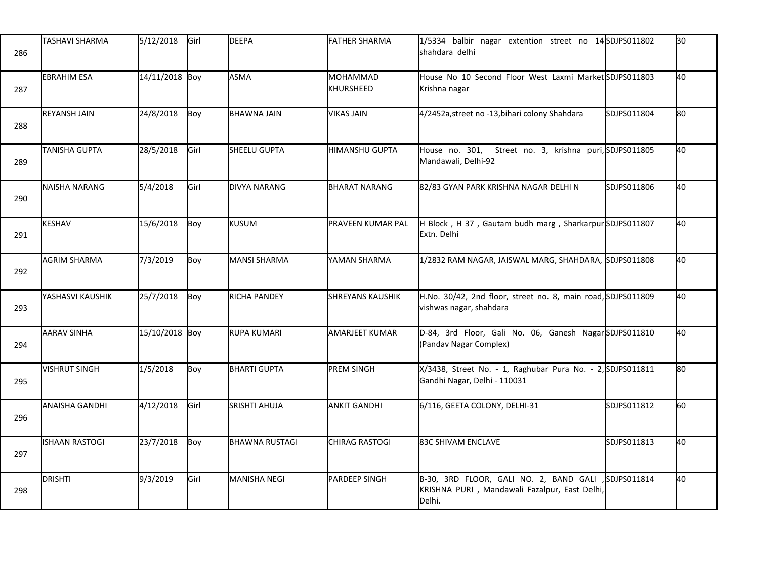| 286 | TASHAVI SHARMA | 5/12/2018 | Girl | DEEPA | FATHER SHARMA | 1/5334 balbir nagar extention street no 14 shahdara delhi | SDJPS011802 | 30 |
|---|---|---|---|---|---|---|---|---|
| 287 | EBRAHIM ESA | 14/11/2018 | Boy | ASMA | MOHAMMAD KHURSHEED | House No 10 Second Floor West Laxmi Market Krishna nagar | SDJPS011803 | 40 |
| 288 | REYANSH JAIN | 24/8/2018 | Boy | BHAWNA JAIN | VIKAS JAIN | 4/2452a,street no -13,bihari colony Shahdara | SDJPS011804 | 80 |
| 289 | TANISHA GUPTA | 28/5/2018 | Girl | SHEELU GUPTA | HIMANSHU GUPTA | House no. 301, Street no. 3, krishna puri, Mandawali, Delhi-92 | SDJPS011805 | 40 |
| 290 | NAISHA NARANG | 5/4/2018 | Girl | DIVYA NARANG | BHARAT NARANG | 82/83 GYAN PARK KRISHNA NAGAR DELHI N | SDJPS011806 | 40 |
| 291 | KESHAV | 15/6/2018 | Boy | KUSUM | PRAVEEN KUMAR PAL | H Block , H 37 , Gautam budh marg , Sharkarpur Extn. Delhi | SDJPS011807 | 40 |
| 292 | AGRIM SHARMA | 7/3/2019 | Boy | MANSI SHARMA | YAMAN SHARMA | 1/2832 RAM NAGAR, JAISWAL MARG, SHAHDARA, | SDJPS011808 | 40 |
| 293 | YASHASVI KAUSHIK | 25/7/2018 | Boy | RICHA PANDEY | SHREYANS KAUSHIK | H.No. 30/42, 2nd floor, street no. 8, main road, vishwas nagar, shahdara | SDJPS011809 | 40 |
| 294 | AARAV SINHA | 15/10/2018 | Boy | RUPA KUMARI | AMARJEET KUMAR | D-84, 3rd Floor, Gali No. 06, Ganesh Nagar (Pandav Nagar Complex) | SDJPS011810 | 40 |
| 295 | VISHRUT SINGH | 1/5/2018 | Boy | BHARTI GUPTA | PREM SINGH | X/3438, Street No. - 1, Raghubar Pura No. - 2, Gandhi Nagar, Delhi - 110031 | SDJPS011811 | 80 |
| 296 | ANAISHA GANDHI | 4/12/2018 | Girl | SRISHTI AHUJA | ANKIT GANDHI | 6/116, GEETA COLONY, DELHI-31 | SDJPS011812 | 60 |
| 297 | ISHAAN RASTOGI | 23/7/2018 | Boy | BHAWNA RUSTAGI | CHIRAG RASTOGI | 83C SHIVAM ENCLAVE | SDJPS011813 | 40 |
| 298 | DRISHTI | 9/3/2019 | Girl | MANISHA NEGI | PARDEEP SINGH | B-30, 3RD FLOOR, GALI NO. 2, BAND GALI , KRISHNA PURI , Mandawali Fazalpur, East Delhi, Delhi. | SDJPS011814 | 40 |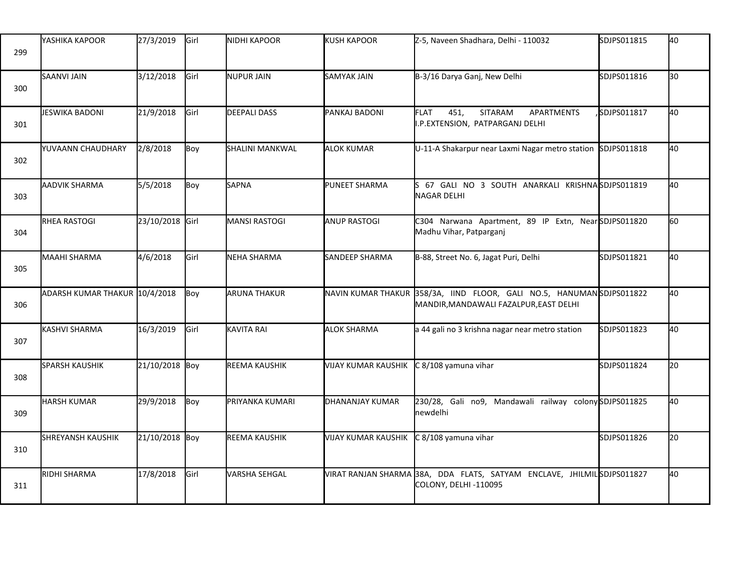| | | | | | | | | |
|---|---|---|---|---|---|---|---|---|
| 299 | YASHIKA KAPOOR | 27/3/2019 | Girl | NIDHI KAPOOR | KUSH KAPOOR | Z-5, Naveen Shadhara, Delhi - 110032 | SDJPS011815 | 40 |
| 300 | SAANVI JAIN | 3/12/2018 | Girl | NUPUR JAIN | SAMYAK JAIN | B-3/16 Darya Ganj, New Delhi | SDJPS011816 | 30 |
| 301 | JESWIKA BADONI | 21/9/2018 | Girl | DEEPALI DASS | PANKAJ BADONI | FLAT 451, SITARAM APARTMENTS ,I.P.EXTENSION, PATPARGANJ DELHI | SDJPS011817 | 40 |
| 302 | YUVAANN CHAUDHARY | 2/8/2018 | Boy | SHALINI MANKWAL | ALOK KUMAR | U-11-A Shakarpur near Laxmi Nagar metro station | SDJPS011818 | 40 |
| 303 | AADVIK SHARMA | 5/5/2018 | Boy | SAPNA | PUNEET SHARMA | S 67 GALI NO 3 SOUTH ANARKALI KRISHNA NAGAR DELHI | SDJPS011819 | 40 |
| 304 | RHEA RASTOGI | 23/10/2018 | Girl | MANSI RASTOGI | ANUP RASTOGI | C304 Narwana Apartment, 89 IP Extn, Near Madhu Vihar, Patparganj | SDJPS011820 | 60 |
| 305 | MAAHI SHARMA | 4/6/2018 | Girl | NEHA SHARMA | SANDEEP SHARMA | B-88, Street No. 6, Jagat Puri, Delhi | SDJPS011821 | 40 |
| 306 | ADARSH KUMAR THAKUR | 10/4/2018 | Boy | ARUNA THAKUR | NAVIN KUMAR THAKUR | 358/3A, IIND FLOOR, GALI NO.5, HANUMAN MANDIR,MANDAWALI FAZALPUR,EAST DELHI | SDJPS011822 | 40 |
| 307 | KASHVI SHARMA | 16/3/2019 | Girl | KAVITA RAI | ALOK SHARMA | a 44 gali no 3 krishna nagar near metro station | SDJPS011823 | 40 |
| 308 | SPARSH KAUSHIK | 21/10/2018 | Boy | REEMA KAUSHIK | VIJAY KUMAR KAUSHIK | C 8/108 yamuna vihar | SDJPS011824 | 20 |
| 309 | HARSH KUMAR | 29/9/2018 | Boy | PRIYANKA KUMARI | DHANANJAY KUMAR | 230/28, Gali no9, Mandawali railway colony newdelhi | SDJPS011825 | 40 |
| 310 | SHREYANSH KAUSHIK | 21/10/2018 | Boy | REEMA KAUSHIK | VIJAY KUMAR KAUSHIK | C 8/108 yamuna vihar | SDJPS011826 | 20 |
| 311 | RIDHI SHARMA | 17/8/2018 | Girl | VARSHA SEHGAL | VIRAT RANJAN SHARMA | 38A, DDA FLATS, SATYAM ENCLAVE, JHILMIL COLONY, DELHI -110095 | SDJPS011827 | 40 |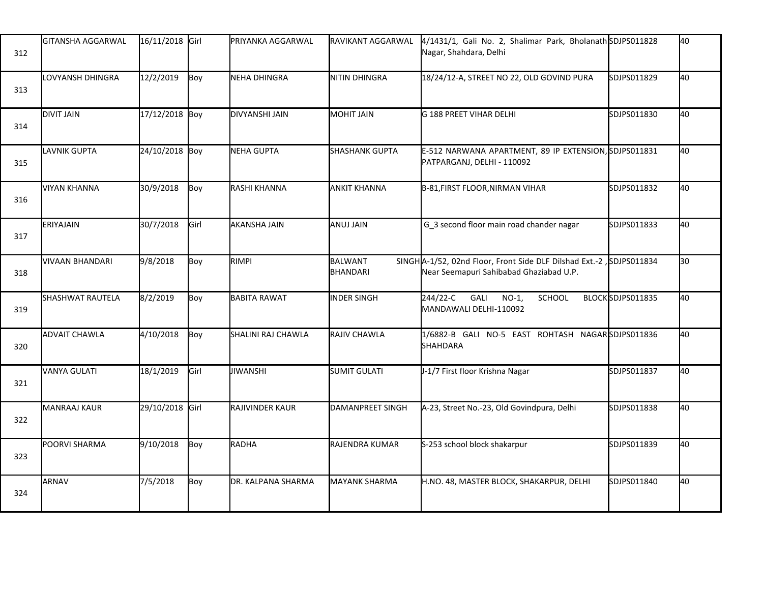| 312 | GITANSHA AGGARWAL | 16/11/2018 | Girl | PRIYANKA AGGARWAL | RAVIKANT AGGARWAL | 4/1431/1, Gali No. 2, Shalimar Park, Bholanath Nagar, Shahdara, Delhi | SDJPS011828 | 40 |
|---|---|---|---|---|---|---|---|---|
| 313 | LOVYANSH DHINGRA | 12/2/2019 | Boy | NEHA DHINGRA | NITIN DHINGRA | 18/24/12-A, STREET NO 22, OLD GOVIND PURA | SDJPS011829 | 40 |
| 314 | DIVIT JAIN | 17/12/2018 | Boy | DIVYANSHI JAIN | MOHIT JAIN | G 188 PREET VIHAR DELHI | SDJPS011830 | 40 |
| 315 | LAVNIK GUPTA | 24/10/2018 | Boy | NEHA GUPTA | SHASHANK GUPTA | E-512 NARWANA APARTMENT, 89 IP EXTENSION, PATPARGANJ, DELHI - 110092 | SDJPS011831 | 40 |
| 316 | VIYAN KHANNA | 30/9/2018 | Boy | RASHI KHANNA | ANKIT KHANNA | B-81,FIRST FLOOR,NIRMAN VIHAR | SDJPS011832 | 40 |
| 317 | ERIYAJAIN | 30/7/2018 | Girl | AKANSHA JAIN | ANUJ JAIN | G_3 second floor main road chander nagar | SDJPS011833 | 40 |
| 318 | VIVAAN BHANDARI | 9/8/2018 | Boy | RIMPI | BALWANT SINGH BHANDARI | A-1/52, 02nd Floor, Front Side DLF Dilshad Ext.-2 , Near Seemapuri Sahibabad Ghaziabad U.P. | SDJPS011834 | 30 |
| 319 | SHASHWAT RAUTELA | 8/2/2019 | Boy | BABITA RAWAT | INDER SINGH | 244/22-C GALI NO-1, SCHOOL BLOCK MANDAWALI DELHI-110092 | SDJPS011835 | 40 |
| 320 | ADVAIT CHAWLA | 4/10/2018 | Boy | SHALINI RAJ CHAWLA | RAJIV CHAWLA | 1/6882-B GALI NO-5 EAST ROHTASH NAGAR SHAHDARA | SDJPS011836 | 40 |
| 321 | VANYA GULATI | 18/1/2019 | Girl | JIWANSHI | SUMIT GULATI | J-1/7 First floor Krishna Nagar | SDJPS011837 | 40 |
| 322 | MANRAAJ KAUR | 29/10/2018 | Girl | RAJIVINDER KAUR | DAMANPREET SINGH | A-23, Street No.-23, Old Govindpura, Delhi | SDJPS011838 | 40 |
| 323 | POORVI SHARMA | 9/10/2018 | Boy | RADHA | RAJENDRA KUMAR | S-253 school block shakarpur | SDJPS011839 | 40 |
| 324 | ARNAV | 7/5/2018 | Boy | DR. KALPANA SHARMA | MAYANK SHARMA | H.NO. 48, MASTER BLOCK, SHAKARPUR, DELHI | SDJPS011840 | 40 |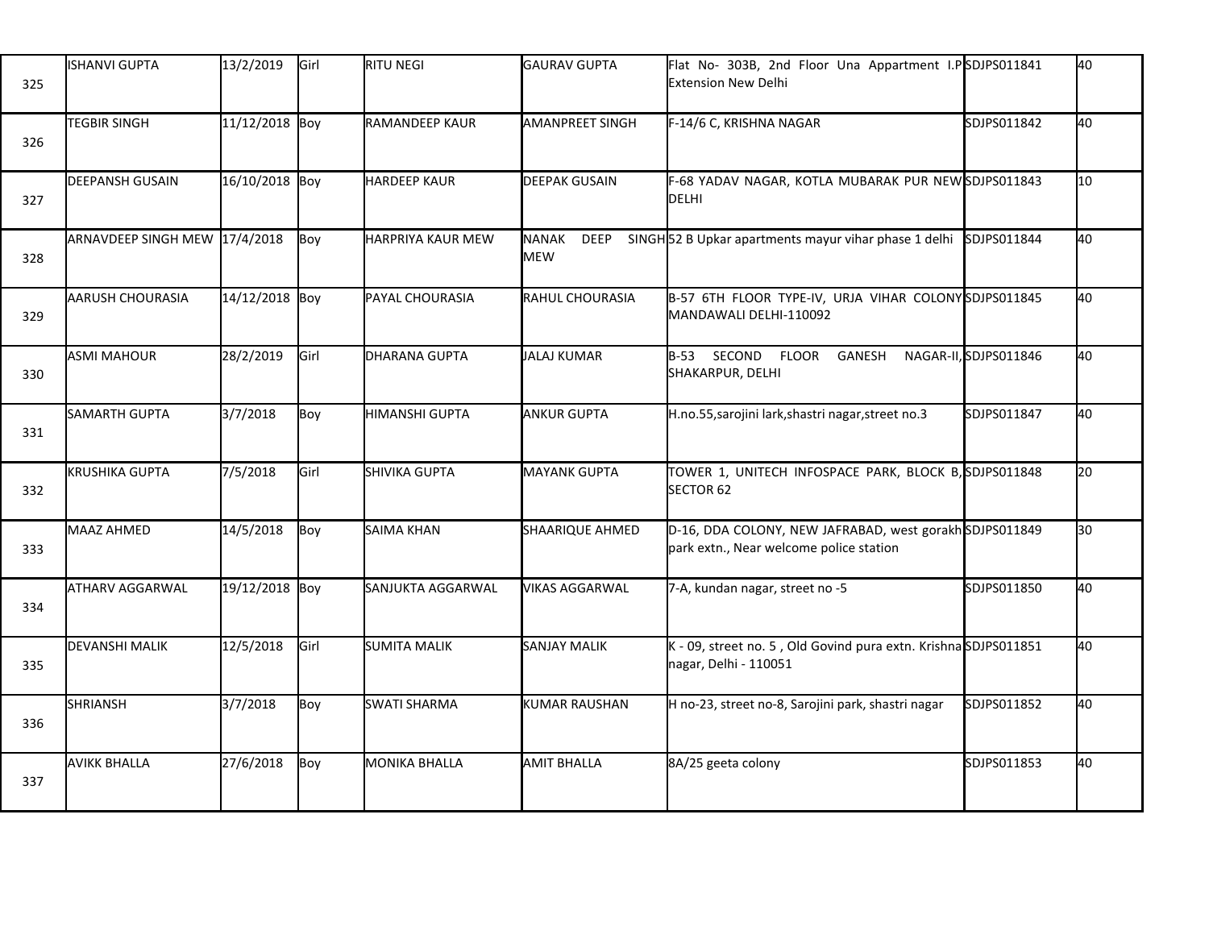| 325 | ISHANVI GUPTA | 13/2/2019 | Girl | RITU NEGI | GAURAV GUPTA | Flat No- 303B, 2nd Floor Una Appartment I.P Extension New Delhi | SDJPS011841 | 40 |
|---|---|---|---|---|---|---|---|---|
| 326 | TEGBIR SINGH | 11/12/2018 | Boy | RAMANDEEP KAUR | AMANPREET SINGH | F-14/6 C, KRISHNA NAGAR | SDJPS011842 | 40 |
| 327 | DEEPANSH GUSAIN | 16/10/2018 | Boy | HARDEEP KAUR | DEEPAK GUSAIN | F-68 YADAV NAGAR, KOTLA MUBARAK PUR NEW DELHI | SDJPS011843 | 10 |
| 328 | ARNAVDEEP SINGH MEW | 17/4/2018 | Boy | HARPRIYA KAUR MEW | NANAK DEEP SINGH MEW | 52 B Upkar apartments mayur vihar phase 1 delhi | SDJPS011844 | 40 |
| 329 | AARUSH CHOURASIA | 14/12/2018 | Boy | PAYAL CHOURASIA | RAHUL CHOURASIA | B-57 6TH FLOOR TYPE-IV, URJA VIHAR COLONY MANDAWALI DELHI-110092 | SDJPS011845 | 40 |
| 330 | ASMI MAHOUR | 28/2/2019 | Girl | DHARANA GUPTA | JALAJ KUMAR | B-53 SECOND FLOOR GANESH NAGAR-II, SHAKARPUR, DELHI | SDJPS011846 | 40 |
| 331 | SAMARTH GUPTA | 3/7/2018 | Boy | HIMANSHI GUPTA | ANKUR GUPTA | H.no.55,sarojini lark,shastri nagar,street no.3 | SDJPS011847 | 40 |
| 332 | KRUSHIKA GUPTA | 7/5/2018 | Girl | SHIVIKA GUPTA | MAYANK GUPTA | TOWER 1, UNITECH INFOSPACE PARK, BLOCK B, SECTOR 62 | SDJPS011848 | 20 |
| 333 | MAAZ AHMED | 14/5/2018 | Boy | SAIMA KHAN | SHAARIQUE AHMED | D-16, DDA COLONY, NEW JAFRABAD, west gorakh park extn., Near welcome police station | SDJPS011849 | 30 |
| 334 | ATHARV AGGARWAL | 19/12/2018 | Boy | SANJUKTA AGGARWAL | VIKAS AGGARWAL | 7-A, kundan nagar, street no -5 | SDJPS011850 | 40 |
| 335 | DEVANSHI MALIK | 12/5/2018 | Girl | SUMITA MALIK | SANJAY MALIK | K - 09, street no. 5 , Old Govind pura extn. Krishna nagar, Delhi - 110051 | SDJPS011851 | 40 |
| 336 | SHRIANSH | 3/7/2018 | Boy | SWATI SHARMA | KUMAR RAUSHAN | H no-23, street no-8, Sarojini park, shastri nagar | SDJPS011852 | 40 |
| 337 | AVIKK BHALLA | 27/6/2018 | Boy | MONIKA BHALLA | AMIT BHALLA | 8A/25 geeta colony | SDJPS011853 | 40 |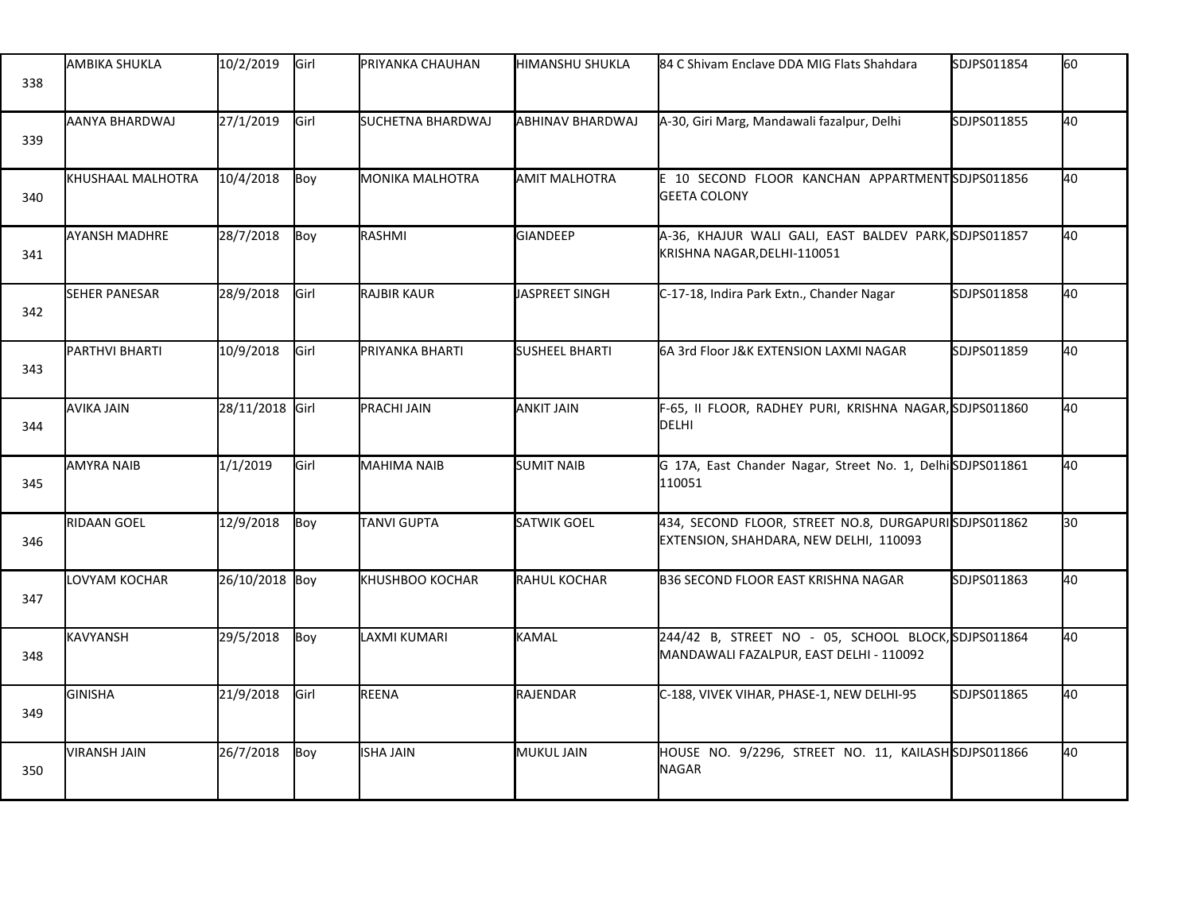| | | | | | | | | |
|---|---|---|---|---|---|---|---|---|
| 338 | AMBIKA SHUKLA | 10/2/2019 | Girl | PRIYANKA CHAUHAN | HIMANSHU SHUKLA | 84 C Shivam Enclave DDA MIG Flats Shahdara | SDJPS011854 | 60 |
| 339 | AANYA BHARDWAJ | 27/1/2019 | Girl | SUCHETNA BHARDWAJ | ABHINAV BHARDWAJ | A-30, Giri Marg, Mandawali fazalpur, Delhi | SDJPS011855 | 40 |
| 340 | KHUSHAAL MALHOTRA | 10/4/2018 | Boy | MONIKA MALHOTRA | AMIT MALHOTRA | E 10 SECOND FLOOR KANCHAN APPARTMENT GEETA COLONY | SDJPS011856 | 40 |
| 341 | AYANSH MADHRE | 28/7/2018 | Boy | RASHMI | GIANDEEP | A-36, KHAJUR WALI GALI, EAST BALDEV PARK, KRISHNA NAGAR,DELHI-110051 | SDJPS011857 | 40 |
| 342 | SEHER PANESAR | 28/9/2018 | Girl | RAJBIR KAUR | JASPREET SINGH | C-17-18, Indira Park Extn., Chander Nagar | SDJPS011858 | 40 |
| 343 | PARTHVI BHARTI | 10/9/2018 | Girl | PRIYANKA BHARTI | SUSHEEL BHARTI | 6A 3rd Floor J&K EXTENSION LAXMI NAGAR | SDJPS011859 | 40 |
| 344 | AVIKA JAIN | 28/11/2018 | Girl | PRACHI JAIN | ANKIT JAIN | F-65, II FLOOR, RADHEY PURI, KRISHNA NAGAR, DELHI | SDJPS011860 | 40 |
| 345 | AMYRA NAIB | 1/1/2019 | Girl | MAHIMA NAIB | SUMIT NAIB | G 17A, East Chander Nagar, Street No. 1, Delhi 110051 | SDJPS011861 | 40 |
| 346 | RIDAAN GOEL | 12/9/2018 | Boy | TANVI GUPTA | SATWIK GOEL | 434, SECOND FLOOR, STREET NO.8, DURGAPURI EXTENSION, SHAHDARA, NEW DELHI, 110093 | SDJPS011862 | 30 |
| 347 | LOVYAM KOCHAR | 26/10/2018 | Boy | KHUSHBOO KOCHAR | RAHUL KOCHAR | B36 SECOND FLOOR EAST KRISHNA NAGAR | SDJPS011863 | 40 |
| 348 | KAVYANSH | 29/5/2018 | Boy | LAXMI KUMARI | KAMAL | 244/42 B, STREET NO - 05, SCHOOL BLOCK, MANDAWALI FAZALPUR, EAST DELHI - 110092 | SDJPS011864 | 40 |
| 349 | GINISHA | 21/9/2018 | Girl | REENA | RAJENDAR | C-188, VIVEK VIHAR, PHASE-1, NEW DELHI-95 | SDJPS011865 | 40 |
| 350 | VIRANSH JAIN | 26/7/2018 | Boy | ISHA JAIN | MUKUL JAIN | HOUSE NO. 9/2296, STREET NO. 11, KAILASH NAGAR | SDJPS011866 | 40 |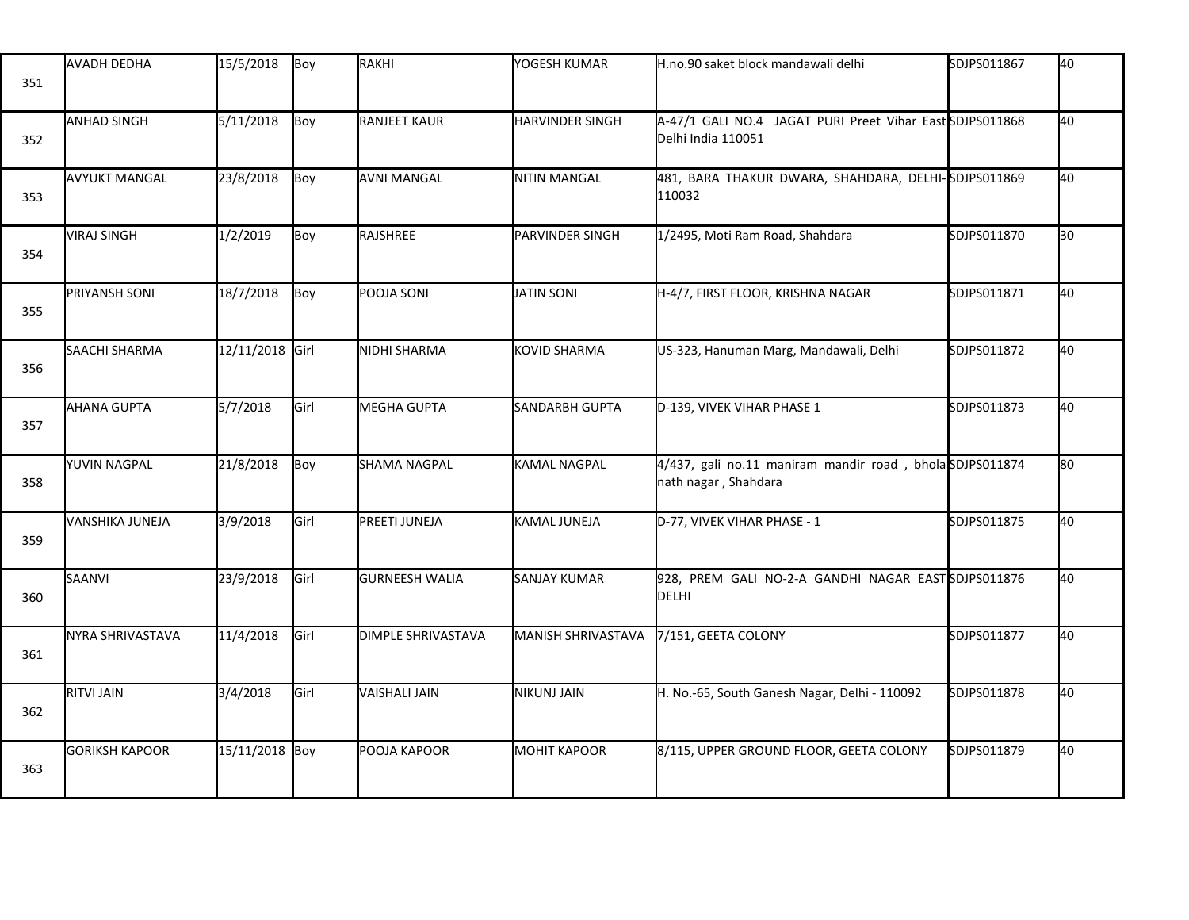| | | | | | | | | |
|---|---|---|---|---|---|---|---|---|
| 351 | AVADH DEDHA | 15/5/2018 | Boy | RAKHI | YOGESH KUMAR | H.no.90 saket block mandawali delhi | SDJPS011867 | 40 |
| 352 | ANHAD SINGH | 5/11/2018 | Boy | RANJEET KAUR | HARVINDER SINGH | A-47/1 GALI NO.4 JAGAT PURI Preet Vihar East Delhi India 110051 | SDJPS011868 | 40 |
| 353 | AVYUKT MANGAL | 23/8/2018 | Boy | AVNI MANGAL | NITIN MANGAL | 481, BARA THAKUR DWARA, SHAHDARA, DELHI-110032 | SDJPS011869 | 40 |
| 354 | VIRAJ SINGH | 1/2/2019 | Boy | RAJSHREE | PARVINDER SINGH | 1/2495, Moti Ram Road, Shahdara | SDJPS011870 | 30 |
| 355 | PRIYANSH SONI | 18/7/2018 | Boy | POOJA SONI | JATIN SONI | H-4/7, FIRST FLOOR, KRISHNA NAGAR | SDJPS011871 | 40 |
| 356 | SAACHI SHARMA | 12/11/2018 | Girl | NIDHI SHARMA | KOVID SHARMA | US-323, Hanuman Marg, Mandawali, Delhi | SDJPS011872 | 40 |
| 357 | AHANA GUPTA | 5/7/2018 | Girl | MEGHA GUPTA | SANDARBH GUPTA | D-139, VIVEK VIHAR PHASE 1 | SDJPS011873 | 40 |
| 358 | YUVIN NAGPAL | 21/8/2018 | Boy | SHAMA NAGPAL | KAMAL NAGPAL | 4/437, gali no.11 maniram mandir road , bhola nath nagar , Shahdara | SDJPS011874 | 80 |
| 359 | VANSHIKA JUNEJA | 3/9/2018 | Girl | PREETI JUNEJA | KAMAL JUNEJA | D-77, VIVEK VIHAR PHASE - 1 | SDJPS011875 | 40 |
| 360 | SAANVI | 23/9/2018 | Girl | GURNEESH WALIA | SANJAY KUMAR | 928, PREM GALI NO-2-A GANDHI NAGAR EAST DELHI | SDJPS011876 | 40 |
| 361 | NYRA SHRIVASTAVA | 11/4/2018 | Girl | DIMPLE SHRIVASTAVA | MANISH SHRIVASTAVA | 7/151, GEETA COLONY | SDJPS011877 | 40 |
| 362 | RITVI JAIN | 3/4/2018 | Girl | VAISHALI JAIN | NIKUNJ JAIN | H. No.-65, South Ganesh Nagar, Delhi - 110092 | SDJPS011878 | 40 |
| 363 | GORIKSH KAPOOR | 15/11/2018 | Boy | POOJA KAPOOR | MOHIT KAPOOR | 8/115, UPPER GROUND FLOOR, GEETA COLONY | SDJPS011879 | 40 |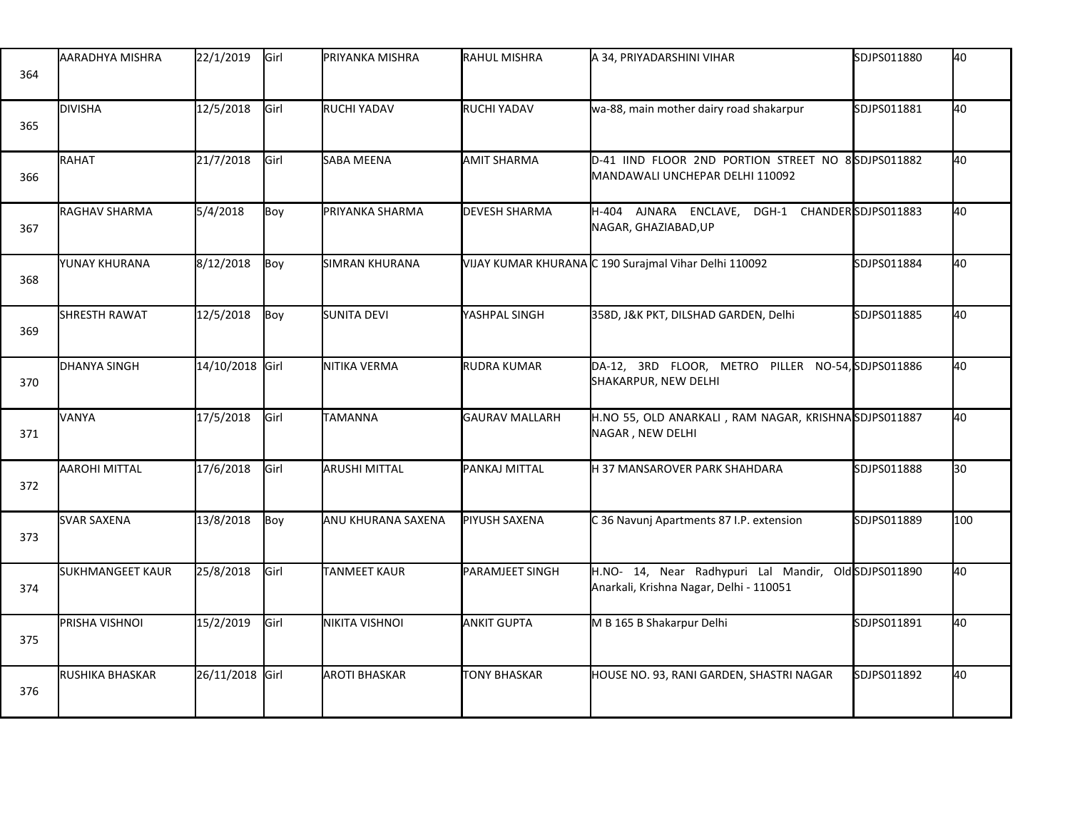| 364 | AARADHYA MISHRA | 22/1/2019 | Girl | PRIYANKA MISHRA | RAHUL MISHRA | A 34, PRIYADARSHINI VIHAR | SDJPS011880 | 40 |
|---|---|---|---|---|---|---|---|---|
| 365 | DIVISHA | 12/5/2018 | Girl | RUCHI YADAV | RUCHI YADAV | wa-88, main mother dairy road shakarpur | SDJPS011881 | 40 |
| 366 | RAHAT | 21/7/2018 | Girl | SABA MEENA | AMIT SHARMA | D-41 IIND FLOOR 2ND PORTION STREET NO 8 MANDAWALI UNCHEPAR DELHI 110092 | SDJPS011882 | 40 |
| 367 | RAGHAV SHARMA | 5/4/2018 | Boy | PRIYANKA SHARMA | DEVESH SHARMA | H-404 AJNARA ENCLAVE, DGH-1 CHANDER NAGAR, GHAZIABAD,UP | SDJPS011883 | 40 |
| 368 | YUNAY KHURANA | 8/12/2018 | Boy | SIMRAN KHURANA | VIJAY KUMAR KHURANA | C 190 Surajmal Vihar Delhi 110092 | SDJPS011884 | 40 |
| 369 | SHRESTH RAWAT | 12/5/2018 | Boy | SUNITA DEVI | YASHPAL SINGH | 358D, J&K PKT, DILSHAD GARDEN, Delhi | SDJPS011885 | 40 |
| 370 | DHANYA SINGH | 14/10/2018 | Girl | NITIKA VERMA | RUDRA KUMAR | DA-12, 3RD FLOOR, METRO PILLER NO-54, SHAKARPUR, NEW DELHI | SDJPS011886 | 40 |
| 371 | VANYA | 17/5/2018 | Girl | TAMANNA | GAURAV MALLARH | H.NO 55, OLD ANARKALI , RAM NAGAR, KRISHNA NAGAR , NEW DELHI | SDJPS011887 | 40 |
| 372 | AAROHI MITTAL | 17/6/2018 | Girl | ARUSHI MITTAL | PANKAJ MITTAL | H 37 MANSAROVER PARK SHAHDARA | SDJPS011888 | 30 |
| 373 | SVAR SAXENA | 13/8/2018 | Boy | ANU KHURANA SAXENA | PIYUSH SAXENA | C 36 Navunj Apartments 87 I.P. extension | SDJPS011889 | 100 |
| 374 | SUKHMANGEET KAUR | 25/8/2018 | Girl | TANMEET KAUR | PARAMJEET SINGH | H.NO- 14, Near Radhypuri Lal Mandir, Old Anarkali, Krishna Nagar, Delhi - 110051 | SDJPS011890 | 40 |
| 375 | PRISHA VISHNOI | 15/2/2019 | Girl | NIKITA VISHNOI | ANKIT GUPTA | M B 165 B Shakarpur Delhi | SDJPS011891 | 40 |
| 376 | RUSHIKA BHASKAR | 26/11/2018 | Girl | AROTI BHASKAR | TONY BHASKAR | HOUSE NO. 93, RANI GARDEN, SHASTRI NAGAR | SDJPS011892 | 40 |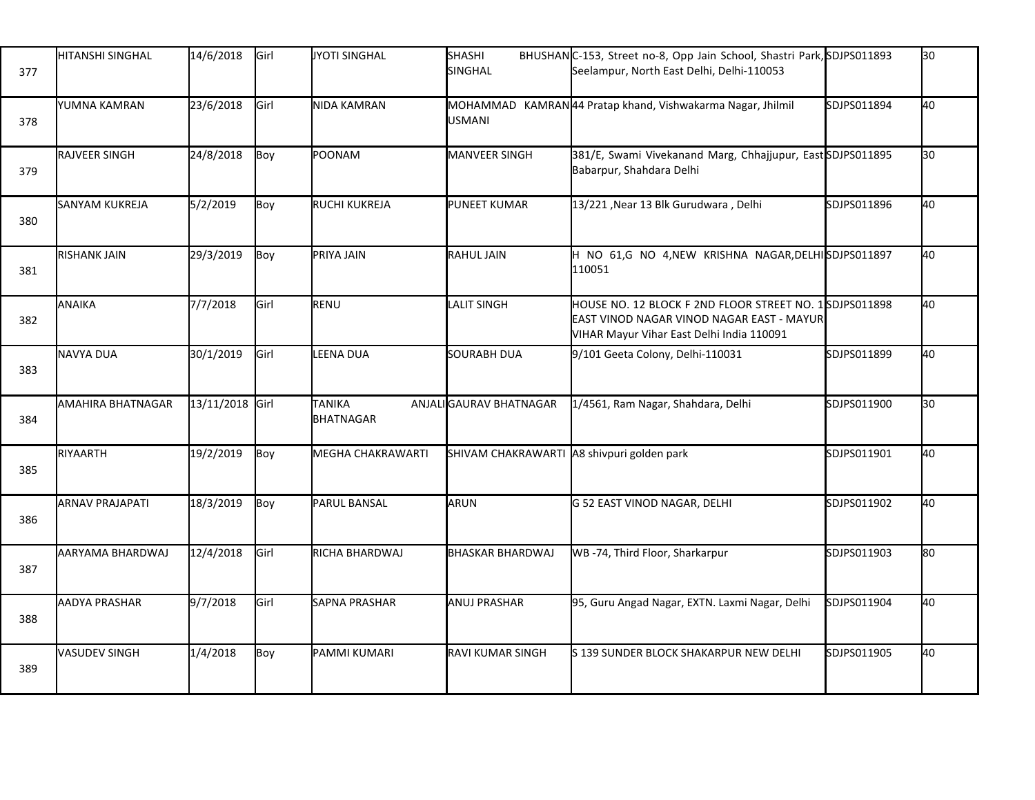| | | | | | | | | |
|---|---|---|---|---|---|---|---|---|
| 377 | HITANSHI SINGHAL | 14/6/2018 | Girl | JYOTI SINGHAL | SHASHI BHUSHAN SINGHAL | C-153, Street no-8, Opp Jain School, Shastri Park, Seelampur, North East Delhi, Delhi-110053 | SDJPS011893 | 30 |
| 378 | YUMNA KAMRAN | 23/6/2018 | Girl | NIDA KAMRAN | MOHAMMAD KAMRAN USMANI | 44 Pratap khand, Vishwakarma Nagar, Jhilmil | SDJPS011894 | 40 |
| 379 | RAJVEER SINGH | 24/8/2018 | Boy | POONAM | MANVEER SINGH | 381/E, Swami Vivekanand Marg, Chhajjupur, East Babarpur, Shahdara Delhi | SDJPS011895 | 30 |
| 380 | SANYAM KUKREJA | 5/2/2019 | Boy | RUCHI KUKREJA | PUNEET KUMAR | 13/221 ,Near 13 Blk Gurudwara , Delhi | SDJPS011896 | 40 |
| 381 | RISHANK JAIN | 29/3/2019 | Boy | PRIYA JAIN | RAHUL JAIN | H NO 61,G NO 4,NEW KRISHNA NAGAR,DELHI 110051 | SDJPS011897 | 40 |
| 382 | ANAIKA | 7/7/2018 | Girl | RENU | LALIT SINGH | HOUSE NO. 12 BLOCK F 2ND FLOOR STREET NO. 1 EAST VINOD NAGAR VINOD NAGAR EAST - MAYUR VIHAR Mayur Vihar East Delhi India 110091 | SDJPS011898 | 40 |
| 383 | NAVYA DUA | 30/1/2019 | Girl | LEENA DUA | SOURABH DUA | 9/101 Geeta Colony, Delhi-110031 | SDJPS011899 | 40 |
| 384 | AMAHIRA BHATNAGAR | 13/11/2018 | Girl | TANIKA ANJALI BHATNAGAR | GAURAV BHATNAGAR | 1/4561, Ram Nagar, Shahdara, Delhi | SDJPS011900 | 30 |
| 385 | RIYAARTH | 19/2/2019 | Boy | MEGHA CHAKRAWARTI | SHIVAM CHAKRAWARTI | A8 shivpuri golden park | SDJPS011901 | 40 |
| 386 | ARNAV PRAJAPATI | 18/3/2019 | Boy | PARUL BANSAL | ARUN | G 52 EAST VINOD NAGAR, DELHI | SDJPS011902 | 40 |
| 387 | AARYAMA BHARDWAJ | 12/4/2018 | Girl | RICHA BHARDWAJ | BHASKAR BHARDWAJ | WB -74, Third Floor, Sharkarpur | SDJPS011903 | 80 |
| 388 | AADYA PRASHAR | 9/7/2018 | Girl | SAPNA PRASHAR | ANUJ PRASHAR | 95, Guru Angad Nagar, EXTN. Laxmi Nagar, Delhi | SDJPS011904 | 40 |
| 389 | VASUDEV SINGH | 1/4/2018 | Boy | PAMMI KUMARI | RAVI KUMAR SINGH | S 139 SUNDER BLOCK SHAKARPUR NEW DELHI | SDJPS011905 | 40 |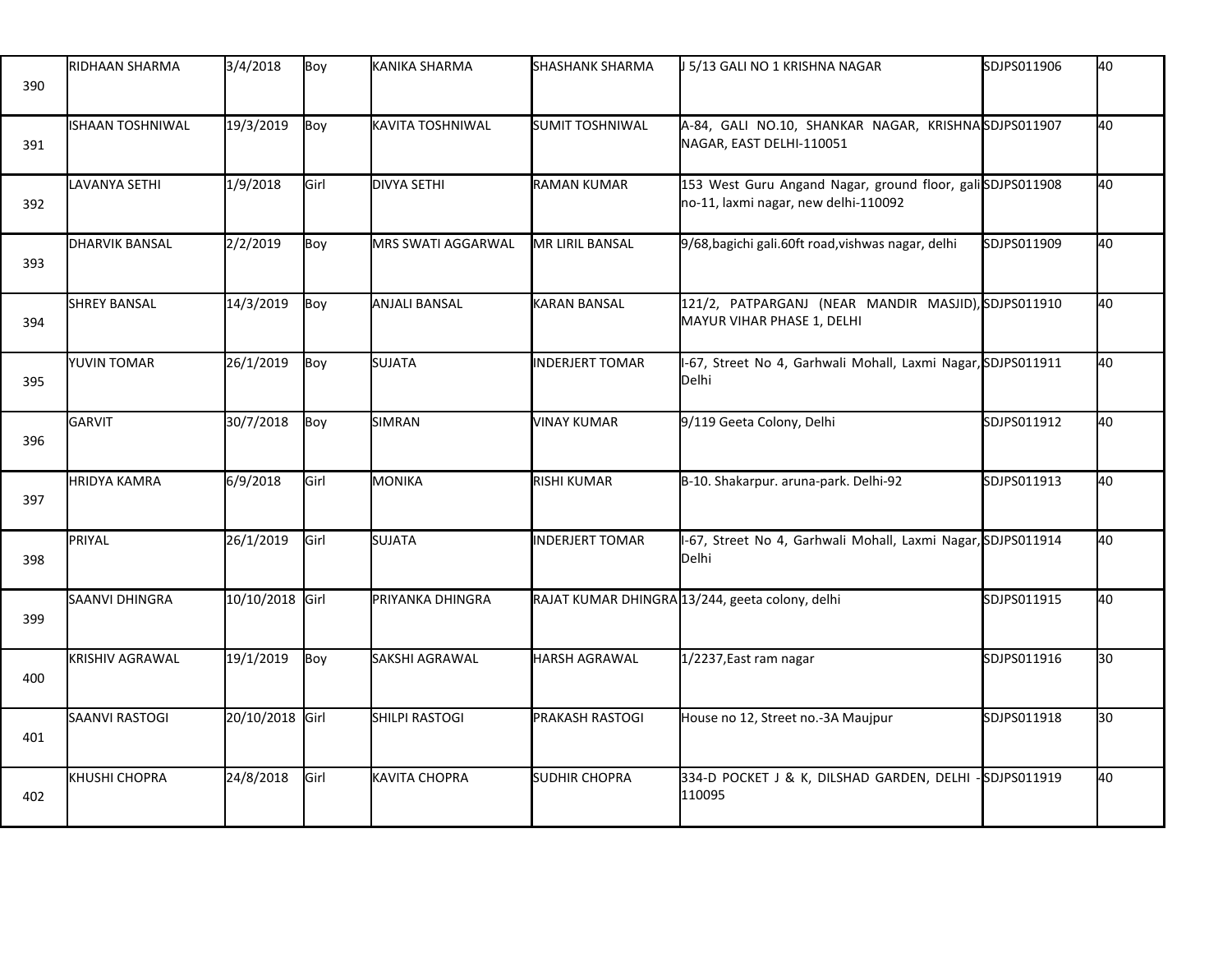| | | | | | | | | |
|---|---|---|---|---|---|---|---|---|
| 390 | RIDHAAN SHARMA | 3/4/2018 | Boy | KANIKA SHARMA | SHASHANK SHARMA | J 5/13 GALI NO 1 KRISHNA NAGAR | SDJPS011906 | 40 |
| 391 | ISHAAN TOSHNIWAL | 19/3/2019 | Boy | KAVITA TOSHNIWAL | SUMIT TOSHNIWAL | A-84, GALI NO.10, SHANKAR NAGAR, KRISHNA NAGAR, EAST DELHI-110051 | SDJPS011907 | 40 |
| 392 | LAVANYA SETHI | 1/9/2018 | Girl | DIVYA SETHI | RAMAN KUMAR | 153 West Guru Angand Nagar, ground floor, gali no-11, laxmi nagar, new delhi-110092 | SDJPS011908 | 40 |
| 393 | DHARVIK BANSAL | 2/2/2019 | Boy | MRS SWATI AGGARWAL | MR LIRIL BANSAL | 9/68,bagichi gali.60ft road,vishwas nagar, delhi | SDJPS011909 | 40 |
| 394 | SHREY BANSAL | 14/3/2019 | Boy | ANJALI BANSAL | KARAN BANSAL | 121/2, PATPARGANJ (NEAR MANDIR MASJID), MAYUR VIHAR PHASE 1, DELHI | SDJPS011910 | 40 |
| 395 | YUVIN TOMAR | 26/1/2019 | Boy | SUJATA | INDERJERT TOMAR | I-67, Street No 4, Garhwali Mohall, Laxmi Nagar, Delhi | SDJPS011911 | 40 |
| 396 | GARVIT | 30/7/2018 | Boy | SIMRAN | VINAY KUMAR | 9/119 Geeta Colony, Delhi | SDJPS011912 | 40 |
| 397 | HRIDYA KAMRA | 6/9/2018 | Girl | MONIKA | RISHI KUMAR | B-10. Shakarpur. aruna-park. Delhi-92 | SDJPS011913 | 40 |
| 398 | PRIYAL | 26/1/2019 | Girl | SUJATA | INDERJERT TOMAR | I-67, Street No 4, Garhwali Mohall, Laxmi Nagar, Delhi | SDJPS011914 | 40 |
| 399 | SAANVI DHINGRA | 10/10/2018 | Girl | PRIYANKA DHINGRA | RAJAT KUMAR DHINGRA | 13/244, geeta colony, delhi | SDJPS011915 | 40 |
| 400 | KRISHIV AGRAWAL | 19/1/2019 | Boy | SAKSHI AGRAWAL | HARSH AGRAWAL | 1/2237,East ram nagar | SDJPS011916 | 30 |
| 401 | SAANVI RASTOGI | 20/10/2018 | Girl | SHILPI RASTOGI | PRAKASH RASTOGI | House no 12, Street no.-3A Maujpur | SDJPS011918 | 30 |
| 402 | KHUSHI CHOPRA | 24/8/2018 | Girl | KAVITA CHOPRA | SUDHIR CHOPRA | 334-D POCKET J & K, DILSHAD GARDEN, DELHI - 110095 | SDJPS011919 | 40 |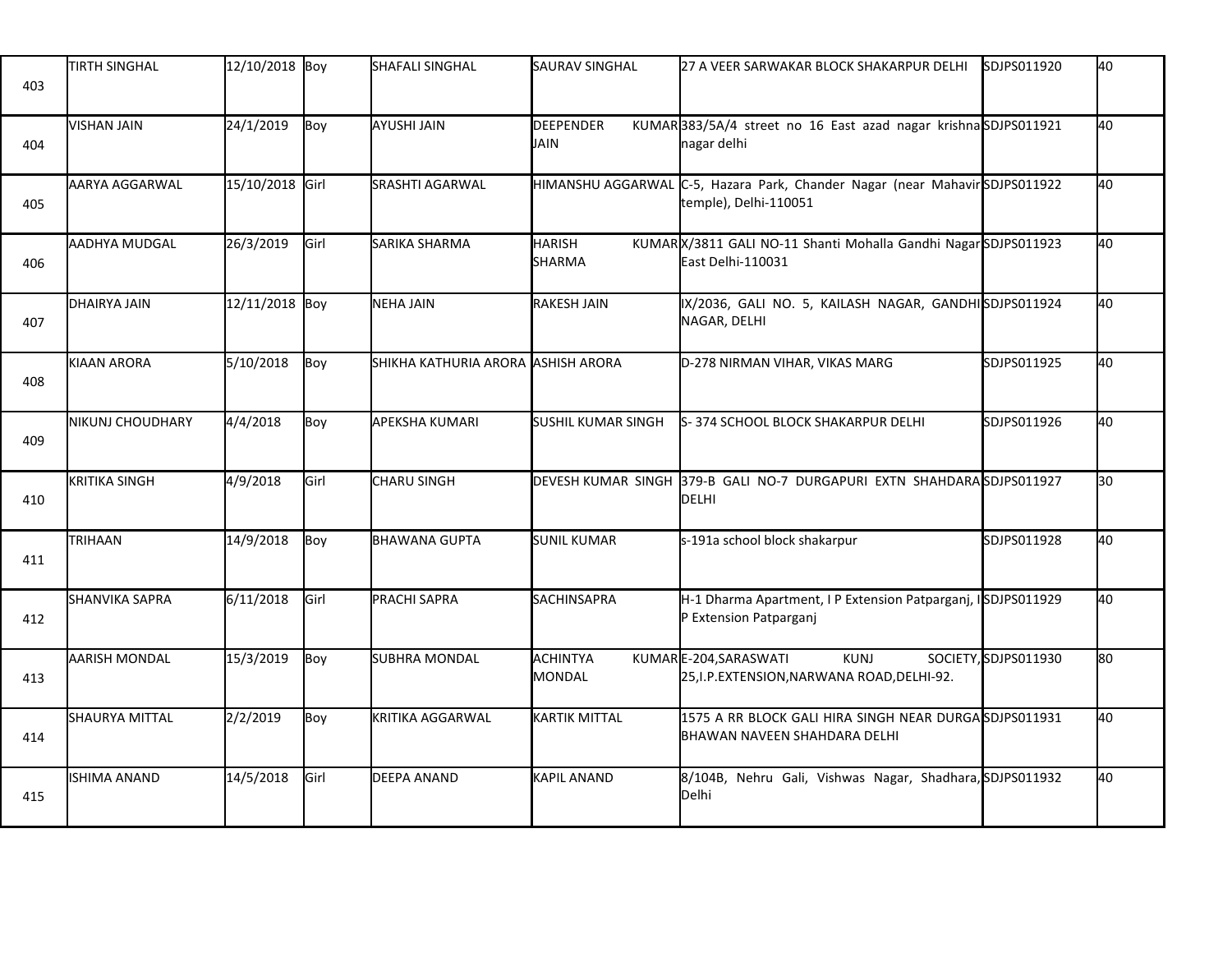| | | | | | | | | |
|---|---|---|---|---|---|---|---|---|
| 403 | TIRTH SINGHAL | 12/10/2018 | Boy | SHAFALI SINGHAL | SAURAV SINGHAL | 27 A VEER SARWAKAR BLOCK SHAKARPUR DELHI | SDJPS011920 | 40 |
| 404 | VISHAN JAIN | 24/1/2019 | Boy | AYUSHI JAIN | DEEPENDER KUMAR JAIN | 383/5A/4 street no 16 East azad nagar krishna nagar delhi | SDJPS011921 | 40 |
| 405 | AARYA AGGARWAL | 15/10/2018 | Girl | SRASHTI AGARWAL | HIMANSHU AGGARWAL | C-5, Hazara Park, Chander Nagar (near Mahavir temple), Delhi-110051 | SDJPS011922 | 40 |
| 406 | AADHYA MUDGAL | 26/3/2019 | Girl | SARIKA SHARMA | HARISH KUMAR SHARMA | X/3811 GALI NO-11 Shanti Mohalla Gandhi Nagar East Delhi-110031 | SDJPS011923 | 40 |
| 407 | DHAIRYA JAIN | 12/11/2018 | Boy | NEHA JAIN | RAKESH JAIN | IX/2036, GALI NO. 5, KAILASH NAGAR, GANDHI NAGAR, DELHI | SDJPS011924 | 40 |
| 408 | KIAAN ARORA | 5/10/2018 | Boy | SHIKHA KATHURIA ARORA | ASHISH ARORA | D-278 NIRMAN VIHAR, VIKAS MARG | SDJPS011925 | 40 |
| 409 | NIKUNJ CHOUDHARY | 4/4/2018 | Boy | APEKSHA KUMARI | SUSHIL KUMAR SINGH | S- 374 SCHOOL BLOCK SHAKARPUR DELHI | SDJPS011926 | 40 |
| 410 | KRITIKA SINGH | 4/9/2018 | Girl | CHARU SINGH | DEVESH KUMAR SINGH | 379-B GALI NO-7 DURGAPURI EXTN SHAHDARA DELHI | SDJPS011927 | 30 |
| 411 | TRIHAAN | 14/9/2018 | Boy | BHAWANA GUPTA | SUNIL KUMAR | s-191a school block shakarpur | SDJPS011928 | 40 |
| 412 | SHANVIKA SAPRA | 6/11/2018 | Girl | PRACHI SAPRA | SACHINSAPRA | H-1 Dharma Apartment, I P Extension Patparganj, I P Extension Patparganj | SDJPS011929 | 40 |
| 413 | AARISH MONDAL | 15/3/2019 | Boy | SUBHRA MONDAL | ACHINTYA KUMAR MONDAL | E-204,SARASWATI KUNJ SOCIETY, 25,I.P.EXTENSION,NARWANA ROAD,DELHI-92. | SDJPS011930 | 80 |
| 414 | SHAURYA MITTAL | 2/2/2019 | Boy | KRITIKA AGGARWAL | KARTIK MITTAL | 1575 A RR BLOCK GALI HIRA SINGH NEAR DURGA BHAWAN NAVEEN SHAHDARA DELHI | SDJPS011931 | 40 |
| 415 | ISHIMA ANAND | 14/5/2018 | Girl | DEEPA ANAND | KAPIL ANAND | 8/104B, Nehru Gali, Vishwas Nagar, Shadhara, Delhi | SDJPS011932 | 40 |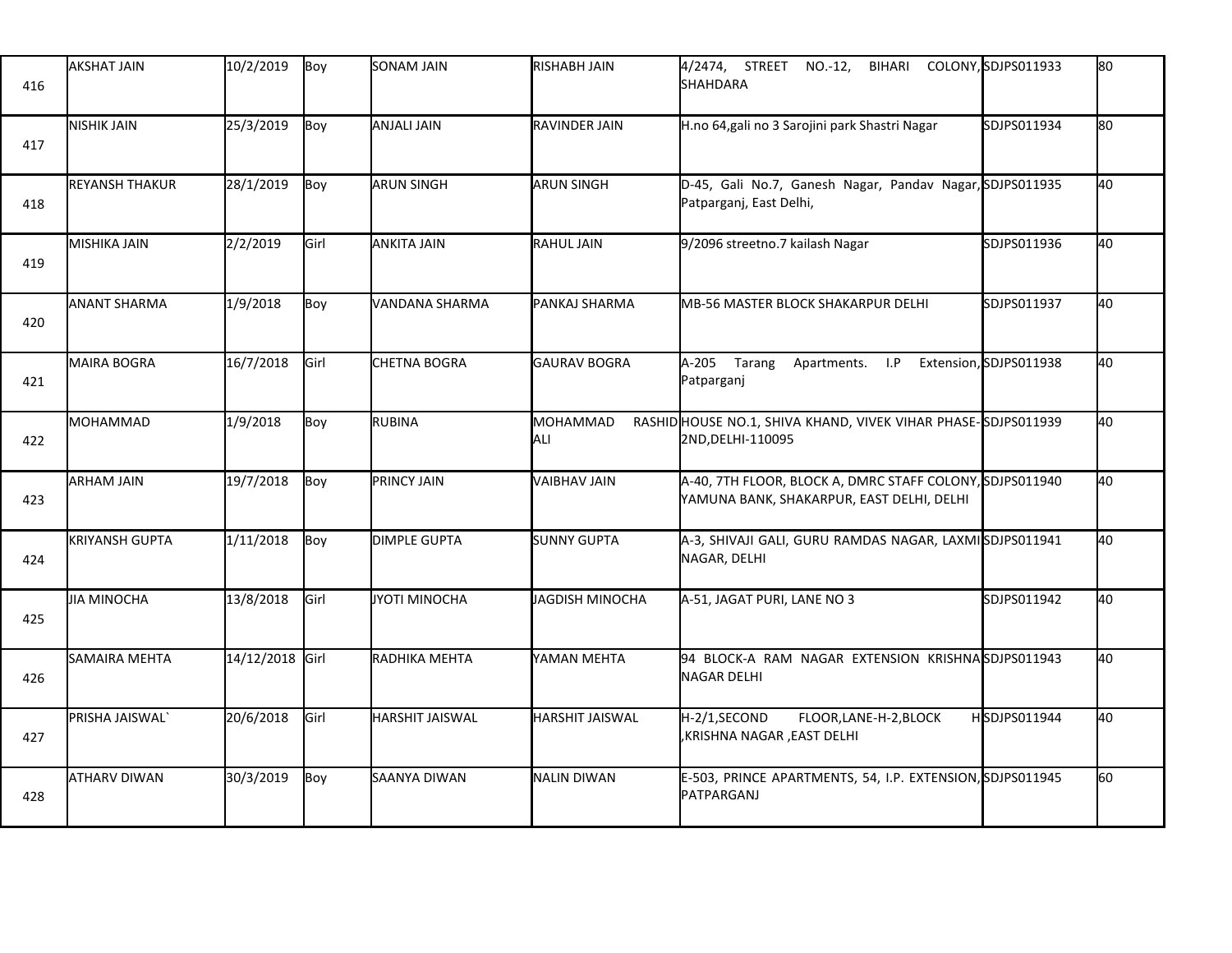| | | | | | | | | |
|---|---|---|---|---|---|---|---|---|
| 416 | AKSHAT JAIN | 10/2/2019 | Boy | SONAM JAIN | RISHABH JAIN | 4/2474, STREET NO.-12, BIHARI COLONY, SHAHDARA | SDJPS011933 | 80 |
| 417 | NISHIK JAIN | 25/3/2019 | Boy | ANJALI JAIN | RAVINDER JAIN | H.no 64,gali no 3 Sarojini park Shastri Nagar | SDJPS011934 | 80 |
| 418 | REYANSH THAKUR | 28/1/2019 | Boy | ARUN SINGH | ARUN SINGH | D-45, Gali No.7, Ganesh Nagar, Pandav Nagar, Patparganj, East Delhi, | SDJPS011935 | 40 |
| 419 | MISHIKA JAIN | 2/2/2019 | Girl | ANKITA JAIN | RAHUL JAIN | 9/2096 streetno.7 kailash Nagar | SDJPS011936 | 40 |
| 420 | ANANT SHARMA | 1/9/2018 | Boy | VANDANA SHARMA | PANKAJ SHARMA | MB-56 MASTER BLOCK SHAKARPUR DELHI | SDJPS011937 | 40 |
| 421 | MAIRA BOGRA | 16/7/2018 | Girl | CHETNA BOGRA | GAURAV BOGRA | A-205 Tarang Apartments. I.P Extension, Patparganj | SDJPS011938 | 40 |
| 422 | MOHAMMAD | 1/9/2018 | Boy | RUBINA | MOHAMMAD RASHID ALI | HOUSE NO.1, SHIVA KHAND, VIVEK VIHAR PHASE-2ND,DELHI-110095 | SDJPS011939 | 40 |
| 423 | ARHAM JAIN | 19/7/2018 | Boy | PRINCY JAIN | VAIBHAV JAIN | A-40, 7TH FLOOR, BLOCK A, DMRC STAFF COLONY, YAMUNA BANK, SHAKARPUR, EAST DELHI, DELHI | SDJPS011940 | 40 |
| 424 | KRIYANSH GUPTA | 1/11/2018 | Boy | DIMPLE GUPTA | SUNNY GUPTA | A-3, SHIVAJI GALI, GURU RAMDAS NAGAR, LAXMI NAGAR, DELHI | SDJPS011941 | 40 |
| 425 | JIA MINOCHA | 13/8/2018 | Girl | JYOTI MINOCHA | JAGDISH MINOCHA | A-51, JAGAT PURI, LANE NO 3 | SDJPS011942 | 40 |
| 426 | SAMAIRA MEHTA | 14/12/2018 | Girl | RADHIKA MEHTA | YAMAN MEHTA | 94 BLOCK-A RAM NAGAR EXTENSION KRISHNA NAGAR DELHI | SDJPS011943 | 40 |
| 427 | PRISHA JAISWAL` | 20/6/2018 | Girl | HARSHIT JAISWAL | HARSHIT JAISWAL | H-2/1,SECOND FLOOR,LANE-H-2,BLOCK H ,KRISHNA NAGAR ,EAST DELHI | SDJPS011944 | 40 |
| 428 | ATHARV DIWAN | 30/3/2019 | Boy | SAANYA DIWAN | NALIN DIWAN | E-503, PRINCE APARTMENTS, 54, I.P. EXTENSION, PATPARGANJ | SDJPS011945 | 60 |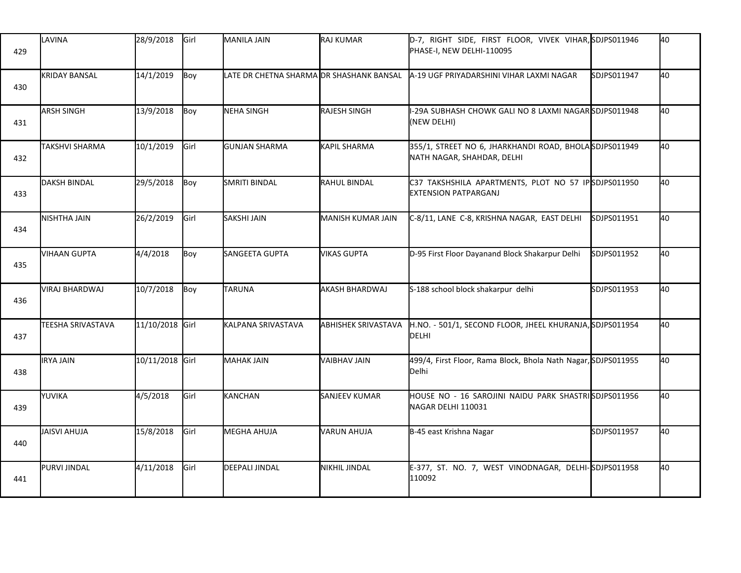| | | | | | | | | |
|---|---|---|---|---|---|---|---|---|
| 429 | LAVINA | 28/9/2018 | Girl | MANILA JAIN | RAJ KUMAR | D-7, RIGHT SIDE, FIRST FLOOR, VIVEK VIHAR, PHASE-I, NEW DELHI-110095 | SDJPS011946 | 40 |
| 430 | KRIDAY BANSAL | 14/1/2019 | Boy | LATE DR CHETNA SHARMA | DR SHASHANK BANSAL | A-19 UGF PRIYADARSHINI VIHAR LAXMI NAGAR | SDJPS011947 | 40 |
| 431 | ARSH SINGH | 13/9/2018 | Boy | NEHA SINGH | RAJESH SINGH | I-29A SUBHASH CHOWK GALI NO 8 LAXMI NAGAR (NEW DELHI) | SDJPS011948 | 40 |
| 432 | TAKSHVI SHARMA | 10/1/2019 | Girl | GUNJAN SHARMA | KAPIL SHARMA | 355/1, STREET NO 6, JHARKHANDI ROAD, BHOLA NATH NAGAR, SHAHDAR, DELHI | SDJPS011949 | 40 |
| 433 | DAKSH BINDAL | 29/5/2018 | Boy | SMRITI BINDAL | RAHUL BINDAL | C37 TAKSHSHILA APARTMENTS, PLOT NO 57 IP EXTENSION PATPARGANJ | SDJPS011950 | 40 |
| 434 | NISHTHA JAIN | 26/2/2019 | Girl | SAKSHI JAIN | MANISH KUMAR JAIN | C-8/11, LANE C-8, KRISHNA NAGAR, EAST DELHI | SDJPS011951 | 40 |
| 435 | VIHAAN GUPTA | 4/4/2018 | Boy | SANGEETA GUPTA | VIKAS GUPTA | D-95 First Floor Dayanand Block Shakarpur Delhi | SDJPS011952 | 40 |
| 436 | VIRAJ BHARDWAJ | 10/7/2018 | Boy | TARUNA | AKASH BHARDWAJ | S-188 school block shakarpur delhi | SDJPS011953 | 40 |
| 437 | TEESHA SRIVASTAVA | 11/10/2018 | Girl | KALPANA SRIVASTAVA | ABHISHEK SRIVASTAVA | H.NO. - 501/1, SECOND FLOOR, JHEEL KHURANJA, DELHI | SDJPS011954 | 40 |
| 438 | IRYA JAIN | 10/11/2018 | Girl | MAHAK JAIN | VAIBHAV JAIN | 499/4, First Floor, Rama Block, Bhola Nath Nagar, Delhi | SDJPS011955 | 40 |
| 439 | YUVIKA | 4/5/2018 | Girl | KANCHAN | SANJEEV KUMAR | HOUSE NO - 16 SAROJINI NAIDU PARK SHASTRI NAGAR DELHI 110031 | SDJPS011956 | 40 |
| 440 | JAISVI AHUJA | 15/8/2018 | Girl | MEGHA AHUJA | VARUN AHUJA | B-45 east Krishna Nagar | SDJPS011957 | 40 |
| 441 | PURVI JINDAL | 4/11/2018 | Girl | DEEPALI JINDAL | NIKHIL JINDAL | E-377, ST. NO. 7, WEST VINODNAGAR, DELHI-110092 | SDJPS011958 | 40 |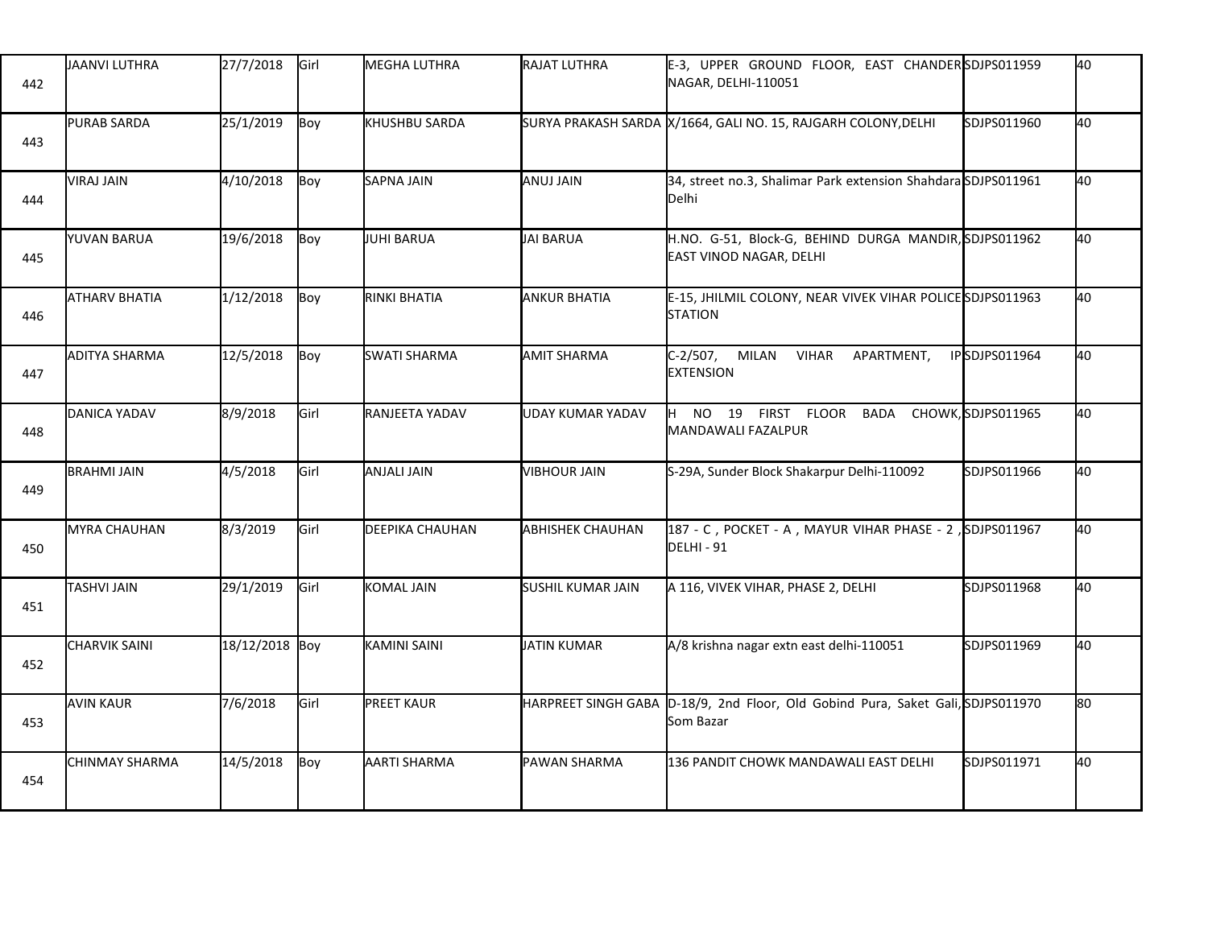| | | | | | | | | |
|---|---|---|---|---|---|---|---|---|
| 442 | JAANVI LUTHRA | 27/7/2018 | Girl | MEGHA LUTHRA | RAJAT LUTHRA | E-3, UPPER GROUND FLOOR, EAST CHANDER NAGAR, DELHI-110051 | SDJPS011959 | 40 |
| 443 | PURAB SARDA | 25/1/2019 | Boy | KHUSHBU SARDA | SURYA PRAKASH SARDA | X/1664, GALI NO. 15, RAJGARH COLONY,DELHI | SDJPS011960 | 40 |
| 444 | VIRAJ JAIN | 4/10/2018 | Boy | SAPNA JAIN | ANUJ JAIN | 34, street no.3, Shalimar Park extension Shahdara Delhi | SDJPS011961 | 40 |
| 445 | YUVAN BARUA | 19/6/2018 | Boy | JUHI BARUA | JAI BARUA | H.NO. G-51, Block-G, BEHIND DURGA MANDIR, EAST VINOD NAGAR, DELHI | SDJPS011962 | 40 |
| 446 | ATHARV BHATIA | 1/12/2018 | Boy | RINKI BHATIA | ANKUR BHATIA | E-15, JHILMIL COLONY, NEAR VIVEK VIHAR POLICE STATION | SDJPS011963 | 40 |
| 447 | ADITYA SHARMA | 12/5/2018 | Boy | SWATI SHARMA | AMIT SHARMA | C-2/507, MILAN VIHAR APARTMENT, IP EXTENSION | SDJPS011964 | 40 |
| 448 | DANICA YADAV | 8/9/2018 | Girl | RANJEETA YADAV | UDAY KUMAR YADAV | H NO 19 FIRST FLOOR BADA CHOWK, MANDAWALI FAZALPUR | SDJPS011965 | 40 |
| 449 | BRAHMI JAIN | 4/5/2018 | Girl | ANJALI JAIN | VIBHOUR JAIN | S-29A, Sunder Block Shakarpur Delhi-110092 | SDJPS011966 | 40 |
| 450 | MYRA CHAUHAN | 8/3/2019 | Girl | DEEPIKA CHAUHAN | ABHISHEK CHAUHAN | 187 - C , POCKET - A , MAYUR VIHAR PHASE - 2 , DELHI - 91 | SDJPS011967 | 40 |
| 451 | TASHVI JAIN | 29/1/2019 | Girl | KOMAL JAIN | SUSHIL KUMAR JAIN | A 116, VIVEK VIHAR, PHASE 2, DELHI | SDJPS011968 | 40 |
| 452 | CHARVIK SAINI | 18/12/2018 | Boy | KAMINI SAINI | JATIN KUMAR | A/8 krishna nagar extn east delhi-110051 | SDJPS011969 | 40 |
| 453 | AVIN KAUR | 7/6/2018 | Girl | PREET KAUR | HARPREET SINGH GABA | D-18/9, 2nd Floor, Old Gobind Pura, Saket Gali, Som Bazar | SDJPS011970 | 80 |
| 454 | CHINMAY SHARMA | 14/5/2018 | Boy | AARTI SHARMA | PAWAN SHARMA | 136 PANDIT CHOWK MANDAWALI EAST DELHI | SDJPS011971 | 40 |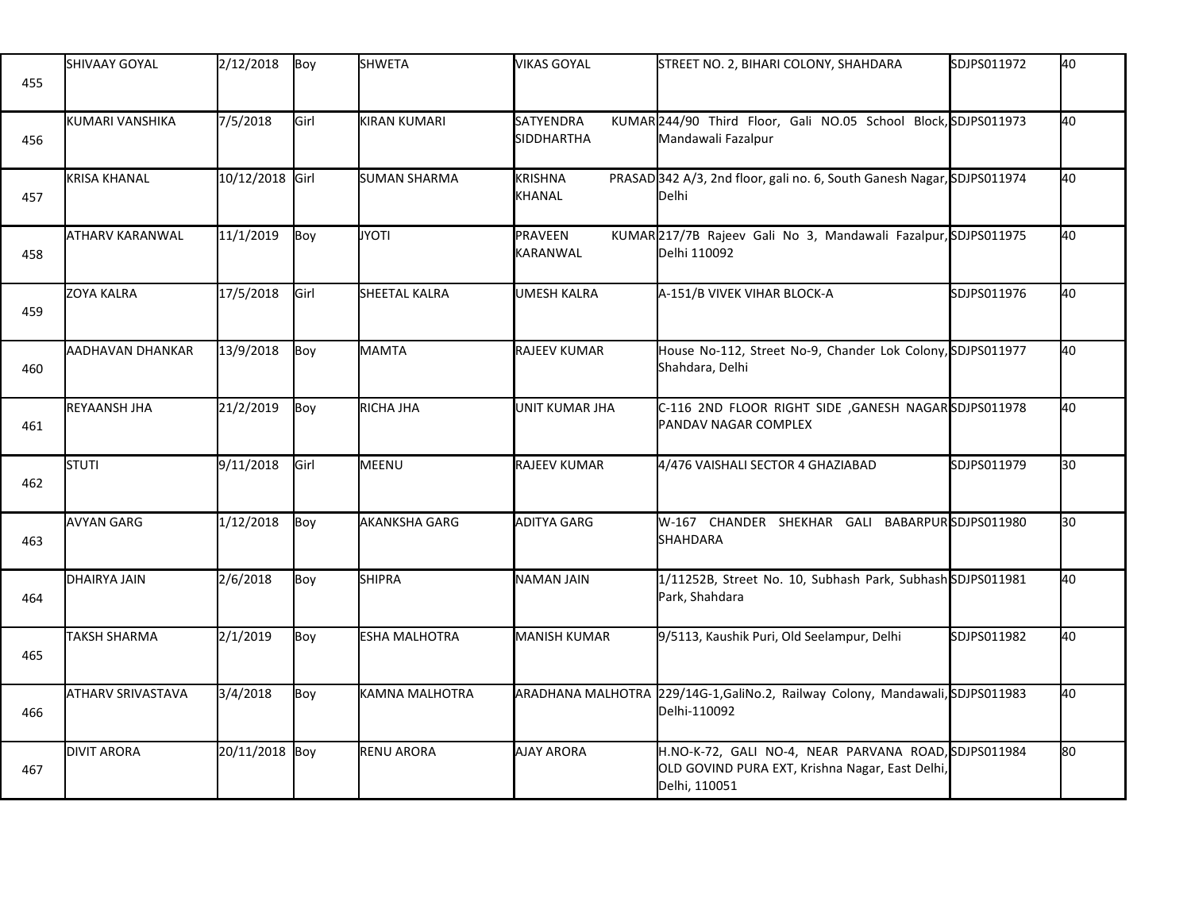| | | | | | | | | |
|---|---|---|---|---|---|---|---|---|
| 455 | SHIVAAY GOYAL | 2/12/2018 | Boy | SHWETA | VIKAS GOYAL | STREET NO. 2, BIHARI COLONY, SHAHDARA | SDJPS011972 | 40 |
| 456 | KUMARI VANSHIKA | 7/5/2018 | Girl | KIRAN KUMARI | SATYENDRA KUMAR SIDDHARTHA | 244/90 Third Floor, Gali NO.05 School Block, Mandawali Fazalpur | SDJPS011973 | 40 |
| 457 | KRISA KHANAL | 10/12/2018 | Girl | SUMAN SHARMA | KRISHNA PRASAD KHANAL | 342 A/3, 2nd floor, gali no. 6, South Ganesh Nagar, Delhi | SDJPS011974 | 40 |
| 458 | ATHARV KARANWAL | 11/1/2019 | Boy | JYOTI | PRAVEEN KUMAR KARANWAL | 217/7B Rajeev Gali No 3, Mandawali Fazalpur, Delhi 110092 | SDJPS011975 | 40 |
| 459 | ZOYA KALRA | 17/5/2018 | Girl | SHEETAL KALRA | UMESH KALRA | A-151/B VIVEK VIHAR BLOCK-A | SDJPS011976 | 40 |
| 460 | AADHAVAN DHANKAR | 13/9/2018 | Boy | MAMTA | RAJEEV KUMAR | House No-112, Street No-9, Chander Lok Colony, Shahdara, Delhi | SDJPS011977 | 40 |
| 461 | REYAANSH JHA | 21/2/2019 | Boy | RICHA JHA | UNIT KUMAR JHA | C-116 2ND FLOOR RIGHT SIDE ,GANESH NAGAR PANDAV NAGAR COMPLEX | SDJPS011978 | 40 |
| 462 | STUTI | 9/11/2018 | Girl | MEENU | RAJEEV KUMAR | 4/476 VAISHALI SECTOR 4 GHAZIABAD | SDJPS011979 | 30 |
| 463 | AVYAN GARG | 1/12/2018 | Boy | AKANKSHA GARG | ADITYA GARG | W-167 CHANDER SHEKHAR GALI BABARPUR SHAHDARA | SDJPS011980 | 30 |
| 464 | DHAIRYA JAIN | 2/6/2018 | Boy | SHIPRA | NAMAN JAIN | 1/11252B, Street No. 10, Subhash Park, Subhash Park, Shahdara | SDJPS011981 | 40 |
| 465 | TAKSH SHARMA | 2/1/2019 | Boy | ESHA MALHOTRA | MANISH KUMAR | 9/5113, Kaushik Puri, Old Seelampur, Delhi | SDJPS011982 | 40 |
| 466 | ATHARV SRIVASTAVA | 3/4/2018 | Boy | KAMNA MALHOTRA | ARADHANA MALHOTRA | 229/14G-1,GaliNo.2, Railway Colony, Mandawali, Delhi-110092 | SDJPS011983 | 40 |
| 467 | DIVIT ARORA | 20/11/2018 | Boy | RENU ARORA | AJAY ARORA | H.NO-K-72, GALI NO-4, NEAR PARVANA ROAD, OLD GOVIND PURA EXT, Krishna Nagar, East Delhi, Delhi, 110051 | SDJPS011984 | 80 |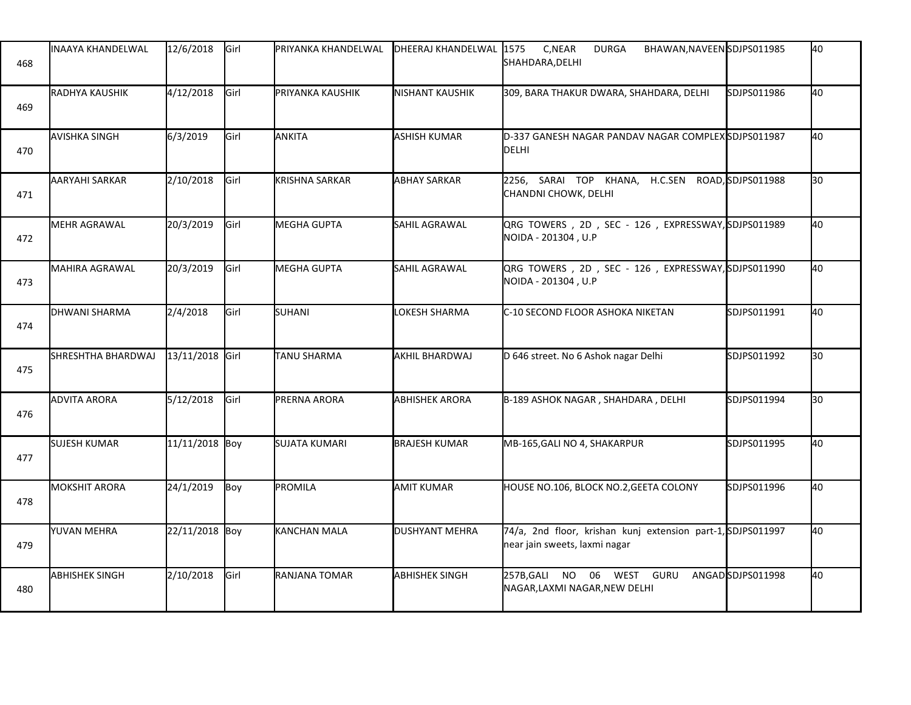| | | | | | | | | |
|---|---|---|---|---|---|---|---|---|
| 468 | INAAYA KHANDELWAL | 12/6/2018 | Girl | PRIYANKA KHANDELWAL | DHEERAJ KHANDELWAL | 1575 C,NEAR DURGA BHAWAN,NAVEEN SHAHDARA,DELHI | SDJPS011985 | 40 |
| 469 | RADHYA KAUSHIK | 4/12/2018 | Girl | PRIYANKA KAUSHIK | NISHANT KAUSHIK | 309, BARA THAKUR DWARA, SHAHDARA, DELHI | SDJPS011986 | 40 |
| 470 | AVISHKA SINGH | 6/3/2019 | Girl | ANKITA | ASHISH KUMAR | D-337 GANESH NAGAR PANDAV NAGAR COMPLEX DELHI | SDJPS011987 | 40 |
| 471 | AARYAHI SARKAR | 2/10/2018 | Girl | KRISHNA SARKAR | ABHAY SARKAR | 2256, SARAI TOP KHANA, H.C.SEN ROAD, CHANDNI CHOWK, DELHI | SDJPS011988 | 30 |
| 472 | MEHR AGRAWAL | 20/3/2019 | Girl | MEGHA GUPTA | SAHIL AGRAWAL | QRG TOWERS , 2D , SEC - 126 , EXPRESSWAY, NOIDA - 201304 , U.P | SDJPS011989 | 40 |
| 473 | MAHIRA AGRAWAL | 20/3/2019 | Girl | MEGHA GUPTA | SAHIL AGRAWAL | QRG TOWERS , 2D , SEC - 126 , EXPRESSWAY, NOIDA - 201304 , U.P | SDJPS011990 | 40 |
| 474 | DHWANI SHARMA | 2/4/2018 | Girl | SUHANI | LOKESH SHARMA | C-10 SECOND FLOOR ASHOKA NIKETAN | SDJPS011991 | 40 |
| 475 | SHRESHTHA BHARDWAJ | 13/11/2018 | Girl | TANU SHARMA | AKHIL BHARDWAJ | D 646 street. No 6 Ashok nagar Delhi | SDJPS011992 | 30 |
| 476 | ADVITA ARORA | 5/12/2018 | Girl | PRERNA ARORA | ABHISHEK ARORA | B-189 ASHOK NAGAR , SHAHDARA , DELHI | SDJPS011994 | 30 |
| 477 | SUJESH KUMAR | 11/11/2018 | Boy | SUJATA KUMARI | BRAJESH KUMAR | MB-165,GALI NO 4, SHAKARPUR | SDJPS011995 | 40 |
| 478 | MOKSHIT ARORA | 24/1/2019 | Boy | PROMILA | AMIT KUMAR | HOUSE NO.106, BLOCK NO.2,GEETA COLONY | SDJPS011996 | 40 |
| 479 | YUVAN MEHRA | 22/11/2018 | Boy | KANCHAN MALA | DUSHYANT MEHRA | 74/a, 2nd floor, krishan kunj extension part-1, near jain sweets, laxmi nagar | SDJPS011997 | 40 |
| 480 | ABHISHEK SINGH | 2/10/2018 | Girl | RANJANA TOMAR | ABHISHEK SINGH | 257B,GALI NO 06 WEST GURU ANGAD NAGAR,LAXMI NAGAR,NEW DELHI | SDJPS011998 | 40 |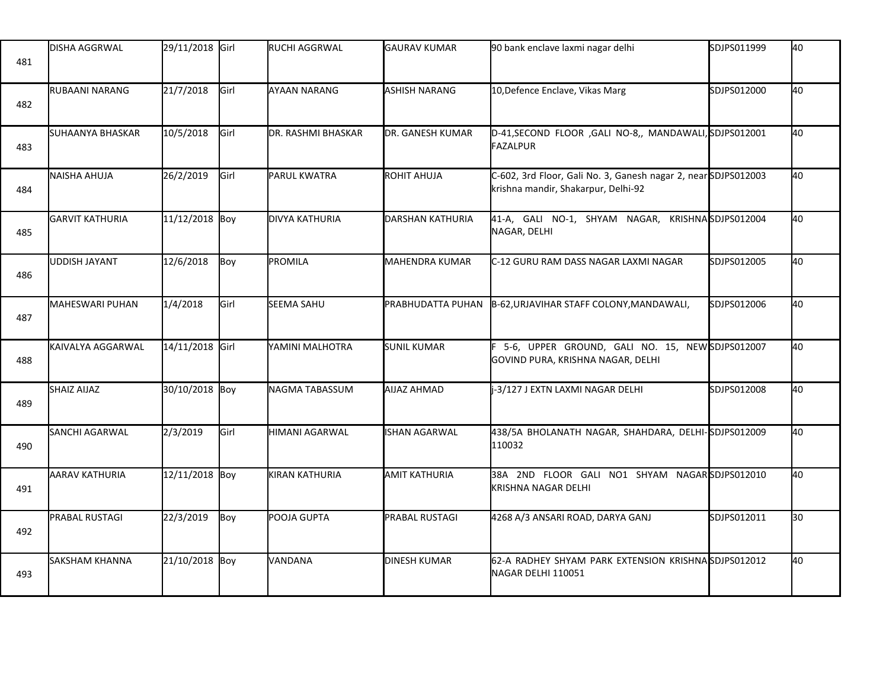| | | | | | | | | |
|---|---|---|---|---|---|---|---|---|
| 481 | DISHA AGGRWAL | 29/11/2018 | Girl | RUCHI AGGRWAL | GAURAV KUMAR | 90 bank enclave laxmi nagar delhi | SDJPS011999 | 40 |
| 482 | RUBAANI NARANG | 21/7/2018 | Girl | AYAAN NARANG | ASHISH NARANG | 10,Defence Enclave, Vikas Marg | SDJPS012000 | 40 |
| 483 | SUHAANYA BHASKAR | 10/5/2018 | Girl | DR. RASHMI BHASKAR | DR. GANESH KUMAR | D-41,SECOND FLOOR ,GALI NO-8,, MANDAWALI, FAZALPUR | SDJPS012001 | 40 |
| 484 | NAISHA AHUJA | 26/2/2019 | Girl | PARUL KWATRA | ROHIT AHUJA | C-602, 3rd Floor, Gali No. 3, Ganesh nagar 2, near krishna mandir, Shakarpur, Delhi-92 | SDJPS012003 | 40 |
| 485 | GARVIT KATHURIA | 11/12/2018 | Boy | DIVYA KATHURIA | DARSHAN KATHURIA | 41-A, GALI NO-1, SHYAM NAGAR, KRISHNA NAGAR, DELHI | SDJPS012004 | 40 |
| 486 | UDDISH JAYANT | 12/6/2018 | Boy | PROMILA | MAHENDRA KUMAR | C-12 GURU RAM DASS NAGAR LAXMI NAGAR | SDJPS012005 | 40 |
| 487 | MAHESWARI PUHAN | 1/4/2018 | Girl | SEEMA SAHU | PRABHUDATTA PUHAN | B-62,URJAVIHAR STAFF COLONY,MANDAWALI, | SDJPS012006 | 40 |
| 488 | KAIVALYA AGGARWAL | 14/11/2018 | Girl | YAMINI MALHOTRA | SUNIL KUMAR | F 5-6, UPPER GROUND, GALI NO. 15, NEW GOVIND PURA, KRISHNA NAGAR, DELHI | SDJPS012007 | 40 |
| 489 | SHAIZ AIJAZ | 30/10/2018 | Boy | NAGMA TABASSUM | AIJAZ AHMAD | j-3/127 J EXTN LAXMI NAGAR DELHI | SDJPS012008 | 40 |
| 490 | SANCHI AGARWAL | 2/3/2019 | Girl | HIMANI AGARWAL | ISHAN AGARWAL | 438/5A BHOLANATH NAGAR, SHAHDARA, DELHI-110032 | SDJPS012009 | 40 |
| 491 | AARAV KATHURIA | 12/11/2018 | Boy | KIRAN KATHURIA | AMIT KATHURIA | 38A 2ND FLOOR GALI NO1 SHYAM NAGAR KRISHNA NAGAR DELHI | SDJPS012010 | 40 |
| 492 | PRABAL RUSTAGI | 22/3/2019 | Boy | POOJA GUPTA | PRABAL RUSTAGI | 4268 A/3 ANSARI ROAD, DARYA GANJ | SDJPS012011 | 30 |
| 493 | SAKSHAM KHANNA | 21/10/2018 | Boy | VANDANA | DINESH KUMAR | 62-A RADHEY SHYAM PARK EXTENSION KRISHNA NAGAR DELHI 110051 | SDJPS012012 | 40 |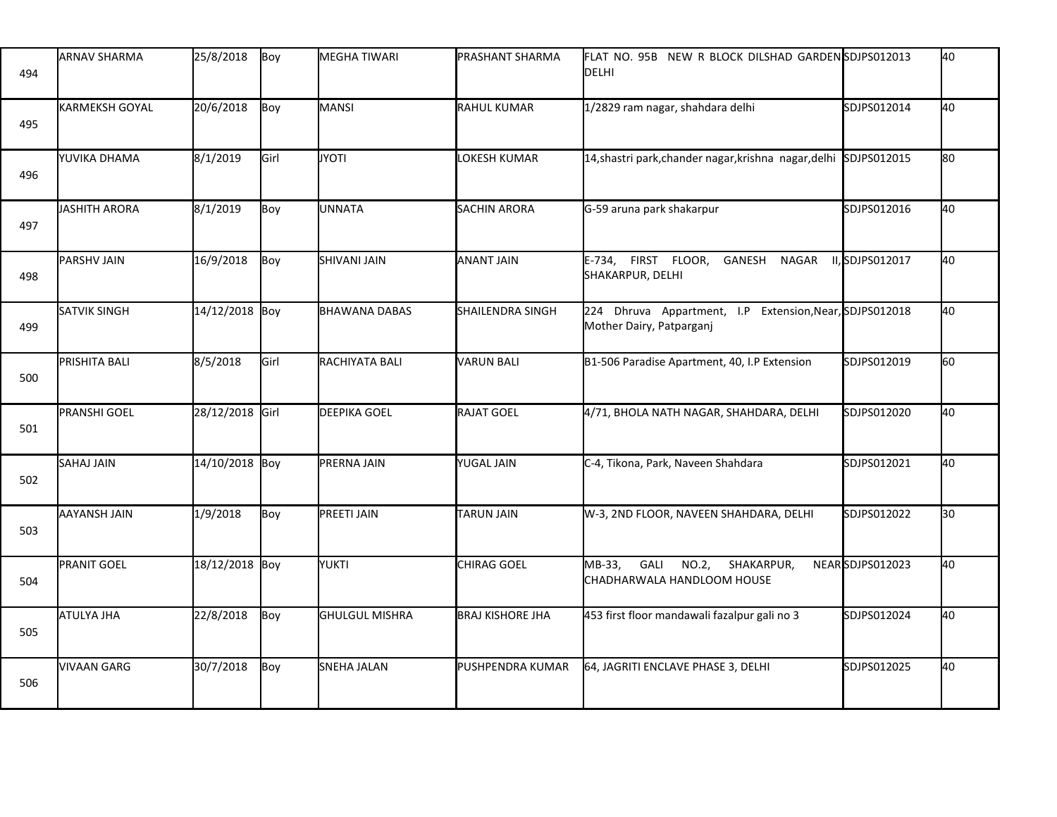| 494 | ARNAV SHARMA | 25/8/2018 | Boy | MEGHA TIWARI | PRASHANT SHARMA | FLAT NO. 95B NEW R BLOCK DILSHAD GARDEN DELHI | SDJPS012013 | 40 |
|---|---|---|---|---|---|---|---|---|
| 495 | KARMEKSH GOYAL | 20/6/2018 | Boy | MANSI | RAHUL KUMAR | 1/2829 ram nagar, shahdara delhi | SDJPS012014 | 40 |
| 496 | YUVIKA DHAMA | 8/1/2019 | Girl | JYOTI | LOKESH KUMAR | 14,shastri park,chander nagar,krishna nagar,delhi | SDJPS012015 | 80 |
| 497 | JASHITH ARORA | 8/1/2019 | Boy | UNNATA | SACHIN ARORA | G-59 aruna park shakarpur | SDJPS012016 | 40 |
| 498 | PARSHV JAIN | 16/9/2018 | Boy | SHIVANI JAIN | ANANT JAIN | E-734, FIRST FLOOR, GANESH NAGAR II, SHAKARPUR, DELHI | SDJPS012017 | 40 |
| 499 | SATVIK SINGH | 14/12/2018 | Boy | BHAWANA DABAS | SHAILENDRA SINGH | 224 Dhruva Appartment, I.P Extension,Near, Mother Dairy, Patparganj | SDJPS012018 | 40 |
| 500 | PRISHITA BALI | 8/5/2018 | Girl | RACHIYATA BALI | VARUN BALI | B1-506 Paradise Apartment, 40, I.P Extension | SDJPS012019 | 60 |
| 501 | PRANSHI GOEL | 28/12/2018 | Girl | DEEPIKA GOEL | RAJAT GOEL | 4/71, BHOLA NATH NAGAR, SHAHDARA, DELHI | SDJPS012020 | 40 |
| 502 | SAHAJ JAIN | 14/10/2018 | Boy | PRERNA JAIN | YUGAL JAIN | C-4, Tikona, Park, Naveen Shahdara | SDJPS012021 | 40 |
| 503 | AAYANSH JAIN | 1/9/2018 | Boy | PREETI JAIN | TARUN JAIN | W-3, 2ND FLOOR, NAVEEN SHAHDARA, DELHI | SDJPS012022 | 30 |
| 504 | PRANIT GOEL | 18/12/2018 | Boy | YUKTI | CHIRAG GOEL | MB-33, GALI NO.2, SHAKARPUR, NEAR CHADHARWALA HANDLOOM HOUSE | SDJPS012023 | 40 |
| 505 | ATULYA JHA | 22/8/2018 | Boy | GHULGUL MISHRA | BRAJ KISHORE JHA | 453 first floor mandawali fazalpur gali no 3 | SDJPS012024 | 40 |
| 506 | VIVAAN GARG | 30/7/2018 | Boy | SNEHA JALAN | PUSHPENDRA KUMAR | 64, JAGRITI ENCLAVE PHASE 3, DELHI | SDJPS012025 | 40 |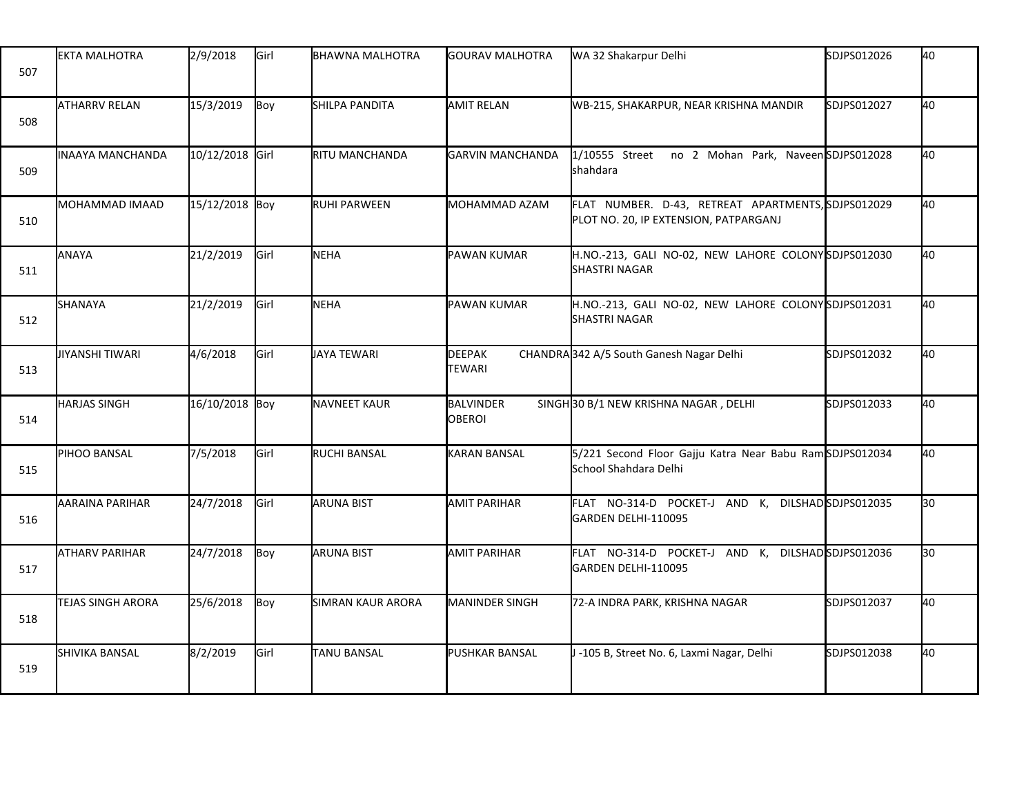| | | | | | | | | |
|---|---|---|---|---|---|---|---|---|
| 507 | EKTA MALHOTRA | 2/9/2018 | Girl | BHAWNA MALHOTRA | GOURAV MALHOTRA | WA 32 Shakarpur Delhi | SDJPS012026 | 40 |
| 508 | ATHARRV RELAN | 15/3/2019 | Boy | SHILPA PANDITA | AMIT RELAN | WB-215, SHAKARPUR, NEAR KRISHNA MANDIR | SDJPS012027 | 40 |
| 509 | INAAYA MANCHANDA | 10/12/2018 | Girl | RITU MANCHANDA | GARVIN MANCHANDA | 1/10555 Street no 2 Mohan Park, Naveen shahdara | SDJPS012028 | 40 |
| 510 | MOHAMMAD IMAAD | 15/12/2018 | Boy | RUHI PARWEEN | MOHAMMAD AZAM | FLAT NUMBER. D-43, RETREAT APARTMENTS, PLOT NO. 20, IP EXTENSION, PATPARGANJ | SDJPS012029 | 40 |
| 511 | ANAYA | 21/2/2019 | Girl | NEHA | PAWAN KUMAR | H.NO.-213, GALI NO-02, NEW LAHORE COLONY SHASTRI NAGAR | SDJPS012030 | 40 |
| 512 | SHANAYA | 21/2/2019 | Girl | NEHA | PAWAN KUMAR | H.NO.-213, GALI NO-02, NEW LAHORE COLONY SHASTRI NAGAR | SDJPS012031 | 40 |
| 513 | JIYANSHI TIWARI | 4/6/2018 | Girl | JAYA TEWARI | DEEPAK CHANDRA TEWARI | 342 A/5 South Ganesh Nagar Delhi | SDJPS012032 | 40 |
| 514 | HARJAS SINGH | 16/10/2018 | Boy | NAVNEET KAUR | BALVINDER SINGH OBEROI | 30 B/1 NEW KRISHNA NAGAR , DELHI | SDJPS012033 | 40 |
| 515 | PIHOO BANSAL | 7/5/2018 | Girl | RUCHI BANSAL | KARAN BANSAL | 5/221 Second Floor Gajju Katra Near Babu Ram School Shahdara Delhi | SDJPS012034 | 40 |
| 516 | AARAINA PARIHAR | 24/7/2018 | Girl | ARUNA BIST | AMIT PARIHAR | FLAT NO-314-D POCKET-J AND K, DILSHAD GARDEN DELHI-110095 | SDJPS012035 | 30 |
| 517 | ATHARV PARIHAR | 24/7/2018 | Boy | ARUNA BIST | AMIT PARIHAR | FLAT NO-314-D POCKET-J AND K, DILSHAD GARDEN DELHI-110095 | SDJPS012036 | 30 |
| 518 | TEJAS SINGH ARORA | 25/6/2018 | Boy | SIMRAN KAUR ARORA | MANINDER SINGH | 72-A INDRA PARK, KRISHNA NAGAR | SDJPS012037 | 40 |
| 519 | SHIVIKA BANSAL | 8/2/2019 | Girl | TANU BANSAL | PUSHKAR BANSAL | J -105 B, Street No. 6, Laxmi Nagar, Delhi | SDJPS012038 | 40 |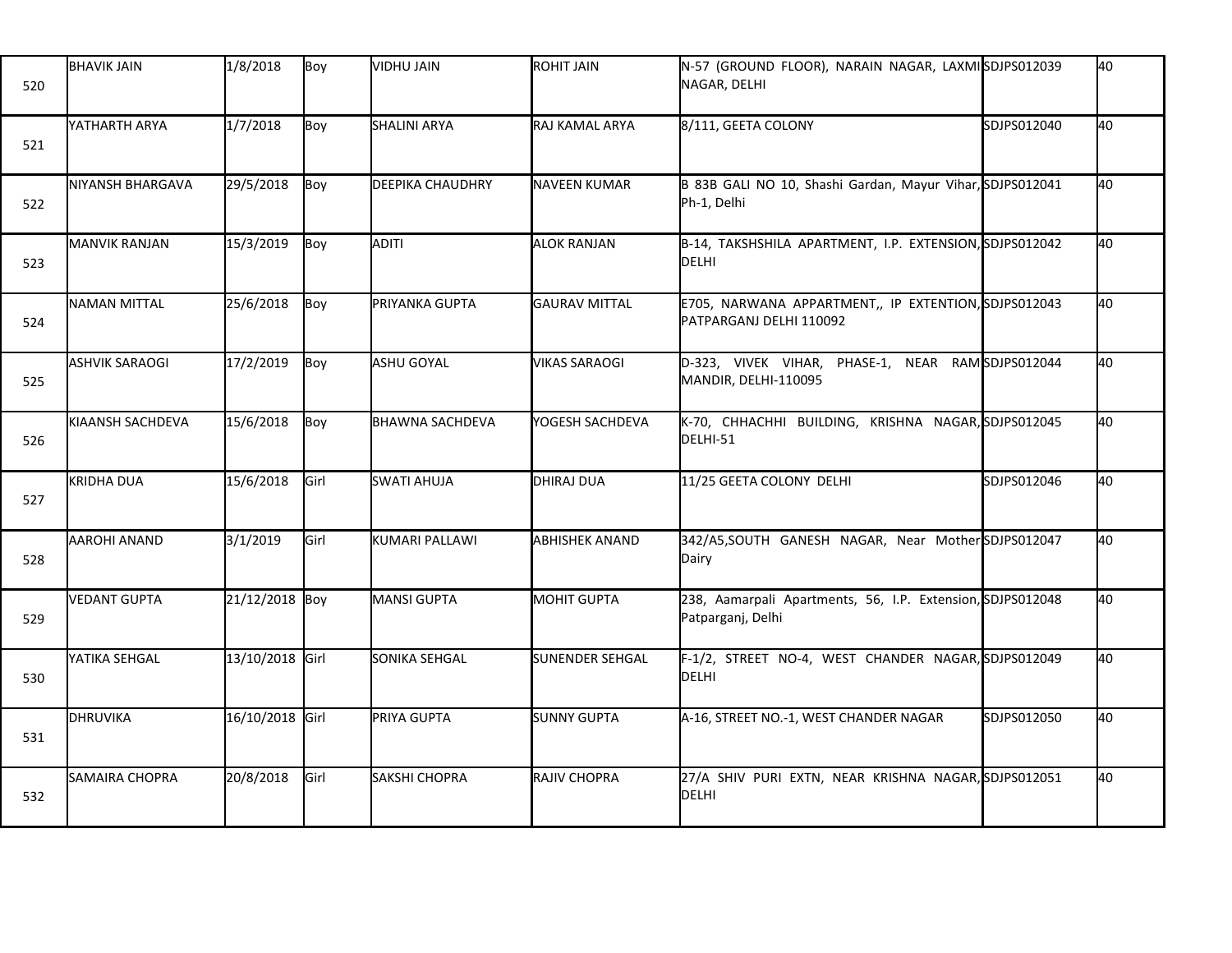| | | | | | | | | |
|---|---|---|---|---|---|---|---|---|
| 520 | BHAVIK JAIN | 1/8/2018 | Boy | VIDHU JAIN | ROHIT JAIN | N-57 (GROUND FLOOR), NARAIN NAGAR, LAXMI NAGAR, DELHI | SDJPS012039 | 40 |
| 521 | YATHARTH ARYA | 1/7/2018 | Boy | SHALINI ARYA | RAJ KAMAL ARYA | 8/111, GEETA COLONY | SDJPS012040 | 40 |
| 522 | NIYANSH BHARGAVA | 29/5/2018 | Boy | DEEPIKA CHAUDHRY | NAVEEN KUMAR | B 83B GALI NO 10, Shashi Gardan, Mayur Vihar, Ph-1, Delhi | SDJPS012041 | 40 |
| 523 | MANVIK RANJAN | 15/3/2019 | Boy | ADITI | ALOK RANJAN | B-14, TAKSHSHILA APARTMENT, I.P. EXTENSION, DELHI | SDJPS012042 | 40 |
| 524 | NAMAN MITTAL | 25/6/2018 | Boy | PRIYANKA GUPTA | GAURAV MITTAL | E705, NARWANA APPARTMENT,, IP EXTENTION, PATPARGANJ DELHI 110092 | SDJPS012043 | 40 |
| 525 | ASHVIK SARAOGI | 17/2/2019 | Boy | ASHU GOYAL | VIKAS SARAOGI | D-323, VIVEK VIHAR, PHASE-1, NEAR RAM MANDIR, DELHI-110095 | SDJPS012044 | 40 |
| 526 | KIAANSH SACHDEVA | 15/6/2018 | Boy | BHAWNA SACHDEVA | YOGESH SACHDEVA | K-70, CHHACHHI BUILDING, KRISHNA NAGAR, DELHI-51 | SDJPS012045 | 40 |
| 527 | KRIDHA DUA | 15/6/2018 | Girl | SWATI AHUJA | DHIRAJ DUA | 11/25 GEETA COLONY DELHI | SDJPS012046 | 40 |
| 528 | AAROHI ANAND | 3/1/2019 | Girl | KUMARI PALLAWI | ABHISHEK ANAND | 342/A5,SOUTH GANESH NAGAR, Near Mother Dairy | SDJPS012047 | 40 |
| 529 | VEDANT GUPTA | 21/12/2018 | Boy | MANSI GUPTA | MOHIT GUPTA | 238, Aamarpali Apartments, 56, I.P. Extension, Patparganj, Delhi | SDJPS012048 | 40 |
| 530 | YATIKA SEHGAL | 13/10/2018 | Girl | SONIKA SEHGAL | SUNENDER SEHGAL | F-1/2, STREET NO-4, WEST CHANDER NAGAR, DELHI | SDJPS012049 | 40 |
| 531 | DHRUVIKA | 16/10/2018 | Girl | PRIYA GUPTA | SUNNY GUPTA | A-16, STREET NO.-1, WEST CHANDER NAGAR | SDJPS012050 | 40 |
| 532 | SAMAIRA CHOPRA | 20/8/2018 | Girl | SAKSHI CHOPRA | RAJIV CHOPRA | 27/A SHIV PURI EXTN, NEAR KRISHNA NAGAR, DELHI | SDJPS012051 | 40 |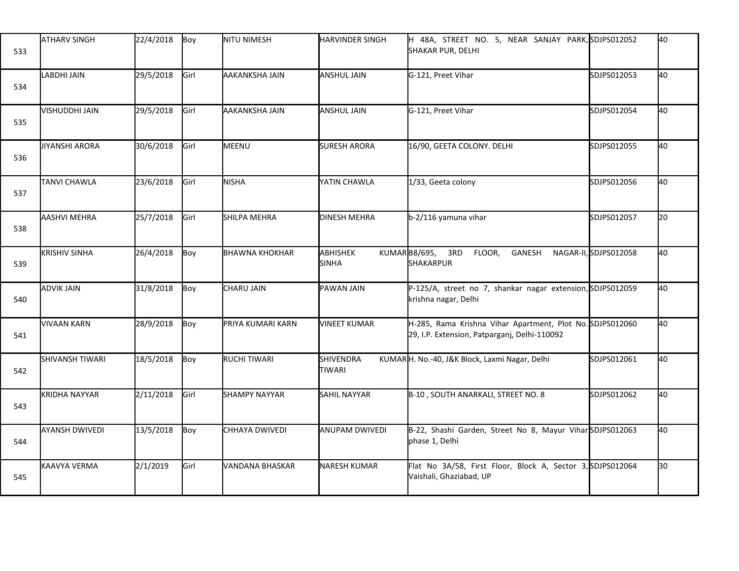| | | | | | | | | |
|---|---|---|---|---|---|---|---|---|
| 533 | ATHARV SINGH | 22/4/2018 | Boy | NITU NIMESH | HARVINDER SINGH | H 48A, STREET NO. 5, NEAR SANJAY PARK, SHAKAR PUR, DELHI | SDJPS012052 | 40 |
| 534 | LABDHI JAIN | 29/5/2018 | Girl | AAKANKSHA JAIN | ANSHUL JAIN | G-121, Preet Vihar | SDJPS012053 | 40 |
| 535 | VISHUDDHI JAIN | 29/5/2018 | Girl | AAKANKSHA JAIN | ANSHUL JAIN | G-121, Preet Vihar | SDJPS012054 | 40 |
| 536 | JIYANSHI ARORA | 30/6/2018 | Girl | MEENU | SURESH ARORA | 16/90, GEETA COLONY. DELHI | SDJPS012055 | 40 |
| 537 | TANVI CHAWLA | 23/6/2018 | Girl | NISHA | YATIN CHAWLA | 1/33, Geeta colony | SDJPS012056 | 40 |
| 538 | AASHVI MEHRA | 25/7/2018 | Girl | SHILPA MEHRA | DINESH MEHRA | b-2/116 yamuna vihar | SDJPS012057 | 20 |
| 539 | KRISHIV SINHA | 26/4/2018 | Boy | BHAWNA KHOKHAR | ABHISHEK KUMAR SINHA | B8/695, 3RD FLOOR, GANESH NAGAR-II, SHAKARPUR | SDJPS012058 | 40 |
| 540 | ADVIK JAIN | 31/8/2018 | Boy | CHARU JAIN | PAWAN JAIN | P-125/A, street no 7, shankar nagar extension, krishna nagar, Delhi | SDJPS012059 | 40 |
| 541 | VIVAAN KARN | 28/9/2018 | Boy | PRIYA KUMARI KARN | VINEET KUMAR | H-285, Rama Krishna Vihar Apartment, Plot No. 29, I.P. Extension, Patparganj, Delhi-110092 | SDJPS012060 | 40 |
| 542 | SHIVANSH TIWARI | 18/5/2018 | Boy | RUCHI TIWARI | SHIVENDRA KUMAR TIWARI | H. No.-40, J&K Block, Laxmi Nagar, Delhi | SDJPS012061 | 40 |
| 543 | KRIDHA NAYYAR | 2/11/2018 | Girl | SHAMPY NAYYAR | SAHIL NAYYAR | B-10 , SOUTH ANARKALI, STREET NO. 8 | SDJPS012062 | 40 |
| 544 | AYANSH DWIVEDI | 13/5/2018 | Boy | CHHAYA DWIVEDI | ANUPAM DWIVEDI | B-22, Shashi Garden, Street No 8, Mayur Vihar phase 1, Delhi | SDJPS012063 | 40 |
| 545 | KAAVYA VERMA | 2/1/2019 | Girl | VANDANA BHASKAR | NARESH KUMAR | Flat No 3A/58, First Floor, Block A, Sector 3, Vaishali, Ghaziabad, UP | SDJPS012064 | 30 |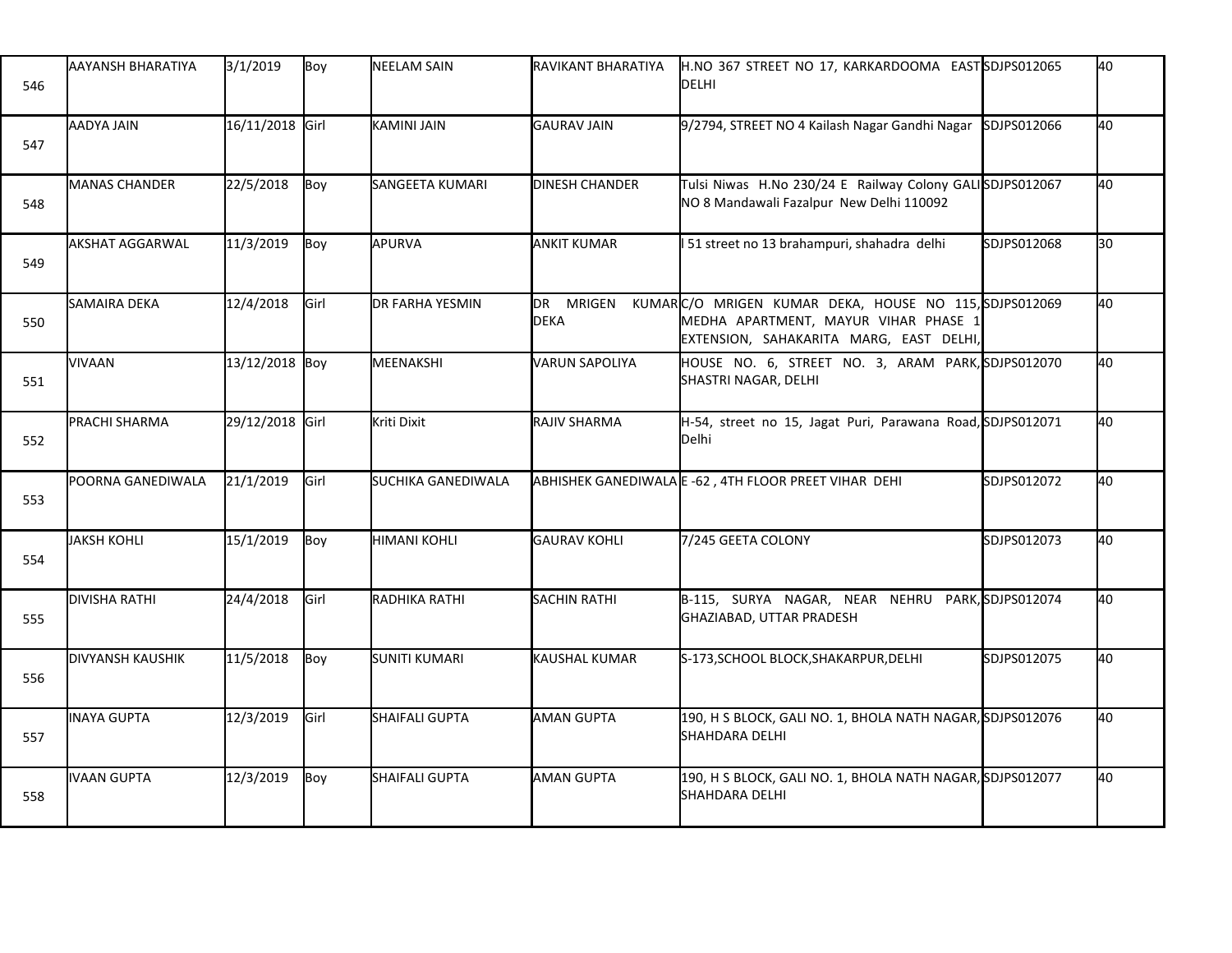| | | | | | | | | |
|---|---|---|---|---|---|---|---|---|
| 546 | AAYANSH BHARATIYA | 3/1/2019 | Boy | NEELAM SAIN | RAVIKANT BHARATIYA | H.NO 367 STREET NO 17, KARKARDOOMA EAST DELHI | SDJPS012065 | 40 |
| 547 | AADYA JAIN | 16/11/2018 | Girl | KAMINI JAIN | GAURAV JAIN | 9/2794, STREET NO 4 Kailash Nagar Gandhi Nagar | SDJPS012066 | 40 |
| 548 | MANAS CHANDER | 22/5/2018 | Boy | SANGEETA KUMARI | DINESH CHANDER | Tulsi Niwas H.No 230/24 E Railway Colony GALI NO 8 Mandawali Fazalpur New Delhi 110092 | SDJPS012067 | 40 |
| 549 | AKSHAT AGGARWAL | 11/3/2019 | Boy | APURVA | ANKIT KUMAR | I 51 street no 13 brahampuri, shahadra delhi | SDJPS012068 | 30 |
| 550 | SAMAIRA DEKA | 12/4/2018 | Girl | DR FARHA YESMIN | DR MRIGEN KUMAR DEKA | C/O MRIGEN KUMAR DEKA, HOUSE NO 115, MEDHA APARTMENT, MAYUR VIHAR PHASE 1 EXTENSION, SAHAKARITA MARG, EAST DELHI, | SDJPS012069 | 40 |
| 551 | VIVAAN | 13/12/2018 | Boy | MEENAKSHI | VARUN SAPOLIYA | HOUSE NO. 6, STREET NO. 3, ARAM PARK, SHASTRI NAGAR, DELHI | SDJPS012070 | 40 |
| 552 | PRACHI SHARMA | 29/12/2018 | Girl | Kriti Dixit | RAJIV SHARMA | H-54, street no 15, Jagat Puri, Parawana Road, Delhi | SDJPS012071 | 40 |
| 553 | POORNA GANEDIWALA | 21/1/2019 | Girl | SUCHIKA GANEDIWALA | ABHISHEK GANEDIWALA | E -62 , 4TH FLOOR PREET VIHAR DEHI | SDJPS012072 | 40 |
| 554 | JAKSH KOHLI | 15/1/2019 | Boy | HIMANI KOHLI | GAURAV KOHLI | 7/245 GEETA COLONY | SDJPS012073 | 40 |
| 555 | DIVISHA RATHI | 24/4/2018 | Girl | RADHIKA RATHI | SACHIN RATHI | B-115, SURYA NAGAR, NEAR NEHRU PARK, GHAZIABAD, UTTAR PRADESH | SDJPS012074 | 40 |
| 556 | DIVYANSH KAUSHIK | 11/5/2018 | Boy | SUNITI KUMARI | KAUSHAL KUMAR | S-173,SCHOOL BLOCK,SHAKARPUR,DELHI | SDJPS012075 | 40 |
| 557 | INAYA GUPTA | 12/3/2019 | Girl | SHAIFALI GUPTA | AMAN GUPTA | 190, H S BLOCK, GALI NO. 1, BHOLA NATH NAGAR, SHAHDARA DELHI | SDJPS012076 | 40 |
| 558 | IVAAN GUPTA | 12/3/2019 | Boy | SHAIFALI GUPTA | AMAN GUPTA | 190, H S BLOCK, GALI NO. 1, BHOLA NATH NAGAR, SHAHDARA DELHI | SDJPS012077 | 40 |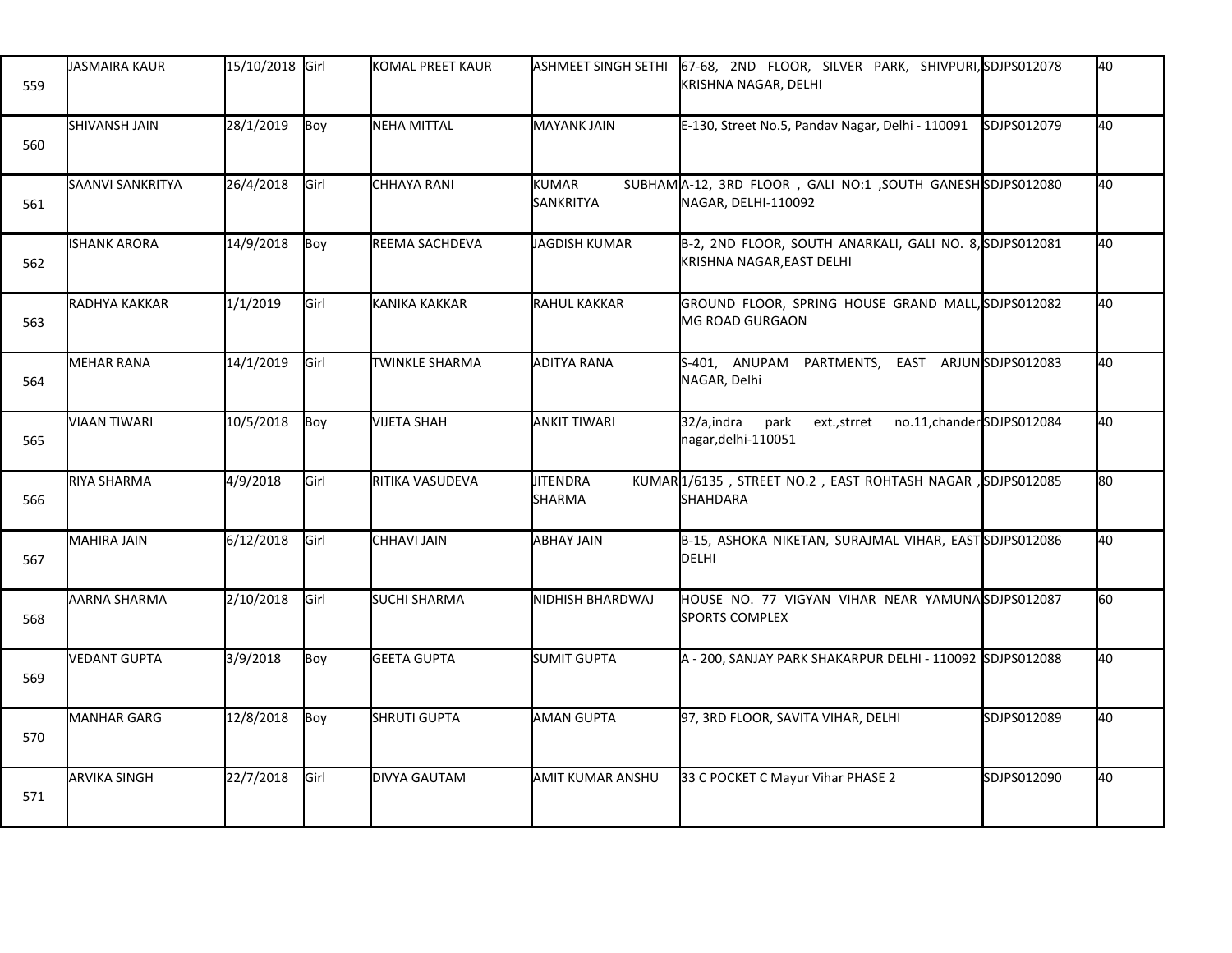| | | | | | | | | |
|---|---|---|---|---|---|---|---|---|
| 559 | JASMAIRA KAUR | 15/10/2018 | Girl | KOMAL PREET KAUR | ASHMEET SINGH SETHI | 67-68, 2ND FLOOR, SILVER PARK, SHIVPURI, KRISHNA NAGAR, DELHI | SDJPS012078 | 40 |
| 560 | SHIVANSH JAIN | 28/1/2019 | Boy | NEHA MITTAL | MAYANK JAIN | E-130, Street No.5, Pandav Nagar, Delhi - 110091 | SDJPS012079 | 40 |
| 561 | SAANVI SANKRITYA | 26/4/2018 | Girl | CHHAYA RANI | KUMAR SUBHAM SANKRITYA | A-12, 3RD FLOOR , GALI NO:1 ,SOUTH GANESH NAGAR, DELHI-110092 | SDJPS012080 | 40 |
| 562 | ISHANK ARORA | 14/9/2018 | Boy | REEMA SACHDEVA | JAGDISH KUMAR | B-2, 2ND FLOOR, SOUTH ANARKALI, GALI NO. 8, KRISHNA NAGAR,EAST DELHI | SDJPS012081 | 40 |
| 563 | RADHYA KAKKAR | 1/1/2019 | Girl | KANIKA KAKKAR | RAHUL KAKKAR | GROUND FLOOR, SPRING HOUSE GRAND MALL, MG ROAD GURGAON | SDJPS012082 | 40 |
| 564 | MEHAR RANA | 14/1/2019 | Girl | TWINKLE SHARMA | ADITYA RANA | S-401, ANUPAM PARTMENTS, EAST ARJUN NAGAR, Delhi | SDJPS012083 | 40 |
| 565 | VIAAN TIWARI | 10/5/2018 | Boy | VIJETA SHAH | ANKIT TIWARI | 32/a,indra park ext.,strret no.11,chander nagar,delhi-110051 | SDJPS012084 | 40 |
| 566 | RIYA SHARMA | 4/9/2018 | Girl | RITIKA VASUDEVA | JITENDRA KUMAR SHARMA | 1/6135 , STREET NO.2 , EAST ROHTASH NAGAR , SHAHDARA | SDJPS012085 | 80 |
| 567 | MAHIRA JAIN | 6/12/2018 | Girl | CHHAVI JAIN | ABHAY JAIN | B-15, ASHOKA NIKETAN, SURAJMAL VIHAR, EAST DELHI | SDJPS012086 | 40 |
| 568 | AARNA SHARMA | 2/10/2018 | Girl | SUCHI SHARMA | NIDHISH BHARDWAJ | HOUSE NO. 77 VIGYAN VIHAR NEAR YAMUNA SPORTS COMPLEX | SDJPS012087 | 60 |
| 569 | VEDANT GUPTA | 3/9/2018 | Boy | GEETA GUPTA | SUMIT GUPTA | A - 200, SANJAY PARK SHAKARPUR DELHI - 110092 | SDJPS012088 | 40 |
| 570 | MANHAR GARG | 12/8/2018 | Boy | SHRUTI GUPTA | AMAN GUPTA | 97, 3RD FLOOR, SAVITA VIHAR, DELHI | SDJPS012089 | 40 |
| 571 | ARVIKA SINGH | 22/7/2018 | Girl | DIVYA GAUTAM | AMIT KUMAR ANSHU | 33 C POCKET C Mayur Vihar PHASE 2 | SDJPS012090 | 40 |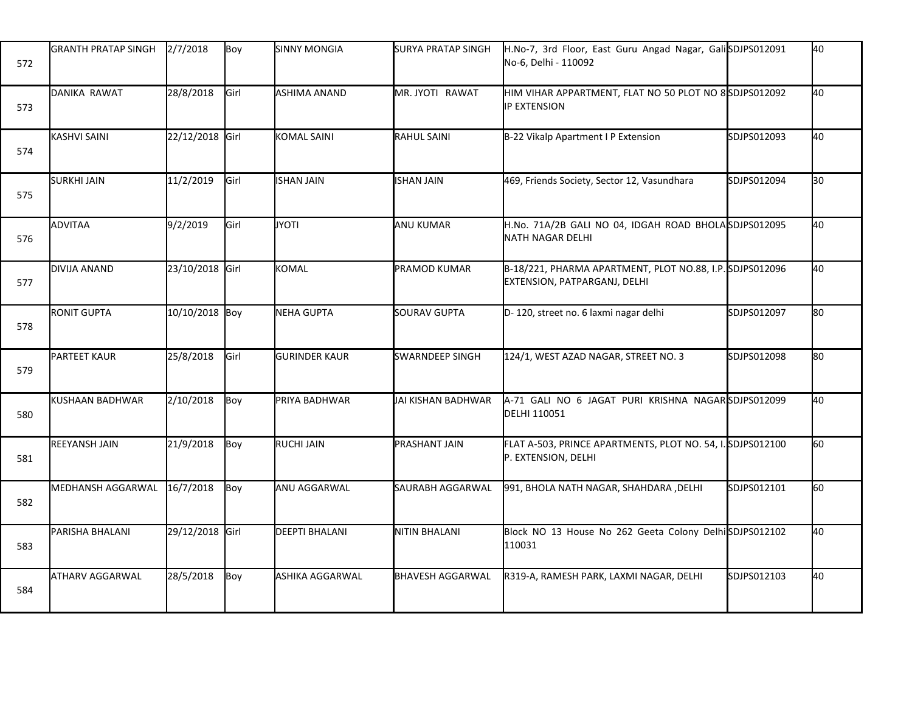| | | | | | | | | |
|---|---|---|---|---|---|---|---|---|
| 572 | GRANTH PRATAP SINGH | 2/7/2018 | Boy | SINNY MONGIA | SURYA PRATAP SINGH | H.No-7, 3rd Floor, East Guru Angad Nagar, Gali No-6, Delhi - 110092 | SDJPS012091 | 40 |
| 573 | DANIKA RAWAT | 28/8/2018 | Girl | ASHIMA ANAND | MR. JYOTI RAWAT | HIM VIHAR APPARTMENT, FLAT NO 50 PLOT NO 8 IP EXTENSION | SDJPS012092 | 40 |
| 574 | KASHVI SAINI | 22/12/2018 | Girl | KOMAL SAINI | RAHUL SAINI | B-22 Vikalp Apartment I P Extension | SDJPS012093 | 40 |
| 575 | SURKHI JAIN | 11/2/2019 | Girl | ISHAN JAIN | ISHAN JAIN | 469, Friends Society, Sector 12, Vasundhara | SDJPS012094 | 30 |
| 576 | ADVITAA | 9/2/2019 | Girl | JYOTI | ANU KUMAR | H.No. 71A/2B GALI NO 04, IDGAH ROAD BHOLA NATH NAGAR DELHI | SDJPS012095 | 40 |
| 577 | DIVIJA ANAND | 23/10/2018 | Girl | KOMAL | PRAMOD KUMAR | B-18/221, PHARMA APARTMENT, PLOT NO.88, I.P. EXTENSION, PATPARGANJ, DELHI | SDJPS012096 | 40 |
| 578 | RONIT GUPTA | 10/10/2018 | Boy | NEHA GUPTA | SOURAV GUPTA | D- 120, street no. 6 laxmi nagar delhi | SDJPS012097 | 80 |
| 579 | PARTEET KAUR | 25/8/2018 | Girl | GURINDER KAUR | SWARNDEEP SINGH | 124/1, WEST AZAD NAGAR, STREET NO. 3 | SDJPS012098 | 80 |
| 580 | KUSHAAN BADHWAR | 2/10/2018 | Boy | PRIYA BADHWAR | JAI KISHAN BADHWAR | A-71 GALI NO 6 JAGAT PURI KRISHNA NAGAR DELHI 110051 | SDJPS012099 | 40 |
| 581 | REEYANSH JAIN | 21/9/2018 | Boy | RUCHI JAIN | PRASHANT JAIN | FLAT A-503, PRINCE APARTMENTS, PLOT NO. 54, I. P. EXTENSION, DELHI | SDJPS012100 | 60 |
| 582 | MEDHANSH AGGARWAL | 16/7/2018 | Boy | ANU AGGARWAL | SAURABH AGGARWAL | 991, BHOLA NATH NAGAR, SHAHDARA ,DELHI | SDJPS012101 | 60 |
| 583 | PARISHA BHALANI | 29/12/2018 | Girl | DEEPTI BHALANI | NITIN BHALANI | Block NO 13 House No 262 Geeta Colony Delhi 110031 | SDJPS012102 | 40 |
| 584 | ATHARV AGGARWAL | 28/5/2018 | Boy | ASHIKA AGGARWAL | BHAVESH AGGARWAL | R319-A, RAMESH PARK, LAXMI NAGAR, DELHI | SDJPS012103 | 40 |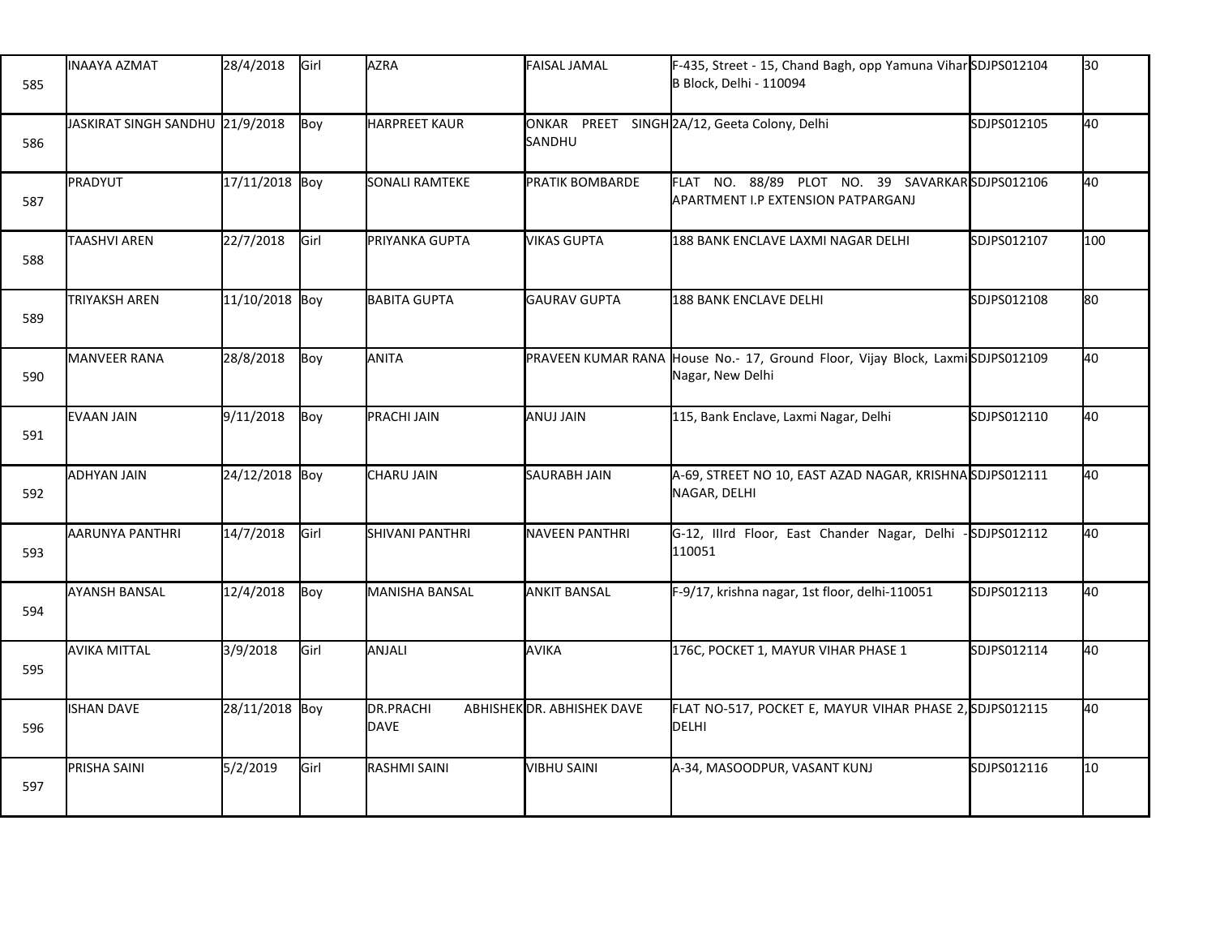| 585 | INAAYA AZMAT | 28/4/2018 | Girl | AZRA | FAISAL JAMAL | F-435, Street - 15, Chand Bagh, opp Yamuna Vihar B Block, Delhi - 110094 | SDJPS012104 | 30 |
|---|---|---|---|---|---|---|---|---|
| 586 | JASKIRAT SINGH SANDHU | 21/9/2018 | Boy | HARPREET KAUR | ONKAR PREET SINGH SANDHU | 2A/12, Geeta Colony, Delhi | SDJPS012105 | 40 |
| 587 | PRADYUT | 17/11/2018 | Boy | SONALI RAMTEKE | PRATIK BOMBARDE | FLAT NO. 88/89 PLOT NO. 39 SAVARKAR APARTMENT I.P EXTENSION PATPARGANJ | SDJPS012106 | 40 |
| 588 | TAASHVI AREN | 22/7/2018 | Girl | PRIYANKA GUPTA | VIKAS GUPTA | 188 BANK ENCLAVE LAXMI NAGAR DELHI | SDJPS012107 | 100 |
| 589 | TRIYAKSH AREN | 11/10/2018 | Boy | BABITA GUPTA | GAURAV GUPTA | 188 BANK ENCLAVE DELHI | SDJPS012108 | 80 |
| 590 | MANVEER RANA | 28/8/2018 | Boy | ANITA | PRAVEEN KUMAR RANA | House No.- 17, Ground Floor, Vijay Block, Laxmi Nagar, New Delhi | SDJPS012109 | 40 |
| 591 | EVAAN JAIN | 9/11/2018 | Boy | PRACHI JAIN | ANUJ JAIN | 115, Bank Enclave, Laxmi Nagar, Delhi | SDJPS012110 | 40 |
| 592 | ADHYAN JAIN | 24/12/2018 | Boy | CHARU JAIN | SAURABH JAIN | A-69, STREET NO 10, EAST AZAD NAGAR, KRISHNA NAGAR, DELHI | SDJPS012111 | 40 |
| 593 | AARUNYA PANTHRI | 14/7/2018 | Girl | SHIVANI PANTHRI | NAVEEN PANTHRI | G-12, IIIrd Floor, East Chander Nagar, Delhi - 110051 | SDJPS012112 | 40 |
| 594 | AYANSH BANSAL | 12/4/2018 | Boy | MANISHA BANSAL | ANKIT BANSAL | F-9/17, krishna nagar, 1st floor, delhi-110051 | SDJPS012113 | 40 |
| 595 | AVIKA MITTAL | 3/9/2018 | Girl | ANJALI | AVIKA | 176C, POCKET 1, MAYUR VIHAR PHASE 1 | SDJPS012114 | 40 |
| 596 | ISHAN DAVE | 28/11/2018 | Boy | DR.PRACHI ABHISHEK DAVE | DR. ABHISHEK DAVE | FLAT NO-517, POCKET E, MAYUR VIHAR PHASE 2, DELHI | SDJPS012115 | 40 |
| 597 | PRISHA SAINI | 5/2/2019 | Girl | RASHMI SAINI | VIBHU SAINI | A-34, MASOODPUR, VASANT KUNJ | SDJPS012116 | 10 |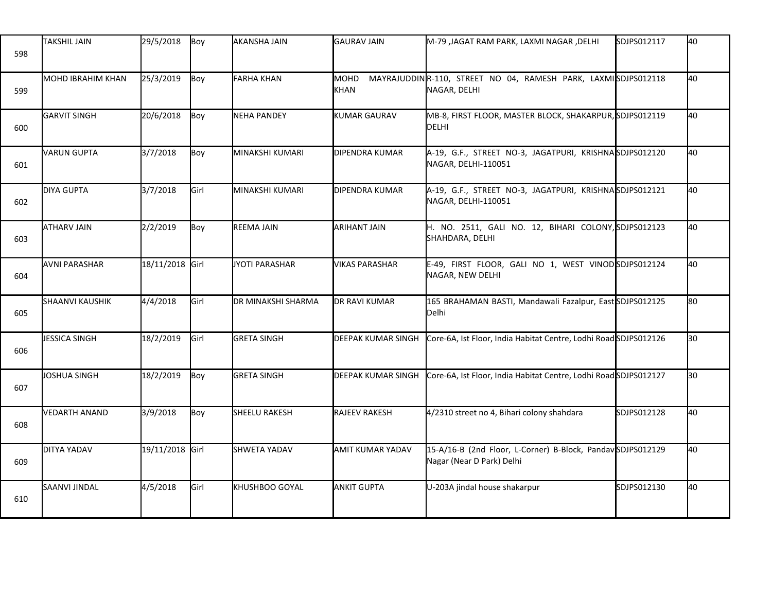| | | | | | | | | |
|---|---|---|---|---|---|---|---|---|
| 598 | TAKSHIL JAIN | 29/5/2018 | Boy | AKANSHA JAIN | GAURAV JAIN | M-79 ,JAGAT RAM PARK, LAXMI NAGAR ,DELHI | SDJPS012117 | 40 |
| 599 | MOHD IBRAHIM KHAN | 25/3/2019 | Boy | FARHA KHAN | MOHD MAYRAJUDDIN KHAN | R-110, STREET NO 04, RAMESH PARK, LAXMI NAGAR, DELHI | SDJPS012118 | 40 |
| 600 | GARVIT SINGH | 20/6/2018 | Boy | NEHA PANDEY | KUMAR GAURAV | MB-8, FIRST FLOOR, MASTER BLOCK, SHAKARPUR, DELHI | SDJPS012119 | 40 |
| 601 | VARUN GUPTA | 3/7/2018 | Boy | MINAKSHI KUMARI | DIPENDRA KUMAR | A-19, G.F., STREET NO-3, JAGATPURI, KRISHNA NAGAR, DELHI-110051 | SDJPS012120 | 40 |
| 602 | DIYA GUPTA | 3/7/2018 | Girl | MINAKSHI KUMARI | DIPENDRA KUMAR | A-19, G.F., STREET NO-3, JAGATPURI, KRISHNA NAGAR, DELHI-110051 | SDJPS012121 | 40 |
| 603 | ATHARV JAIN | 2/2/2019 | Boy | REEMA JAIN | ARIHANT JAIN | H. NO. 2511, GALI NO. 12, BIHARI COLONY, SHAHDARA, DELHI | SDJPS012123 | 40 |
| 604 | AVNI PARASHAR | 18/11/2018 | Girl | JYOTI PARASHAR | VIKAS PARASHAR | E-49, FIRST FLOOR, GALI NO 1, WEST VINOD NAGAR, NEW DELHI | SDJPS012124 | 40 |
| 605 | SHAANVI KAUSHIK | 4/4/2018 | Girl | DR MINAKSHI SHARMA | DR RAVI KUMAR | 165 BRAHAMAN BASTI, Mandawali Fazalpur, East Delhi | SDJPS012125 | 80 |
| 606 | JESSICA SINGH | 18/2/2019 | Girl | GRETA SINGH | DEEPAK KUMAR SINGH | Core-6A, Ist Floor, India Habitat Centre, Lodhi Road | SDJPS012126 | 30 |
| 607 | JOSHUA SINGH | 18/2/2019 | Boy | GRETA SINGH | DEEPAK KUMAR SINGH | Core-6A, Ist Floor, India Habitat Centre, Lodhi Road | SDJPS012127 | 30 |
| 608 | VEDARTH ANAND | 3/9/2018 | Boy | SHEELU RAKESH | RAJEEV RAKESH | 4/2310 street no 4, Bihari colony shahdara | SDJPS012128 | 40 |
| 609 | DITYA YADAV | 19/11/2018 | Girl | SHWETA YADAV | AMIT KUMAR YADAV | 15-A/16-B (2nd Floor, L-Corner) B-Block, Pandav Nagar (Near D Park) Delhi | SDJPS012129 | 40 |
| 610 | SAANVI JINDAL | 4/5/2018 | Girl | KHUSHBOO GOYAL | ANKIT GUPTA | U-203A jindal house shakarpur | SDJPS012130 | 40 |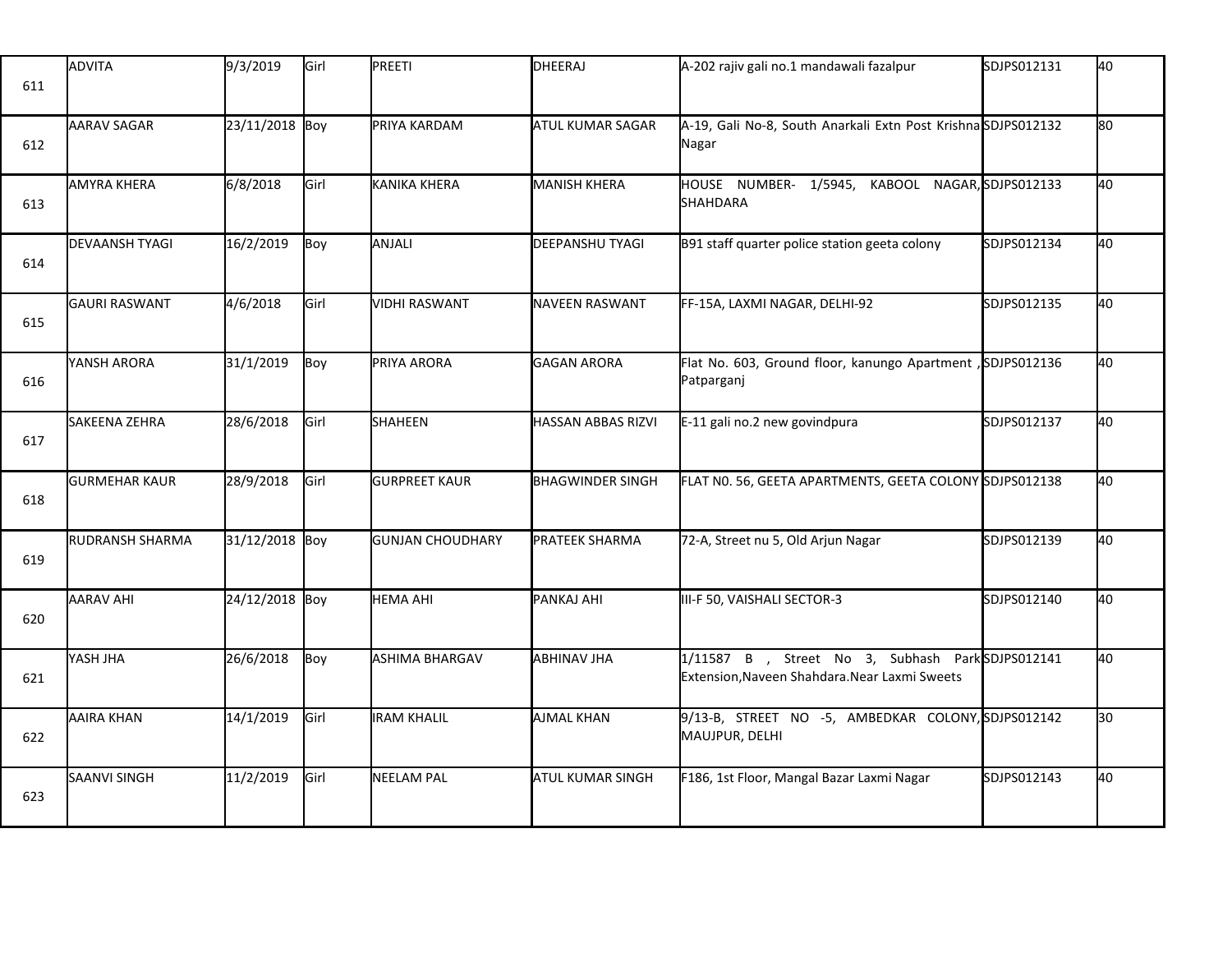| | | | | | | | | |
|---|---|---|---|---|---|---|---|---|
| 611 | ADVITA | 9/3/2019 | Girl | PREETI | DHEERAJ | A-202 rajiv gali no.1 mandawali fazalpur | SDJPS012131 | 40 |
| 612 | AARAV SAGAR | 23/11/2018 | Boy | PRIYA KARDAM | ATUL KUMAR SAGAR | A-19, Gali No-8, South Anarkali Extn Post Krishna Nagar | SDJPS012132 | 80 |
| 613 | AMYRA KHERA | 6/8/2018 | Girl | KANIKA KHERA | MANISH KHERA | HOUSE NUMBER- 1/5945, KABOOL NAGAR, SHAHDARA | SDJPS012133 | 40 |
| 614 | DEVAANSH TYAGI | 16/2/2019 | Boy | ANJALI | DEEPANSHU TYAGI | B91 staff quarter police station geeta colony | SDJPS012134 | 40 |
| 615 | GAURI RASWANT | 4/6/2018 | Girl | VIDHI RASWANT | NAVEEN RASWANT | FF-15A, LAXMI NAGAR, DELHI-92 | SDJPS012135 | 40 |
| 616 | YANSH ARORA | 31/1/2019 | Boy | PRIYA ARORA | GAGAN ARORA | Flat No. 603, Ground floor, kanungo Apartment , Patparganj | SDJPS012136 | 40 |
| 617 | SAKEENA ZEHRA | 28/6/2018 | Girl | SHAHEEN | HASSAN ABBAS RIZVI | E-11 gali no.2 new govindpura | SDJPS012137 | 40 |
| 618 | GURMEHAR KAUR | 28/9/2018 | Girl | GURPREET KAUR | BHAGWINDER SINGH | FLAT N0. 56, GEETA APARTMENTS, GEETA COLONY | SDJPS012138 | 40 |
| 619 | RUDRANSH SHARMA | 31/12/2018 | Boy | GUNJAN CHOUDHARY | PRATEEK SHARMA | 72-A, Street nu 5, Old Arjun Nagar | SDJPS012139 | 40 |
| 620 | AARAV AHI | 24/12/2018 | Boy | HEMA AHI | PANKAJ AHI | III-F 50, VAISHALI SECTOR-3 | SDJPS012140 | 40 |
| 621 | YASH JHA | 26/6/2018 | Boy | ASHIMA BHARGAV | ABHINAV JHA | 1/11587 B , Street No 3, Subhash Park Extension,Naveen Shahdara.Near Laxmi Sweets | SDJPS012141 | 40 |
| 622 | AAIRA KHAN | 14/1/2019 | Girl | IRAM KHALIL | AJMAL KHAN | 9/13-B, STREET NO -5, AMBEDKAR COLONY, MAUJPUR, DELHI | SDJPS012142 | 30 |
| 623 | SAANVI SINGH | 11/2/2019 | Girl | NEELAM PAL | ATUL KUMAR SINGH | F186, 1st Floor, Mangal Bazar Laxmi Nagar | SDJPS012143 | 40 |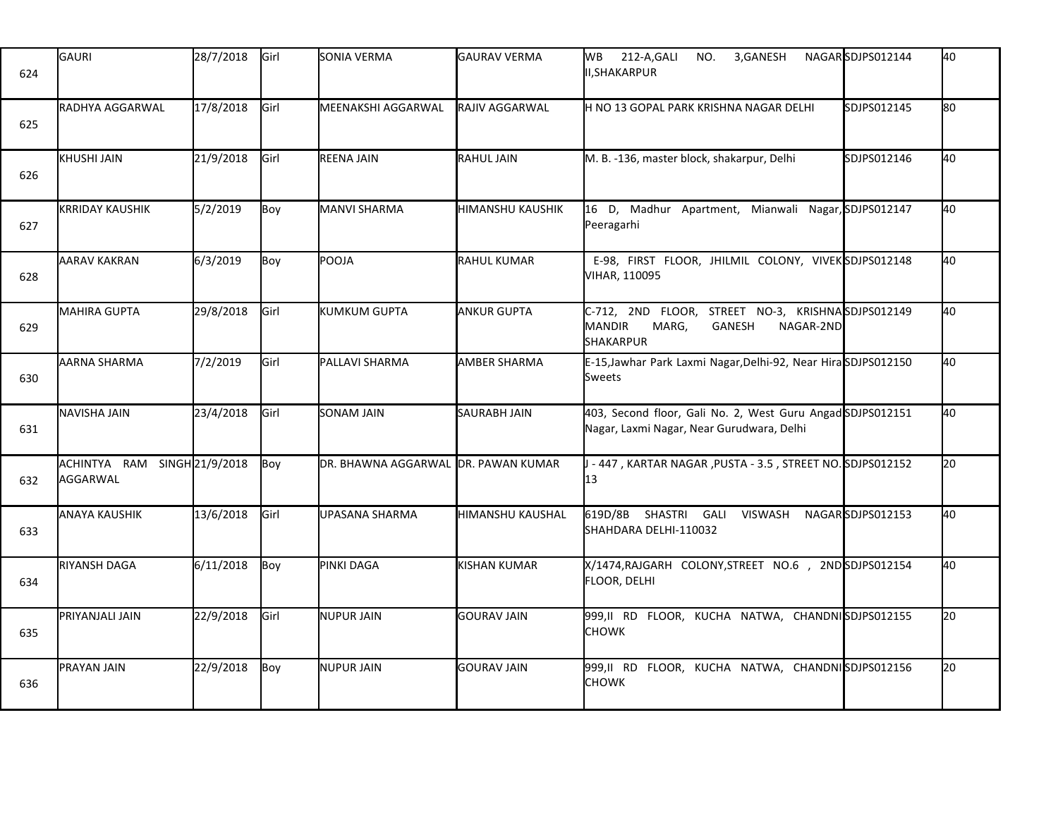| | | | | | | | | |
|---|---|---|---|---|---|---|---|---|
| 624 | GAURI | 28/7/2018 | Girl | SONIA VERMA | GAURAV VERMA | WB 212-A,GALI NO. 3,GANESH NAGAR II,SHAKARPUR | SDJPS012144 | 40 |
| 625 | RADHYA AGGARWAL | 17/8/2018 | Girl | MEENAKSHI AGGARWAL | RAJIV AGGARWAL | H NO 13 GOPAL PARK KRISHNA NAGAR DELHI | SDJPS012145 | 80 |
| 626 | KHUSHI JAIN | 21/9/2018 | Girl | REENA JAIN | RAHUL JAIN | M. B. -136, master block, shakarpur, Delhi | SDJPS012146 | 40 |
| 627 | KRRIDAY KAUSHIK | 5/2/2019 | Boy | MANVI SHARMA | HIMANSHU KAUSHIK | 16 D, Madhur Apartment, Mianwali Nagar, Peeragarhi | SDJPS012147 | 40 |
| 628 | AARAV KAKRAN | 6/3/2019 | Boy | POOJA | RAHUL KUMAR | E-98, FIRST FLOOR, JHILMIL COLONY, VIVEK VIHAR, 110095 | SDJPS012148 | 40 |
| 629 | MAHIRA GUPTA | 29/8/2018 | Girl | KUMKUM GUPTA | ANKUR GUPTA | C-712, 2ND FLOOR, STREET NO-3, KRISHNA MANDIR MARG, GANESH NAGAR-2ND SHAKARPUR | SDJPS012149 | 40 |
| 630 | AARNA SHARMA | 7/2/2019 | Girl | PALLAVI SHARMA | AMBER SHARMA | E-15,Jawhar Park Laxmi Nagar,Delhi-92, Near Hira Sweets | SDJPS012150 | 40 |
| 631 | NAVISHA JAIN | 23/4/2018 | Girl | SONAM JAIN | SAURABH JAIN | 403, Second floor, Gali No. 2, West Guru Angad Nagar, Laxmi Nagar, Near Gurudwara, Delhi | SDJPS012151 | 40 |
| 632 | ACHINTYA RAM SINGH AGGARWAL | 21/9/2018 | Boy | DR. BHAWNA AGGARWAL | DR. PAWAN KUMAR | J - 447 , KARTAR NAGAR ,PUSTA - 3.5 , STREET NO. 13 | SDJPS012152 | 20 |
| 633 | ANAYA KAUSHIK | 13/6/2018 | Girl | UPASANA SHARMA | HIMANSHU KAUSHAL | 619D/8B SHASTRI GALI VISWASH NAGAR SHAHDARA DELHI-110032 | SDJPS012153 | 40 |
| 634 | RIYANSH DAGA | 6/11/2018 | Boy | PINKI DAGA | KISHAN KUMAR | X/1474,RAJGARH COLONY,STREET NO.6 , 2ND FLOOR, DELHI | SDJPS012154 | 40 |
| 635 | PRIYANJALI JAIN | 22/9/2018 | Girl | NUPUR JAIN | GOURAV JAIN | 999,II RD FLOOR, KUCHA NATWA, CHANDNI CHOWK | SDJPS012155 | 20 |
| 636 | PRAYAN JAIN | 22/9/2018 | Boy | NUPUR JAIN | GOURAV JAIN | 999,II RD FLOOR, KUCHA NATWA, CHANDNI CHOWK | SDJPS012156 | 20 |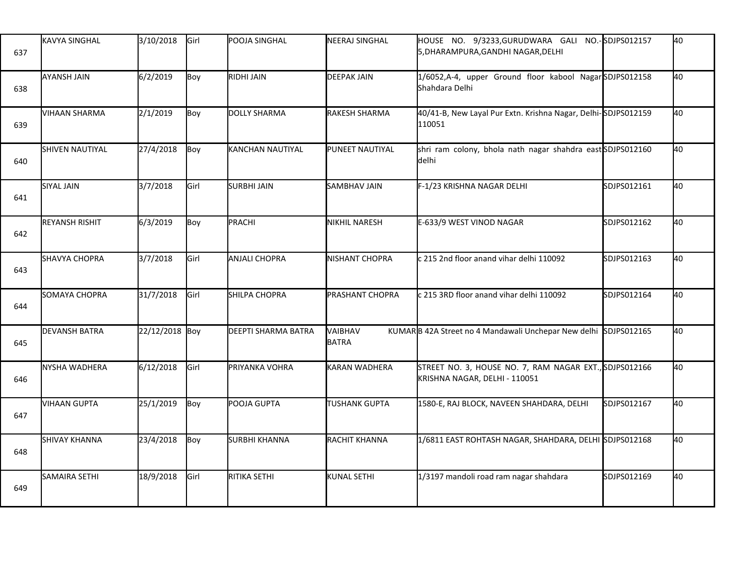| 637 | KAVYA SINGHAL | 3/10/2018 | Girl | POOJA SINGHAL | NEERAJ SINGHAL | HOUSE NO. 9/3233,GURUDWARA GALI NO.-5,DHARAMPURA,GANDHI NAGAR,DELHI | SDJPS012157 | 40 |
|---|---|---|---|---|---|---|---|---|
| 638 | AYANSH JAIN | 6/2/2019 | Boy | RIDHI JAIN | DEEPAK JAIN | 1/6052,A-4, upper Ground floor kabool Nagar Shahdara Delhi | SDJPS012158 | 40 |
| 639 | VIHAAN SHARMA | 2/1/2019 | Boy | DOLLY SHARMA | RAKESH SHARMA | 40/41-B, New Layal Pur Extn. Krishna Nagar, Delhi-110051 | SDJPS012159 | 40 |
| 640 | SHIVEN NAUTIYAL | 27/4/2018 | Boy | KANCHAN NAUTIYAL | PUNEET NAUTIYAL | shri ram colony, bhola nath nagar shahdra east delhi | SDJPS012160 | 40 |
| 641 | SIYAL JAIN | 3/7/2018 | Girl | SURBHI JAIN | SAMBHAV JAIN | F-1/23 KRISHNA NAGAR DELHI | SDJPS012161 | 40 |
| 642 | REYANSH RISHIT | 6/3/2019 | Boy | PRACHI | NIKHIL NARESH | E-633/9 WEST VINOD NAGAR | SDJPS012162 | 40 |
| 643 | SHAVYA CHOPRA | 3/7/2018 | Girl | ANJALI CHOPRA | NISHANT CHOPRA | c 215 2nd floor anand vihar delhi 110092 | SDJPS012163 | 40 |
| 644 | SOMAYA CHOPRA | 31/7/2018 | Girl | SHILPA CHOPRA | PRASHANT CHOPRA | c 215 3RD floor anand vihar delhi 110092 | SDJPS012164 | 40 |
| 645 | DEVANSH BATRA | 22/12/2018 | Boy | DEEPTI SHARMA BATRA | VAIBHAV KUMAR BATRA | B 42A Street no 4 Mandawali Unchepar New delhi | SDJPS012165 | 40 |
| 646 | NYSHA WADHERA | 6/12/2018 | Girl | PRIYANKA VOHRA | KARAN WADHERA | STREET NO. 3, HOUSE NO. 7, RAM NAGAR EXT., KRISHNA NAGAR, DELHI - 110051 | SDJPS012166 | 40 |
| 647 | VIHAAN GUPTA | 25/1/2019 | Boy | POOJA GUPTA | TUSHANK GUPTA | 1580-E, RAJ BLOCK, NAVEEN SHAHDARA, DELHI | SDJPS012167 | 40 |
| 648 | SHIVAY KHANNA | 23/4/2018 | Boy | SURBHI KHANNA | RACHIT KHANNA | 1/6811 EAST ROHTASH NAGAR, SHAHDARA, DELHI | SDJPS012168 | 40 |
| 649 | SAMAIRA SETHI | 18/9/2018 | Girl | RITIKA SETHI | KUNAL SETHI | 1/3197 mandoli road ram nagar shahdara | SDJPS012169 | 40 |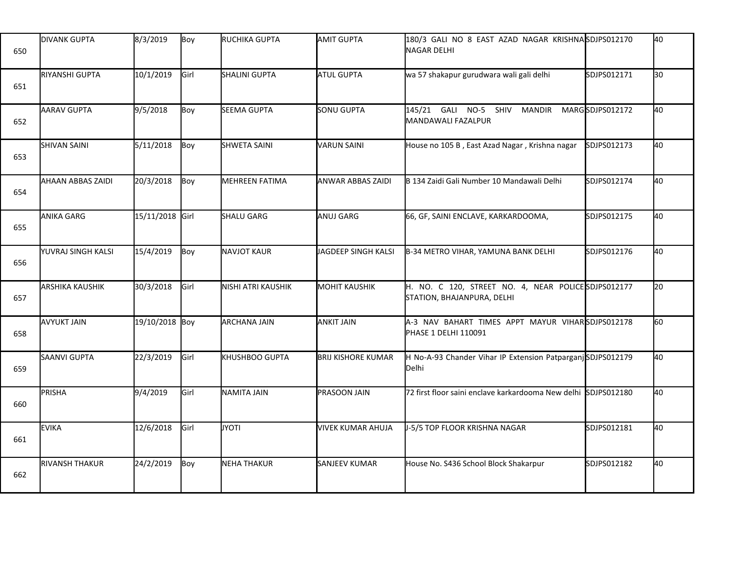| 650 | DIVANK GUPTA | 8/3/2019 | Boy | RUCHIKA GUPTA | AMIT GUPTA | 180/3 GALI NO 8 EAST AZAD NAGAR KRISHNA NAGAR DELHI | SDJPS012170 | 40 |
|---|---|---|---|---|---|---|---|---|
| 651 | RIYANSHI GUPTA | 10/1/2019 | Girl | SHALINI GUPTA | ATUL GUPTA | wa 57 shakapur gurudwara wali gali delhi | SDJPS012171 | 30 |
| 652 | AARAV GUPTA | 9/5/2018 | Boy | SEEMA GUPTA | SONU GUPTA | 145/21 GALI NO-5 SHIV MANDIR MARG MANDAWALI FAZALPUR | SDJPS012172 | 40 |
| 653 | SHIVAN SAINI | 5/11/2018 | Boy | SHWETA SAINI | VARUN SAINI | House no 105 B , East Azad Nagar , Krishna nagar | SDJPS012173 | 40 |
| 654 | AHAAN ABBAS ZAIDI | 20/3/2018 | Boy | MEHREEN FATIMA | ANWAR ABBAS ZAIDI | B 134 Zaidi Gali Number 10 Mandawali Delhi | SDJPS012174 | 40 |
| 655 | ANIKA GARG | 15/11/2018 | Girl | SHALU GARG | ANUJ GARG | 66, GF, SAINI ENCLAVE, KARKARDOOMA, | SDJPS012175 | 40 |
| 656 | YUVRAJ SINGH KALSI | 15/4/2019 | Boy | NAVJOT KAUR | JAGDEEP SINGH KALSI | B-34 METRO VIHAR, YAMUNA BANK DELHI | SDJPS012176 | 40 |
| 657 | ARSHIKA KAUSHIK | 30/3/2018 | Girl | NISHI ATRI KAUSHIK | MOHIT KAUSHIK | H. NO. C 120, STREET NO. 4, NEAR POLICE STATION, BHAJANPURA, DELHI | SDJPS012177 | 20 |
| 658 | AVYUKT JAIN | 19/10/2018 | Boy | ARCHANA JAIN | ANKIT JAIN | A-3 NAV BAHART TIMES APPT MAYUR VIHAR PHASE 1 DELHI 110091 | SDJPS012178 | 60 |
| 659 | SAANVI GUPTA | 22/3/2019 | Girl | KHUSHBOO GUPTA | BRIJ KISHORE KUMAR | H No-A-93 Chander Vihar IP Extension Patparganj Delhi | SDJPS012179 | 40 |
| 660 | PRISHA | 9/4/2019 | Girl | NAMITA JAIN | PRASOON JAIN | 72 first floor saini enclave karkardooma New delhi | SDJPS012180 | 40 |
| 661 | EVIKA | 12/6/2018 | Girl | JYOTI | VIVEK KUMAR AHUJA | J-5/5 TOP FLOOR KRISHNA NAGAR | SDJPS012181 | 40 |
| 662 | RIVANSH THAKUR | 24/2/2019 | Boy | NEHA THAKUR | SANJEEV KUMAR | House No. S436 School Block Shakarpur | SDJPS012182 | 40 |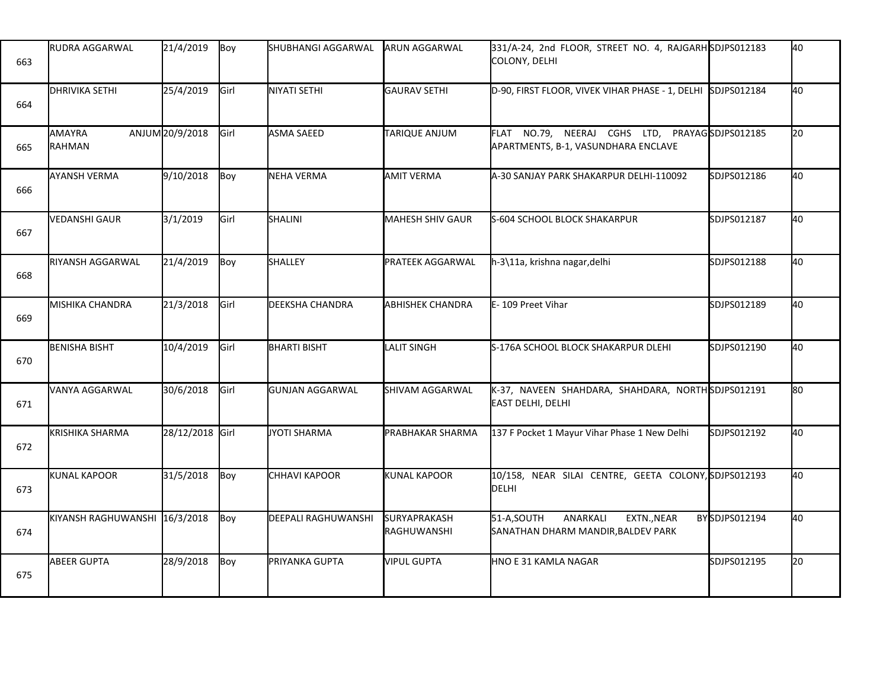| | | | | | | | | |
|---|---|---|---|---|---|---|---|---|
| 663 | RUDRA AGGARWAL | 21/4/2019 | Boy | SHUBHANGI AGGARWAL | ARUN AGGARWAL | 331/A-24, 2nd FLOOR, STREET NO. 4, RAJGARH COLONY, DELHI | SDJPS012183 | 40 |
| 664 | DHRIVIKA SETHI | 25/4/2019 | Girl | NIYATI SETHI | GAURAV SETHI | D-90, FIRST FLOOR, VIVEK VIHAR PHASE - 1, DELHI | SDJPS012184 | 40 |
| 665 | AMAYRA ANJUM RAHMAN | 20/9/2018 | Girl | ASMA SAEED | TARIQUE ANJUM | FLAT NO.79, NEERAJ CGHS LTD, PRAYAG APARTMENTS, B-1, VASUNDHARA ENCLAVE | SDJPS012185 | 20 |
| 666 | AYANSH VERMA | 9/10/2018 | Boy | NEHA VERMA | AMIT VERMA | A-30 SANJAY PARK SHAKARPUR DELHI-110092 | SDJPS012186 | 40 |
| 667 | VEDANSHI GAUR | 3/1/2019 | Girl | SHALINI | MAHESH SHIV GAUR | S-604 SCHOOL BLOCK SHAKARPUR | SDJPS012187 | 40 |
| 668 | RIYANSH AGGARWAL | 21/4/2019 | Boy | SHALLEY | PRATEEK AGGARWAL | h-3\11a, krishna nagar,delhi | SDJPS012188 | 40 |
| 669 | MISHIKA CHANDRA | 21/3/2018 | Girl | DEEKSHA CHANDRA | ABHISHEK CHANDRA | E- 109 Preet Vihar | SDJPS012189 | 40 |
| 670 | BENISHA BISHT | 10/4/2019 | Girl | BHARTI BISHT | LALIT SINGH | S-176A SCHOOL BLOCK SHAKARPUR DLEHI | SDJPS012190 | 40 |
| 671 | VANYA AGGARWAL | 30/6/2018 | Girl | GUNJAN AGGARWAL | SHIVAM AGGARWAL | K-37, NAVEEN SHAHDARA, SHAHDARA, NORTH EAST DELHI, DELHI | SDJPS012191 | 80 |
| 672 | KRISHIKA SHARMA | 28/12/2018 | Girl | JYOTI SHARMA | PRABHAKAR SHARMA | 137 F Pocket 1 Mayur Vihar Phase 1 New Delhi | SDJPS012192 | 40 |
| 673 | KUNAL KAPOOR | 31/5/2018 | Boy | CHHAVI KAPOOR | KUNAL KAPOOR | 10/158, NEAR SILAI CENTRE, GEETA COLONY, DELHI | SDJPS012193 | 40 |
| 674 | KIYANSH RAGHUWANSHI | 16/3/2018 | Boy | DEEPALI RAGHUWANSHI | SURYAPRAKASH RAGHUWANSHI | 51-A,SOUTH ANARKALI EXTN.,NEAR BY SANATHAN DHARM MANDIR,BALDEV PARK | SDJPS012194 | 40 |
| 675 | ABEER GUPTA | 28/9/2018 | Boy | PRIYANKA GUPTA | VIPUL GUPTA | HNO E 31 KAMLA NAGAR | SDJPS012195 | 20 |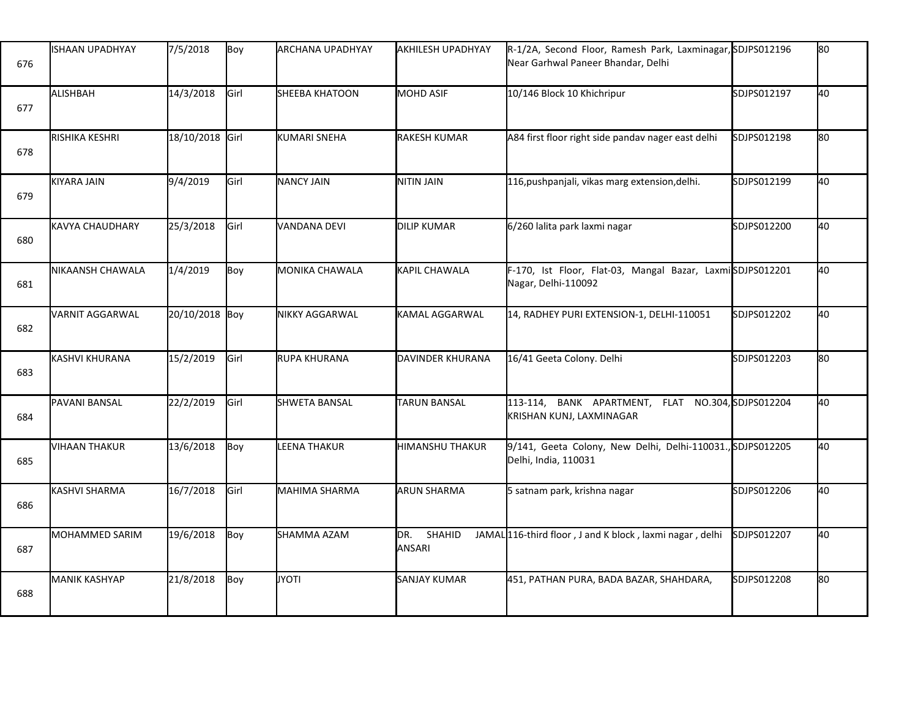| 676 | ISHAAN UPADHYAY | 7/5/2018 | Boy | ARCHANA UPADHYAY | AKHILESH UPADHYAY | R-1/2A, Second Floor, Ramesh Park, Laxminagar, Near Garhwal Paneer Bhandar, Delhi | SDJPS012196 | 80 |
|---|---|---|---|---|---|---|---|---|
| 677 | ALISHBAH | 14/3/2018 | Girl | SHEEBA KHATOON | MOHD ASIF | 10/146 Block 10 Khichripur | SDJPS012197 | 40 |
| 678 | RISHIKA KESHRI | 18/10/2018 | Girl | KUMARI SNEHA | RAKESH KUMAR | A84 first floor right side pandav nager east delhi | SDJPS012198 | 80 |
| 679 | KIYARA JAIN | 9/4/2019 | Girl | NANCY JAIN | NITIN JAIN | 116,pushpanjali, vikas marg extension,delhi. | SDJPS012199 | 40 |
| 680 | KAVYA CHAUDHARY | 25/3/2018 | Girl | VANDANA DEVI | DILIP KUMAR | 6/260 lalita park laxmi nagar | SDJPS012200 | 40 |
| 681 | NIKAANSH CHAWALA | 1/4/2019 | Boy | MONIKA CHAWALA | KAPIL CHAWALA | F-170, Ist Floor, Flat-03, Mangal Bazar, Laxmi Nagar, Delhi-110092 | SDJPS012201 | 40 |
| 682 | VARNIT AGGARWAL | 20/10/2018 | Boy | NIKKY AGGARWAL | KAMAL AGGARWAL | 14, RADHEY PURI EXTENSION-1, DELHI-110051 | SDJPS012202 | 40 |
| 683 | KASHVI KHURANA | 15/2/2019 | Girl | RUPA KHURANA | DAVINDER KHURANA | 16/41 Geeta Colony. Delhi | SDJPS012203 | 80 |
| 684 | PAVANI BANSAL | 22/2/2019 | Girl | SHWETA BANSAL | TARUN BANSAL | 113-114, BANK APARTMENT, FLAT NO.304, KRISHAN KUNJ, LAXMINAGAR | SDJPS012204 | 40 |
| 685 | VIHAAN THAKUR | 13/6/2018 | Boy | LEENA THAKUR | HIMANSHU THAKUR | 9/141, Geeta Colony, New Delhi, Delhi-110031., Delhi, India, 110031 | SDJPS012205 | 40 |
| 686 | KASHVI SHARMA | 16/7/2018 | Girl | MAHIMA SHARMA | ARUN SHARMA | 5 satnam park, krishna nagar | SDJPS012206 | 40 |
| 687 | MOHAMMED SARIM | 19/6/2018 | Boy | SHAMMA AZAM | DR. SHAHID JAMAL ANSARI | 116-third floor , J and K block , laxmi nagar , delhi | SDJPS012207 | 40 |
| 688 | MANIK KASHYAP | 21/8/2018 | Boy | JYOTI | SANJAY KUMAR | 451, PATHAN PURA, BADA BAZAR, SHAHDARA, | SDJPS012208 | 80 |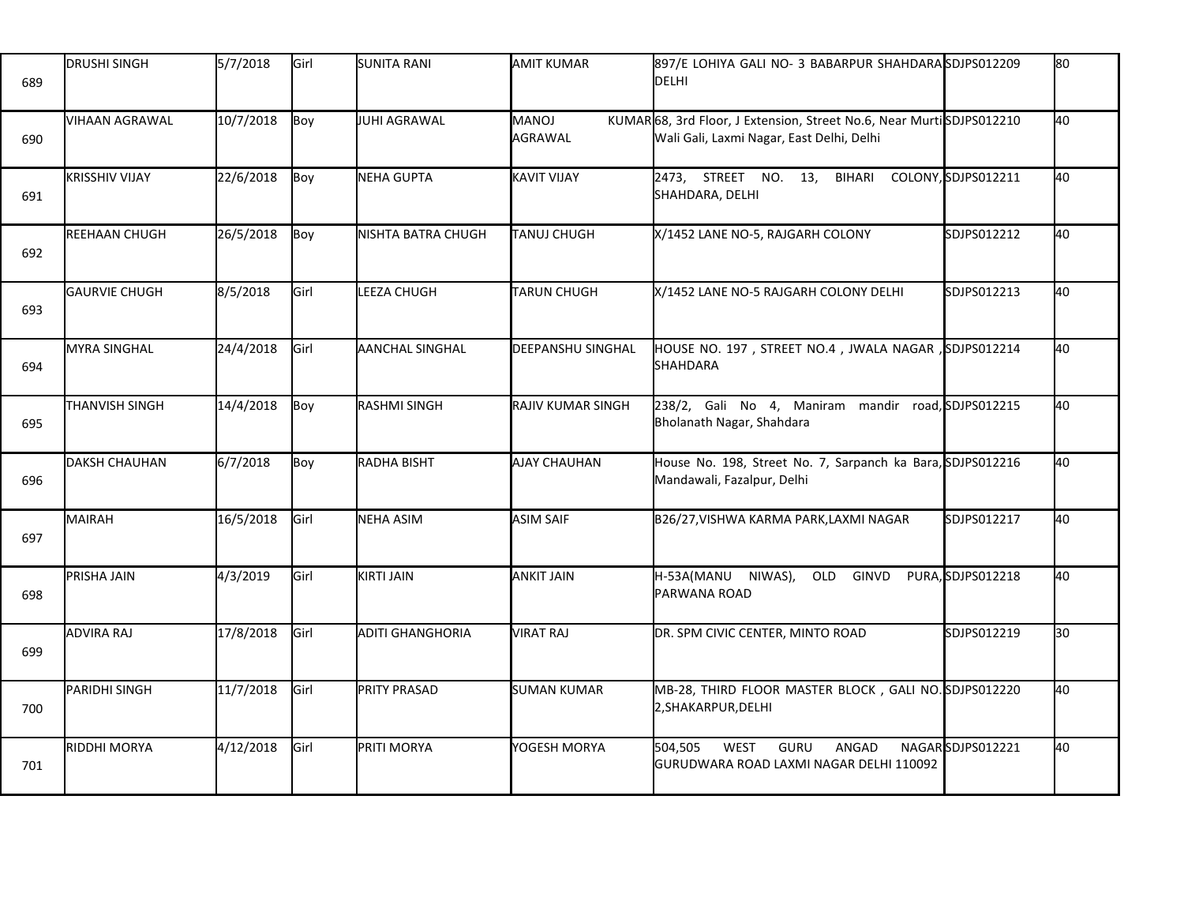| 689 | DRUSHI SINGH | 5/7/2018 | Girl | SUNITA RANI | AMIT KUMAR | 897/E LOHIYA GALI NO- 3 BABARPUR SHAHDARA DELHI | SDJPS012209 | 80 |
|---|---|---|---|---|---|---|---|---|
| 690 | VIHAAN AGRAWAL | 10/7/2018 | Boy | JUHI AGRAWAL | MANOJ KUMAR AGRAWAL | 68, 3rd Floor, J Extension, Street No.6, Near Murti Wali Gali, Laxmi Nagar, East Delhi, Delhi | SDJPS012210 | 40 |
| 691 | KRISSHIV VIJAY | 22/6/2018 | Boy | NEHA GUPTA | KAVIT VIJAY | 2473, STREET NO. 13, BIHARI COLONY, SHAHDARA, DELHI | SDJPS012211 | 40 |
| 692 | REEHAAN CHUGH | 26/5/2018 | Boy | NISHTA BATRA CHUGH | TANUJ CHUGH | X/1452 LANE NO-5, RAJGARH COLONY | SDJPS012212 | 40 |
| 693 | GAURVIE CHUGH | 8/5/2018 | Girl | LEEZA CHUGH | TARUN CHUGH | X/1452 LANE NO-5 RAJGARH COLONY DELHI | SDJPS012213 | 40 |
| 694 | MYRA SINGHAL | 24/4/2018 | Girl | AANCHAL SINGHAL | DEEPANSHU SINGHAL | HOUSE NO. 197 , STREET NO.4 , JWALA NAGAR , SHAHDARA | SDJPS012214 | 40 |
| 695 | THANVISH SINGH | 14/4/2018 | Boy | RASHMI SINGH | RAJIV KUMAR SINGH | 238/2, Gali No 4, Maniram mandir road, Bholanath Nagar, Shahdara | SDJPS012215 | 40 |
| 696 | DAKSH CHAUHAN | 6/7/2018 | Boy | RADHA BISHT | AJAY CHAUHAN | House No. 198, Street No. 7, Sarpanch ka Bara, Mandawali, Fazalpur, Delhi | SDJPS012216 | 40 |
| 697 | MAIRAH | 16/5/2018 | Girl | NEHA ASIM | ASIM SAIF | B26/27,VISHWA KARMA PARK,LAXMI NAGAR | SDJPS012217 | 40 |
| 698 | PRISHA JAIN | 4/3/2019 | Girl | KIRTI JAIN | ANKIT JAIN | H-53A(MANU NIWAS), OLD GINVD PURA, PARWANA ROAD | SDJPS012218 | 40 |
| 699 | ADVIRA RAJ | 17/8/2018 | Girl | ADITI GHANGHORIA | VIRAT RAJ | DR. SPM CIVIC CENTER, MINTO ROAD | SDJPS012219 | 30 |
| 700 | PARIDHI SINGH | 11/7/2018 | Girl | PRITY PRASAD | SUMAN KUMAR | MB-28, THIRD FLOOR MASTER BLOCK , GALI NO. 2,SHAKARPUR,DELHI | SDJPS012220 | 40 |
| 701 | RIDDHI MORYA | 4/12/2018 | Girl | PRITI MORYA | YOGESH MORYA | 504,505 WEST GURU ANGAD NAGAR GURUDWARA ROAD LAXMI NAGAR DELHI 110092 | SDJPS012221 | 40 |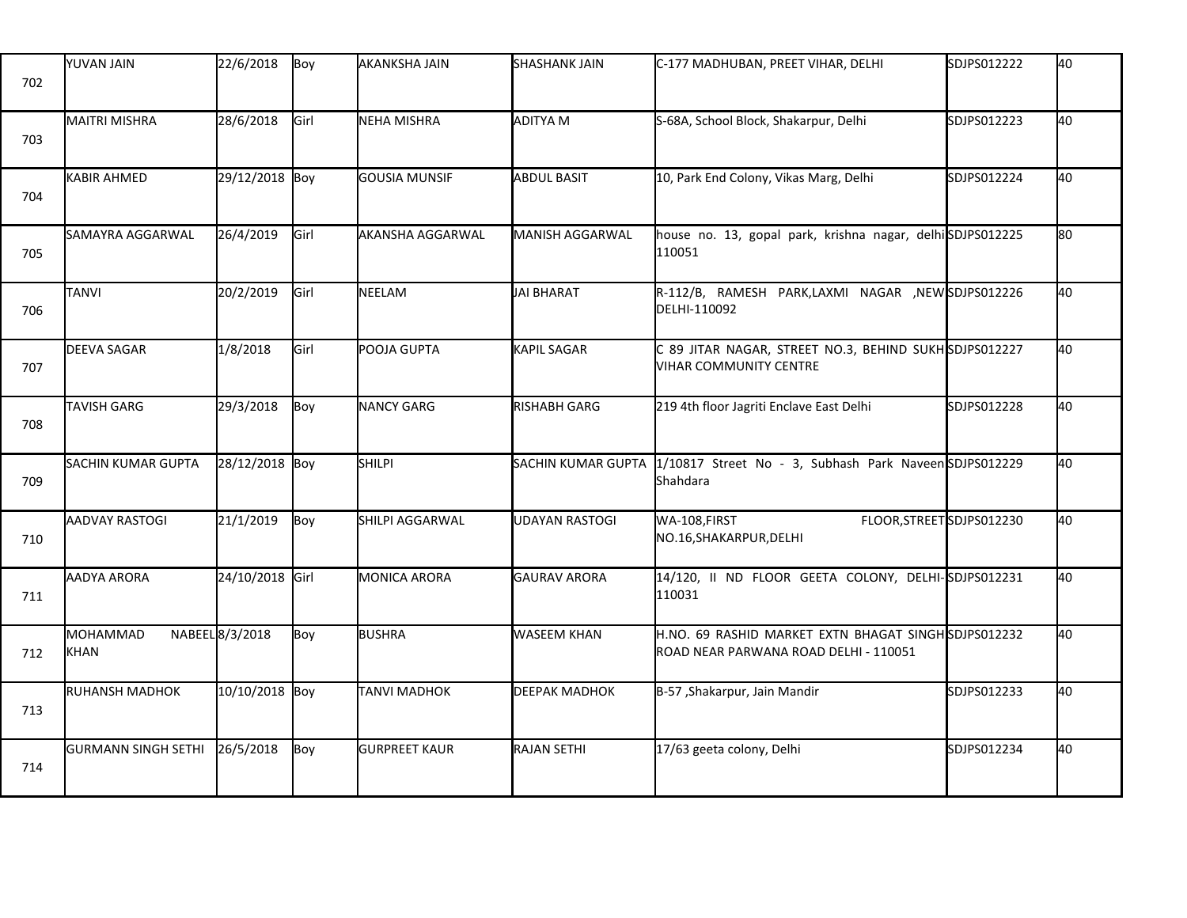| | | | | | | | | |
|---|---|---|---|---|---|---|---|---|
| 702 | YUVAN JAIN | 22/6/2018 | Boy | AKANKSHA JAIN | SHASHANK JAIN | C-177 MADHUBAN, PREET VIHAR, DELHI | SDJPS012222 | 40 |
| 703 | MAITRI MISHRA | 28/6/2018 | Girl | NEHA MISHRA | ADITYA M | S-68A, School Block, Shakarpur, Delhi | SDJPS012223 | 40 |
| 704 | KABIR AHMED | 29/12/2018 | Boy | GOUSIA MUNSIF | ABDUL BASIT | 10, Park End Colony, Vikas Marg, Delhi | SDJPS012224 | 40 |
| 705 | SAMAYRA AGGARWAL | 26/4/2019 | Girl | AKANSHA AGGARWAL | MANISH AGGARWAL | house no. 13, gopal park, krishna nagar, delhi 110051 | SDJPS012225 | 80 |
| 706 | TANVI | 20/2/2019 | Girl | NEELAM | JAI BHARAT | R-112/B, RAMESH PARK,LAXMI NAGAR ,NEW DELHI-110092 | SDJPS012226 | 40 |
| 707 | DEEVA SAGAR | 1/8/2018 | Girl | POOJA GUPTA | KAPIL SAGAR | C 89 JITAR NAGAR, STREET NO.3, BEHIND SUKH VIHAR COMMUNITY CENTRE | SDJPS012227 | 40 |
| 708 | TAVISH GARG | 29/3/2018 | Boy | NANCY GARG | RISHABH GARG | 219 4th floor Jagriti Enclave East Delhi | SDJPS012228 | 40 |
| 709 | SACHIN KUMAR GUPTA | 28/12/2018 | Boy | SHILPI | SACHIN KUMAR GUPTA | 1/10817 Street No - 3, Subhash Park Naveen Shahdara | SDJPS012229 | 40 |
| 710 | AADVAY RASTOGI | 21/1/2019 | Boy | SHILPI AGGARWAL | UDAYAN RASTOGI | WA-108,FIRST FLOOR,STREET NO.16,SHAKARPUR,DELHI | SDJPS012230 | 40 |
| 711 | AADYA ARORA | 24/10/2018 | Girl | MONICA ARORA | GAURAV ARORA | 14/120, II ND FLOOR GEETA COLONY, DELHI-110031 | SDJPS012231 | 40 |
| 712 | MOHAMMAD NABEEL KHAN | 8/3/2018 | Boy | BUSHRA | WASEEM KHAN | H.NO. 69 RASHID MARKET EXTN BHAGAT SINGH ROAD NEAR PARWANA ROAD DELHI - 110051 | SDJPS012232 | 40 |
| 713 | RUHANSH MADHOK | 10/10/2018 | Boy | TANVI MADHOK | DEEPAK MADHOK | B-57 ,Shakarpur, Jain Mandir | SDJPS012233 | 40 |
| 714 | GURMANN SINGH SETHI | 26/5/2018 | Boy | GURPREET KAUR | RAJAN SETHI | 17/63 geeta colony, Delhi | SDJPS012234 | 40 |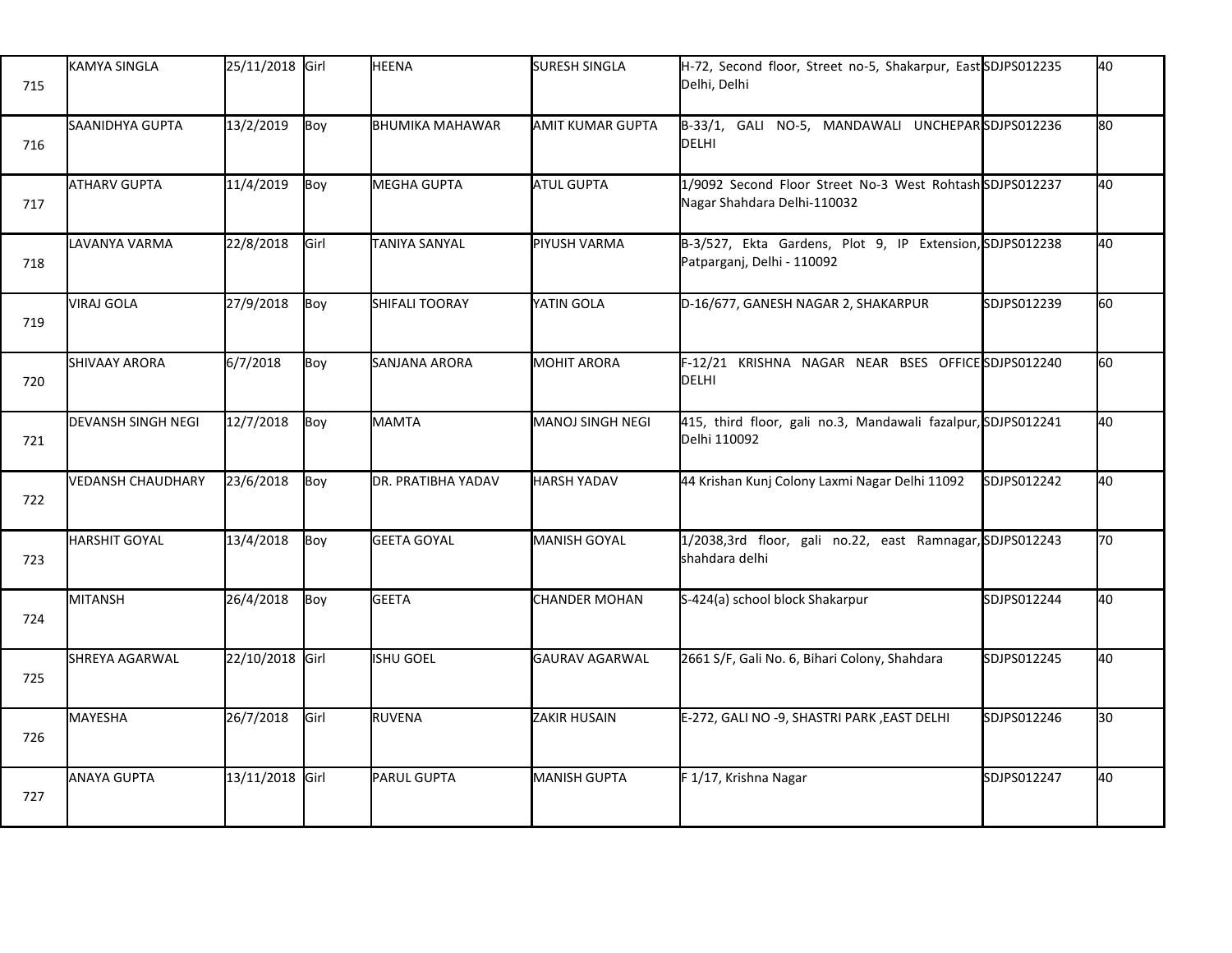| | | | | | | | | |
|---|---|---|---|---|---|---|---|---|
| 715 | KAMYA SINGLA | 25/11/2018 | Girl | HEENA | SURESH SINGLA | H-72, Second floor, Street no-5, Shakarpur, East Delhi, Delhi | SDJPS012235 | 40 |
| 716 | SAANIDHYA GUPTA | 13/2/2019 | Boy | BHUMIKA MAHAWAR | AMIT KUMAR GUPTA | B-33/1, GALI NO-5, MANDAWALI UNCHEPAR DELHI | SDJPS012236 | 80 |
| 717 | ATHARV GUPTA | 11/4/2019 | Boy | MEGHA GUPTA | ATUL GUPTA | 1/9092 Second Floor Street No-3 West Rohtash Nagar Shahdara Delhi-110032 | SDJPS012237 | 40 |
| 718 | LAVANYA VARMA | 22/8/2018 | Girl | TANIYA SANYAL | PIYUSH VARMA | B-3/527, Ekta Gardens, Plot 9, IP Extension, Patparganj, Delhi - 110092 | SDJPS012238 | 40 |
| 719 | VIRAJ GOLA | 27/9/2018 | Boy | SHIFALI TOORAY | YATIN GOLA | D-16/677, GANESH NAGAR 2, SHAKARPUR | SDJPS012239 | 60 |
| 720 | SHIVAAY ARORA | 6/7/2018 | Boy | SANJANA ARORA | MOHIT ARORA | F-12/21 KRISHNA NAGAR NEAR BSES OFFICE DELHI | SDJPS012240 | 60 |
| 721 | DEVANSH SINGH NEGI | 12/7/2018 | Boy | MAMTA | MANOJ SINGH NEGI | 415, third floor, gali no.3, Mandawali fazalpur, Delhi 110092 | SDJPS012241 | 40 |
| 722 | VEDANSH CHAUDHARY | 23/6/2018 | Boy | DR. PRATIBHA YADAV | HARSH YADAV | 44 Krishan Kunj Colony Laxmi Nagar Delhi 11092 | SDJPS012242 | 40 |
| 723 | HARSHIT GOYAL | 13/4/2018 | Boy | GEETA GOYAL | MANISH GOYAL | 1/2038,3rd floor, gali no.22, east Ramnagar, shahdara delhi | SDJPS012243 | 70 |
| 724 | MITANSH | 26/4/2018 | Boy | GEETA | CHANDER MOHAN | S-424(a) school block Shakarpur | SDJPS012244 | 40 |
| 725 | SHREYA AGARWAL | 22/10/2018 | Girl | ISHU GOEL | GAURAV AGARWAL | 2661 S/F, Gali No. 6, Bihari Colony, Shahdara | SDJPS012245 | 40 |
| 726 | MAYESHA | 26/7/2018 | Girl | RUVENA | ZAKIR HUSAIN | E-272, GALI NO -9, SHASTRI PARK ,EAST DELHI | SDJPS012246 | 30 |
| 727 | ANAYA GUPTA | 13/11/2018 | Girl | PARUL GUPTA | MANISH GUPTA | F 1/17, Krishna Nagar | SDJPS012247 | 40 |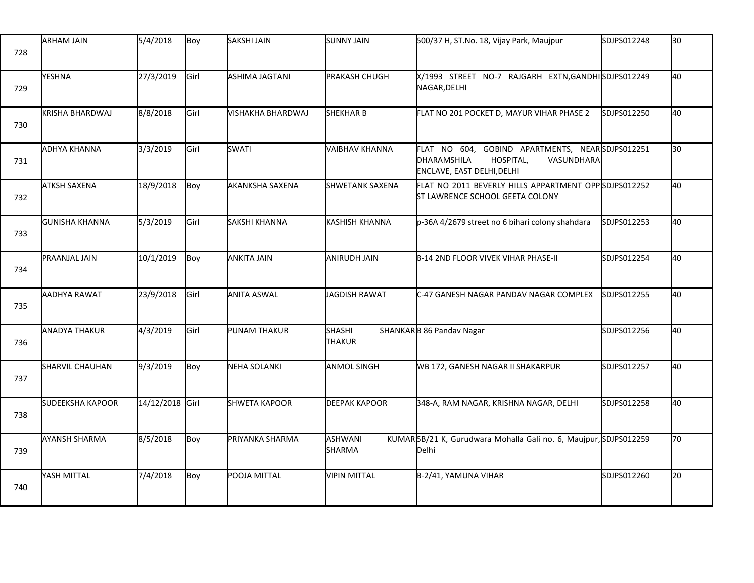| | | | | | | | | |
|---|---|---|---|---|---|---|---|---|
| 728 | ARHAM JAIN | 5/4/2018 | Boy | SAKSHI JAIN | SUNNY JAIN | 500/37 H, ST.No. 18, Vijay Park, Maujpur | SDJPS012248 | 30 |
| 729 | YESHNA | 27/3/2019 | Girl | ASHIMA JAGTANI | PRAKASH CHUGH | X/1993 STREET NO-7 RAJGARH EXTN,GANDHI NAGAR,DELHI | SDJPS012249 | 40 |
| 730 | KRISHA BHARDWAJ | 8/8/2018 | Girl | VISHAKHA BHARDWAJ | SHEKHAR B | FLAT NO 201 POCKET D, MAYUR VIHAR PHASE 2 | SDJPS012250 | 40 |
| 731 | ADHYA KHANNA | 3/3/2019 | Girl | SWATI | VAIBHAV KHANNA | FLAT NO 604, GOBIND APARTMENTS, NEAR DHARAMSHILA HOSPITAL, VASUNDHARA ENCLAVE, EAST DELHI,DELHI | SDJPS012251 | 30 |
| 732 | ATKSH SAXENA | 18/9/2018 | Boy | AKANKSHA SAXENA | SHWETANK SAXENA | FLAT NO 2011 BEVERLY HILLS APPARTMENT OPP ST LAWRENCE SCHOOL GEETA COLONY | SDJPS012252 | 40 |
| 733 | GUNISHA KHANNA | 5/3/2019 | Girl | SAKSHI KHANNA | KASHISH KHANNA | p-36A 4/2679 street no 6 bihari colony shahdara | SDJPS012253 | 40 |
| 734 | PRAANJAL JAIN | 10/1/2019 | Boy | ANKITA JAIN | ANIRUDH JAIN | B-14 2ND FLOOR VIVEK VIHAR PHASE-II | SDJPS012254 | 40 |
| 735 | AADHYA RAWAT | 23/9/2018 | Girl | ANITA ASWAL | JAGDISH RAWAT | C-47 GANESH NAGAR PANDAV NAGAR COMPLEX | SDJPS012255 | 40 |
| 736 | ANADYA THAKUR | 4/3/2019 | Girl | PUNAM THAKUR | SHASHI SHANKAR THAKUR | B 86 Pandav Nagar | SDJPS012256 | 40 |
| 737 | SHARVIL CHAUHAN | 9/3/2019 | Boy | NEHA SOLANKI | ANMOL SINGH | WB 172, GANESH NAGAR II SHAKARPUR | SDJPS012257 | 40 |
| 738 | SUDEEKSHA KAPOOR | 14/12/2018 | Girl | SHWETA KAPOOR | DEEPAK KAPOOR | 348-A, RAM NAGAR, KRISHNA NAGAR, DELHI | SDJPS012258 | 40 |
| 739 | AYANSH SHARMA | 8/5/2018 | Boy | PRIYANKA SHARMA | ASHWANI KUMAR SHARMA | 5B/21 K, Gurudwara Mohalla Gali no. 6, Maujpur, Delhi | SDJPS012259 | 70 |
| 740 | YASH MITTAL | 7/4/2018 | Boy | POOJA MITTAL | VIPIN MITTAL | B-2/41, YAMUNA VIHAR | SDJPS012260 | 20 |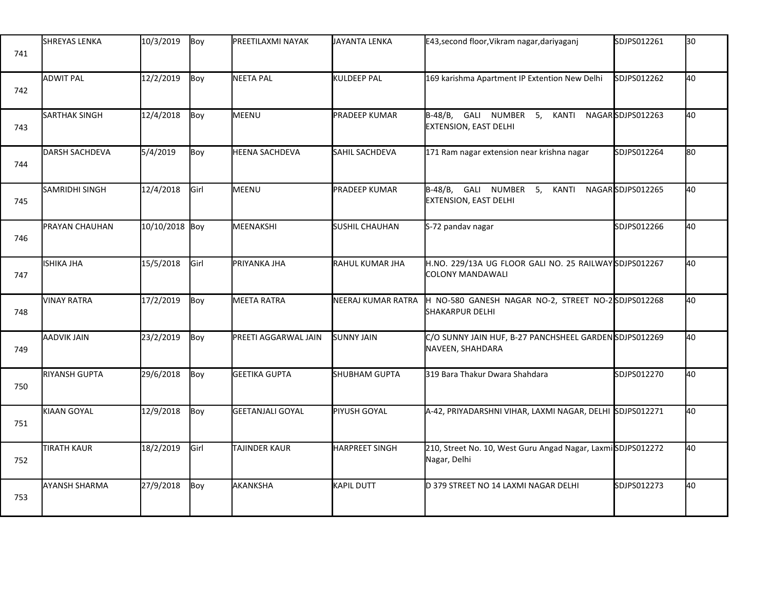| | | | | | | | | |
|---|---|---|---|---|---|---|---|---|
| 741 | SHREYAS LENKA | 10/3/2019 | Boy | PREETILAXMI NAYAK | JAYANTA LENKA | E43,second floor,Vikram nagar,dariyaganj | SDJPS012261 | 30 |
| 742 | ADWIT PAL | 12/2/2019 | Boy | NEETA PAL | KULDEEP PAL | 169 karishma Apartment IP Extention New Delhi | SDJPS012262 | 40 |
| 743 | SARTHAK SINGH | 12/4/2018 | Boy | MEENU | PRADEEP KUMAR | B-48/B, GALI NUMBER 5, KANTI NAGAR EXTENSION, EAST DELHI | SDJPS012263 | 40 |
| 744 | DARSH SACHDEVA | 5/4/2019 | Boy | HEENA SACHDEVA | SAHIL SACHDEVA | 171 Ram nagar extension near krishna nagar | SDJPS012264 | 80 |
| 745 | SAMRIDHI SINGH | 12/4/2018 | Girl | MEENU | PRADEEP KUMAR | B-48/B, GALI NUMBER 5, KANTI NAGAR EXTENSION, EAST DELHI | SDJPS012265 | 40 |
| 746 | PRAYAN CHAUHAN | 10/10/2018 | Boy | MEENAKSHI | SUSHIL CHAUHAN | S-72 pandav nagar | SDJPS012266 | 40 |
| 747 | ISHIKA JHA | 15/5/2018 | Girl | PRIYANKA JHA | RAHUL KUMAR JHA | H.NO. 229/13A UG FLOOR GALI NO. 25 RAILWAY COLONY MANDAWALI | SDJPS012267 | 40 |
| 748 | VINAY RATRA | 17/2/2019 | Boy | MEETA RATRA | NEERAJ KUMAR RATRA | H NO-580 GANESH NAGAR NO-2, STREET NO-2 SHAKARPUR DELHI | SDJPS012268 | 40 |
| 749 | AADVIK JAIN | 23/2/2019 | Boy | PREETI AGGARWAL JAIN | SUNNY JAIN | C/O SUNNY JAIN HUF, B-27 PANCHSHEEL GARDEN NAVEEN, SHAHDARA | SDJPS012269 | 40 |
| 750 | RIYANSH GUPTA | 29/6/2018 | Boy | GEETIKA GUPTA | SHUBHAM GUPTA | 319 Bara Thakur Dwara Shahdara | SDJPS012270 | 40 |
| 751 | KIAAN GOYAL | 12/9/2018 | Boy | GEETANJALI GOYAL | PIYUSH GOYAL | A-42, PRIYADARSHNI VIHAR, LAXMI NAGAR, DELHI | SDJPS012271 | 40 |
| 752 | TIRATH KAUR | 18/2/2019 | Girl | TAJINDER KAUR | HARPREET SINGH | 210, Street No. 10, West Guru Angad Nagar, Laxmi Nagar, Delhi | SDJPS012272 | 40 |
| 753 | AYANSH SHARMA | 27/9/2018 | Boy | AKANKSHA | KAPIL DUTT | D 379 STREET NO 14 LAXMI NAGAR DELHI | SDJPS012273 | 40 |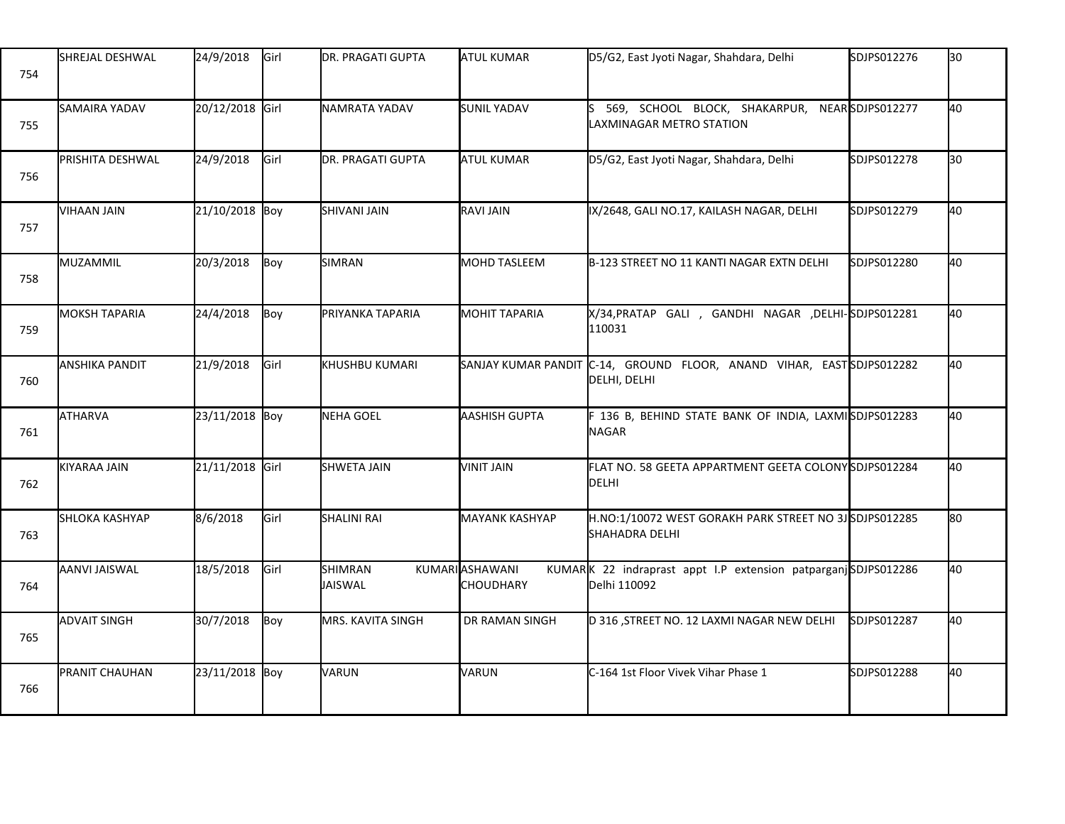| | | | | | | | | |
|---|---|---|---|---|---|---|---|---|
| 754 | SHREJAL DESHWAL | 24/9/2018 | Girl | DR. PRAGATI GUPTA | ATUL KUMAR | D5/G2, East Jyoti Nagar, Shahdara, Delhi | SDJPS012276 | 30 |
| 755 | SAMAIRA YADAV | 20/12/2018 | Girl | NAMRATA YADAV | SUNIL YADAV | S 569, SCHOOL BLOCK, SHAKARPUR, NEAR LAXMINAGAR METRO STATION | SDJPS012277 | 40 |
| 756 | PRISHITA DESHWAL | 24/9/2018 | Girl | DR. PRAGATI GUPTA | ATUL KUMAR | D5/G2, East Jyoti Nagar, Shahdara, Delhi | SDJPS012278 | 30 |
| 757 | VIHAAN JAIN | 21/10/2018 | Boy | SHIVANI JAIN | RAVI JAIN | IX/2648, GALI NO.17, KAILASH NAGAR, DELHI | SDJPS012279 | 40 |
| 758 | MUZAMMIL | 20/3/2018 | Boy | SIMRAN | MOHD TASLEEM | B-123 STREET NO 11 KANTI NAGAR EXTN DELHI | SDJPS012280 | 40 |
| 759 | MOKSH TAPARIA | 24/4/2018 | Boy | PRIYANKA TAPARIA | MOHIT TAPARIA | X/34,PRATAP GALI , GANDHI NAGAR ,DELHI-110031 | SDJPS012281 | 40 |
| 760 | ANSHIKA PANDIT | 21/9/2018 | Girl | KHUSHBU KUMARI | SANJAY KUMAR PANDIT | C-14, GROUND FLOOR, ANAND VIHAR, EAST DELHI, DELHI | SDJPS012282 | 40 |
| 761 | ATHARVA | 23/11/2018 | Boy | NEHA GOEL | AASHISH GUPTA | F 136 B, BEHIND STATE BANK OF INDIA, LAXMI NAGAR | SDJPS012283 | 40 |
| 762 | KIYARAA JAIN | 21/11/2018 | Girl | SHWETA JAIN | VINIT JAIN | FLAT NO. 58 GEETA APPARTMENT GEETA COLONY DELHI | SDJPS012284 | 40 |
| 763 | SHLOKA KASHYAP | 8/6/2018 | Girl | SHALINI RAI | MAYANK KASHYAP | H.NO:1/10072 WEST GORAKH PARK STREET NO 3J SHAHADRA DELHI | SDJPS012285 | 80 |
| 764 | AANVI JAISWAL | 18/5/2018 | Girl | SHIMRAN KUMARI JAISWAL | ASHAWANI KUMAR CHOUDHARY | K 22 indraprast appt I.P extension patparganj Delhi 110092 | SDJPS012286 | 40 |
| 765 | ADVAIT SINGH | 30/7/2018 | Boy | MRS. KAVITA SINGH | DR RAMAN SINGH | D 316 ,STREET NO. 12 LAXMI NAGAR NEW DELHI | SDJPS012287 | 40 |
| 766 | PRANIT CHAUHAN | 23/11/2018 | Boy | VARUN | VARUN | C-164 1st Floor Vivek Vihar Phase 1 | SDJPS012288 | 40 |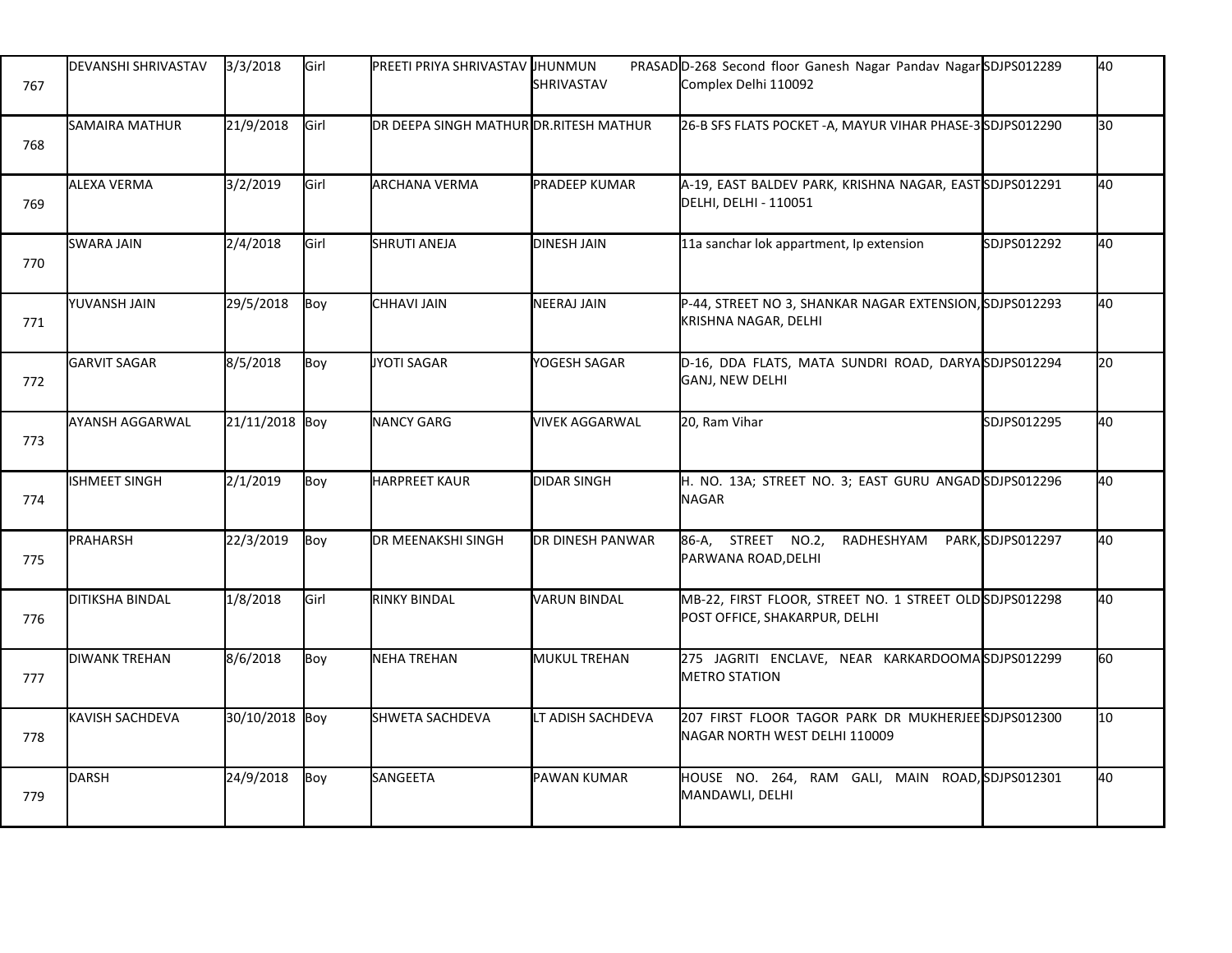| 767 | DEVANSHI SHRIVASTAV | 3/3/2018 | Girl | PREETI PRIYA SHRIVASTAV | JHUNMUN PRASAD SHRIVASTAV | D-268 Second floor Ganesh Nagar Pandav Nagar Complex Delhi 110092 | SDJPS012289 | 40 |
|---|---|---|---|---|---|---|---|---|
| 768 | SAMAIRA MATHUR | 21/9/2018 | Girl | DR DEEPA SINGH MATHUR | DR.RITESH MATHUR | 26-B SFS FLATS POCKET -A, MAYUR VIHAR PHASE-3 | SDJPS012290 | 30 |
| 769 | ALEXA VERMA | 3/2/2019 | Girl | ARCHANA VERMA | PRADEEP KUMAR | A-19, EAST BALDEV PARK, KRISHNA NAGAR, EAST DELHI, DELHI - 110051 | SDJPS012291 | 40 |
| 770 | SWARA JAIN | 2/4/2018 | Girl | SHRUTI ANEJA | DINESH JAIN | 11a sanchar lok appartment, Ip extension | SDJPS012292 | 40 |
| 771 | YUVANSH JAIN | 29/5/2018 | Boy | CHHAVI JAIN | NEERAJ JAIN | P-44, STREET NO 3, SHANKAR NAGAR EXTENSION, KRISHNA NAGAR, DELHI | SDJPS012293 | 40 |
| 772 | GARVIT SAGAR | 8/5/2018 | Boy | JYOTI SAGAR | YOGESH SAGAR | D-16, DDA FLATS, MATA SUNDRI ROAD, DARYA GANJ, NEW DELHI | SDJPS012294 | 20 |
| 773 | AYANSH AGGARWAL | 21/11/2018 | Boy | NANCY GARG | VIVEK AGGARWAL | 20, Ram Vihar | SDJPS012295 | 40 |
| 774 | ISHMEET SINGH | 2/1/2019 | Boy | HARPREET KAUR | DIDAR SINGH | H. NO. 13A; STREET NO. 3; EAST GURU ANGAD NAGAR | SDJPS012296 | 40 |
| 775 | PRAHARSH | 22/3/2019 | Boy | DR MEENAKSHI SINGH | DR DINESH PANWAR | 86-A, STREET NO.2, RADHESHYAM PARK, PARWANA ROAD,DELHI | SDJPS012297 | 40 |
| 776 | DITIKSHA BINDAL | 1/8/2018 | Girl | RINKY BINDAL | VARUN BINDAL | MB-22, FIRST FLOOR, STREET NO. 1 STREET OLD POST OFFICE, SHAKARPUR, DELHI | SDJPS012298 | 40 |
| 777 | DIWANK TREHAN | 8/6/2018 | Boy | NEHA TREHAN | MUKUL TREHAN | 275 JAGRITI ENCLAVE, NEAR KARKARDOOMA METRO STATION | SDJPS012299 | 60 |
| 778 | KAVISH SACHDEVA | 30/10/2018 | Boy | SHWETA SACHDEVA | LT ADISH SACHDEVA | 207 FIRST FLOOR TAGOR PARK DR MUKHERJEE NAGAR NORTH WEST DELHI 110009 | SDJPS012300 | 10 |
| 779 | DARSH | 24/9/2018 | Boy | SANGEETA | PAWAN KUMAR | HOUSE NO. 264, RAM GALI, MAIN ROAD, MANDAWLI, DELHI | SDJPS012301 | 40 |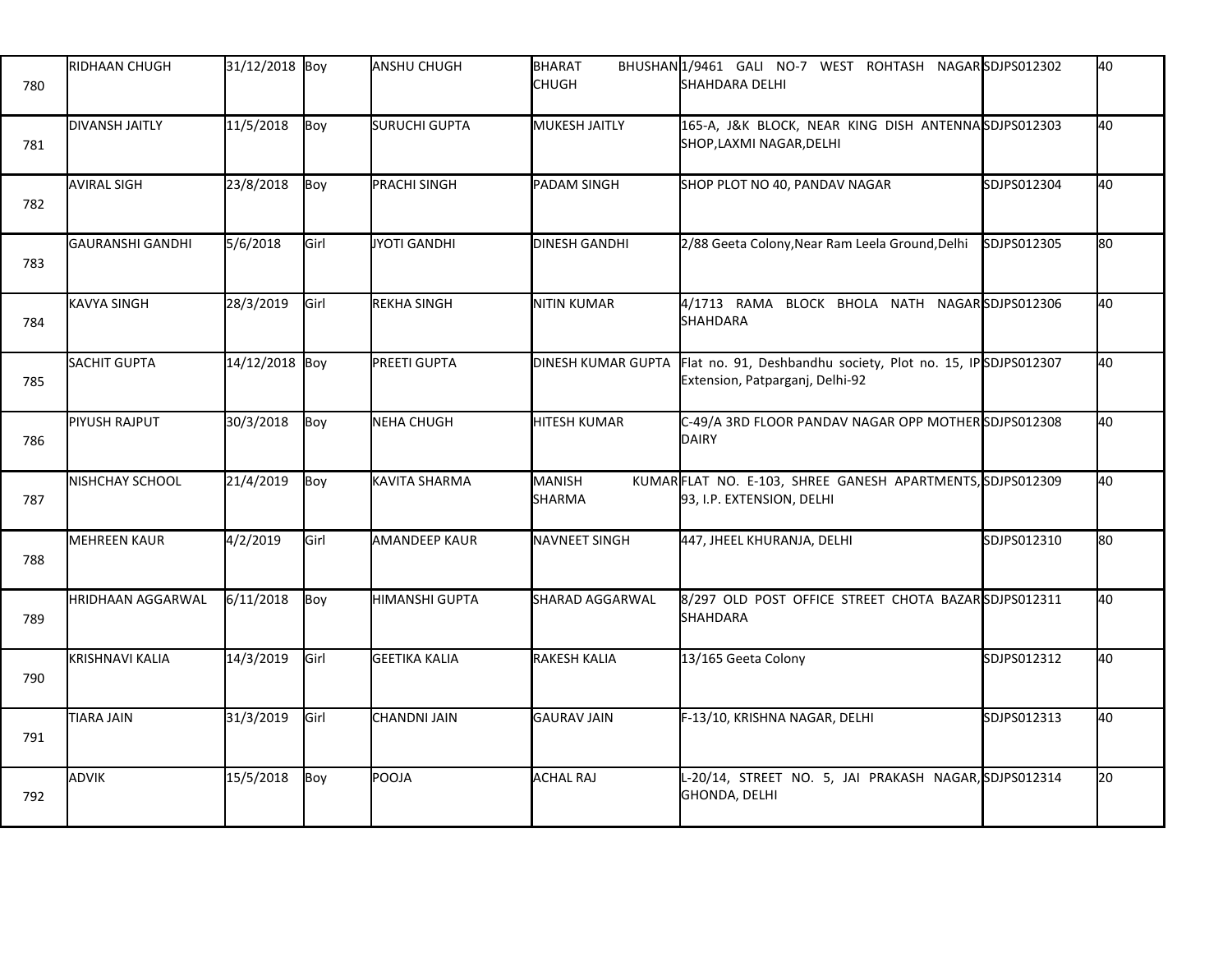| | | | | | | | | |
|---|---|---|---|---|---|---|---|---|
| 780 | RIDHAAN CHUGH | 31/12/2018 | Boy | ANSHU CHUGH | BHARAT BHUSHAN CHUGH | 1/9461 GALI NO-7 WEST ROHTASH NAGAR SHAHDARA DELHI | SDJPS012302 | 40 |
| 781 | DIVANSH JAITLY | 11/5/2018 | Boy | SURUCHI GUPTA | MUKESH JAITLY | 165-A, J&K BLOCK, NEAR KING DISH ANTENNA SHOP,LAXMI NAGAR,DELHI | SDJPS012303 | 40 |
| 782 | AVIRAL SIGH | 23/8/2018 | Boy | PRACHI SINGH | PADAM SINGH | SHOP PLOT NO 40, PANDAV NAGAR | SDJPS012304 | 40 |
| 783 | GAURANSHI GANDHI | 5/6/2018 | Girl | JYOTI GANDHI | DINESH GANDHI | 2/88 Geeta Colony,Near Ram Leela Ground,Delhi | SDJPS012305 | 80 |
| 784 | KAVYA SINGH | 28/3/2019 | Girl | REKHA SINGH | NITIN KUMAR | 4/1713 RAMA BLOCK BHOLA NATH NAGAR SHAHDARA | SDJPS012306 | 40 |
| 785 | SACHIT GUPTA | 14/12/2018 | Boy | PREETI GUPTA | DINESH KUMAR GUPTA | Flat no. 91, Deshbandhu society, Plot no. 15, IP Extension, Patparganj, Delhi-92 | SDJPS012307 | 40 |
| 786 | PIYUSH RAJPUT | 30/3/2018 | Boy | NEHA CHUGH | HITESH KUMAR | C-49/A 3RD FLOOR PANDAV NAGAR OPP MOTHER DAIRY | SDJPS012308 | 40 |
| 787 | NISHCHAY SCHOOL | 21/4/2019 | Boy | KAVITA SHARMA | MANISH KUMAR SHARMA | FLAT NO. E-103, SHREE GANESH APARTMENTS, 93, I.P. EXTENSION, DELHI | SDJPS012309 | 40 |
| 788 | MEHREEN KAUR | 4/2/2019 | Girl | AMANDEEP KAUR | NAVNEET SINGH | 447, JHEEL KHURANJA, DELHI | SDJPS012310 | 80 |
| 789 | HRIDHAAN AGGARWAL | 6/11/2018 | Boy | HIMANSHI GUPTA | SHARAD AGGARWAL | 8/297 OLD POST OFFICE STREET CHOTA BAZAR SHAHDARA | SDJPS012311 | 40 |
| 790 | KRISHNAVI KALIA | 14/3/2019 | Girl | GEETIKA KALIA | RAKESH KALIA | 13/165 Geeta Colony | SDJPS012312 | 40 |
| 791 | TIARA JAIN | 31/3/2019 | Girl | CHANDNI JAIN | GAURAV JAIN | F-13/10, KRISHNA NAGAR, DELHI | SDJPS012313 | 40 |
| 792 | ADVIK | 15/5/2018 | Boy | POOJA | ACHAL RAJ | L-20/14, STREET NO. 5, JAI PRAKASH NAGAR, GHONDA, DELHI | SDJPS012314 | 20 |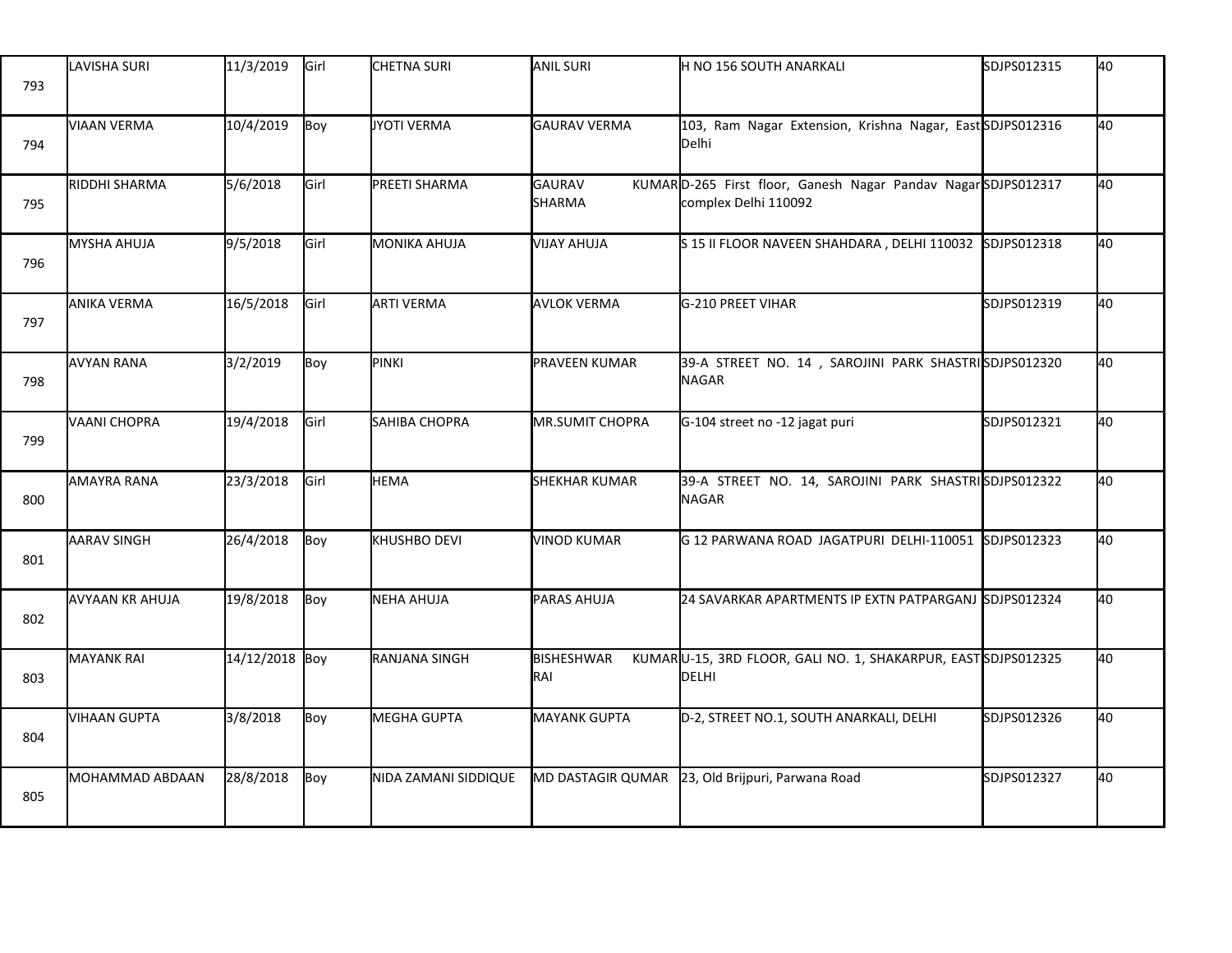| | | | | | | | | |
|---|---|---|---|---|---|---|---|---|
| 793 | LAVISHA SURI | 11/3/2019 | Girl | CHETNA SURI | ANIL SURI | H NO 156 SOUTH ANARKALI | SDJPS012315 | 40 |
| 794 | VIAAN VERMA | 10/4/2019 | Boy | JYOTI VERMA | GAURAV VERMA | 103, Ram Nagar Extension, Krishna Nagar, East Delhi | SDJPS012316 | 40 |
| 795 | RIDDHI SHARMA | 5/6/2018 | Girl | PREETI SHARMA | GAURAV KUMAR SHARMA | D-265 First floor, Ganesh Nagar Pandav Nagar complex Delhi 110092 | SDJPS012317 | 40 |
| 796 | MYSHA AHUJA | 9/5/2018 | Girl | MONIKA AHUJA | VIJAY AHUJA | S 15 II FLOOR NAVEEN SHAHDARA , DELHI 110032 | SDJPS012318 | 40 |
| 797 | ANIKA VERMA | 16/5/2018 | Girl | ARTI VERMA | AVLOK VERMA | G-210 PREET VIHAR | SDJPS012319 | 40 |
| 798 | AVYAN RANA | 3/2/2019 | Boy | PINKI | PRAVEEN KUMAR | 39-A STREET NO. 14 , SAROJINI PARK SHASTRI NAGAR | SDJPS012320 | 40 |
| 799 | VAANI CHOPRA | 19/4/2018 | Girl | SAHIBA CHOPRA | MR.SUMIT CHOPRA | G-104 street no -12 jagat puri | SDJPS012321 | 40 |
| 800 | AMAYRA RANA | 23/3/2018 | Girl | HEMA | SHEKHAR KUMAR | 39-A STREET NO. 14, SAROJINI PARK SHASTRI NAGAR | SDJPS012322 | 40 |
| 801 | AARAV SINGH | 26/4/2018 | Boy | KHUSHBO DEVI | VINOD KUMAR | G 12 PARWANA ROAD JAGATPURI DELHI-110051 | SDJPS012323 | 40 |
| 802 | AVYAAN KR AHUJA | 19/8/2018 | Boy | NEHA AHUJA | PARAS AHUJA | 24 SAVARKAR APARTMENTS IP EXTN PATPARGANJ | SDJPS012324 | 40 |
| 803 | MAYANK RAI | 14/12/2018 | Boy | RANJANA SINGH | BISHESHWAR KUMAR RAI | U-15, 3RD FLOOR, GALI NO. 1, SHAKARPUR, EAST DELHI | SDJPS012325 | 40 |
| 804 | VIHAAN GUPTA | 3/8/2018 | Boy | MEGHA GUPTA | MAYANK GUPTA | D-2, STREET NO.1, SOUTH ANARKALI, DELHI | SDJPS012326 | 40 |
| 805 | MOHAMMAD ABDAAN | 28/8/2018 | Boy | NIDA ZAMANI SIDDIQUE | MD DASTAGIR QUMAR | 23, Old Brijpuri, Parwana Road | SDJPS012327 | 40 |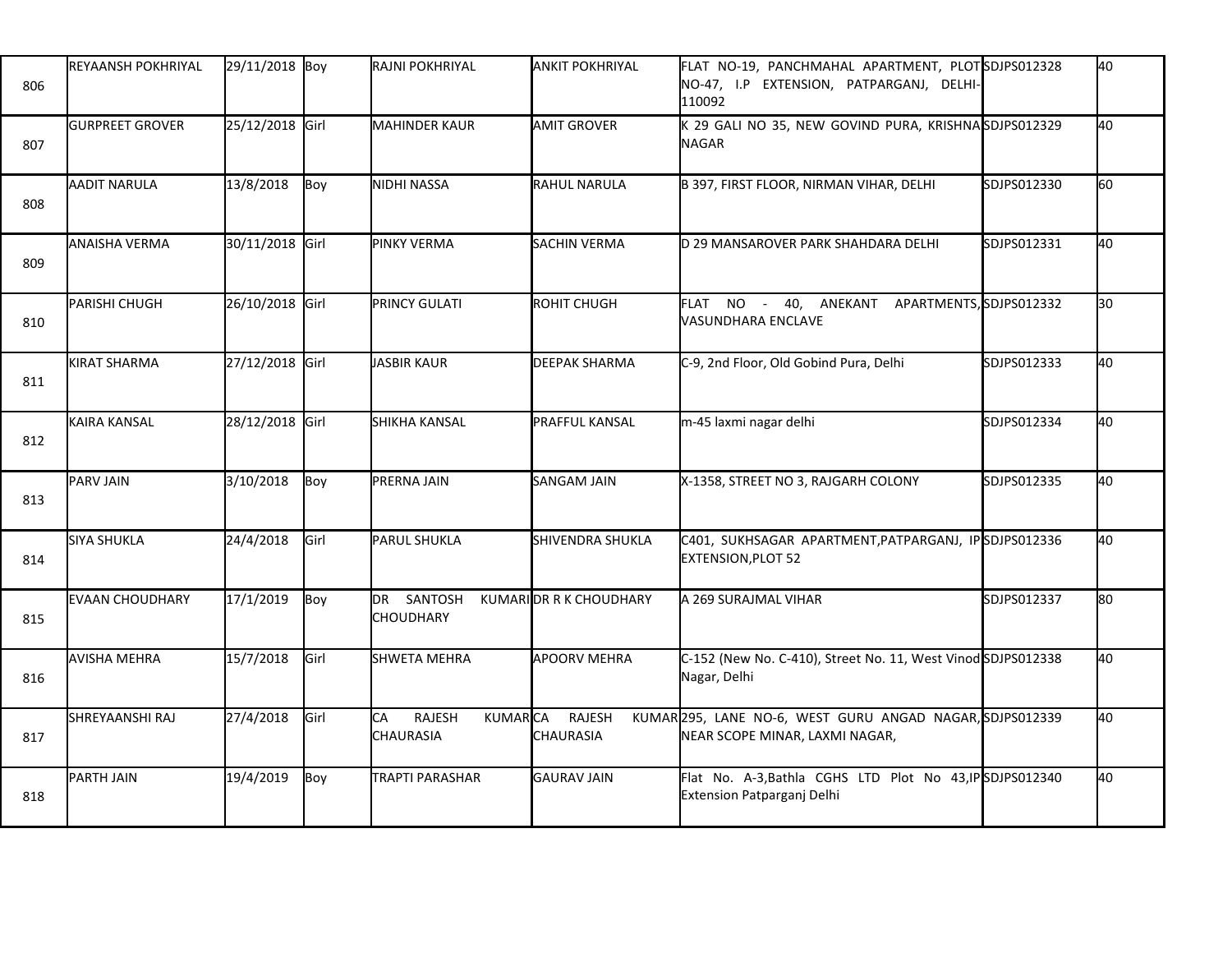| | | | | | | | | |
|---|---|---|---|---|---|---|---|---|
| 806 | REYAANSH POKHRIYAL | 29/11/2018 | Boy | RAJNI POKHRIYAL | ANKIT POKHRIYAL | FLAT NO-19, PANCHMAHAL APARTMENT, PLOT NO-47, I.P EXTENSION, PATPARGANJ, DELHI-110092 | SDJPS012328 | 40 |
| 807 | GURPREET GROVER | 25/12/2018 | Girl | MAHINDER KAUR | AMIT GROVER | K 29 GALI NO 35, NEW GOVIND PURA, KRISHNA NAGAR | SDJPS012329 | 40 |
| 808 | AADIT NARULA | 13/8/2018 | Boy | NIDHI NASSA | RAHUL NARULA | B 397, FIRST FLOOR, NIRMAN VIHAR, DELHI | SDJPS012330 | 60 |
| 809 | ANAISHA VERMA | 30/11/2018 | Girl | PINKY VERMA | SACHIN VERMA | D 29 MANSAROVER PARK SHAHDARA DELHI | SDJPS012331 | 40 |
| 810 | PARISHI CHUGH | 26/10/2018 | Girl | PRINCY GULATI | ROHIT CHUGH | FLAT NO - 40, ANEKANT APARTMENTS, VASUNDHARA ENCLAVE | SDJPS012332 | 30 |
| 811 | KIRAT SHARMA | 27/12/2018 | Girl | JASBIR KAUR | DEEPAK SHARMA | C-9, 2nd Floor, Old Gobind Pura, Delhi | SDJPS012333 | 40 |
| 812 | KAIRA KANSAL | 28/12/2018 | Girl | SHIKHA KANSAL | PRAFFUL KANSAL | m-45 laxmi nagar delhi | SDJPS012334 | 40 |
| 813 | PARV JAIN | 3/10/2018 | Boy | PRERNA JAIN | SANGAM JAIN | X-1358, STREET NO 3, RAJGARH COLONY | SDJPS012335 | 40 |
| 814 | SIYA SHUKLA | 24/4/2018 | Girl | PARUL SHUKLA | SHIVENDRA SHUKLA | C401, SUKHSAGAR APARTMENT,PATPARGANJ, IP EXTENSION,PLOT 52 | SDJPS012336 | 40 |
| 815 | EVAAN CHOUDHARY | 17/1/2019 | Boy | DR SANTOSH KUMARI CHOUDHARY | DR R K CHOUDHARY | A 269 SURAJMAL VIHAR | SDJPS012337 | 80 |
| 816 | AVISHA MEHRA | 15/7/2018 | Girl | SHWETA MEHRA | APOORV MEHRA | C-152 (New No. C-410), Street No. 11, West Vinod Nagar, Delhi | SDJPS012338 | 40 |
| 817 | SHREYAANSHI RAJ | 27/4/2018 | Girl | CA RAJESH KUMAR CHAURASIA | CA RAJESH KUMAR CHAURASIA | 295, LANE NO-6, WEST GURU ANGAD NAGAR, NEAR SCOPE MINAR, LAXMI NAGAR, | SDJPS012339 | 40 |
| 818 | PARTH JAIN | 19/4/2019 | Boy | TRAPTI PARASHAR | GAURAV JAIN | Flat No. A-3,Bathla CGHS LTD Plot No 43,IP Extension Patparganj Delhi | SDJPS012340 | 40 |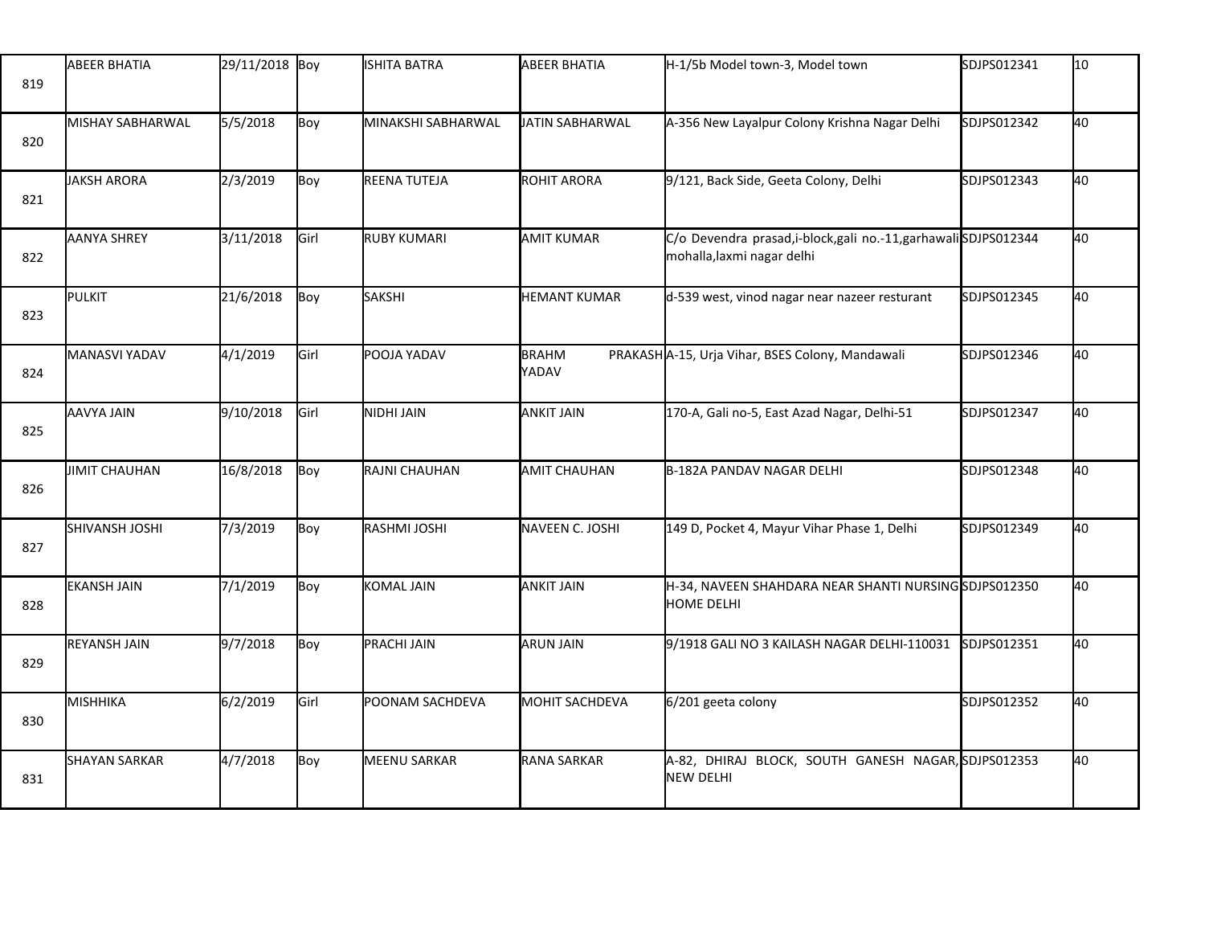| 819 | ABEER BHATIA | 29/11/2018 | Boy | ISHITA BATRA | ABEER BHATIA | H-1/5b Model town-3, Model town | SDJPS012341 | 10 |
|---|---|---|---|---|---|---|---|---|
| 820 | MISHAY SABHARWAL | 5/5/2018 | Boy | MINAKSHI SABHARWAL | JATIN SABHARWAL | A-356 New Layalpur Colony Krishna Nagar Delhi | SDJPS012342 | 40 |
| 821 | JAKSH ARORA | 2/3/2019 | Boy | REENA TUTEJA | ROHIT ARORA | 9/121, Back Side, Geeta Colony, Delhi | SDJPS012343 | 40 |
| 822 | AANYA SHREY | 3/11/2018 | Girl | RUBY KUMARI | AMIT KUMAR | C/o Devendra prasad,i-block,gali no.-11,garhawali mohalla,laxmi nagar delhi | SDJPS012344 | 40 |
| 823 | PULKIT | 21/6/2018 | Boy | SAKSHI | HEMANT KUMAR | d-539 west, vinod nagar near nazeer resturant | SDJPS012345 | 40 |
| 824 | MANASVI YADAV | 4/1/2019 | Girl | POOJA YADAV | BRAHM PRAKASH YADAV | A-15, Urja Vihar, BSES Colony, Mandawali | SDJPS012346 | 40 |
| 825 | AAVYA JAIN | 9/10/2018 | Girl | NIDHI JAIN | ANKIT JAIN | 170-A, Gali no-5, East Azad Nagar, Delhi-51 | SDJPS012347 | 40 |
| 826 | JIMIT CHAUHAN | 16/8/2018 | Boy | RAJNI CHAUHAN | AMIT CHAUHAN | B-182A PANDAV NAGAR DELHI | SDJPS012348 | 40 |
| 827 | SHIVANSH JOSHI | 7/3/2019 | Boy | RASHMI JOSHI | NAVEEN C. JOSHI | 149 D, Pocket 4, Mayur Vihar Phase 1, Delhi | SDJPS012349 | 40 |
| 828 | EKANSH JAIN | 7/1/2019 | Boy | KOMAL JAIN | ANKIT JAIN | H-34, NAVEEN SHAHDARA NEAR SHANTI NURSING HOME DELHI | SDJPS012350 | 40 |
| 829 | REYANSH JAIN | 9/7/2018 | Boy | PRACHI JAIN | ARUN JAIN | 9/1918 GALI NO 3 KAILASH NAGAR DELHI-110031 | SDJPS012351 | 40 |
| 830 | MISHHIKA | 6/2/2019 | Girl | POONAM SACHDEVA | MOHIT SACHDEVA | 6/201 geeta colony | SDJPS012352 | 40 |
| 831 | SHAYAN SARKAR | 4/7/2018 | Boy | MEENU SARKAR | RANA SARKAR | A-82, DHIRAJ BLOCK, SOUTH GANESH NAGAR, NEW DELHI | SDJPS012353 | 40 |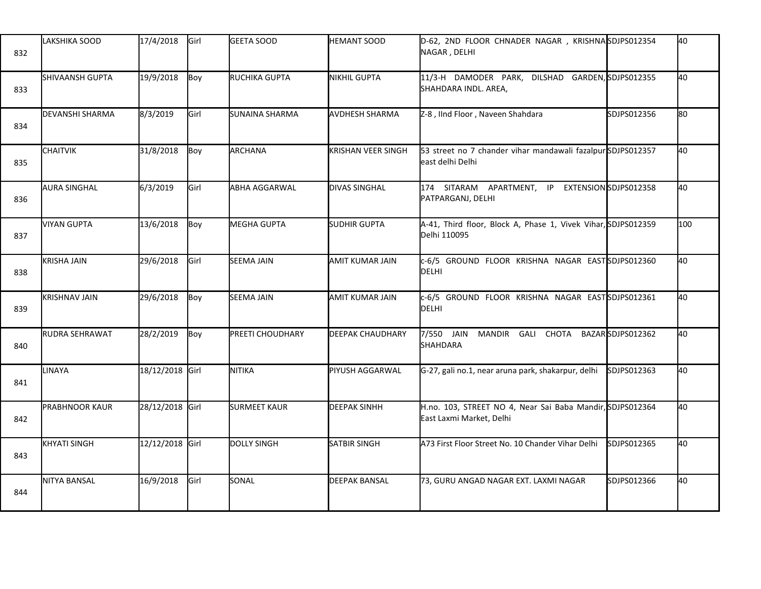| 832 | LAKSHIKA SOOD | 17/4/2018 | Girl | GEETA SOOD | HEMANT SOOD | D-62, 2ND FLOOR CHNADER NAGAR , KRISHNA NAGAR , DELHI | SDJPS012354 | 40 |
|---|---|---|---|---|---|---|---|---|
| 833 | SHIVAANSH GUPTA | 19/9/2018 | Boy | RUCHIKA GUPTA | NIKHIL GUPTA | 11/3-H DAMODER PARK, DILSHAD GARDEN, SHAHDARA INDL. AREA, | SDJPS012355 | 40 |
| 834 | DEVANSHI SHARMA | 8/3/2019 | Girl | SUNAINA SHARMA | AVDHESH SHARMA | Z-8 , IInd Floor , Naveen Shahdara | SDJPS012356 | 80 |
| 835 | CHAITVIK | 31/8/2018 | Boy | ARCHANA | KRISHAN VEER SINGH | 53 street no 7 chander vihar mandawali fazalpur east delhi Delhi | SDJPS012357 | 40 |
| 836 | AURA SINGHAL | 6/3/2019 | Girl | ABHA AGGARWAL | DIVAS SINGHAL | 174 SITARAM APARTMENT, IP EXTENSION PATPARGANJ, DELHI | SDJPS012358 | 40 |
| 837 | VIYAN GUPTA | 13/6/2018 | Boy | MEGHA GUPTA | SUDHIR GUPTA | A-41, Third floor, Block A, Phase 1, Vivek Vihar, Delhi 110095 | SDJPS012359 | 100 |
| 838 | KRISHA JAIN | 29/6/2018 | Girl | SEEMA JAIN | AMIT KUMAR JAIN | c-6/5 GROUND FLOOR KRISHNA NAGAR EAST DELHI | SDJPS012360 | 40 |
| 839 | KRISHNAV JAIN | 29/6/2018 | Boy | SEEMA JAIN | AMIT KUMAR JAIN | c-6/5 GROUND FLOOR KRISHNA NAGAR EAST DELHI | SDJPS012361 | 40 |
| 840 | RUDRA SEHRAWAT | 28/2/2019 | Boy | PREETI CHOUDHARY | DEEPAK CHAUDHARY | 7/550 JAIN MANDIR GALI CHOTA BAZAR SHAHDARA | SDJPS012362 | 40 |
| 841 | LINAYA | 18/12/2018 | Girl | NITIKA | PIYUSH AGGARWAL | G-27, gali no.1, near aruna park, shakarpur, delhi | SDJPS012363 | 40 |
| 842 | PRABHNOOR KAUR | 28/12/2018 | Girl | SURMEET KAUR | DEEPAK SINHH | H.no. 103, STREET NO 4, Near Sai Baba Mandir, East Laxmi Market, Delhi | SDJPS012364 | 40 |
| 843 | KHYATI SINGH | 12/12/2018 | Girl | DOLLY SINGH | SATBIR SINGH | A73 First Floor Street No. 10 Chander Vihar Delhi | SDJPS012365 | 40 |
| 844 | NITYA BANSAL | 16/9/2018 | Girl | SONAL | DEEPAK BANSAL | 73, GURU ANGAD NAGAR EXT. LAXMI NAGAR | SDJPS012366 | 40 |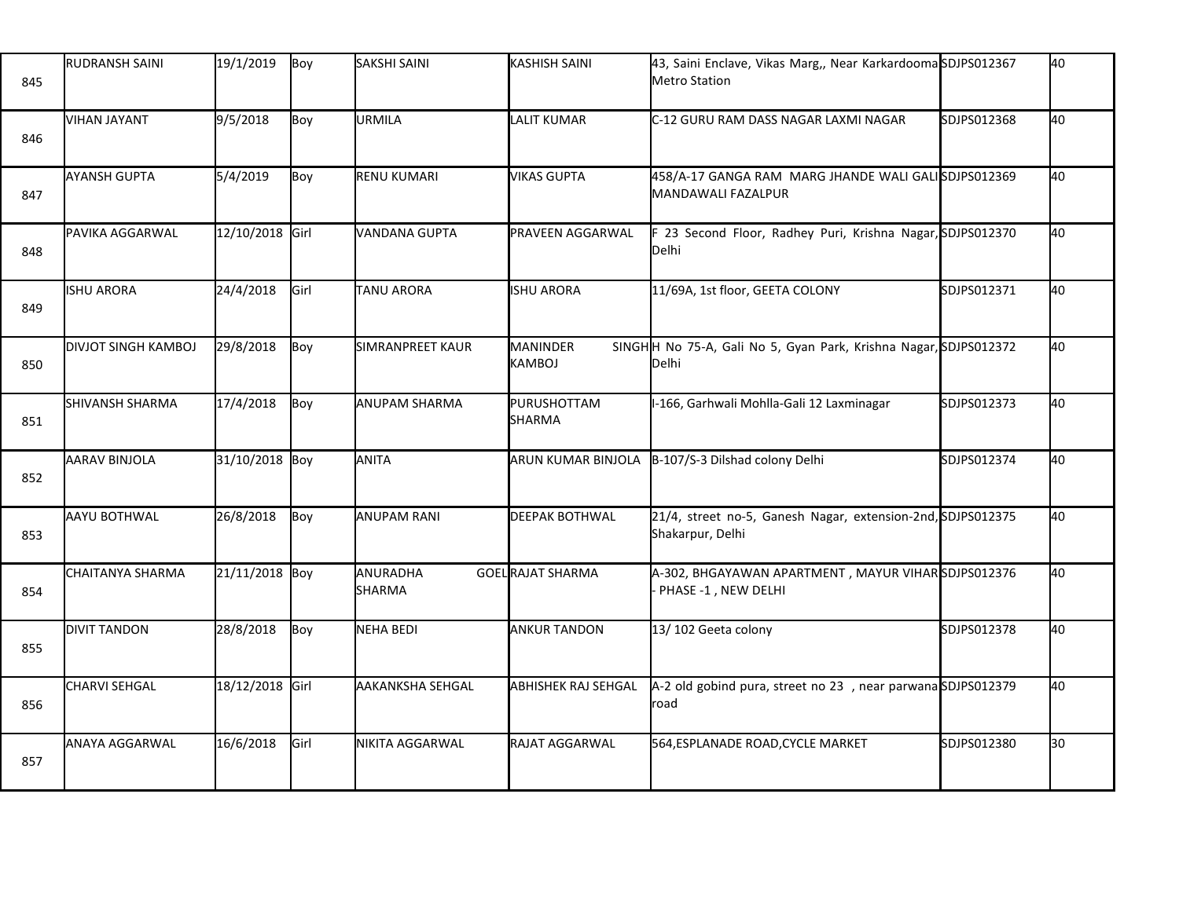| 845 | RUDRANSH SAINI | 19/1/2019 | Boy | SAKSHI SAINI | KASHISH SAINI | 43, Saini Enclave, Vikas Marg,, Near Karkardooma Metro Station | SDJPS012367 | 40 |
|---|---|---|---|---|---|---|---|---|
| 846 | VIHAN JAYANT | 9/5/2018 | Boy | URMILA | LALIT KUMAR | C-12 GURU RAM DASS NAGAR LAXMI NAGAR | SDJPS012368 | 40 |
| 847 | AYANSH GUPTA | 5/4/2019 | Boy | RENU KUMARI | VIKAS GUPTA | 458/A-17 GANGA RAM MARG JHANDE WALI GALI MANDAWALI FAZALPUR | SDJPS012369 | 40 |
| 848 | PAVIKA AGGARWAL | 12/10/2018 | Girl | VANDANA GUPTA | PRAVEEN AGGARWAL | F 23 Second Floor, Radhey Puri, Krishna Nagar, Delhi | SDJPS012370 | 40 |
| 849 | ISHU ARORA | 24/4/2018 | Girl | TANU ARORA | ISHU ARORA | 11/69A, 1st floor, GEETA COLONY | SDJPS012371 | 40 |
| 850 | DIVJOT SINGH KAMBOJ | 29/8/2018 | Boy | SIMRANPREET KAUR | MANINDER SINGH KAMBOJ | H No 75-A, Gali No 5, Gyan Park, Krishna Nagar, Delhi | SDJPS012372 | 40 |
| 851 | SHIVANSH SHARMA | 17/4/2018 | Boy | ANUPAM SHARMA | PURUSHOTTAM SHARMA | I-166, Garhwali Mohlla-Gali 12 Laxminagar | SDJPS012373 | 40 |
| 852 | AARAV BINJOLA | 31/10/2018 | Boy | ANITA | ARUN KUMAR BINJOLA | B-107/S-3 Dilshad colony Delhi | SDJPS012374 | 40 |
| 853 | AAYU BOTHWAL | 26/8/2018 | Boy | ANUPAM RANI | DEEPAK BOTHWAL | 21/4, street no-5, Ganesh Nagar, extension-2nd, Shakarpur, Delhi | SDJPS012375 | 40 |
| 854 | CHAITANYA SHARMA | 21/11/2018 | Boy | ANURADHA GOEL SHARMA | RAJAT SHARMA | A-302, BHGAYAWAN APARTMENT , MAYUR VIHAR - PHASE -1 , NEW DELHI | SDJPS012376 | 40 |
| 855 | DIVIT TANDON | 28/8/2018 | Boy | NEHA BEDI | ANKUR TANDON | 13/ 102 Geeta colony | SDJPS012378 | 40 |
| 856 | CHARVI SEHGAL | 18/12/2018 | Girl | AAKANKSHA SEHGAL | ABHISHEK RAJ SEHGAL | A-2 old gobind pura, street no 23 , near parwana road | SDJPS012379 | 40 |
| 857 | ANAYA AGGARWAL | 16/6/2018 | Girl | NIKITA AGGARWAL | RAJAT AGGARWAL | 564,ESPLANADE ROAD,CYCLE MARKET | SDJPS012380 | 30 |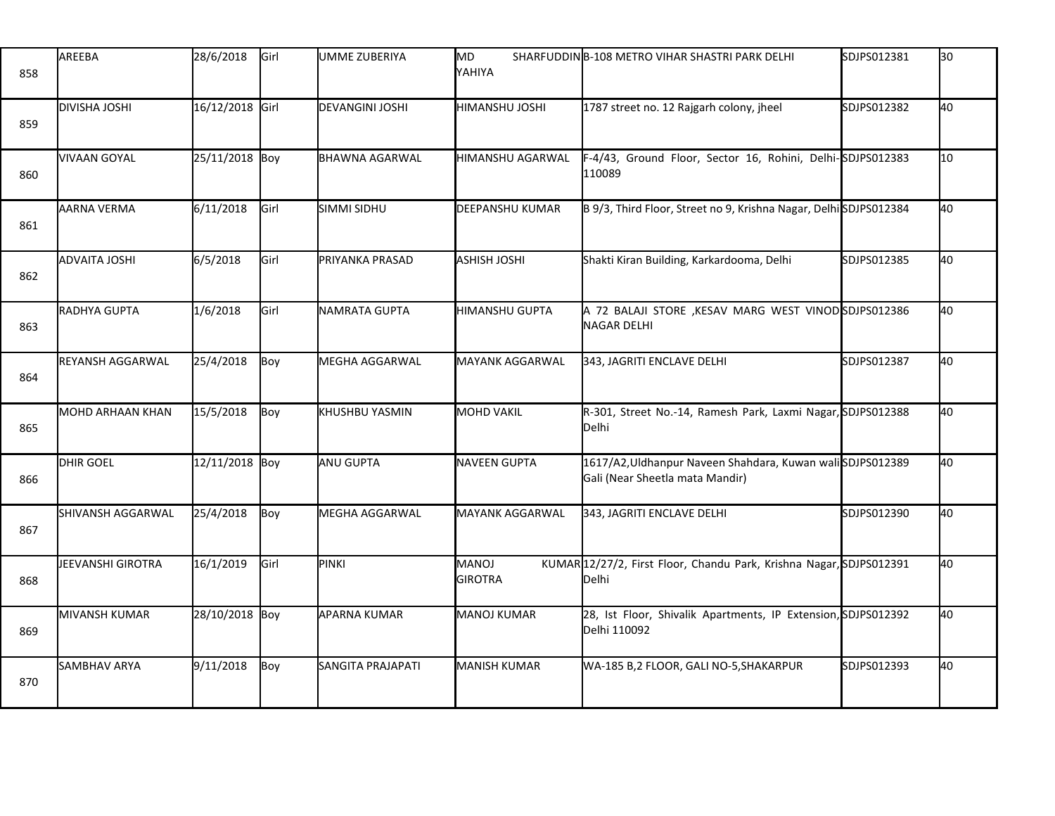| | | | | | | | | |
|---|---|---|---|---|---|---|---|---|
| 858 | AREEBA | 28/6/2018 | Girl | UMME ZUBERIYA | MD SHARFUDDIN YAHIYA | B-108 METRO VIHAR SHASTRI PARK DELHI | SDJPS012381 | 30 |
| 859 | DIVISHA JOSHI | 16/12/2018 | Girl | DEVANGINI JOSHI | HIMANSHU JOSHI | 1787 street no. 12 Rajgarh colony, jheel | SDJPS012382 | 40 |
| 860 | VIVAAN GOYAL | 25/11/2018 | Boy | BHAWNA AGARWAL | HIMANSHU AGARWAL | F-4/43, Ground Floor, Sector 16, Rohini, Delhi-110089 | SDJPS012383 | 10 |
| 861 | AARNA VERMA | 6/11/2018 | Girl | SIMMI SIDHU | DEEPANSHU KUMAR | B 9/3, Third Floor, Street no 9, Krishna Nagar, Delhi | SDJPS012384 | 40 |
| 862 | ADVAITA JOSHI | 6/5/2018 | Girl | PRIYANKA PRASAD | ASHISH JOSHI | Shakti Kiran Building, Karkardooma, Delhi | SDJPS012385 | 40 |
| 863 | RADHYA GUPTA | 1/6/2018 | Girl | NAMRATA GUPTA | HIMANSHU GUPTA | A 72 BALAJI STORE ,KESAV MARG WEST VINOD NAGAR DELHI | SDJPS012386 | 40 |
| 864 | REYANSH AGGARWAL | 25/4/2018 | Boy | MEGHA AGGARWAL | MAYANK AGGARWAL | 343, JAGRITI ENCLAVE DELHI | SDJPS012387 | 40 |
| 865 | MOHD ARHAAN KHAN | 15/5/2018 | Boy | KHUSHBU YASMIN | MOHD VAKIL | R-301, Street No.-14, Ramesh Park, Laxmi Nagar, Delhi | SDJPS012388 | 40 |
| 866 | DHIR GOEL | 12/11/2018 | Boy | ANU GUPTA | NAVEEN GUPTA | 1617/A2,Uldhanpur Naveen Shahdara, Kuwan wali Gali (Near Sheetla mata Mandir) | SDJPS012389 | 40 |
| 867 | SHIVANSH AGGARWAL | 25/4/2018 | Boy | MEGHA AGGARWAL | MAYANK AGGARWAL | 343, JAGRITI ENCLAVE DELHI | SDJPS012390 | 40 |
| 868 | JEEVANSHI GIROTRA | 16/1/2019 | Girl | PINKI | MANOJ KUMAR GIROTRA | 12/27/2, First Floor, Chandu Park, Krishna Nagar, Delhi | SDJPS012391 | 40 |
| 869 | MIVANSH KUMAR | 28/10/2018 | Boy | APARNA KUMAR | MANOJ KUMAR | 28, Ist Floor, Shivalik Apartments, IP Extension, Delhi 110092 | SDJPS012392 | 40 |
| 870 | SAMBHAV ARYA | 9/11/2018 | Boy | SANGITA PRAJAPATI | MANISH KUMAR | WA-185 B,2 FLOOR, GALI NO-5,SHAKARPUR | SDJPS012393 | 40 |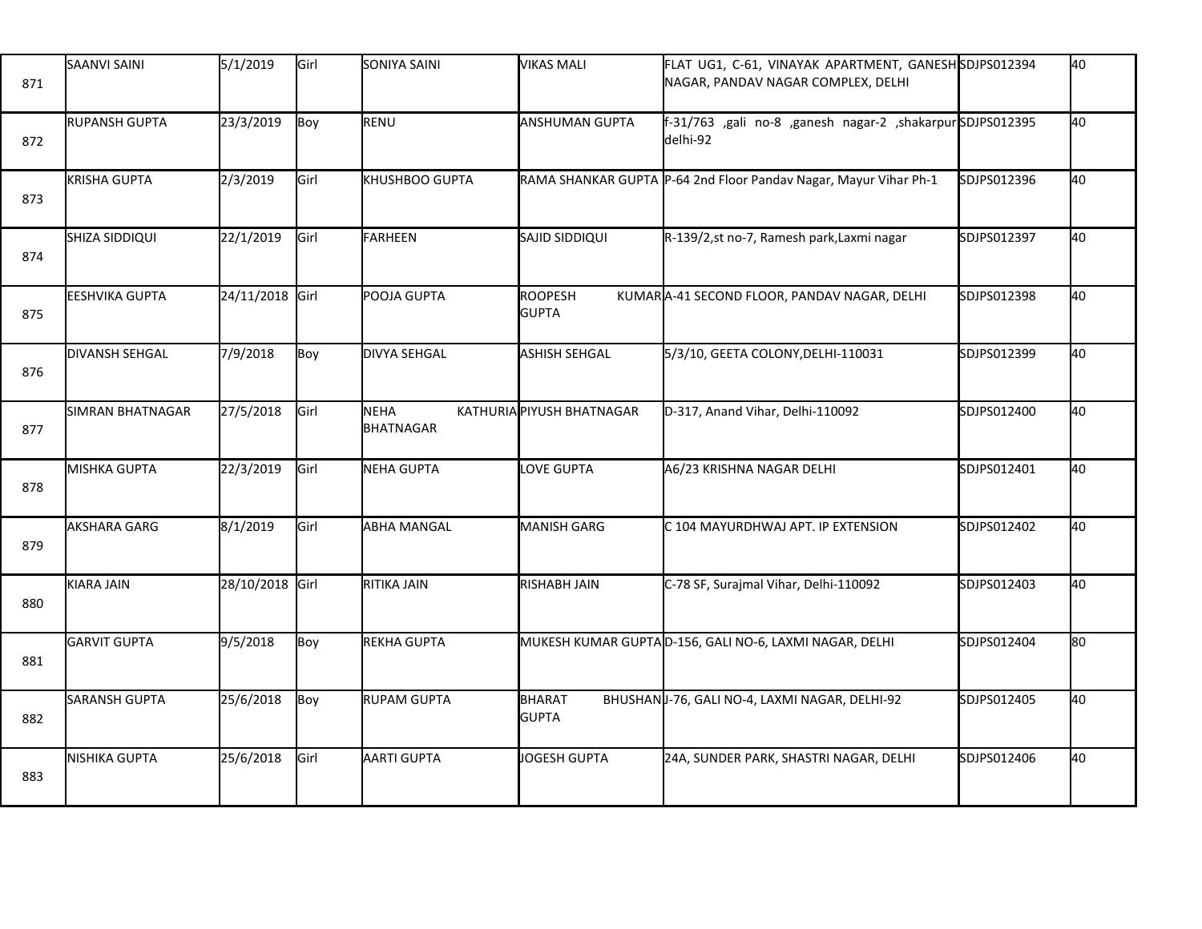| | | | | | | | | |
|---|---|---|---|---|---|---|---|---|
| 871 | SAANVI SAINI | 5/1/2019 | Girl | SONIYA SAINI | VIKAS MALI | FLAT UG1, C-61, VINAYAK APARTMENT, GANESH NAGAR, PANDAV NAGAR COMPLEX, DELHI | SDJPS012394 | 40 |
| 872 | RUPANSH GUPTA | 23/3/2019 | Boy | RENU | ANSHUMAN GUPTA | f-31/763 ,gali no-8 ,ganesh nagar-2 ,shakarpur delhi-92 | SDJPS012395 | 40 |
| 873 | KRISHA GUPTA | 2/3/2019 | Girl | KHUSHBOO GUPTA | RAMA SHANKAR GUPTA | P-64 2nd Floor Pandav Nagar, Mayur Vihar Ph-1 | SDJPS012396 | 40 |
| 874 | SHIZA SIDDIQUI | 22/1/2019 | Girl | FARHEEN | SAJID SIDDIQUI | R-139/2,st no-7, Ramesh park,Laxmi nagar | SDJPS012397 | 40 |
| 875 | EESHVIKA GUPTA | 24/11/2018 | Girl | POOJA GUPTA | ROOPESH KUMAR GUPTA | A-41 SECOND FLOOR, PANDAV NAGAR, DELHI | SDJPS012398 | 40 |
| 876 | DIVANSH SEHGAL | 7/9/2018 | Boy | DIVYA SEHGAL | ASHISH SEHGAL | 5/3/10, GEETA COLONY,DELHI-110031 | SDJPS012399 | 40 |
| 877 | SIMRAN BHATNAGAR | 27/5/2018 | Girl | NEHA KATHURIA BHATNAGAR | PIYUSH BHATNAGAR | D-317, Anand Vihar, Delhi-110092 | SDJPS012400 | 40 |
| 878 | MISHKA GUPTA | 22/3/2019 | Girl | NEHA GUPTA | LOVE GUPTA | A6/23 KRISHNA NAGAR DELHI | SDJPS012401 | 40 |
| 879 | AKSHARA GARG | 8/1/2019 | Girl | ABHA MANGAL | MANISH GARG | C 104 MAYURDHWAJ APT. IP EXTENSION | SDJPS012402 | 40 |
| 880 | KIARA JAIN | 28/10/2018 | Girl | RITIKA JAIN | RISHABH JAIN | C-78 SF, Surajmal Vihar, Delhi-110092 | SDJPS012403 | 40 |
| 881 | GARVIT GUPTA | 9/5/2018 | Boy | REKHA GUPTA | MUKESH KUMAR GUPTA | D-156, GALI NO-6, LAXMI NAGAR, DELHI | SDJPS012404 | 80 |
| 882 | SARANSH GUPTA | 25/6/2018 | Boy | RUPAM GUPTA | BHARAT BHUSHAN GUPTA | J-76, GALI NO-4, LAXMI NAGAR, DELHI-92 | SDJPS012405 | 40 |
| 883 | NISHIKA GUPTA | 25/6/2018 | Girl | AARTI GUPTA | JOGESH GUPTA | 24A, SUNDER PARK, SHASTRI NAGAR, DELHI | SDJPS012406 | 40 |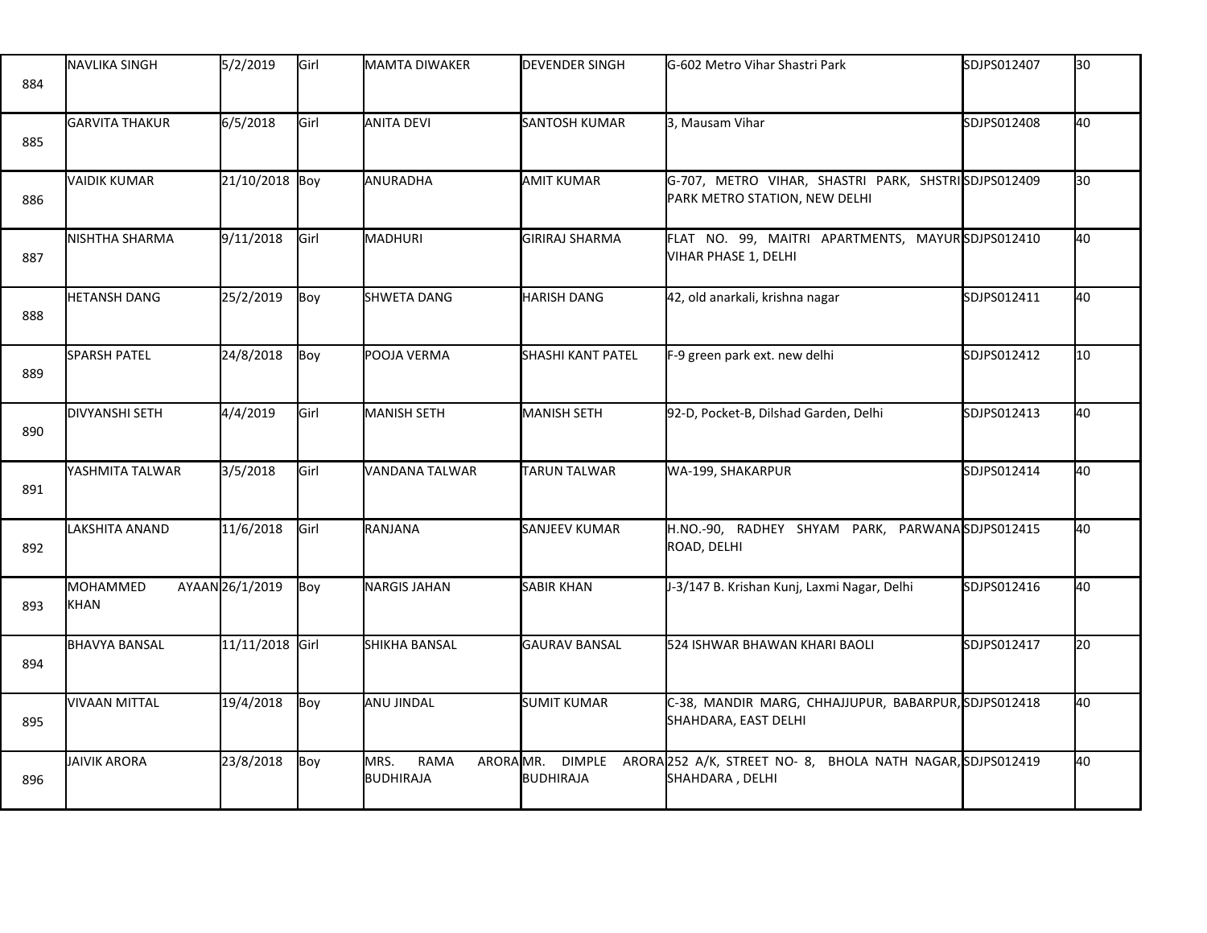| | | | | | | | | |
|---|---|---|---|---|---|---|---|---|
| 884 | NAVLIKA SINGH | 5/2/2019 | Girl | MAMTA DIWAKER | DEVENDER SINGH | G-602 Metro Vihar Shastri Park | SDJPS012407 | 30 |
| 885 | GARVITA THAKUR | 6/5/2018 | Girl | ANITA DEVI | SANTOSH KUMAR | 3, Mausam Vihar | SDJPS012408 | 40 |
| 886 | VAIDIK KUMAR | 21/10/2018 | Boy | ANURADHA | AMIT KUMAR | G-707, METRO VIHAR, SHASTRI PARK, SHSTRI PARK METRO STATION, NEW DELHI | SDJPS012409 | 30 |
| 887 | NISHTHA SHARMA | 9/11/2018 | Girl | MADHURI | GIRIRAJ SHARMA | FLAT NO. 99, MAITRI APARTMENTS, MAYUR VIHAR PHASE 1, DELHI | SDJPS012410 | 40 |
| 888 | HETANSH DANG | 25/2/2019 | Boy | SHWETA DANG | HARISH DANG | 42, old anarkali, krishna nagar | SDJPS012411 | 40 |
| 889 | SPARSH PATEL | 24/8/2018 | Boy | POOJA VERMA | SHASHI KANT PATEL | F-9 green park ext. new delhi | SDJPS012412 | 10 |
| 890 | DIVYANSHI SETH | 4/4/2019 | Girl | MANISH SETH | MANISH SETH | 92-D, Pocket-B, Dilshad Garden, Delhi | SDJPS012413 | 40 |
| 891 | YASHMITA TALWAR | 3/5/2018 | Girl | VANDANA TALWAR | TARUN TALWAR | WA-199, SHAKARPUR | SDJPS012414 | 40 |
| 892 | LAKSHITA ANAND | 11/6/2018 | Girl | RANJANA | SANJEEV KUMAR | H.NO.-90, RADHEY SHYAM PARK, PARWANA ROAD, DELHI | SDJPS012415 | 40 |
| 893 | MOHAMMED AYAAN KHAN | 26/1/2019 | Boy | NARGIS JAHAN | SABIR KHAN | J-3/147 B. Krishan Kunj, Laxmi Nagar, Delhi | SDJPS012416 | 40 |
| 894 | BHAVYA BANSAL | 11/11/2018 | Girl | SHIKHA BANSAL | GAURAV BANSAL | 524 ISHWAR BHAWAN KHARI BAOLI | SDJPS012417 | 20 |
| 895 | VIVAAN MITTAL | 19/4/2018 | Boy | ANU JINDAL | SUMIT KUMAR | C-38, MANDIR MARG, CHHAJJUPUR, BABARPUR, SHAHDARA, EAST DELHI | SDJPS012418 | 40 |
| 896 | JAIVIK ARORA | 23/8/2018 | Boy | MRS. RAMA ARORA BUDHIRAJA | MR. DIMPLE ARORA BUDHIRAJA | 252 A/K, STREET NO- 8, BHOLA NATH NAGAR, SHAHDARA , DELHI | SDJPS012419 | 40 |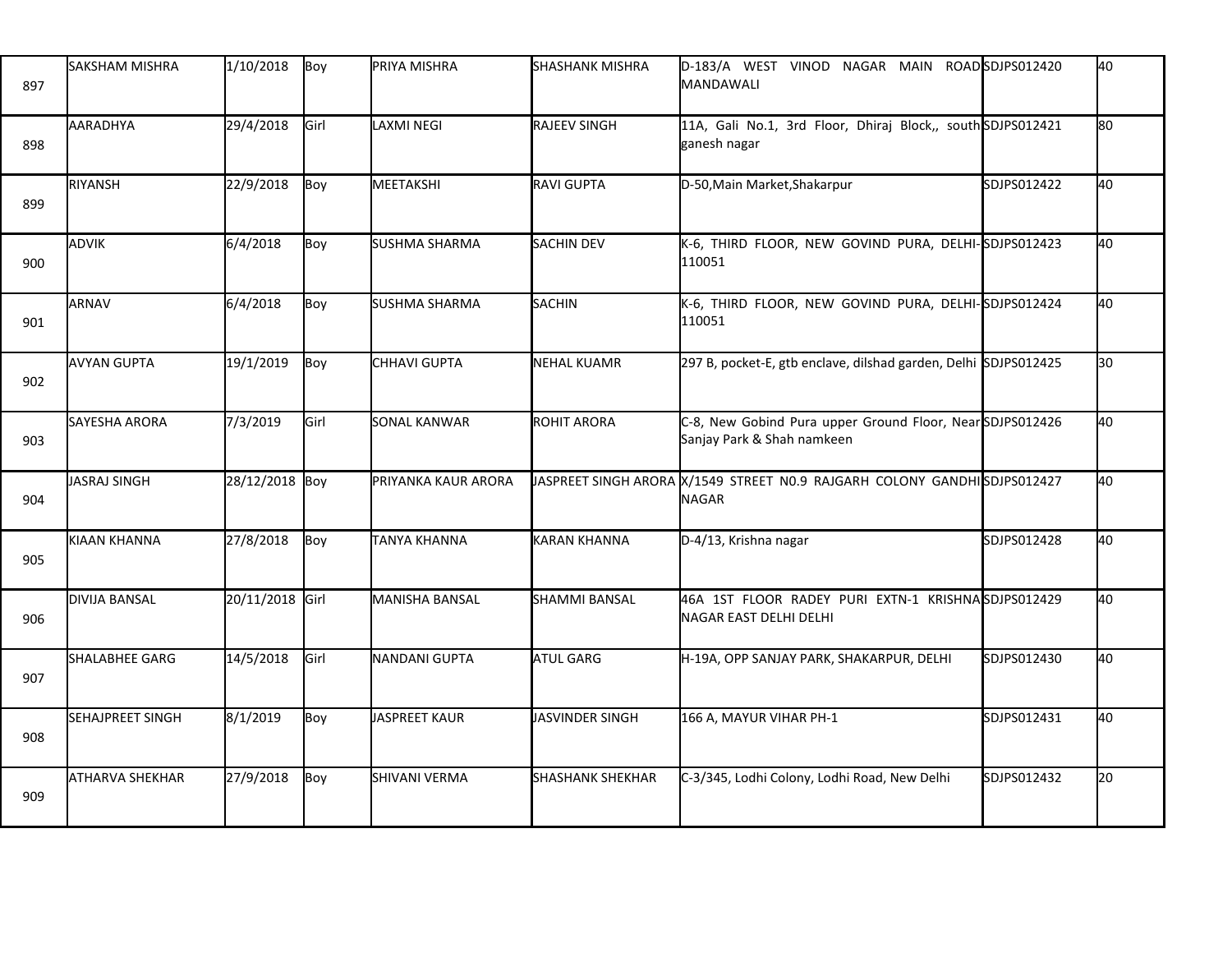| | | | | | | | | |
|---|---|---|---|---|---|---|---|---|
| 897 | SAKSHAM MISHRA | 1/10/2018 | Boy | PRIYA MISHRA | SHASHANK MISHRA | D-183/A WEST VINOD NAGAR MAIN ROAD MANDAWALI | SDJPS012420 | 40 |
| 898 | AARADHYA | 29/4/2018 | Girl | LAXMI NEGI | RAJEEV SINGH | 11A, Gali No.1, 3rd Floor, Dhiraj Block,, south ganesh nagar | SDJPS012421 | 80 |
| 899 | RIYANSH | 22/9/2018 | Boy | MEETAKSHI | RAVI GUPTA | D-50,Main Market,Shakarpur | SDJPS012422 | 40 |
| 900 | ADVIK | 6/4/2018 | Boy | SUSHMA SHARMA | SACHIN DEV | K-6, THIRD FLOOR, NEW GOVIND PURA, DELHI-110051 | SDJPS012423 | 40 |
| 901 | ARNAV | 6/4/2018 | Boy | SUSHMA SHARMA | SACHIN | K-6, THIRD FLOOR, NEW GOVIND PURA, DELHI-110051 | SDJPS012424 | 40 |
| 902 | AVYAN GUPTA | 19/1/2019 | Boy | CHHAVI GUPTA | NEHAL KUAMR | 297 B, pocket-E, gtb enclave, dilshad garden, Delhi | SDJPS012425 | 30 |
| 903 | SAYESHA ARORA | 7/3/2019 | Girl | SONAL KANWAR | ROHIT ARORA | C-8, New Gobind Pura upper Ground Floor, Near Sanjay Park & Shah namkeen | SDJPS012426 | 40 |
| 904 | JASRAJ SINGH | 28/12/2018 | Boy | PRIYANKA KAUR ARORA | JASPREET SINGH ARORA | X/1549 STREET N0.9 RAJGARH COLONY GANDHI NAGAR | SDJPS012427 | 40 |
| 905 | KIAAN KHANNA | 27/8/2018 | Boy | TANYA KHANNA | KARAN KHANNA | D-4/13, Krishna nagar | SDJPS012428 | 40 |
| 906 | DIVIJA BANSAL | 20/11/2018 | Girl | MANISHA BANSAL | SHAMMI BANSAL | 46A 1ST FLOOR RADEY PURI EXTN-1 KRISHNA NAGAR EAST DELHI DELHI | SDJPS012429 | 40 |
| 907 | SHALABHEE GARG | 14/5/2018 | Girl | NANDANI GUPTA | ATUL GARG | H-19A, OPP SANJAY PARK, SHAKARPUR, DELHI | SDJPS012430 | 40 |
| 908 | SEHAJPREET SINGH | 8/1/2019 | Boy | JASPREET KAUR | JASVINDER SINGH | 166 A, MAYUR VIHAR PH-1 | SDJPS012431 | 40 |
| 909 | ATHARVA SHEKHAR | 27/9/2018 | Boy | SHIVANI VERMA | SHASHANK SHEKHAR | C-3/345, Lodhi Colony, Lodhi Road, New Delhi | SDJPS012432 | 20 |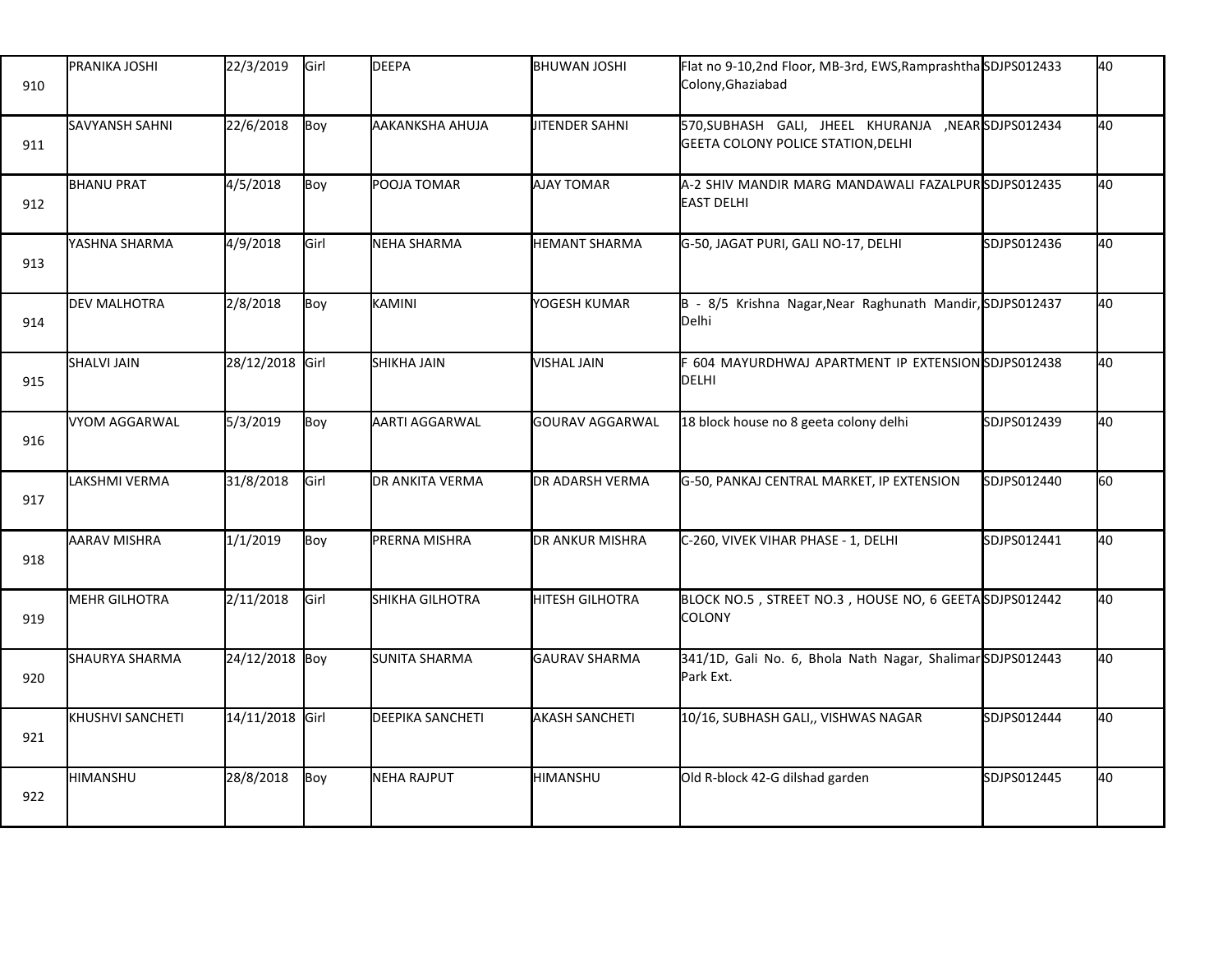| | | | | | | | | |
|---|---|---|---|---|---|---|---|---|
| 910 | PRANIKA JOSHI | 22/3/2019 | Girl | DEEPA | BHUWAN JOSHI | Flat no 9-10,2nd Floor, MB-3rd, EWS,Ramprashtha Colony,Ghaziabad | SDJPS012433 | 40 |
| 911 | SAVYANSH SAHNI | 22/6/2018 | Boy | AAKANKSHA AHUJA | JITENDER SAHNI | 570,SUBHASH GALI, JHEEL KHURANJA ,NEAR GEETA COLONY POLICE STATION,DELHI | SDJPS012434 | 40 |
| 912 | BHANU PRAT | 4/5/2018 | Boy | POOJA TOMAR | AJAY TOMAR | A-2 SHIV MANDIR MARG MANDAWALI FAZALPUR EAST DELHI | SDJPS012435 | 40 |
| 913 | YASHNA SHARMA | 4/9/2018 | Girl | NEHA SHARMA | HEMANT SHARMA | G-50, JAGAT PURI, GALI NO-17, DELHI | SDJPS012436 | 40 |
| 914 | DEV MALHOTRA | 2/8/2018 | Boy | KAMINI | YOGESH KUMAR | B - 8/5 Krishna Nagar,Near Raghunath Mandir, Delhi | SDJPS012437 | 40 |
| 915 | SHALVI JAIN | 28/12/2018 | Girl | SHIKHA JAIN | VISHAL JAIN | F 604 MAYURDHWAJ APARTMENT IP EXTENSION DELHI | SDJPS012438 | 40 |
| 916 | VYOM AGGARWAL | 5/3/2019 | Boy | AARTI AGGARWAL | GOURAV AGGARWAL | 18 block house no 8 geeta colony delhi | SDJPS012439 | 40 |
| 917 | LAKSHMI VERMA | 31/8/2018 | Girl | DR ANKITA VERMA | DR ADARSH VERMA | G-50, PANKAJ CENTRAL MARKET, IP EXTENSION | SDJPS012440 | 60 |
| 918 | AARAV MISHRA | 1/1/2019 | Boy | PRERNA MISHRA | DR ANKUR MISHRA | C-260, VIVEK VIHAR PHASE - 1, DELHI | SDJPS012441 | 40 |
| 919 | MEHR GILHOTRA | 2/11/2018 | Girl | SHIKHA GILHOTRA | HITESH GILHOTRA | BLOCK NO.5 , STREET NO.3 , HOUSE NO, 6 GEETA COLONY | SDJPS012442 | 40 |
| 920 | SHAURYA SHARMA | 24/12/2018 | Boy | SUNITA SHARMA | GAURAV SHARMA | 341/1D, Gali No. 6, Bhola Nath Nagar, Shalimar Park Ext. | SDJPS012443 | 40 |
| 921 | KHUSHVI SANCHETI | 14/11/2018 | Girl | DEEPIKA SANCHETI | AKASH SANCHETI | 10/16, SUBHASH GALI,, VISHWAS NAGAR | SDJPS012444 | 40 |
| 922 | HIMANSHU | 28/8/2018 | Boy | NEHA RAJPUT | HIMANSHU | Old R-block 42-G dilshad garden | SDJPS012445 | 40 |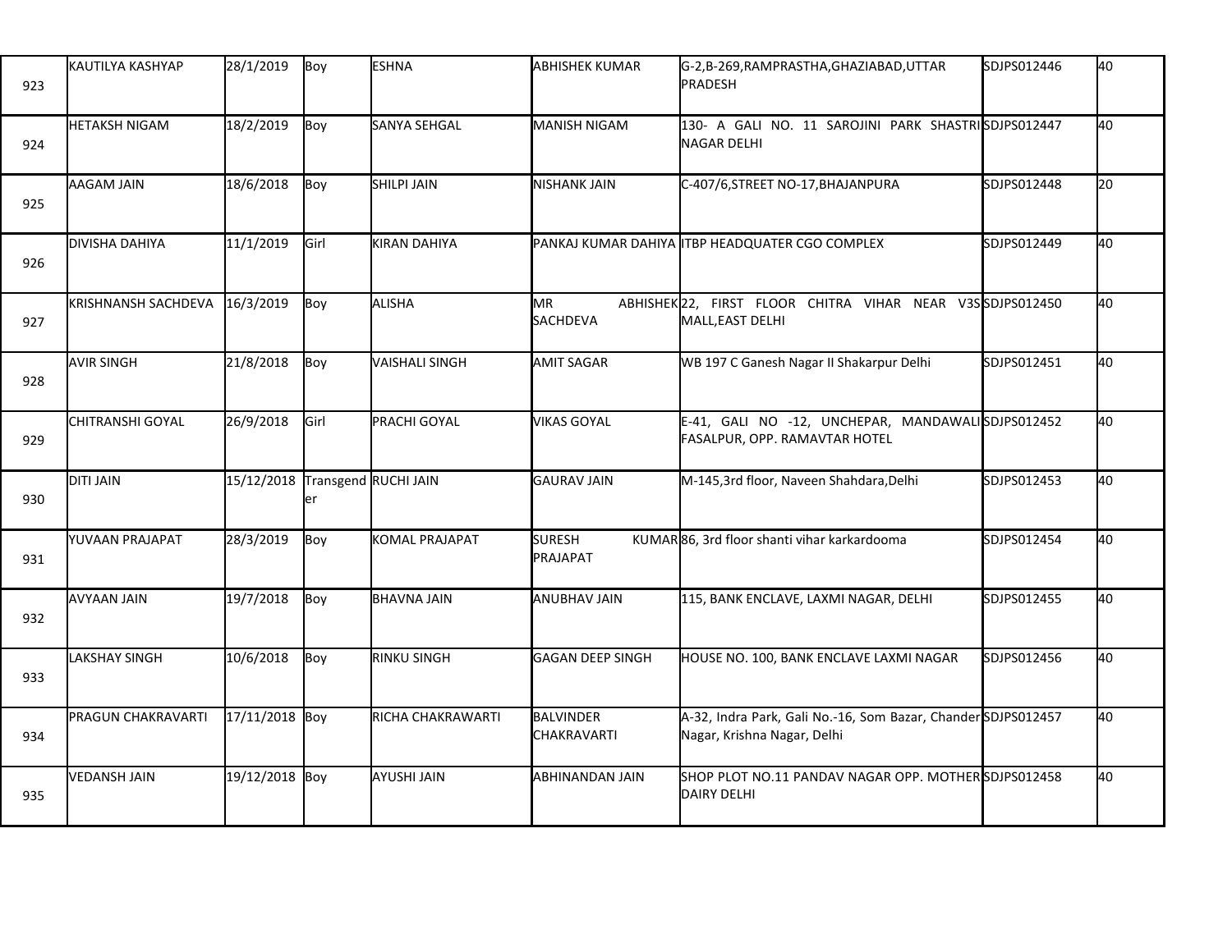| 923 | KAUTILYA KASHYAP | 28/1/2019 | Boy | ESHNA | ABHISHEK KUMAR | G-2,B-269,RAMPRASTHA,GHAZIABAD,UTTAR PRADESH | SDJPS012446 | 40 |
|---|---|---|---|---|---|---|---|---|
| 924 | HETAKSH NIGAM | 18/2/2019 | Boy | SANYA SEHGAL | MANISH NIGAM | 130- A GALI NO. 11 SAROJINI PARK SHASTRI NAGAR DELHI | SDJPS012447 | 40 |
| 925 | AAGAM JAIN | 18/6/2018 | Boy | SHILPI JAIN | NISHANK JAIN | C-407/6,STREET NO-17,BHAJANPURA | SDJPS012448 | 20 |
| 926 | DIVISHA DAHIYA | 11/1/2019 | Girl | KIRAN DAHIYA | PANKAJ KUMAR DAHIYA | ITBP HEADQUATER CGO COMPLEX | SDJPS012449 | 40 |
| 927 | KRISHNANSH SACHDEVA | 16/3/2019 | Boy | ALISHA | MR ABHISHEK SACHDEVA | 22, FIRST FLOOR CHITRA VIHAR NEAR V3S MALL,EAST DELHI | SDJPS012450 | 40 |
| 928 | AVIR SINGH | 21/8/2018 | Boy | VAISHALI SINGH | AMIT SAGAR | WB 197 C Ganesh Nagar II Shakarpur Delhi | SDJPS012451 | 40 |
| 929 | CHITRANSHI GOYAL | 26/9/2018 | Girl | PRACHI GOYAL | VIKAS GOYAL | E-41, GALI NO -12, UNCHEPAR, MANDAWALI FASALPUR, OPP. RAMAVTAR HOTEL | SDJPS012452 | 40 |
| 930 | DITI JAIN | 15/12/2018 | Transgender | RUCHI JAIN | GAURAV JAIN | M-145,3rd floor, Naveen Shahdara,Delhi | SDJPS012453 | 40 |
| 931 | YUVAAN PRAJAPAT | 28/3/2019 | Boy | KOMAL PRAJAPAT | SURESH KUMAR PRAJAPAT | 86, 3rd floor shanti vihar karkardooma | SDJPS012454 | 40 |
| 932 | AVYAAN JAIN | 19/7/2018 | Boy | BHAVNA JAIN | ANUBHAV JAIN | 115, BANK ENCLAVE, LAXMI NAGAR, DELHI | SDJPS012455 | 40 |
| 933 | LAKSHAY SINGH | 10/6/2018 | Boy | RINKU SINGH | GAGAN DEEP SINGH | HOUSE NO. 100, BANK ENCLAVE LAXMI NAGAR | SDJPS012456 | 40 |
| 934 | PRAGUN CHAKRAVARTI | 17/11/2018 | Boy | RICHA CHAKRAWARTI | BALVINDER CHAKRAVARTI | A-32, Indra Park, Gali No.-16, Som Bazar, Chander Nagar, Krishna Nagar, Delhi | SDJPS012457 | 40 |
| 935 | VEDANSH JAIN | 19/12/2018 | Boy | AYUSHI JAIN | ABHINANDAN JAIN | SHOP PLOT NO.11 PANDAV NAGAR OPP. MOTHER DAIRY DELHI | SDJPS012458 | 40 |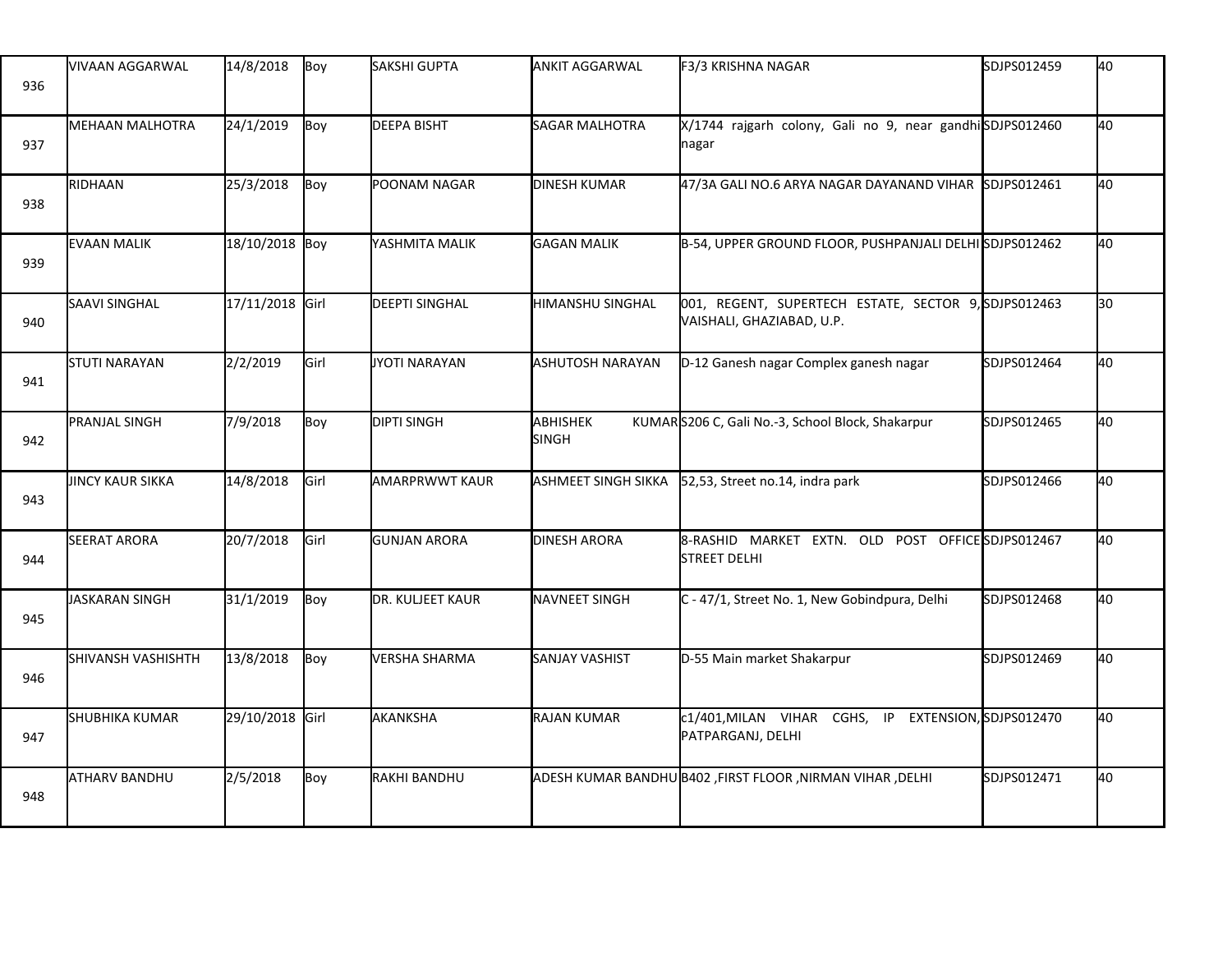| | | | | | | | | |
|---|---|---|---|---|---|---|---|---|
| 936 | VIVAAN AGGARWAL | 14/8/2018 | Boy | SAKSHI GUPTA | ANKIT AGGARWAL | F3/3 KRISHNA NAGAR | SDJPS012459 | 40 |
| 937 | MEHAAN MALHOTRA | 24/1/2019 | Boy | DEEPA BISHT | SAGAR MALHOTRA | X/1744 rajgarh colony, Gali no 9, near gandhi nagar | SDJPS012460 | 40 |
| 938 | RIDHAAN | 25/3/2018 | Boy | POONAM NAGAR | DINESH KUMAR | 47/3A GALI NO.6 ARYA NAGAR DAYANAND VIHAR | SDJPS012461 | 40 |
| 939 | EVAAN MALIK | 18/10/2018 | Boy | YASHMITA MALIK | GAGAN MALIK | B-54, UPPER GROUND FLOOR, PUSHPANJALI DELHI | SDJPS012462 | 40 |
| 940 | SAAVI SINGHAL | 17/11/2018 | Girl | DEEPTI SINGHAL | HIMANSHU SINGHAL | 001, REGENT, SUPERTECH ESTATE, SECTOR 9, VAISHALI, GHAZIABAD, U.P. | SDJPS012463 | 30 |
| 941 | STUTI NARAYAN | 2/2/2019 | Girl | JYOTI NARAYAN | ASHUTOSH NARAYAN | D-12 Ganesh nagar Complex ganesh nagar | SDJPS012464 | 40 |
| 942 | PRANJAL SINGH | 7/9/2018 | Boy | DIPTI SINGH | ABHISHEK KUMAR SINGH | S206 C, Gali No.-3, School Block, Shakarpur | SDJPS012465 | 40 |
| 943 | JINCY KAUR SIKKA | 14/8/2018 | Girl | AMARPRWWT KAUR | ASHMEET SINGH SIKKA | 52,53, Street no.14, indra park | SDJPS012466 | 40 |
| 944 | SEERAT ARORA | 20/7/2018 | Girl | GUNJAN ARORA | DINESH ARORA | 8-RASHID MARKET EXTN. OLD POST OFFICE STREET DELHI | SDJPS012467 | 40 |
| 945 | JASKARAN SINGH | 31/1/2019 | Boy | DR. KULJEET KAUR | NAVNEET SINGH | C - 47/1, Street No. 1, New Gobindpura, Delhi | SDJPS012468 | 40 |
| 946 | SHIVANSH VASHISHTH | 13/8/2018 | Boy | VERSHA SHARMA | SANJAY VASHIST | D-55 Main market Shakarpur | SDJPS012469 | 40 |
| 947 | SHUBHIKA KUMAR | 29/10/2018 | Girl | AKANKSHA | RAJAN KUMAR | c1/401,MILAN VIHAR CGHS, IP EXTENSION, PATPARGANJ, DELHI | SDJPS012470 | 40 |
| 948 | ATHARV BANDHU | 2/5/2018 | Boy | RAKHI BANDHU | ADESH KUMAR BANDHU | B402 ,FIRST FLOOR ,NIRMAN VIHAR ,DELHI | SDJPS012471 | 40 |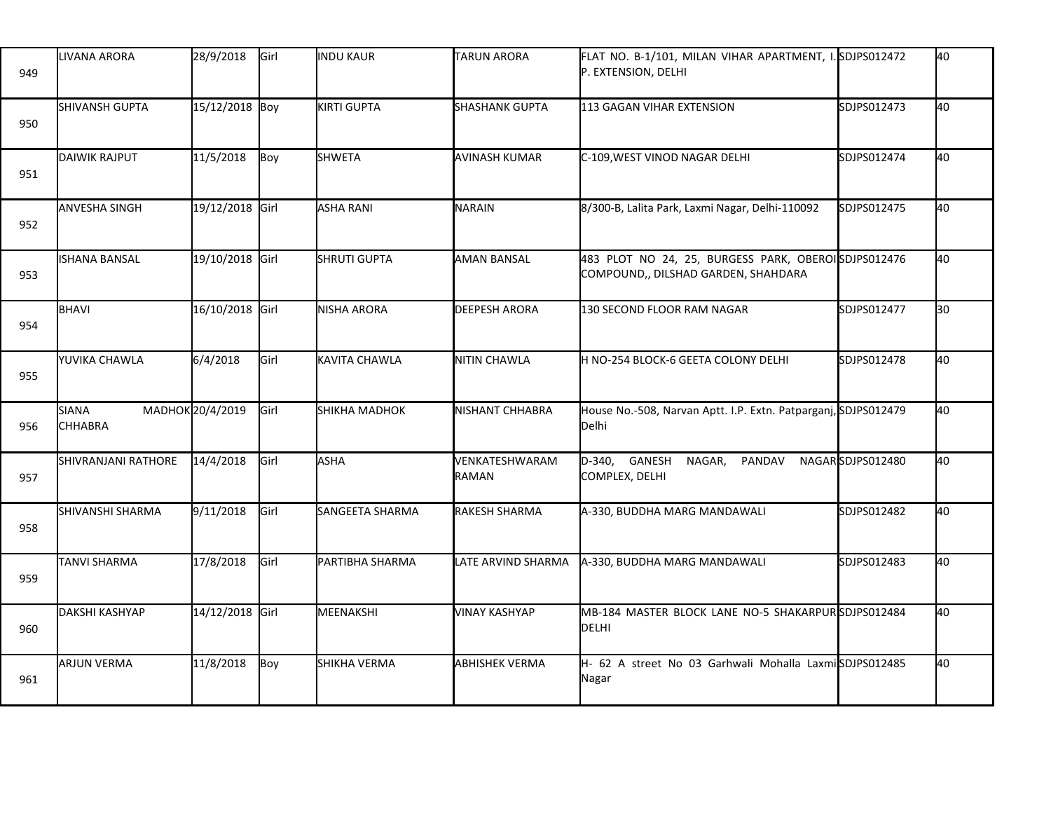| 949 | LIVANA ARORA | 28/9/2018 | Girl | INDU KAUR | TARUN ARORA | FLAT NO. B-1/101, MILAN VIHAR APARTMENT, I. P. EXTENSION, DELHI | SDJPS012472 | 40 |
|---|---|---|---|---|---|---|---|---|
| 950 | SHIVANSH GUPTA | 15/12/2018 | Boy | KIRTI GUPTA | SHASHANK GUPTA | 113 GAGAN VIHAR EXTENSION | SDJPS012473 | 40 |
| 951 | DAIWIK RAJPUT | 11/5/2018 | Boy | SHWETA | AVINASH KUMAR | C-109,WEST VINOD NAGAR DELHI | SDJPS012474 | 40 |
| 952 | ANVESHA SINGH | 19/12/2018 | Girl | ASHA RANI | NARAIN | 8/300-B, Lalita Park, Laxmi Nagar, Delhi-110092 | SDJPS012475 | 40 |
| 953 | ISHANA BANSAL | 19/10/2018 | Girl | SHRUTI GUPTA | AMAN BANSAL | 483 PLOT NO 24, 25, BURGESS PARK, OBEROI COMPOUND,, DILSHAD GARDEN, SHAHDARA | SDJPS012476 | 40 |
| 954 | BHAVI | 16/10/2018 | Girl | NISHA ARORA | DEEPESH ARORA | 130 SECOND FLOOR RAM NAGAR | SDJPS012477 | 30 |
| 955 | YUVIKA CHAWLA | 6/4/2018 | Girl | KAVITA CHAWLA | NITIN CHAWLA | H NO-254 BLOCK-6 GEETA COLONY DELHI | SDJPS012478 | 40 |
| 956 | SIANA MADHOK CHHABRA | 20/4/2019 | Girl | SHIKHA MADHOK | NISHANT CHHABRA | House No.-508, Narvan Aptt. I.P. Extn. Patparganj, Delhi | SDJPS012479 | 40 |
| 957 | SHIVRANJANI RATHORE | 14/4/2018 | Girl | ASHA | VENKATESHWARAM RAMAN | D-340, GANESH NAGAR, PANDAV NAGAR COMPLEX, DELHI | SDJPS012480 | 40 |
| 958 | SHIVANSHI SHARMA | 9/11/2018 | Girl | SANGEETA SHARMA | RAKESH SHARMA | A-330, BUDDHA MARG MANDAWALI | SDJPS012482 | 40 |
| 959 | TANVI SHARMA | 17/8/2018 | Girl | PARTIBHA SHARMA | LATE ARVIND SHARMA | A-330, BUDDHA MARG MANDAWALI | SDJPS012483 | 40 |
| 960 | DAKSHI KASHYAP | 14/12/2018 | Girl | MEENAKSHI | VINAY KASHYAP | MB-184 MASTER BLOCK LANE NO-5 SHAKARPUR DELHI | SDJPS012484 | 40 |
| 961 | ARJUN VERMA | 11/8/2018 | Boy | SHIKHA VERMA | ABHISHEK VERMA | H- 62 A street No 03 Garhwali Mohalla Laxmi Nagar | SDJPS012485 | 40 |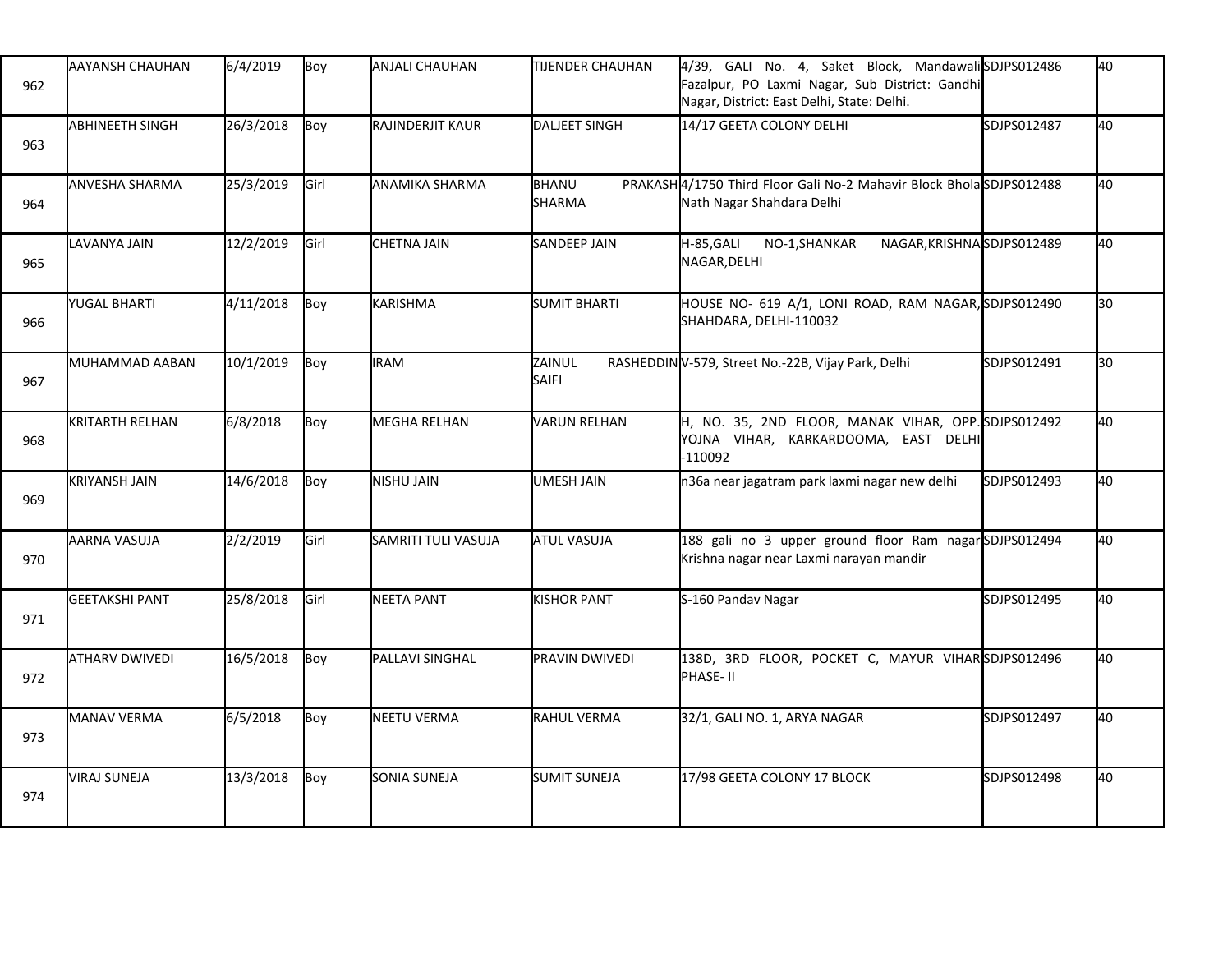| 962 | AAYANSH CHAUHAN | 6/4/2019 | Boy | ANJALI CHAUHAN | TIJENDER CHAUHAN | 4/39, GALI No. 4, Saket Block, Mandawali Fazalpur, PO Laxmi Nagar, Sub District: Gandhi Nagar, District: East Delhi, State: Delhi. | SDJPS012486 | 40 |
|---|---|---|---|---|---|---|---|---|
| 963 | ABHINEETH SINGH | 26/3/2018 | Boy | RAJINDERJIT KAUR | DALJEET SINGH | 14/17 GEETA COLONY DELHI | SDJPS012487 | 40 |
| 964 | ANVESHA SHARMA | 25/3/2019 | Girl | ANAMIKA SHARMA | BHANU PRAKASH SHARMA | 4/1750 Third Floor Gali No-2 Mahavir Block Bhola Nath Nagar Shahdara Delhi | SDJPS012488 | 40 |
| 965 | LAVANYA JAIN | 12/2/2019 | Girl | CHETNA JAIN | SANDEEP JAIN | H-85,GALI NO-1,SHANKAR NAGAR,KRISHNA NAGAR,DELHI | SDJPS012489 | 40 |
| 966 | YUGAL BHARTI | 4/11/2018 | Boy | KARISHMA | SUMIT BHARTI | HOUSE NO- 619 A/1, LONI ROAD, RAM NAGAR, SHAHDARA, DELHI-110032 | SDJPS012490 | 30 |
| 967 | MUHAMMAD AABAN | 10/1/2019 | Boy | IRAM | ZAINUL RASHEDDIN SAIFI | V-579, Street No.-22B, Vijay Park, Delhi | SDJPS012491 | 30 |
| 968 | KRITARTH RELHAN | 6/8/2018 | Boy | MEGHA RELHAN | VARUN RELHAN | H, NO. 35, 2ND FLOOR, MANAK VIHAR, OPP. YOJNA VIHAR, KARKARDOOMA, EAST DELHI -110092 | SDJPS012492 | 40 |
| 969 | KRIYANSH JAIN | 14/6/2018 | Boy | NISHU JAIN | UMESH JAIN | n36a near jagatram park laxmi nagar new delhi | SDJPS012493 | 40 |
| 970 | AARNA VASUJA | 2/2/2019 | Girl | SAMRITI TULI VASUJA | ATUL VASUJA | 188 gali no 3 upper ground floor Ram nagar Krishna nagar near Laxmi narayan mandir | SDJPS012494 | 40 |
| 971 | GEETAKSHI PANT | 25/8/2018 | Girl | NEETA PANT | KISHOR PANT | S-160 Pandav Nagar | SDJPS012495 | 40 |
| 972 | ATHARV DWIVEDI | 16/5/2018 | Boy | PALLAVI SINGHAL | PRAVIN DWIVEDI | 138D, 3RD FLOOR, POCKET C, MAYUR VIHAR PHASE- II | SDJPS012496 | 40 |
| 973 | MANAV VERMA | 6/5/2018 | Boy | NEETU VERMA | RAHUL VERMA | 32/1, GALI NO. 1, ARYA NAGAR | SDJPS012497 | 40 |
| 974 | VIRAJ SUNEJA | 13/3/2018 | Boy | SONIA SUNEJA | SUMIT SUNEJA | 17/98 GEETA COLONY 17 BLOCK | SDJPS012498 | 40 |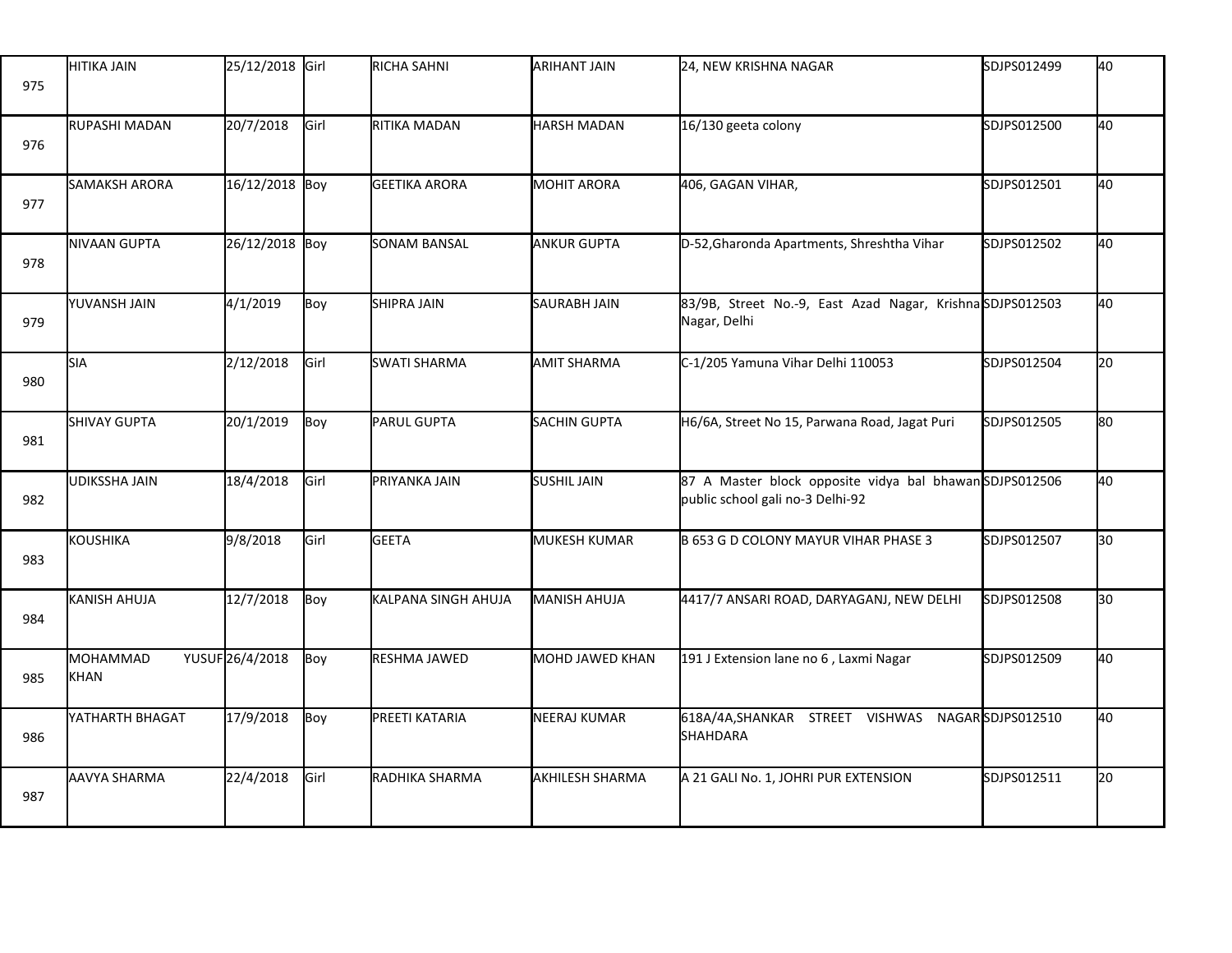| | | | | | | | | |
|---|---|---|---|---|---|---|---|---|
| 975 | HITIKA JAIN | 25/12/2018 | Girl | RICHA SAHNI | ARIHANT JAIN | 24, NEW KRISHNA NAGAR | SDJPS012499 | 40 |
| 976 | RUPASHI MADAN | 20/7/2018 | Girl | RITIKA MADAN | HARSH MADAN | 16/130 geeta colony | SDJPS012500 | 40 |
| 977 | SAMAKSH ARORA | 16/12/2018 | Boy | GEETIKA ARORA | MOHIT ARORA | 406, GAGAN VIHAR, | SDJPS012501 | 40 |
| 978 | NIVAAN GUPTA | 26/12/2018 | Boy | SONAM BANSAL | ANKUR GUPTA | D-52,Gharonda Apartments, Shreshtha Vihar | SDJPS012502 | 40 |
| 979 | YUVANSH JAIN | 4/1/2019 | Boy | SHIPRA JAIN | SAURABH JAIN | 83/9B, Street No.-9, East Azad Nagar, Krishna Nagar, Delhi | SDJPS012503 | 40 |
| 980 | SIA | 2/12/2018 | Girl | SWATI SHARMA | AMIT SHARMA | C-1/205 Yamuna Vihar Delhi 110053 | SDJPS012504 | 20 |
| 981 | SHIVAY GUPTA | 20/1/2019 | Boy | PARUL GUPTA | SACHIN GUPTA | H6/6A, Street No 15, Parwana Road, Jagat Puri | SDJPS012505 | 80 |
| 982 | UDIKSSHA JAIN | 18/4/2018 | Girl | PRIYANKA JAIN | SUSHIL JAIN | 87 A Master block opposite vidya bal bhawan public school gali no-3 Delhi-92 | SDJPS012506 | 40 |
| 983 | KOUSHIKA | 9/8/2018 | Girl | GEETA | MUKESH KUMAR | B 653 G D COLONY MAYUR VIHAR PHASE 3 | SDJPS012507 | 30 |
| 984 | KANISH AHUJA | 12/7/2018 | Boy | KALPANA SINGH AHUJA | MANISH AHUJA | 4417/7 ANSARI ROAD, DARYAGANJ, NEW DELHI | SDJPS012508 | 30 |
| 985 | MOHAMMAD YUSUF KHAN | 26/4/2018 | Boy | RESHMA JAWED | MOHD JAWED KHAN | 191 J Extension lane no 6 , Laxmi Nagar | SDJPS012509 | 40 |
| 986 | YATHARTH BHAGAT | 17/9/2018 | Boy | PREETI KATARIA | NEERAJ KUMAR | 618A/4A,SHANKAR STREET VISHWAS NAGAR SHAHDARA | SDJPS012510 | 40 |
| 987 | AAVYA SHARMA | 22/4/2018 | Girl | RADHIKA SHARMA | AKHILESH SHARMA | A 21 GALI No. 1, JOHRI PUR EXTENSION | SDJPS012511 | 20 |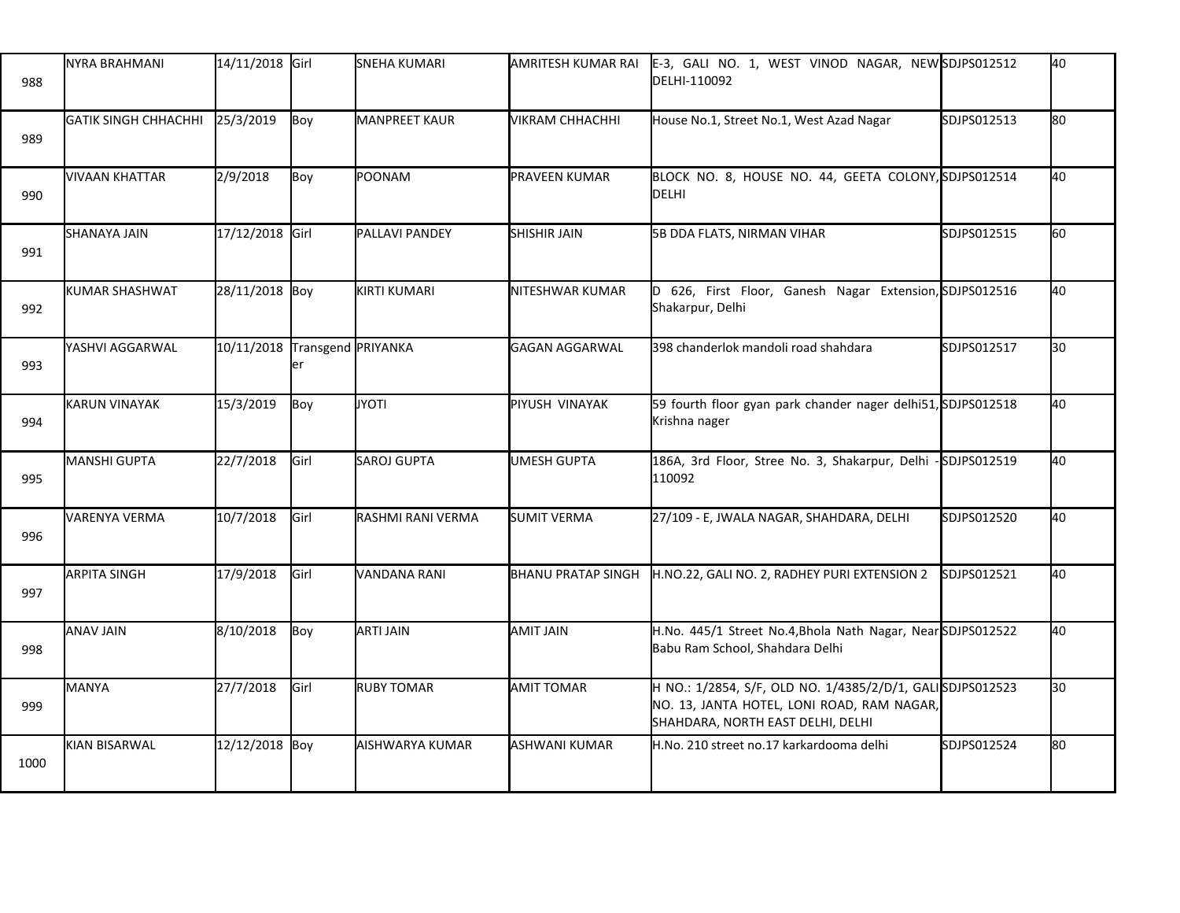| 988 | NYRA BRAHMANI | 14/11/2018 | Girl | SNEHA KUMARI | AMRITESH KUMAR RAI | E-3, GALI NO. 1, WEST VINOD NAGAR, NEW DELHI-110092 | SDJPS012512 | 40 |
|---|---|---|---|---|---|---|---|---|
| 989 | GATIK SINGH CHHACHHI | 25/3/2019 | Boy | MANPREET KAUR | VIKRAM CHHACHHI | House No.1, Street No.1, West Azad Nagar | SDJPS012513 | 80 |
| 990 | VIVAAN KHATTAR | 2/9/2018 | Boy | POONAM | PRAVEEN KUMAR | BLOCK NO. 8, HOUSE NO. 44, GEETA COLONY, DELHI | SDJPS012514 | 40 |
| 991 | SHANAYA JAIN | 17/12/2018 | Girl | PALLAVI PANDEY | SHISHIR JAIN | 5B DDA FLATS, NIRMAN VIHAR | SDJPS012515 | 60 |
| 992 | KUMAR SHASHWAT | 28/11/2018 | Boy | KIRTI KUMARI | NITESHWAR KUMAR | D 626, First Floor, Ganesh Nagar Extension, Shakarpur, Delhi | SDJPS012516 | 40 |
| 993 | YASHVI AGGARWAL | 10/11/2018 | Transgender | PRIYANKA | GAGAN AGGARWAL | 398 chanderlok mandoli road shahdara | SDJPS012517 | 30 |
| 994 | KARUN VINAYAK | 15/3/2019 | Boy | JYOTI | PIYUSH VINAYAK | 59 fourth floor gyan park chander nager delhi51, Krishna nager | SDJPS012518 | 40 |
| 995 | MANSHI GUPTA | 22/7/2018 | Girl | SAROJ GUPTA | UMESH GUPTA | 186A, 3rd Floor, Stree No. 3, Shakarpur, Delhi - 110092 | SDJPS012519 | 40 |
| 996 | VARENYA VERMA | 10/7/2018 | Girl | RASHMI RANI VERMA | SUMIT VERMA | 27/109 - E, JWALA NAGAR, SHAHDARA, DELHI | SDJPS012520 | 40 |
| 997 | ARPITA SINGH | 17/9/2018 | Girl | VANDANA RANI | BHANU PRATAP SINGH | H.NO.22, GALI NO. 2, RADHEY PURI EXTENSION 2 | SDJPS012521 | 40 |
| 998 | ANAV JAIN | 8/10/2018 | Boy | ARTI JAIN | AMIT JAIN | H.No. 445/1 Street No.4,Bhola Nath Nagar, Near Babu Ram School, Shahdara Delhi | SDJPS012522 | 40 |
| 999 | MANYA | 27/7/2018 | Girl | RUBY TOMAR | AMIT TOMAR | H NO.: 1/2854, S/F, OLD NO. 1/4385/2/D/1, GALI NO. 13, JANTA HOTEL, LONI ROAD, RAM NAGAR, SHAHDARA, NORTH EAST DELHI, DELHI | SDJPS012523 | 30 |
| 1000 | KIAN BISARWAL | 12/12/2018 | Boy | AISHWARYA KUMAR | ASHWANI KUMAR | H.No. 210 street no.17 karkardooma delhi | SDJPS012524 | 80 |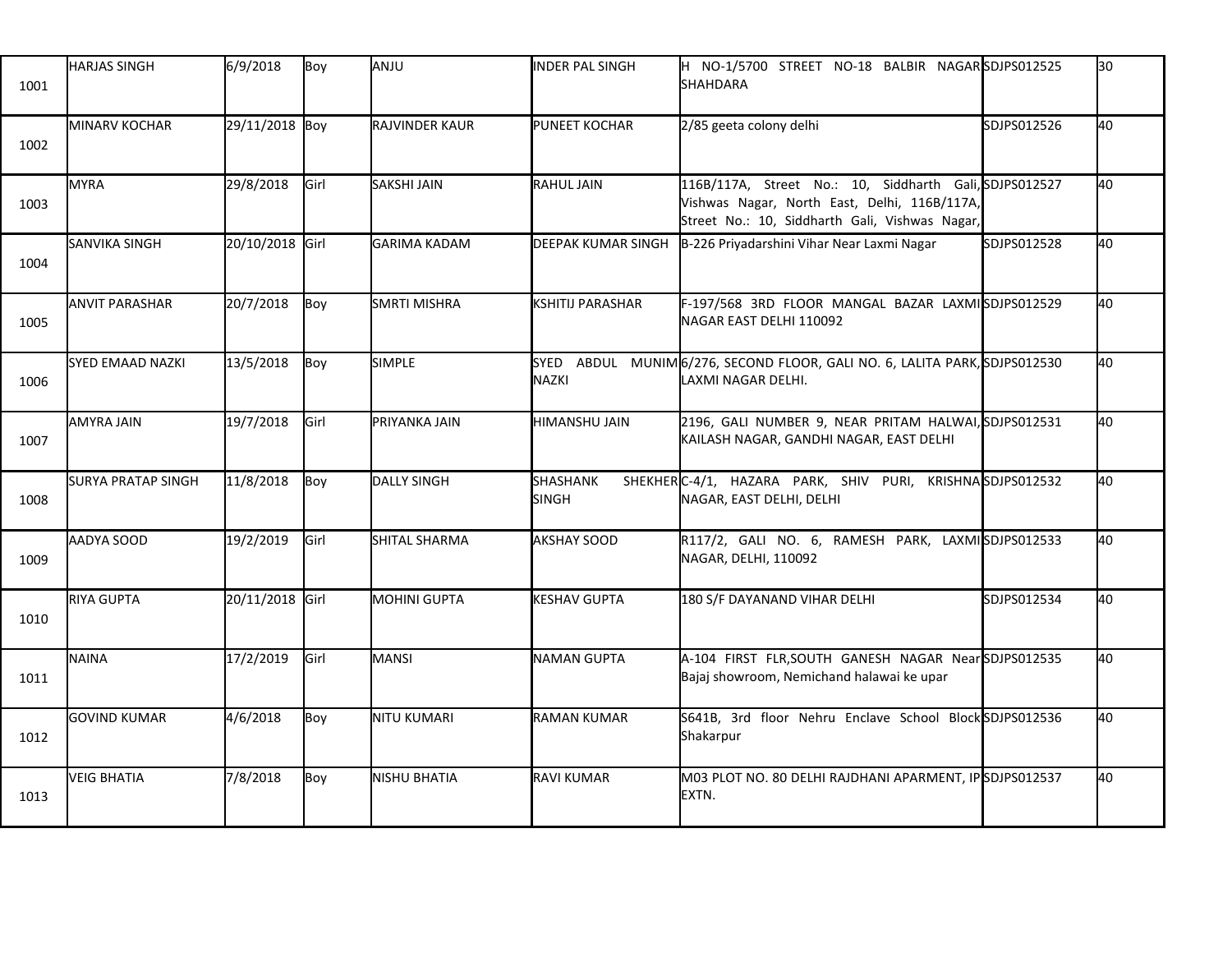| 1001 | HARJAS SINGH | 6/9/2018 | Boy | ANJU | INDER PAL SINGH | H NO-1/5700 STREET NO-18 BALBIR NAGAR SHAHDARA | SDJPS012525 | 30 |
|---|---|---|---|---|---|---|---|---|
| 1002 | MINARV KOCHAR | 29/11/2018 | Boy | RAJVINDER KAUR | PUNEET KOCHAR | 2/85 geeta colony delhi | SDJPS012526 | 40 |
| 1003 | MYRA | 29/8/2018 | Girl | SAKSHI JAIN | RAHUL JAIN | 116B/117A, Street No.: 10, Siddharth Gali, Vishwas Nagar, North East, Delhi, 116B/117A, Street No.: 10, Siddharth Gali, Vishwas Nagar, | SDJPS012527 | 40 |
| 1004 | SANVIKA SINGH | 20/10/2018 | Girl | GARIMA KADAM | DEEPAK KUMAR SINGH | B-226 Priyadarshini Vihar Near Laxmi Nagar | SDJPS012528 | 40 |
| 1005 | ANVIT PARASHAR | 20/7/2018 | Boy | SMRTI MISHRA | KSHITIJ PARASHAR | F-197/568 3RD FLOOR MANGAL BAZAR LAXMI NAGAR EAST DELHI 110092 | SDJPS012529 | 40 |
| 1006 | SYED EMAAD NAZKI | 13/5/2018 | Boy | SIMPLE | SYED ABDUL MUNIM NAZKI | 6/276, SECOND FLOOR, GALI NO. 6, LALITA PARK, LAXMI NAGAR DELHI. | SDJPS012530 | 40 |
| 1007 | AMYRA JAIN | 19/7/2018 | Girl | PRIYANKA JAIN | HIMANSHU JAIN | 2196, GALI NUMBER 9, NEAR PRITAM HALWAI, KAILASH NAGAR, GANDHI NAGAR, EAST DELHI | SDJPS012531 | 40 |
| 1008 | SURYA PRATAP SINGH | 11/8/2018 | Boy | DALLY SINGH | SHASHANK SHEKHER SINGH | C-4/1, HAZARA PARK, SHIV PURI, KRISHNA NAGAR, EAST DELHI, DELHI | SDJPS012532 | 40 |
| 1009 | AADYA SOOD | 19/2/2019 | Girl | SHITAL SHARMA | AKSHAY SOOD | R117/2, GALI NO. 6, RAMESH PARK, LAXMI NAGAR, DELHI, 110092 | SDJPS012533 | 40 |
| 1010 | RIYA GUPTA | 20/11/2018 | Girl | MOHINI GUPTA | KESHAV GUPTA | 180 S/F DAYANAND VIHAR DELHI | SDJPS012534 | 40 |
| 1011 | NAINA | 17/2/2019 | Girl | MANSI | NAMAN GUPTA | A-104 FIRST FLR,SOUTH GANESH NAGAR Near Bajaj showroom, Nemichand halawai ke upar | SDJPS012535 | 40 |
| 1012 | GOVIND KUMAR | 4/6/2018 | Boy | NITU KUMARI | RAMAN KUMAR | S641B, 3rd floor Nehru Enclave School Block Shakarpur | SDJPS012536 | 40 |
| 1013 | VEIG BHATIA | 7/8/2018 | Boy | NISHU BHATIA | RAVI KUMAR | M03 PLOT NO. 80 DELHI RAJDHANI APARMENT, IP EXTN. | SDJPS012537 | 40 |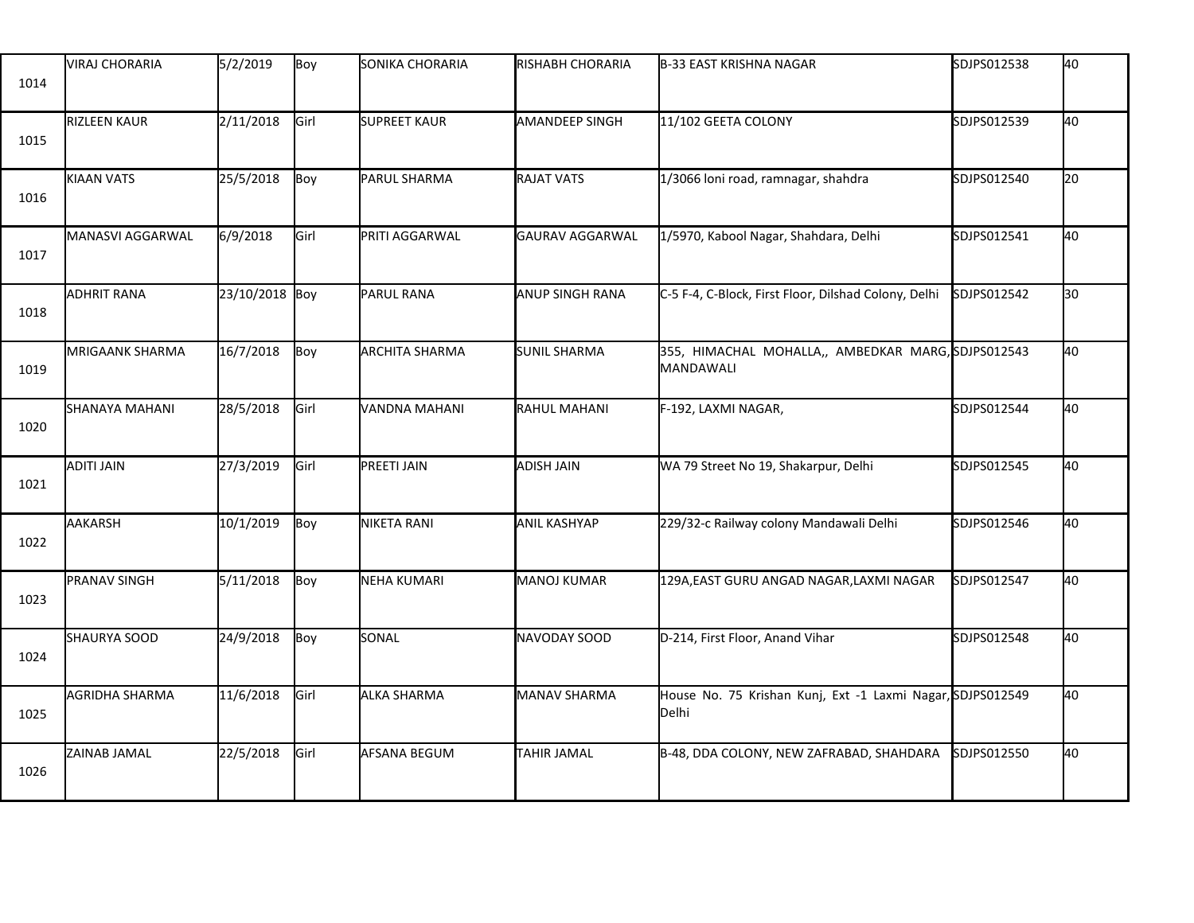| 1014 | VIRAJ CHORARIA | 5/2/2019 | Boy | SONIKA CHORARIA | RISHABH CHORARIA | B-33 EAST KRISHNA NAGAR | SDJPS012538 | 40 |
|---|---|---|---|---|---|---|---|---|
| 1015 | RIZLEEN KAUR | 2/11/2018 | Girl | SUPREET KAUR | AMANDEEP SINGH | 11/102 GEETA COLONY | SDJPS012539 | 40 |
| 1016 | KIAAN VATS | 25/5/2018 | Boy | PARUL SHARMA | RAJAT VATS | 1/3066 loni road, ramnagar, shahdra | SDJPS012540 | 20 |
| 1017 | MANASVI AGGARWAL | 6/9/2018 | Girl | PRITI AGGARWAL | GAURAV AGGARWAL | 1/5970, Kabool Nagar, Shahdara, Delhi | SDJPS012541 | 40 |
| 1018 | ADHRIT RANA | 23/10/2018 | Boy | PARUL RANA | ANUP SINGH RANA | C-5 F-4, C-Block, First Floor, Dilshad Colony, Delhi | SDJPS012542 | 30 |
| 1019 | MRIGAANK SHARMA | 16/7/2018 | Boy | ARCHITA SHARMA | SUNIL SHARMA | 355, HIMACHAL MOHALLA,, AMBEDKAR MARG, MANDAWALI | SDJPS012543 | 40 |
| 1020 | SHANAYA MAHANI | 28/5/2018 | Girl | VANDNA MAHANI | RAHUL MAHANI | F-192, LAXMI NAGAR, | SDJPS012544 | 40 |
| 1021 | ADITI JAIN | 27/3/2019 | Girl | PREETI JAIN | ADISH JAIN | WA 79 Street No 19, Shakarpur, Delhi | SDJPS012545 | 40 |
| 1022 | AAKARSH | 10/1/2019 | Boy | NIKETA RANI | ANIL KASHYAP | 229/32-c Railway colony Mandawali Delhi | SDJPS012546 | 40 |
| 1023 | PRANAV SINGH | 5/11/2018 | Boy | NEHA KUMARI | MANOJ KUMAR | 129A,EAST GURU ANGAD NAGAR,LAXMI NAGAR | SDJPS012547 | 40 |
| 1024 | SHAURYA SOOD | 24/9/2018 | Boy | SONAL | NAVODAY SOOD | D-214, First Floor, Anand Vihar | SDJPS012548 | 40 |
| 1025 | AGRIDHA SHARMA | 11/6/2018 | Girl | ALKA SHARMA | MANAV SHARMA | House No. 75 Krishan Kunj, Ext -1 Laxmi Nagar, Delhi | SDJPS012549 | 40 |
| 1026 | ZAINAB JAMAL | 22/5/2018 | Girl | AFSANA BEGUM | TAHIR JAMAL | B-48, DDA COLONY, NEW ZAFRABAD, SHAHDARA | SDJPS012550 | 40 |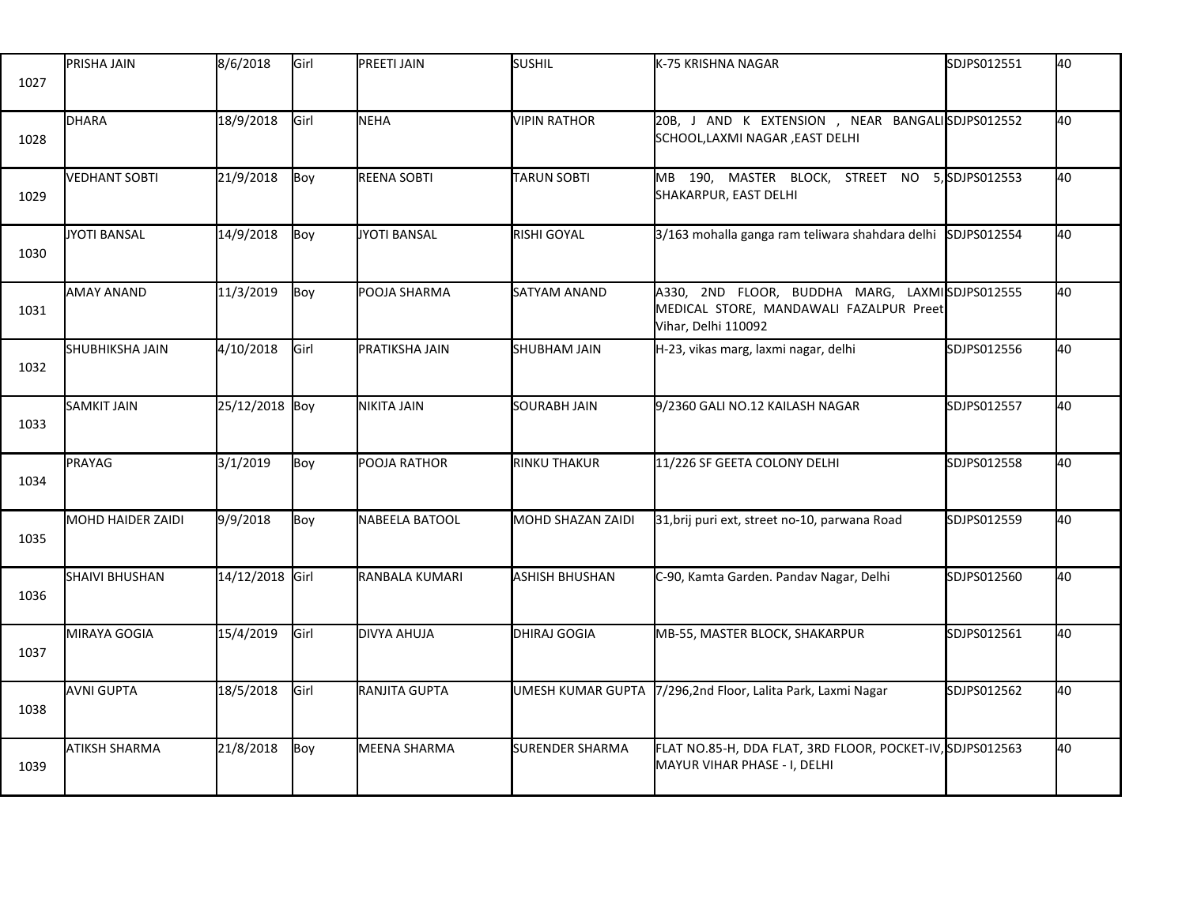| | | | | | | | | |
|---|---|---|---|---|---|---|---|---|
| 1027 | PRISHA JAIN | 8/6/2018 | Girl | PREETI JAIN | SUSHIL | K-75 KRISHNA NAGAR | SDJPS012551 | 40 |
| 1028 | DHARA | 18/9/2018 | Girl | NEHA | VIPIN RATHOR | 20B, J AND K EXTENSION , NEAR BANGALI SCHOOL,LAXMI NAGAR ,EAST DELHI | SDJPS012552 | 40 |
| 1029 | VEDHANT SOBTI | 21/9/2018 | Boy | REENA SOBTI | TARUN SOBTI | MB 190, MASTER BLOCK, STREET NO 5, SHAKARPUR, EAST DELHI | SDJPS012553 | 40 |
| 1030 | JYOTI BANSAL | 14/9/2018 | Boy | JYOTI BANSAL | RISHI GOYAL | 3/163 mohalla ganga ram teliwara shahdara delhi | SDJPS012554 | 40 |
| 1031 | AMAY ANAND | 11/3/2019 | Boy | POOJA SHARMA | SATYAM ANAND | A330, 2ND FLOOR, BUDDHA MARG, LAXMI MEDICAL STORE, MANDAWALI FAZALPUR Preet Vihar, Delhi 110092 | SDJPS012555 | 40 |
| 1032 | SHUBHIKSHA JAIN | 4/10/2018 | Girl | PRATIKSHA JAIN | SHUBHAM JAIN | H-23, vikas marg, laxmi nagar, delhi | SDJPS012556 | 40 |
| 1033 | SAMKIT JAIN | 25/12/2018 | Boy | NIKITA JAIN | SOURABH JAIN | 9/2360 GALI NO.12 KAILASH NAGAR | SDJPS012557 | 40 |
| 1034 | PRAYAG | 3/1/2019 | Boy | POOJA RATHOR | RINKU THAKUR | 11/226 SF GEETA COLONY DELHI | SDJPS012558 | 40 |
| 1035 | MOHD HAIDER ZAIDI | 9/9/2018 | Boy | NABEELA BATOOL | MOHD SHAZAN ZAIDI | 31,brij puri ext, street no-10, parwana Road | SDJPS012559 | 40 |
| 1036 | SHAIVI BHUSHAN | 14/12/2018 | Girl | RANBALA KUMARI | ASHISH BHUSHAN | C-90, Kamta Garden. Pandav Nagar, Delhi | SDJPS012560 | 40 |
| 1037 | MIRAYA GOGIA | 15/4/2019 | Girl | DIVYA AHUJA | DHIRAJ GOGIA | MB-55, MASTER BLOCK, SHAKARPUR | SDJPS012561 | 40 |
| 1038 | AVNI GUPTA | 18/5/2018 | Girl | RANJITA GUPTA | UMESH KUMAR GUPTA | 7/296,2nd Floor, Lalita Park, Laxmi Nagar | SDJPS012562 | 40 |
| 1039 | ATIKSH SHARMA | 21/8/2018 | Boy | MEENA SHARMA | SURENDER SHARMA | FLAT NO.85-H, DDA FLAT, 3RD FLOOR, POCKET-IV, MAYUR VIHAR PHASE - I, DELHI | SDJPS012563 | 40 |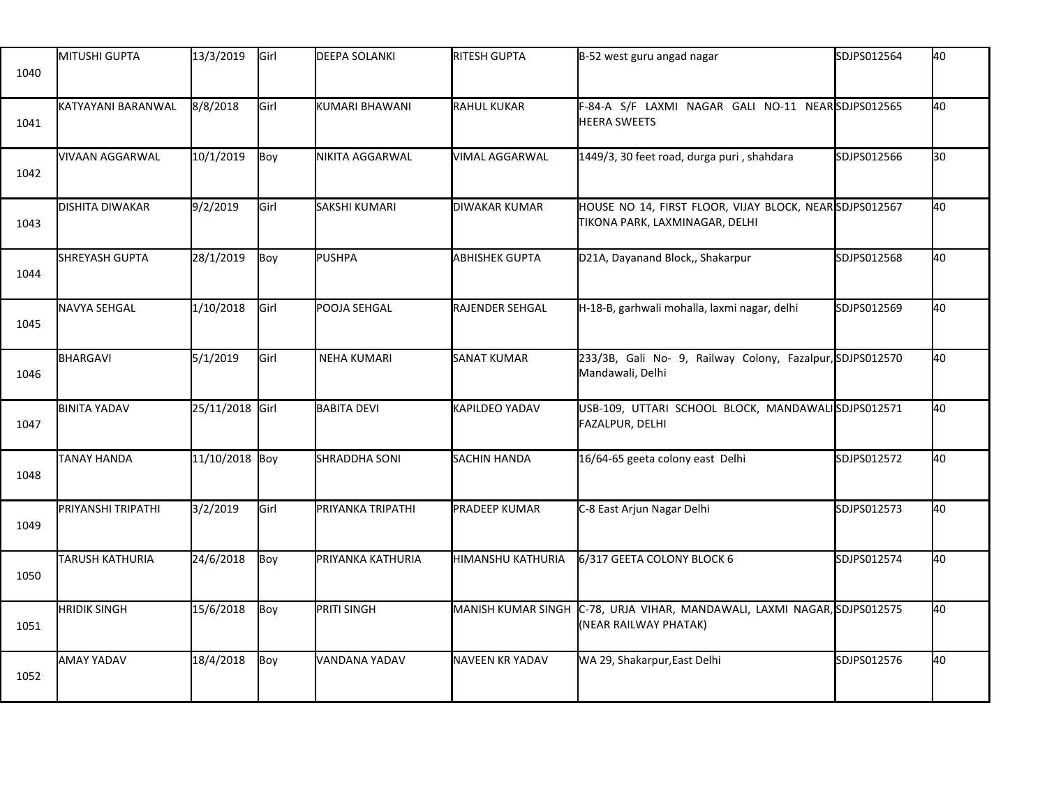| 1040 | MITUSHI GUPTA | 13/3/2019 | Girl | DEEPA SOLANKI | RITESH GUPTA | B-52 west guru angad nagar | SDJPS012564 | 40 |
|---|---|---|---|---|---|---|---|---|
| 1041 | KATYAYANI BARANWAL | 8/8/2018 | Girl | KUMARI BHAWANI | RAHUL KUKAR | F-84-A S/F LAXMI NAGAR GALI NO-11 NEAR HEERA SWEETS | SDJPS012565 | 40 |
| 1042 | VIVAAN AGGARWAL | 10/1/2019 | Boy | NIKITA AGGARWAL | VIMAL AGGARWAL | 1449/3, 30 feet road, durga puri , shahdara | SDJPS012566 | 30 |
| 1043 | DISHITA DIWAKAR | 9/2/2019 | Girl | SAKSHI KUMARI | DIWAKAR KUMAR | HOUSE NO 14, FIRST FLOOR, VIJAY BLOCK, NEAR TIKONA PARK, LAXMINAGAR, DELHI | SDJPS012567 | 40 |
| 1044 | SHREYASH GUPTA | 28/1/2019 | Boy | PUSHPA | ABHISHEK GUPTA | D21A, Dayanand Block,, Shakarpur | SDJPS012568 | 40 |
| 1045 | NAVYA SEHGAL | 1/10/2018 | Girl | POOJA SEHGAL | RAJENDER SEHGAL | H-18-B, garhwali mohalla, laxmi nagar, delhi | SDJPS012569 | 40 |
| 1046 | BHARGAVI | 5/1/2019 | Girl | NEHA KUMARI | SANAT KUMAR | 233/3B, Gali No- 9, Railway Colony, Fazalpur, Mandawali, Delhi | SDJPS012570 | 40 |
| 1047 | BINITA YADAV | 25/11/2018 | Girl | BABITA DEVI | KAPILDEO YADAV | USB-109, UTTARI SCHOOL BLOCK, MANDAWALI FAZALPUR, DELHI | SDJPS012571 | 40 |
| 1048 | TANAY HANDA | 11/10/2018 | Boy | SHRADDHA SONI | SACHIN HANDA | 16/64-65 geeta colony east Delhi | SDJPS012572 | 40 |
| 1049 | PRIYANSHI TRIPATHI | 3/2/2019 | Girl | PRIYANKA TRIPATHI | PRADEEP KUMAR | C-8 East Arjun Nagar Delhi | SDJPS012573 | 40 |
| 1050 | TARUSH KATHURIA | 24/6/2018 | Boy | PRIYANKA KATHURIA | HIMANSHU KATHURIA | 6/317 GEETA COLONY BLOCK 6 | SDJPS012574 | 40 |
| 1051 | HRIDIK SINGH | 15/6/2018 | Boy | PRITI SINGH | MANISH KUMAR SINGH | C-78, URJA VIHAR, MANDAWALI, LAXMI NAGAR, (NEAR RAILWAY PHATAK) | SDJPS012575 | 40 |
| 1052 | AMAY YADAV | 18/4/2018 | Boy | VANDANA YADAV | NAVEEN KR YADAV | WA 29, Shakarpur,East Delhi | SDJPS012576 | 40 |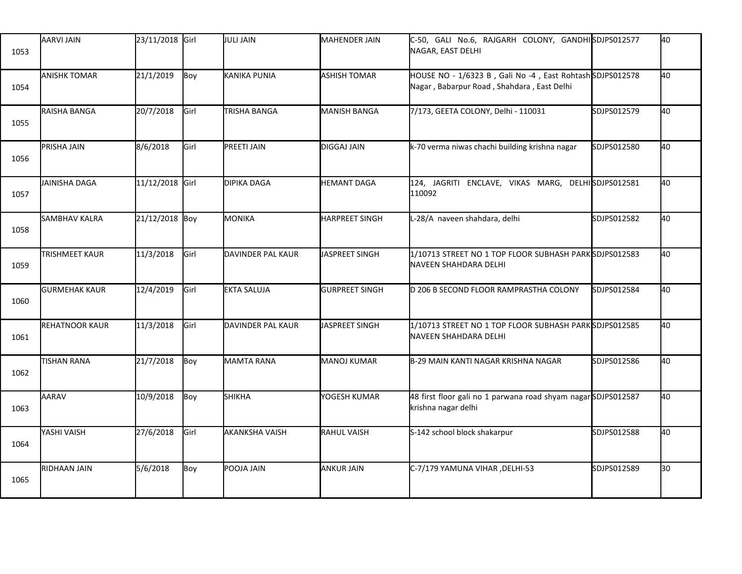| 1053 | AARVI JAIN | 23/11/2018 | Girl | JULI JAIN | MAHENDER JAIN | C-50, GALI No.6, RAJGARH COLONY, GANDHI NAGAR, EAST DELHI | SDJPS012577 | 40 |
|---|---|---|---|---|---|---|---|---|
| 1054 | ANISHK TOMAR | 21/1/2019 | Boy | KANIKA PUNIA | ASHISH TOMAR | HOUSE NO - 1/6323 B , Gali No -4 , East Rohtash Nagar , Babarpur Road , Shahdara , East Delhi | SDJPS012578 | 40 |
| 1055 | RAISHA BANGA | 20/7/2018 | Girl | TRISHA BANGA | MANISH BANGA | 7/173, GEETA COLONY, Delhi - 110031 | SDJPS012579 | 40 |
| 1056 | PRISHA JAIN | 8/6/2018 | Girl | PREETI JAIN | DIGGAJ JAIN | k-70 verma niwas chachi building krishna nagar | SDJPS012580 | 40 |
| 1057 | JAINISHA DAGA | 11/12/2018 | Girl | DIPIKA DAGA | HEMANT DAGA | 124, JAGRITI ENCLAVE, VIKAS MARG, DELHI 110092 | SDJPS012581 | 40 |
| 1058 | SAMBHAV KALRA | 21/12/2018 | Boy | MONIKA | HARPREET SINGH | L-28/A naveen shahdara, delhi | SDJPS012582 | 40 |
| 1059 | TRISHMEET KAUR | 11/3/2018 | Girl | DAVINDER PAL KAUR | JASPREET SINGH | 1/10713 STREET NO 1 TOP FLOOR SUBHASH PARK NAVEEN SHAHDARA DELHI | SDJPS012583 | 40 |
| 1060 | GURMEHAK KAUR | 12/4/2019 | Girl | EKTA SALUJA | GURPREET SINGH | D 206 B SECOND FLOOR RAMPRASTHA COLONY | SDJPS012584 | 40 |
| 1061 | REHATNOOR KAUR | 11/3/2018 | Girl | DAVINDER PAL KAUR | JASPREET SINGH | 1/10713 STREET NO 1 TOP FLOOR SUBHASH PARK NAVEEN SHAHDARA DELHI | SDJPS012585 | 40 |
| 1062 | TISHAN RANA | 21/7/2018 | Boy | MAMTA RANA | MANOJ KUMAR | B-29 MAIN KANTI NAGAR KRISHNA NAGAR | SDJPS012586 | 40 |
| 1063 | AARAV | 10/9/2018 | Boy | SHIKHA | YOGESH KUMAR | 48 first floor gali no 1 parwana road shyam nagar krishna nagar delhi | SDJPS012587 | 40 |
| 1064 | YASHI VAISH | 27/6/2018 | Girl | AKANKSHA VAISH | RAHUL VAISH | S-142 school block shakarpur | SDJPS012588 | 40 |
| 1065 | RIDHAAN JAIN | 5/6/2018 | Boy | POOJA JAIN | ANKUR JAIN | C-7/179 YAMUNA VIHAR ,DELHI-53 | SDJPS012589 | 30 |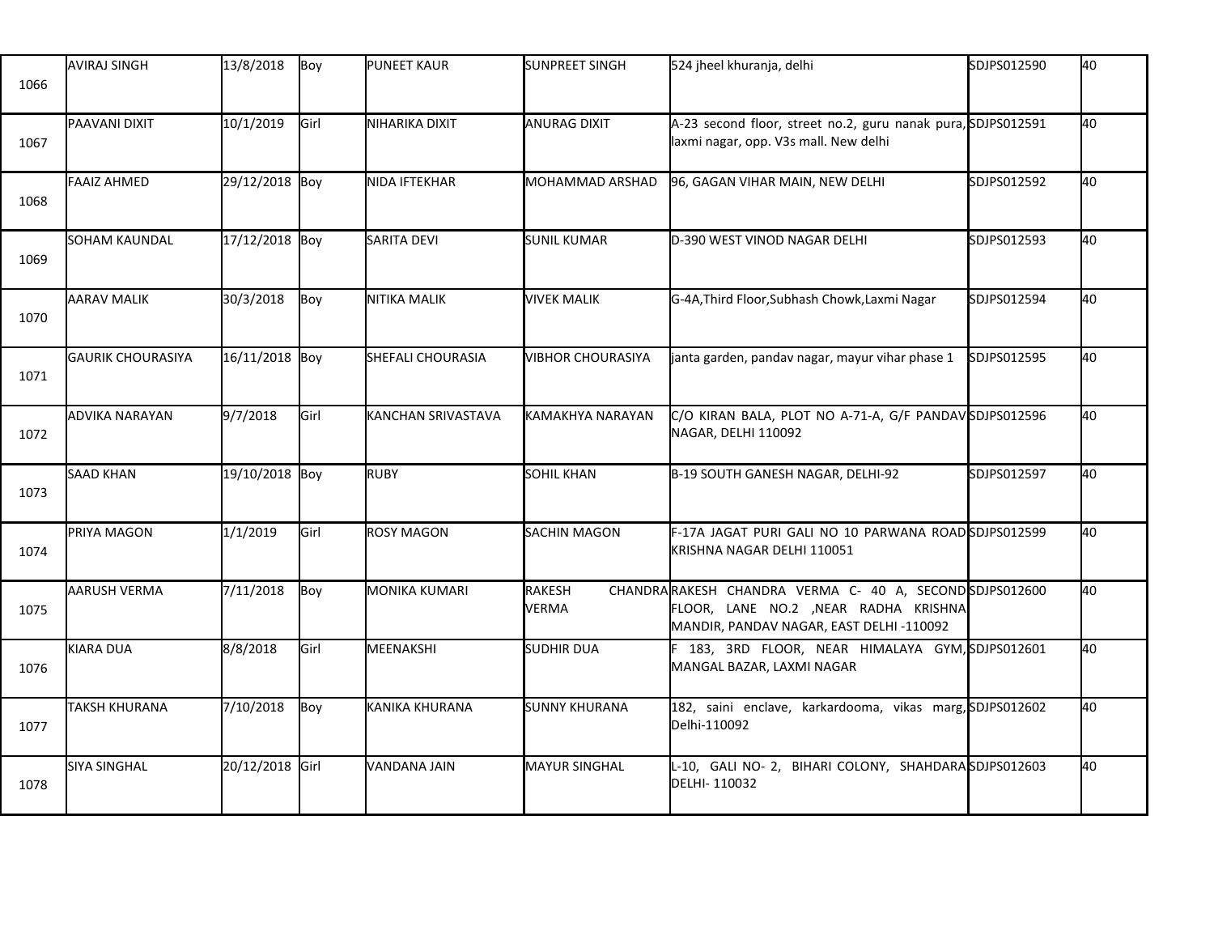| | | | | | | | | |
|---|---|---|---|---|---|---|---|---|
| 1066 | AVIRAJ SINGH | 13/8/2018 | Boy | PUNEET KAUR | SUNPREET SINGH | 524 jheel khuranja, delhi | SDJPS012590 | 40 |
| 1067 | PAAVANI DIXIT | 10/1/2019 | Girl | NIHARIKA DIXIT | ANURAG DIXIT | A-23 second floor, street no.2, guru nanak pura, laxmi nagar, opp. V3s mall. New delhi | SDJPS012591 | 40 |
| 1068 | FAAIZ AHMED | 29/12/2018 | Boy | NIDA IFTEKHAR | MOHAMMAD ARSHAD | 96, GAGAN VIHAR MAIN, NEW DELHI | SDJPS012592 | 40 |
| 1069 | SOHAM KAUNDAL | 17/12/2018 | Boy | SARITA DEVI | SUNIL KUMAR | D-390 WEST VINOD NAGAR DELHI | SDJPS012593 | 40 |
| 1070 | AARAV MALIK | 30/3/2018 | Boy | NITIKA MALIK | VIVEK MALIK | G-4A,Third Floor,Subhash Chowk,Laxmi Nagar | SDJPS012594 | 40 |
| 1071 | GAURIK CHOURASIYA | 16/11/2018 | Boy | SHEFALI CHOURASIA | VIBHOR CHOURASIYA | janta garden, pandav nagar, mayur vihar phase 1 | SDJPS012595 | 40 |
| 1072 | ADVIKA NARAYAN | 9/7/2018 | Girl | KANCHAN SRIVASTAVA | KAMAKHYA NARAYAN | C/O KIRAN BALA, PLOT NO A-71-A, G/F PANDAV NAGAR, DELHI 110092 | SDJPS012596 | 40 |
| 1073 | SAAD KHAN | 19/10/2018 | Boy | RUBY | SOHIL KHAN | B-19 SOUTH GANESH NAGAR, DELHI-92 | SDJPS012597 | 40 |
| 1074 | PRIYA MAGON | 1/1/2019 | Girl | ROSY MAGON | SACHIN MAGON | F-17A JAGAT PURI GALI NO 10 PARWANA ROAD KRISHNA NAGAR DELHI 110051 | SDJPS012599 | 40 |
| 1075 | AARUSH VERMA | 7/11/2018 | Boy | MONIKA KUMARI | RAKESH CHANDRA VERMA | RAKESH CHANDRA VERMA C- 40 A, SECOND FLOOR, LANE NO.2 ,NEAR RADHA KRISHNA MANDIR, PANDAV NAGAR, EAST DELHI -110092 | SDJPS012600 | 40 |
| 1076 | KIARA DUA | 8/8/2018 | Girl | MEENAKSHI | SUDHIR DUA | F 183, 3RD FLOOR, NEAR HIMALAYA GYM, MANGAL BAZAR, LAXMI NAGAR | SDJPS012601 | 40 |
| 1077 | TAKSH KHURANA | 7/10/2018 | Boy | KANIKA KHURANA | SUNNY KHURANA | 182, saini enclave, karkardooma, vikas marg, Delhi-110092 | SDJPS012602 | 40 |
| 1078 | SIYA SINGHAL | 20/12/2018 | Girl | VANDANA JAIN | MAYUR SINGHAL | L-10, GALI NO- 2, BIHARI COLONY, SHAHDARA DELHI- 110032 | SDJPS012603 | 40 |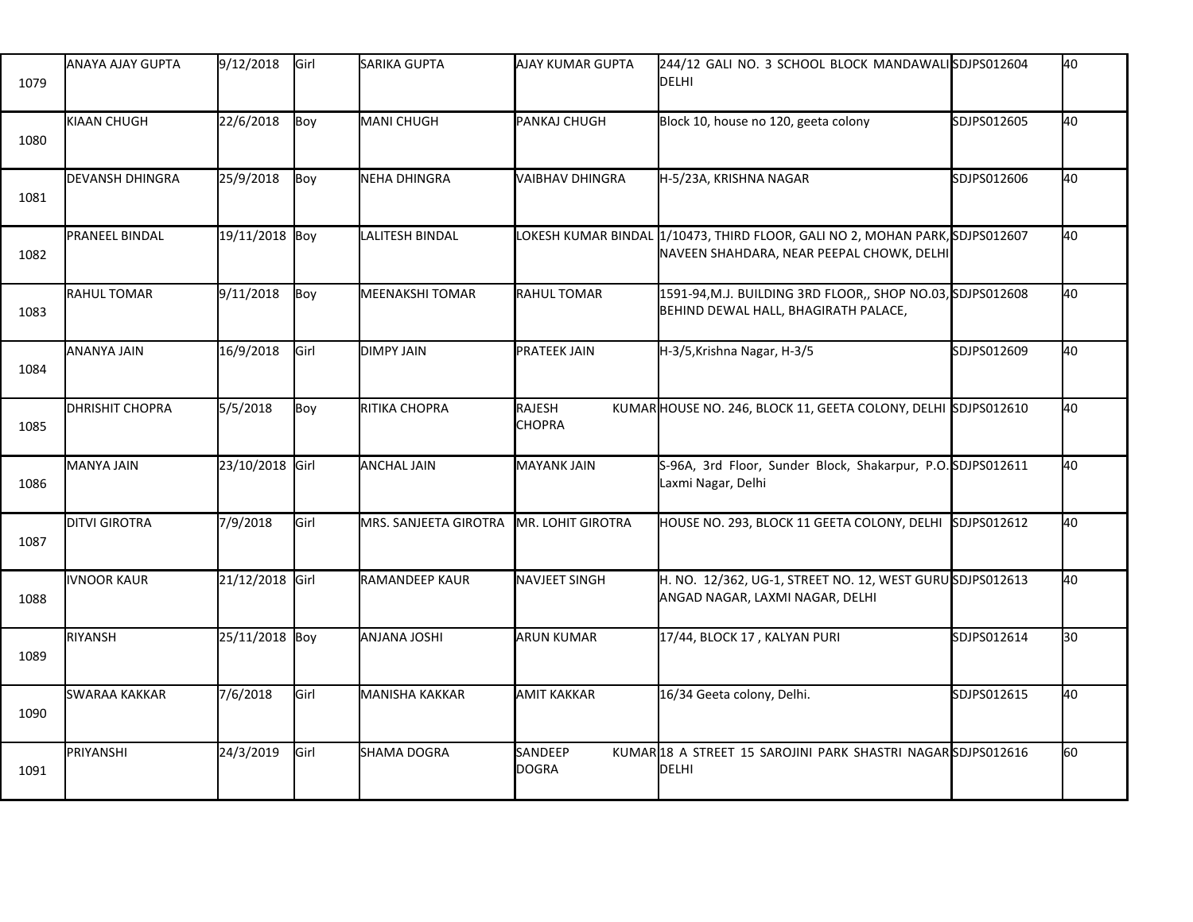| | | | | | | | | |
|---|---|---|---|---|---|---|---|---|
| 1079 | ANAYA AJAY GUPTA | 9/12/2018 | Girl | SARIKA GUPTA | AJAY KUMAR GUPTA | 244/12 GALI NO. 3 SCHOOL BLOCK MANDAWALI DELHI | SDJPS012604 | 40 |
| 1080 | KIAAN CHUGH | 22/6/2018 | Boy | MANI CHUGH | PANKAJ CHUGH | Block 10, house no 120, geeta colony | SDJPS012605 | 40 |
| 1081 | DEVANSH DHINGRA | 25/9/2018 | Boy | NEHA DHINGRA | VAIBHAV DHINGRA | H-5/23A, KRISHNA NAGAR | SDJPS012606 | 40 |
| 1082 | PRANEEL BINDAL | 19/11/2018 | Boy | LALITESH BINDAL | LOKESH KUMAR BINDAL | 1/10473, THIRD FLOOR, GALI NO 2, MOHAN PARK, NAVEEN SHAHDARA, NEAR PEEPAL CHOWK, DELHI | SDJPS012607 | 40 |
| 1083 | RAHUL TOMAR | 9/11/2018 | Boy | MEENAKSHI TOMAR | RAHUL TOMAR | 1591-94,M.J. BUILDING 3RD FLOOR,, SHOP NO.03, BEHIND DEWAL HALL, BHAGIRATH PALACE, | SDJPS012608 | 40 |
| 1084 | ANANYA JAIN | 16/9/2018 | Girl | DIMPY JAIN | PRATEEK JAIN | H-3/5,Krishna Nagar, H-3/5 | SDJPS012609 | 40 |
| 1085 | DHRISHIT CHOPRA | 5/5/2018 | Boy | RITIKA CHOPRA | RAJESH KUMAR CHOPRA | HOUSE NO. 246, BLOCK 11, GEETA COLONY, DELHI | SDJPS012610 | 40 |
| 1086 | MANYA JAIN | 23/10/2018 | Girl | ANCHAL JAIN | MAYANK JAIN | S-96A, 3rd Floor, Sunder Block, Shakarpur, P.O. Laxmi Nagar, Delhi | SDJPS012611 | 40 |
| 1087 | DITVI GIROTRA | 7/9/2018 | Girl | MRS. SANJEETA GIROTRA | MR. LOHIT GIROTRA | HOUSE NO. 293, BLOCK 11 GEETA COLONY, DELHI | SDJPS012612 | 40 |
| 1088 | IVNOOR KAUR | 21/12/2018 | Girl | RAMANDEEP KAUR | NAVJEET SINGH | H. NO. 12/362, UG-1, STREET NO. 12, WEST GURU ANGAD NAGAR, LAXMI NAGAR, DELHI | SDJPS012613 | 40 |
| 1089 | RIYANSH | 25/11/2018 | Boy | ANJANA JOSHI | ARUN KUMAR | 17/44, BLOCK 17 , KALYAN PURI | SDJPS012614 | 30 |
| 1090 | SWARAA KAKKAR | 7/6/2018 | Girl | MANISHA KAKKAR | AMIT KAKKAR | 16/34 Geeta colony, Delhi. | SDJPS012615 | 40 |
| 1091 | PRIYANSHI | 24/3/2019 | Girl | SHAMA DOGRA | SANDEEP KUMAR DOGRA | 18 A STREET 15 SAROJINI PARK SHASTRI NAGAR DELHI | SDJPS012616 | 60 |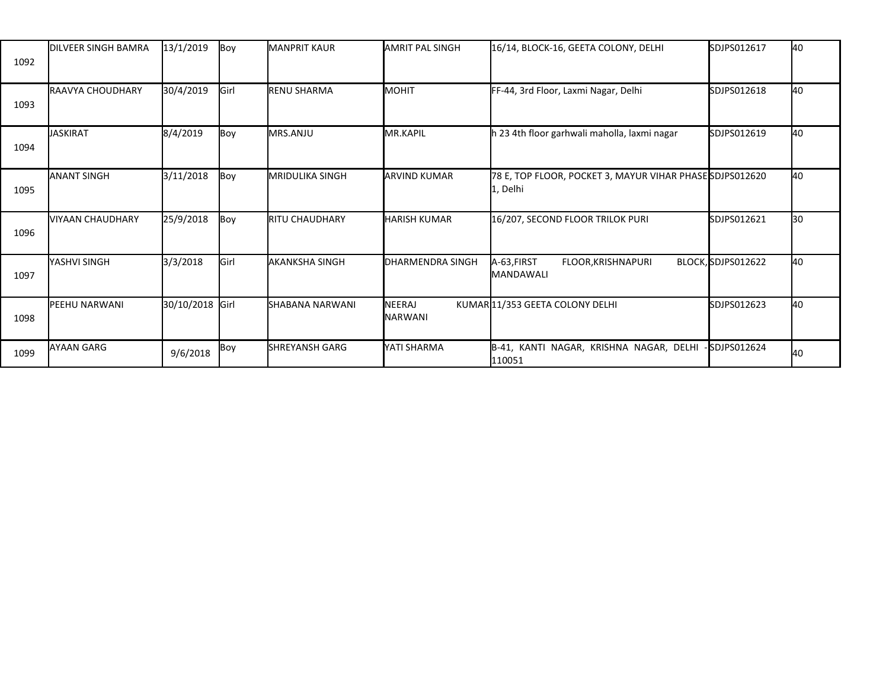| | | | | | | | | |
|---|---|---|---|---|---|---|---|---|
| 1092 | DILVEER SINGH BAMRA | 13/1/2019 | Boy | MANPRIT KAUR | AMRIT PAL SINGH | 16/14, BLOCK-16, GEETA COLONY, DELHI | SDJPS012617 | 40 |
| 1093 | RAAVYA CHOUDHARY | 30/4/2019 | Girl | RENU SHARMA | MOHIT | FF-44, 3rd Floor, Laxmi Nagar, Delhi | SDJPS012618 | 40 |
| 1094 | JASKIRAT | 8/4/2019 | Boy | MRS.ANJU | MR.KAPIL | h 23 4th floor garhwali maholla, laxmi nagar | SDJPS012619 | 40 |
| 1095 | ANANT SINGH | 3/11/2018 | Boy | MRIDULIKA SINGH | ARVIND KUMAR | 78 E, TOP FLOOR, POCKET 3, MAYUR VIHAR PHASE 1, Delhi | SDJPS012620 | 40 |
| 1096 | VIYAAN CHAUDHARY | 25/9/2018 | Boy | RITU CHAUDHARY | HARISH KUMAR | 16/207, SECOND FLOOR TRILOK PURI | SDJPS012621 | 30 |
| 1097 | YASHVI SINGH | 3/3/2018 | Girl | AKANKSHA SINGH | DHARMENDRA SINGH | A-63,FIRST FLOOR,KRISHNAPURI BLOCK, MANDAWALI | SDJPS012622 | 40 |
| 1098 | PEEHU NARWANI | 30/10/2018 | Girl | SHABANA NARWANI | NEERAJ KUMAR NARWANI | 11/353 GEETA COLONY DELHI | SDJPS012623 | 40 |
| 1099 | AYAAN GARG | 9/6/2018 | Boy | SHREYANSH GARG | YATI SHARMA | B-41, KANTI NAGAR, KRISHNA NAGAR, DELHI - 110051 | SDJPS012624 | 40 |